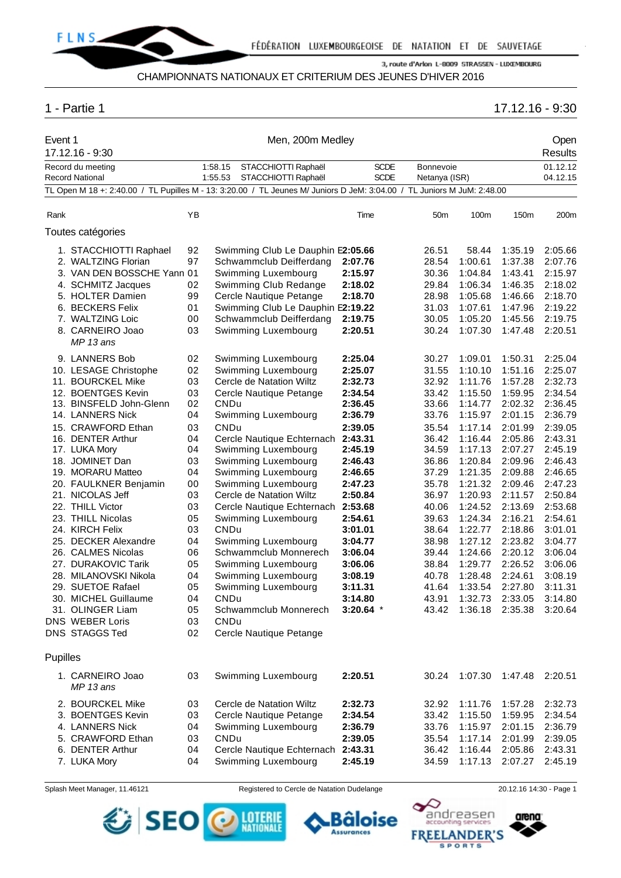FÉDÉRATION LUXEMBOURGEOISE DE NATATION ET DE SAUVETAGE

3, route d'Arlon L-8009 STRASSEN - LUXEMBOURG

CHAMPIONNATS NATIONAUX ET CRITERIUM DES JEUNES D'HIVER 2016

# 1 - Partie 1

17.12.16 - 9:30

## Event 1 — Men, 200m Medley

17.12.16 - 9:30 — Open Results

| | | | | | |
|---|---|---|---|---|---|
| Record du meeting | 1:58.15 | STACCHIOTTI Raphaël | SCDE | Bonnevoie | 01.12.12 |
| Record National | 1:55.53 | STACCHIOTTI Raphaël | SCDE | Netanya (ISR) | 04.12.15 |

TL Open M 18 +: 2:40.00 / TL Pupilles M - 13: 3:20.00 / TL Jeunes M/ Juniors D JeM: 3:04.00 / TL Juniors M JuM: 2:48.00

### Toutes catégories

| Rank | Name | YB | Club | Time | 50m | 100m | 150m | 200m |
|---|---|---|---|---|---|---|---|---|
| 1. | STACCHIOTTI Raphael | 92 | Swimming Club Le Dauphin E | **2:05.66** | 26.51 | 58.44 | 1:35.19 | 2:05.66 |
| 2. | WALTZING Florian | 97 | Schwammclub Deifferdang | **2:07.76** | 28.54 | 1:00.61 | 1:37.38 | 2:07.76 |
| 3. | VAN DEN BOSSCHE Yann | 01 | Swimming Luxembourg | **2:15.97** | 30.36 | 1:04.84 | 1:43.41 | 2:15.97 |
| 4. | SCHMITZ Jacques | 02 | Swimming Club Redange | **2:18.02** | 29.84 | 1:06.34 | 1:46.35 | 2:18.02 |
| 5. | HOLTER Damien | 99 | Cercle Nautique Petange | **2:18.70** | 28.98 | 1:05.68 | 1:46.66 | 2:18.70 |
| 6. | BECKERS Felix | 01 | Swimming Club Le Dauphin E | **2:19.22** | 31.03 | 1:07.61 | 1:47.96 | 2:19.22 |
| 7. | WALTZING Loic | 00 | Schwammclub Deifferdang | **2:19.75** | 30.05 | 1:05.20 | 1:45.56 | 2:19.75 |
| 8. | CARNEIRO Joao *MP 13 ans* | 03 | Swimming Luxembourg | **2:20.51** | 30.24 | 1:07.30 | 1:47.48 | 2:20.51 |
| 9. | LANNERS Bob | 02 | Swimming Luxembourg | **2:25.04** | 30.27 | 1:09.01 | 1:50.31 | 2:25.04 |
| 10. | LESAGE Christophe | 02 | Swimming Luxembourg | **2:25.07** | 31.55 | 1:10.10 | 1:51.16 | 2:25.07 |
| 11. | BOURCKEL Mike | 03 | Cercle de Natation Wiltz | **2:32.73** | 32.92 | 1:11.76 | 1:57.28 | 2:32.73 |
| 12. | BOENTGES Kevin | 03 | Cercle Nautique Petange | **2:34.54** | 33.42 | 1:15.50 | 1:59.95 | 2:34.54 |
| 13. | BINSFELD John-Glenn | 02 | CNDu | **2:36.45** | 33.66 | 1:14.77 | 2:02.32 | 2:36.45 |
| 14. | LANNERS Nick | 04 | Swimming Luxembourg | **2:36.79** | 33.76 | 1:15.97 | 2:01.15 | 2:36.79 |
| 15. | CRAWFORD Ethan | 03 | CNDu | **2:39.05** | 35.54 | 1:17.14 | 2:01.99 | 2:39.05 |
| 16. | DENTER Arthur | 04 | Cercle Nautique Echternach | **2:43.31** | 36.42 | 1:16.44 | 2:05.86 | 2:43.31 |
| 17. | LUKA Mory | 04 | Swimming Luxembourg | **2:45.19** | 34.59 | 1:17.13 | 2:07.27 | 2:45.19 |
| 18. | JOMINET Dan | 03 | Swimming Luxembourg | **2:46.43** | 36.86 | 1:20.84 | 2:09.96 | 2:46.43 |
| 19. | MORARU Matteo | 04 | Swimming Luxembourg | **2:46.65** | 37.29 | 1:21.35 | 2:09.88 | 2:46.65 |
| 20. | FAULKNER Benjamin | 00 | Swimming Luxembourg | **2:47.23** | 35.78 | 1:21.32 | 2:09.46 | 2:47.23 |
| 21. | NICOLAS Jeff | 03 | Cercle de Natation Wiltz | **2:50.84** | 36.97 | 1:20.93 | 2:11.57 | 2:50.84 |
| 22. | THILL Victor | 03 | Cercle Nautique Echternach | **2:53.68** | 40.06 | 1:24.52 | 2:13.69 | 2:53.68 |
| 23. | THILL Nicolas | 05 | Swimming Luxembourg | **2:54.61** | 39.63 | 1:24.34 | 2:16.21 | 2:54.61 |
| 24. | KIRCH Felix | 03 | CNDu | **3:01.01** | 38.64 | 1:22.77 | 2:18.86 | 3:01.01 |
| 25. | DECKER Alexandre | 04 | Swimming Luxembourg | **3:04.77** | 38.98 | 1:27.12 | 2:23.82 | 3:04.77 |
| 26. | CALMES Nicolas | 06 | Schwammclub Monnerech | **3:06.04** | 39.44 | 1:24.66 | 2:20.12 | 3:06.04 |
| 27. | DURAKOVIC Tarik | 05 | Swimming Luxembourg | **3:06.06** | 38.84 | 1:29.77 | 2:26.52 | 3:06.06 |
| 28. | MILANOVSKI Nikola | 04 | Swimming Luxembourg | **3:08.19** | 40.78 | 1:28.48 | 2:24.61 | 3:08.19 |
| 29. | SUETOE Rafael | 05 | Swimming Luxembourg | **3:11.31** | 41.64 | 1:33.54 | 2:27.80 | 3:11.31 |
| 30. | MICHEL Guillaume | 04 | CNDu | **3:14.80** | 43.91 | 1:32.73 | 2:33.05 | 3:14.80 |
| 31. | OLINGER Liam | 05 | Schwammclub Monnerech | **3:20.64** * | 43.42 | 1:36.18 | 2:35.38 | 3:20.64 |
| DNS | WEBER Loris | 03 | CNDu | | | | | |
| DNS | STAGGS Ted | 02 | Cercle Nautique Petange | | | | | |

### Pupilles

| Rank | Name | YB | Club | Time | 50m | 100m | 150m | 200m |
|---|---|---|---|---|---|---|---|---|
| 1. | CARNEIRO Joao *MP 13 ans* | 03 | Swimming Luxembourg | **2:20.51** | 30.24 | 1:07.30 | 1:47.48 | 2:20.51 |
| 2. | BOURCKEL Mike | 03 | Cercle de Natation Wiltz | **2:32.73** | 32.92 | 1:11.76 | 1:57.28 | 2:32.73 |
| 3. | BOENTGES Kevin | 03 | Cercle Nautique Petange | **2:34.54** | 33.42 | 1:15.50 | 1:59.95 | 2:34.54 |
| 4. | LANNERS Nick | 04 | Swimming Luxembourg | **2:36.79** | 33.76 | 1:15.97 | 2:01.15 | 2:36.79 |
| 5. | CRAWFORD Ethan | 03 | CNDu | **2:39.05** | 35.54 | 1:17.14 | 2:01.99 | 2:39.05 |
| 6. | DENTER Arthur | 04 | Cercle Nautique Echternach | **2:43.31** | 36.42 | 1:16.44 | 2:05.86 | 2:43.31 |
| 7. | LUKA Mory | 04 | Swimming Luxembourg | **2:45.19** | 34.59 | 1:17.13 | 2:07.27 | 2:45.19 |

Splash Meet Manager, 11.46121 — Registered to Cercle de Natation Dudelange — 20.12.16 14:30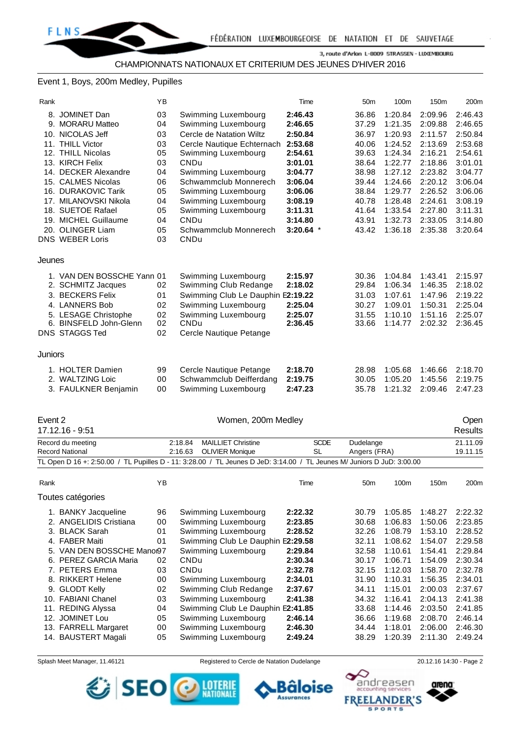CHAMPIONNATS NATIONAUX ET CRITERIUM DES JEUNES D'HIVER 2016

Event 1, Boys, 200m Medley, Pupilles

| Rank | | YB | | Time | 50m | 100m | 150m | 200m |
|---|---|---|---|---|---|---|---|---|
| 8. | JOMINET Dan | 03 | Swimming Luxembourg | **2:46.43** | 36.86 | 1:20.84 | 2:09.96 | 2:46.43 |
| 9. | MORARU Matteo | 04 | Swimming Luxembourg | **2:46.65** | 37.29 | 1:21.35 | 2:09.88 | 2:46.65 |
| 10. | NICOLAS Jeff | 03 | Cercle de Natation Wiltz | **2:50.84** | 36.97 | 1:20.93 | 2:11.57 | 2:50.84 |
| 11. | THILL Victor | 03 | Cercle Nautique Echternach | **2:53.68** | 40.06 | 1:24.52 | 2:13.69 | 2:53.68 |
| 12. | THILL Nicolas | 05 | Swimming Luxembourg | **2:54.61** | 39.63 | 1:24.34 | 2:16.21 | 2:54.61 |
| 13. | KIRCH Felix | 03 | CNDu | **3:01.01** | 38.64 | 1:22.77 | 2:18.86 | 3:01.01 |
| 14. | DECKER Alexandre | 04 | Swimming Luxembourg | **3:04.77** | 38.98 | 1:27.12 | 2:23.82 | 3:04.77 |
| 15. | CALMES Nicolas | 06 | Schwammclub Monnerech | **3:06.04** | 39.44 | 1:24.66 | 2:20.12 | 3:06.04 |
| 16. | DURAKOVIC Tarik | 05 | Swimming Luxembourg | **3:06.06** | 38.84 | 1:29.77 | 2:26.52 | 3:06.06 |
| 17. | MILANOVSKI Nikola | 04 | Swimming Luxembourg | **3:08.19** | 40.78 | 1:28.48 | 2:24.61 | 3:08.19 |
| 18. | SUETOE Rafael | 05 | Swimming Luxembourg | **3:11.31** | 41.64 | 1:33.54 | 2:27.80 | 3:11.31 |
| 19. | MICHEL Guillaume | 04 | CNDu | **3:14.80** | 43.91 | 1:32.73 | 2:33.05 | 3:14.80 |
| 20. | OLINGER Liam | 05 | Schwammclub Monnerech | **3:20.64** * | 43.42 | 1:36.18 | 2:35.38 | 3:20.64 |
| DNS | WEBER Loris | 03 | CNDu | | | | | |

Jeunes

| Rank | | YB | | Time | 50m | 100m | 150m | 200m |
|---|---|---|---|---|---|---|---|---|
| 1. | VAN DEN BOSSCHE Yann | 01 | Swimming Luxembourg | **2:15.97** | 30.36 | 1:04.84 | 1:43.41 | 2:15.97 |
| 2. | SCHMITZ Jacques | 02 | Swimming Club Redange | **2:18.02** | 29.84 | 1:06.34 | 1:46.35 | 2:18.02 |
| 3. | BECKERS Felix | 01 | Swimming Club Le Dauphin E | **2:19.22** | 31.03 | 1:07.61 | 1:47.96 | 2:19.22 |
| 4. | LANNERS Bob | 02 | Swimming Luxembourg | **2:25.04** | 30.27 | 1:09.01 | 1:50.31 | 2:25.04 |
| 5. | LESAGE Christophe | 02 | Swimming Luxembourg | **2:25.07** | 31.55 | 1:10.10 | 1:51.16 | 2:25.07 |
| 6. | BINSFELD John-Glenn | 02 | CNDu | **2:36.45** | 33.66 | 1:14.77 | 2:02.32 | 2:36.45 |
| DNS | STAGGS Ted | 02 | Cercle Nautique Petange | | | | | |

Juniors

| Rank | | YB | | Time | 50m | 100m | 150m | 200m |
|---|---|---|---|---|---|---|---|---|
| 1. | HOLTER Damien | 99 | Cercle Nautique Petange | **2:18.70** | 28.98 | 1:05.68 | 1:46.66 | 2:18.70 |
| 2. | WALTZING Loic | 00 | Schwammclub Deifferdang | **2:19.75** | 30.05 | 1:05.20 | 1:45.56 | 2:19.75 |
| 3. | FAULKNER Benjamin | 00 | Swimming Luxembourg | **2:47.23** | 35.78 | 1:21.32 | 2:09.46 | 2:47.23 |

Event 2 — Women, 200m Medley — Open
17.12.16 - 9:51 — Results

| | | | | | |
|---|---|---|---|---|---|
| Record du meeting | 2:18.84 | MAILLIET Christine | SCDE | Dudelange | 21.11.09 |
| Record National | 2:16.63 | OLIVIER Monique | SL | Angers (FRA) | 19.11.15 |

TL Open D 16 +: 2:50.00 / TL Pupilles D - 11: 3:28.00 / TL Jeunes D JeD: 3:14.00 / TL Jeunes M/ Juniors D JuD: 3:00.00

Toutes catégories

| Rank | | YB | | Time | 50m | 100m | 150m | 200m |
|---|---|---|---|---|---|---|---|---|
| 1. | BANKY Jacqueline | 96 | Swimming Luxembourg | **2:22.32** | 30.79 | 1:05.85 | 1:48.27 | 2:22.32 |
| 2. | ANGELIDIS Cristiana | 00 | Swimming Luxembourg | **2:23.85** | 30.68 | 1:06.83 | 1:50.06 | 2:23.85 |
| 3. | BLACK Sarah | 01 | Swimming Luxembourg | **2:28.52** | 32.26 | 1:08.79 | 1:53.10 | 2:28.52 |
| 4. | FABER Maiti | 01 | Swimming Club Le Dauphin E | **2:29.58** | 32.11 | 1:08.62 | 1:54.07 | 2:29.58 |
| 5. | VAN DEN BOSSCHE Manon | 97 | Swimming Luxembourg | **2:29.84** | 32.58 | 1:10.61 | 1:54.41 | 2:29.84 |
| 6. | PEREZ GARCIA Maria | 02 | CNDu | **2:30.34** | 30.17 | 1:06.71 | 1:54.09 | 2:30.34 |
| 7. | PETERS Emma | 03 | CNDu | **2:32.78** | 32.15 | 1:12.03 | 1:58.70 | 2:32.78 |
| 8. | RIKKERT Helene | 00 | Swimming Luxembourg | **2:34.01** | 31.90 | 1:10.31 | 1:56.35 | 2:34.01 |
| 9. | GLODT Kelly | 02 | Swimming Club Redange | **2:37.67** | 34.11 | 1:15.01 | 2:00.03 | 2:37.67 |
| 10. | FABIANI Chanel | 03 | Swimming Luxembourg | **2:41.38** | 34.32 | 1:16.41 | 2:04.13 | 2:41.38 |
| 11. | REDING Alyssa | 04 | Swimming Club Le Dauphin E | **2:41.85** | 33.68 | 1:14.46 | 2:03.50 | 2:41.85 |
| 12. | JOMINET Lou | 05 | Swimming Luxembourg | **2:46.14** | 36.66 | 1:19.68 | 2:08.70 | 2:46.14 |
| 13. | FARRELL Margaret | 00 | Swimming Luxembourg | **2:46.30** | 34.44 | 1:18.01 | 2:06.00 | 2:46.30 |
| 14. | BAUSTERT Magali | 05 | Swimming Luxembourg | **2:49.24** | 38.29 | 1:20.39 | 2:11.30 | 2:49.24 |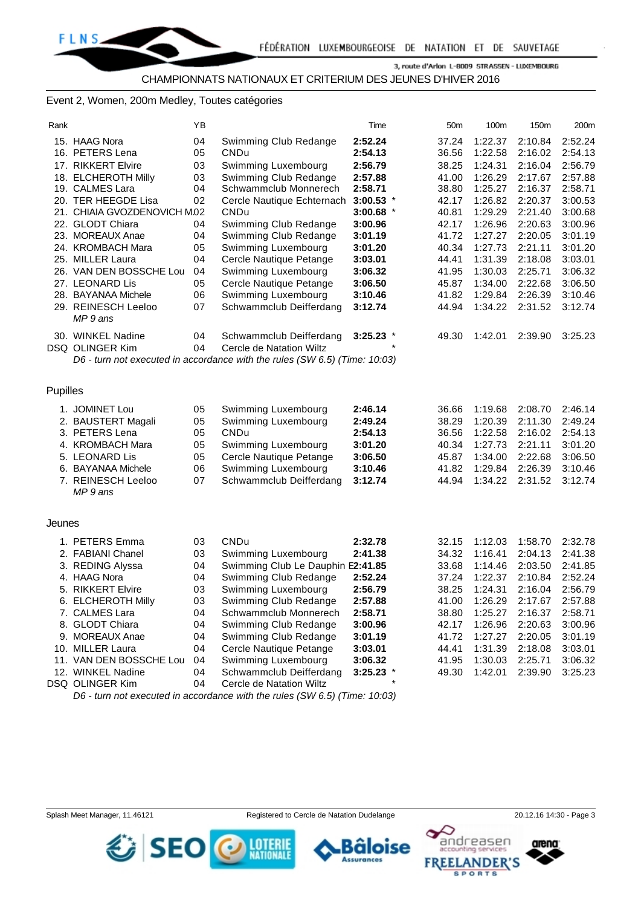CHAMPIONNATS NATIONAUX ET CRITERIUM DES JEUNES D'HIVER 2016

Event 2, Women, 200m Medley, Toutes catégories

| Rank | | YB | | Time | | 50m | 100m | 150m | 200m |
|---|---|---|---|---|---|---|---|---|---|
| 15. | HAAG Nora | 04 | Swimming Club Redange | **2:52.24** | | 37.24 | 1:22.37 | 2:10.84 | 2:52.24 |
| 16. | PETERS Lena | 05 | CNDu | **2:54.13** | | 36.56 | 1:22.58 | 2:16.02 | 2:54.13 |
| 17. | RIKKERT Elvire | 03 | Swimming Luxembourg | **2:56.79** | | 38.25 | 1:24.31 | 2:16.04 | 2:56.79 |
| 18. | ELCHEROTH Milly | 03 | Swimming Club Redange | **2:57.88** | | 41.00 | 1:26.29 | 2:17.67 | 2:57.88 |
| 19. | CALMES Lara | 04 | Schwammclub Monnerech | **2:58.71** | | 38.80 | 1:25.27 | 2:16.37 | 2:58.71 |
| 20. | TER HEEGDE Lisa | 02 | Cercle Nautique Echternach | **3:00.53** | * | 42.17 | 1:26.82 | 2:20.37 | 3:00.53 |
| 21. | CHIAIA GVOZDENOVICH M. | 02 | CNDu | **3:00.68** | * | 40.81 | 1:29.29 | 2:21.40 | 3:00.68 |
| 22. | GLODT Chiara | 04 | Swimming Club Redange | **3:00.96** | | 42.17 | 1:26.96 | 2:20.63 | 3:00.96 |
| 23. | MOREAUX Anae | 04 | Swimming Club Redange | **3:01.19** | | 41.72 | 1:27.27 | 2:20.05 | 3:01.19 |
| 24. | KROMBACH Mara | 05 | Swimming Luxembourg | **3:01.20** | | 40.34 | 1:27.73 | 2:21.11 | 3:01.20 |
| 25. | MILLER Laura | 04 | Cercle Nautique Petange | **3:03.01** | | 44.41 | 1:31.39 | 2:18.08 | 3:03.01 |
| 26. | VAN DEN BOSSCHE Lou | 04 | Swimming Luxembourg | **3:06.32** | | 41.95 | 1:30.03 | 2:25.71 | 3:06.32 |
| 27. | LEONARD Lis | 05 | Cercle Nautique Petange | **3:06.50** | | 45.87 | 1:34.00 | 2:22.68 | 3:06.50 |
| 28. | BAYANAA Michele | 06 | Swimming Luxembourg | **3:10.46** | | 41.82 | 1:29.84 | 2:26.39 | 3:10.46 |
| 29. | REINESCH Leeloo *MP 9 ans* | 07 | Schwammclub Deifferdang | **3:12.74** | | 44.94 | 1:34.22 | 2:31.52 | 3:12.74 |
| 30. | WINKEL Nadine | 04 | Schwammclub Deifferdang | **3:25.23** | * | 49.30 | 1:42.01 | 2:39.90 | 3:25.23 |
| DSQ | OLINGER Kim | 04 | Cercle de Natation Wiltz | | * | | | | |

*D6 - turn not executed in accordance with the rules (SW 6.5) (Time: 10:03)*

## Pupilles

| Rank | | YB | | Time | | 50m | 100m | 150m | 200m |
|---|---|---|---|---|---|---|---|---|---|
| 1. | JOMINET Lou | 05 | Swimming Luxembourg | **2:46.14** | | 36.66 | 1:19.68 | 2:08.70 | 2:46.14 |
| 2. | BAUSTERT Magali | 05 | Swimming Luxembourg | **2:49.24** | | 38.29 | 1:20.39 | 2:11.30 | 2:49.24 |
| 3. | PETERS Lena | 05 | CNDu | **2:54.13** | | 36.56 | 1:22.58 | 2:16.02 | 2:54.13 |
| 4. | KROMBACH Mara | 05 | Swimming Luxembourg | **3:01.20** | | 40.34 | 1:27.73 | 2:21.11 | 3:01.20 |
| 5. | LEONARD Lis | 05 | Cercle Nautique Petange | **3:06.50** | | 45.87 | 1:34.00 | 2:22.68 | 3:06.50 |
| 6. | BAYANAA Michele | 06 | Swimming Luxembourg | **3:10.46** | | 41.82 | 1:29.84 | 2:26.39 | 3:10.46 |
| 7. | REINESCH Leeloo *MP 9 ans* | 07 | Schwammclub Deifferdang | **3:12.74** | | 44.94 | 1:34.22 | 2:31.52 | 3:12.74 |

## Jeunes

| Rank | | YB | | Time | | 50m | 100m | 150m | 200m |
|---|---|---|---|---|---|---|---|---|---|
| 1. | PETERS Emma | 03 | CNDu | **2:32.78** | | 32.15 | 1:12.03 | 1:58.70 | 2:32.78 |
| 2. | FABIANI Chanel | 03 | Swimming Luxembourg | **2:41.38** | | 34.32 | 1:16.41 | 2:04.13 | 2:41.38 |
| 3. | REDING Alyssa | 04 | Swimming Club Le Dauphin E. | **2:41.85** | | 33.68 | 1:14.46 | 2:03.50 | 2:41.85 |
| 4. | HAAG Nora | 04 | Swimming Club Redange | **2:52.24** | | 37.24 | 1:22.37 | 2:10.84 | 2:52.24 |
| 5. | RIKKERT Elvire | 03 | Swimming Luxembourg | **2:56.79** | | 38.25 | 1:24.31 | 2:16.04 | 2:56.79 |
| 6. | ELCHEROTH Milly | 03 | Swimming Club Redange | **2:57.88** | | 41.00 | 1:26.29 | 2:17.67 | 2:57.88 |
| 7. | CALMES Lara | 04 | Schwammclub Monnerech | **2:58.71** | | 38.80 | 1:25.27 | 2:16.37 | 2:58.71 |
| 8. | GLODT Chiara | 04 | Swimming Club Redange | **3:00.96** | | 42.17 | 1:26.96 | 2:20.63 | 3:00.96 |
| 9. | MOREAUX Anae | 04 | Swimming Club Redange | **3:01.19** | | 41.72 | 1:27.27 | 2:20.05 | 3:01.19 |
| 10. | MILLER Laura | 04 | Cercle Nautique Petange | **3:03.01** | | 44.41 | 1:31.39 | 2:18.08 | 3:03.01 |
| 11. | VAN DEN BOSSCHE Lou | 04 | Swimming Luxembourg | **3:06.32** | | 41.95 | 1:30.03 | 2:25.71 | 3:06.32 |
| 12. | WINKEL Nadine | 04 | Schwammclub Deifferdang | **3:25.23** | * | 49.30 | 1:42.01 | 2:39.90 | 3:25.23 |
| DSQ | OLINGER Kim | 04 | Cercle de Natation Wiltz | | * | | | | |

*D6 - turn not executed in accordance with the rules (SW 6.5) (Time: 10:03)*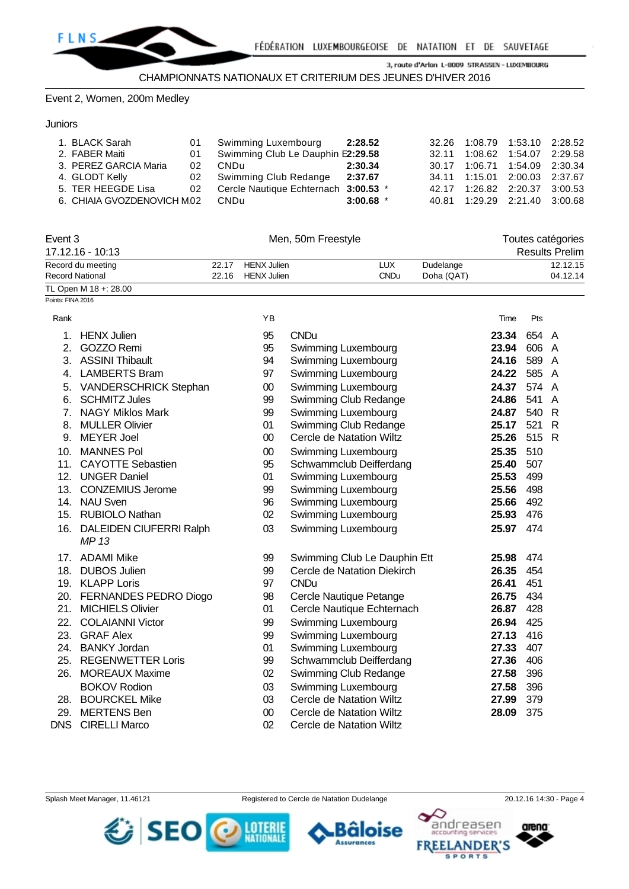CHAMPIONNATS NATIONAUX ET CRITERIUM DES JEUNES D'HIVER 2016

Event 2, Women, 200m Medley

Juniors

| Rank | Name | YB | Club | Time | | 50m | 100m | 150m | 200m |
|---|---|---|---|---|---|---|---|---|---|
| 1. | BLACK Sarah | 01 | Swimming Luxembourg | **2:28.52** | | 32.26 | 1:08.79 | 1:53.10 | 2:28.52 |
| 2. | FABER Maiti | 01 | Swimming Club Le Dauphin E | **2:29.58** | | 32.11 | 1:08.62 | 1:54.07 | 2:29.58 |
| 3. | PEREZ GARCIA Maria | 02 | CNDu | **2:30.34** | | 30.17 | 1:06.71 | 1:54.09 | 2:30.34 |
| 4. | GLODT Kelly | 02 | Swimming Club Redange | **2:37.67** | | 34.11 | 1:15.01 | 2:00.03 | 2:37.67 |
| 5. | TER HEEGDE Lisa | 02 | Cercle Nautique Echternach | **3:00.53** | * | 42.17 | 1:26.82 | 2:20.37 | 3:00.53 |
| 6. | CHIAIA GVOZDENOVICH M. | 02 | CNDu | **3:00.68** | * | 40.81 | 1:29.29 | 2:21.40 | 3:00.68 |

## Event 3 — Men, 50m Freestyle

17.12.16 - 10:13 — Toutes catégories — Results Prelim

| | Time | Name | Nation/Club | Place | Date |
|---|---|---|---|---|---|
| Record du meeting | 22.17 | HENX Julien | LUX | Dudelange | 12.12.15 |
| Record National | 22.16 | HENX Julien | CNDu | Doha (QAT) | 04.12.14 |

TL Open M 18 +: 28.00

Points: FINA 2016

| Rank | Name | YB | Club | Time | Pts | |
|---|---|---|---|---|---|---|
| 1. | HENX Julien | 95 | CNDu | **23.34** | 654 | A |
| 2. | GOZZO Remi | 95 | Swimming Luxembourg | **23.94** | 606 | A |
| 3. | ASSINI Thibault | 94 | Swimming Luxembourg | **24.16** | 589 | A |
| 4. | LAMBERTS Bram | 97 | Swimming Luxembourg | **24.22** | 585 | A |
| 5. | VANDERSCHRICK Stephan | 00 | Swimming Luxembourg | **24.37** | 574 | A |
| 6. | SCHMITZ Jules | 99 | Swimming Club Redange | **24.86** | 541 | A |
| 7. | NAGY Miklos Mark | 99 | Swimming Luxembourg | **24.87** | 540 | R |
| 8. | MULLER Olivier | 01 | Swimming Club Redange | **25.17** | 521 | R |
| 9. | MEYER Joel | 00 | Cercle de Natation Wiltz | **25.26** | 515 | R |
| 10. | MANNES Pol | 00 | Swimming Luxembourg | **25.35** | 510 | |
| 11. | CAYOTTE Sebastien | 95 | Schwammclub Deifferdang | **25.40** | 507 | |
| 12. | UNGER Daniel | 01 | Swimming Luxembourg | **25.53** | 499 | |
| 13. | CONZEMIUS Jerome | 99 | Swimming Luxembourg | **25.56** | 498 | |
| 14. | NAU Sven | 96 | Swimming Luxembourg | **25.66** | 492 | |
| 15. | RUBIOLO Nathan | 02 | Swimming Luxembourg | **25.93** | 476 | |
| 16. | DALEIDEN CIUFERRI Ralph *MP 13* | 03 | Swimming Luxembourg | **25.97** | 474 | |
| 17. | ADAMI Mike | 99 | Swimming Club Le Dauphin Ett | **25.98** | 474 | |
| 18. | DUBOS Julien | 99 | Cercle de Natation Diekirch | **26.35** | 454 | |
| 19. | KLAPP Loris | 97 | CNDu | **26.41** | 451 | |
| 20. | FERNANDES PEDRO Diogo | 98 | Cercle Nautique Petange | **26.75** | 434 | |
| 21. | MICHIELS Olivier | 01 | Cercle Nautique Echternach | **26.87** | 428 | |
| 22. | COLAIANNI Victor | 99 | Swimming Luxembourg | **26.94** | 425 | |
| 23. | GRAF Alex | 99 | Swimming Luxembourg | **27.13** | 416 | |
| 24. | BANKY Jordan | 01 | Swimming Luxembourg | **27.33** | 407 | |
| 25. | REGENWETTER Loris | 99 | Schwammclub Deifferdang | **27.36** | 406 | |
| 26. | MOREAUX Maxime | 02 | Swimming Club Redange | **27.58** | 396 | |
| | BOKOV Rodion | 03 | Swimming Luxembourg | **27.58** | 396 | |
| 28. | BOURCKEL Mike | 03 | Cercle de Natation Wiltz | **27.99** | 379 | |
| 29. | MERTENS Ben | 00 | Cercle de Natation Wiltz | **28.09** | 375 | |
| DNS | CIRELLI Marco | 02 | Cercle de Natation Wiltz | | | |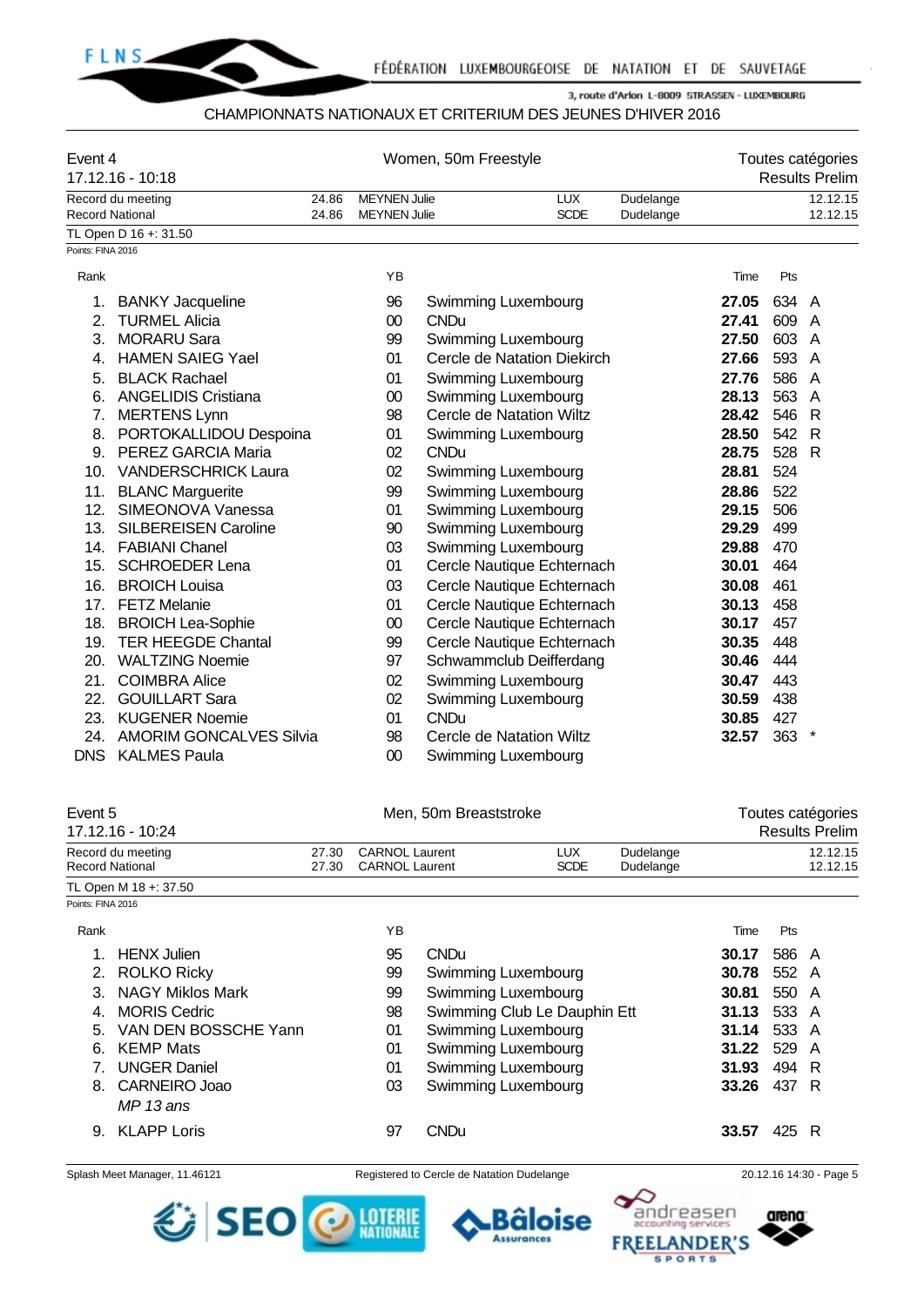CHAMPIONNATS NATIONAUX ET CRITERIUM DES JEUNES D'HIVER 2016

## Event 4 — Women, 50m Freestyle

17.12.16 - 10:18 — Toutes catégories — Results Prelim

| | | | | | |
|---|---|---|---|---|---|
| Record du meeting | 24.86 | MEYNEN Julie | LUX | Dudelange | 12.12.15 |
| Record National | 24.86 | MEYNEN Julie | SCDE | Dudelange | 12.12.15 |

TL Open D 16 +: 31.50

Points: FINA 2016

| Rank | | YB | | Time | Pts | |
|---|---|---|---|---|---|---|
| 1. | BANKY Jacqueline | 96 | Swimming Luxembourg | **27.05** | 634 | A |
| 2. | TURMEL Alicia | 00 | CNDu | **27.41** | 609 | A |
| 3. | MORARU Sara | 99 | Swimming Luxembourg | **27.50** | 603 | A |
| 4. | HAMEN SAIEG Yael | 01 | Cercle de Natation Diekirch | **27.66** | 593 | A |
| 5. | BLACK Rachael | 01 | Swimming Luxembourg | **27.76** | 586 | A |
| 6. | ANGELIDIS Cristiana | 00 | Swimming Luxembourg | **28.13** | 563 | A |
| 7. | MERTENS Lynn | 98 | Cercle de Natation Wiltz | **28.42** | 546 | R |
| 8. | PORTOKALLIDOU Despoina | 01 | Swimming Luxembourg | **28.50** | 542 | R |
| 9. | PEREZ GARCIA Maria | 02 | CNDu | **28.75** | 528 | R |
| 10. | VANDERSCHRICK Laura | 02 | Swimming Luxembourg | **28.81** | 524 | |
| 11. | BLANC Marguerite | 99 | Swimming Luxembourg | **28.86** | 522 | |
| 12. | SIMEONOVA Vanessa | 01 | Swimming Luxembourg | **29.15** | 506 | |
| 13. | SILBEREISEN Caroline | 90 | Swimming Luxembourg | **29.29** | 499 | |
| 14. | FABIANI Chanel | 03 | Swimming Luxembourg | **29.88** | 470 | |
| 15. | SCHROEDER Lena | 01 | Cercle Nautique Echternach | **30.01** | 464 | |
| 16. | BROICH Louisa | 03 | Cercle Nautique Echternach | **30.08** | 461 | |
| 17. | FETZ Melanie | 01 | Cercle Nautique Echternach | **30.13** | 458 | |
| 18. | BROICH Lea-Sophie | 00 | Cercle Nautique Echternach | **30.17** | 457 | |
| 19. | TER HEEGDE Chantal | 99 | Cercle Nautique Echternach | **30.35** | 448 | |
| 20. | WALTZING Noemie | 97 | Schwammclub Deifferdang | **30.46** | 444 | |
| 21. | COIMBRA Alice | 02 | Swimming Luxembourg | **30.47** | 443 | |
| 22. | GOUILLART Sara | 02 | Swimming Luxembourg | **30.59** | 438 | |
| 23. | KUGENER Noemie | 01 | CNDu | **30.85** | 427 | |
| 24. | AMORIM GONCALVES Silvia | 98 | Cercle de Natation Wiltz | **32.57** | 363 | * |
| DNS | KALMES Paula | 00 | Swimming Luxembourg | | | |

## Event 5 — Men, 50m Breaststroke

17.12.16 - 10:24 — Toutes catégories — Results Prelim

| | | | | | |
|---|---|---|---|---|---|
| Record du meeting | 27.30 | CARNOL Laurent | LUX | Dudelange | 12.12.15 |
| Record National | 27.30 | CARNOL Laurent | SCDE | Dudelange | 12.12.15 |

TL Open M 18 +: 37.50

Points: FINA 2016

| Rank | | YB | | Time | Pts | |
|---|---|---|---|---|---|---|
| 1. | HENX Julien | 95 | CNDu | **30.17** | 586 | A |
| 2. | ROLKO Ricky | 99 | Swimming Luxembourg | **30.78** | 552 | A |
| 3. | NAGY Miklos Mark | 99 | Swimming Luxembourg | **30.81** | 550 | A |
| 4. | MORIS Cedric | 98 | Swimming Club Le Dauphin Ett | **31.13** | 533 | A |
| 5. | VAN DEN BOSSCHE Yann | 01 | Swimming Luxembourg | **31.14** | 533 | A |
| 6. | KEMP Mats | 01 | Swimming Luxembourg | **31.22** | 529 | A |
| 7. | UNGER Daniel | 01 | Swimming Luxembourg | **31.93** | 494 | R |
| 8. | CARNEIRO Joao *MP 13 ans* | 03 | Swimming Luxembourg | **33.26** | 437 | R |
| 9. | KLAPP Loris | 97 | CNDu | **33.57** | 425 | R |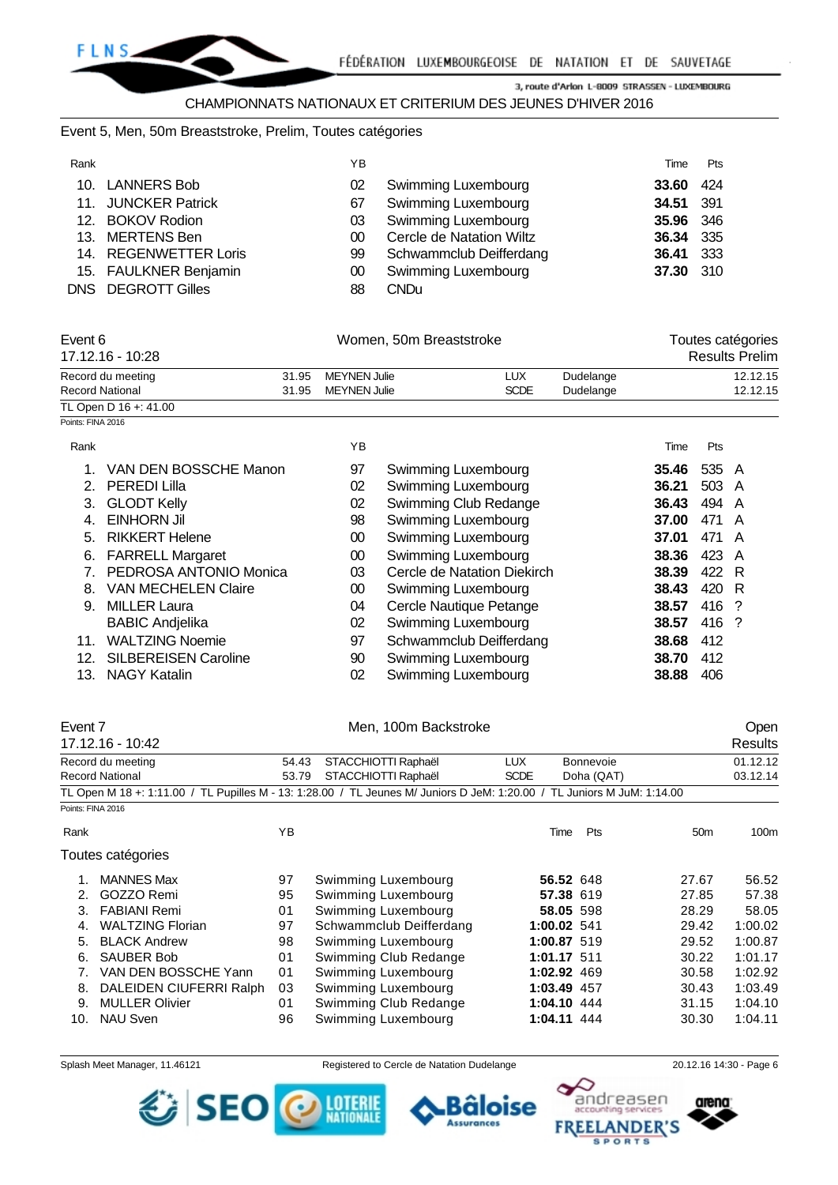CHAMPIONNATS NATIONAUX ET CRITERIUM DES JEUNES D'HIVER 2016

## Event 5, Men, 50m Breaststroke, Prelim, Toutes catégories

| Rank | | YB | | Time | Pts |
|---|---|---|---|---|---|
| 10. | LANNERS Bob | 02 | Swimming Luxembourg | **33.60** | 424 |
| 11. | JUNCKER Patrick | 67 | Swimming Luxembourg | **34.51** | 391 |
| 12. | BOKOV Rodion | 03 | Swimming Luxembourg | **35.96** | 346 |
| 13. | MERTENS Ben | 00 | Cercle de Natation Wiltz | **36.34** | 335 |
| 14. | REGENWETTER Loris | 99 | Schwammclub Deifferdang | **36.41** | 333 |
| 15. | FAULKNER Benjamin | 00 | Swimming Luxembourg | **37.30** | 310 |
| DNS | DEGROTT Gilles | 88 | CNDu | | |

## Event 6 — Women, 50m Breaststroke — Toutes catégories

17.12.16 - 10:28 — Results Prelim

| | | | | | |
|---|---|---|---|---|---|
| Record du meeting | 31.95 | MEYNEN Julie | LUX | Dudelange | 12.12.15 |
| Record National | 31.95 | MEYNEN Julie | SCDE | Dudelange | 12.12.15 |

TL Open D 16 +: 41.00

Points: FINA 2016

| Rank | | YB | | Time | Pts | |
|---|---|---|---|---|---|---|
| 1. | VAN DEN BOSSCHE Manon | 97 | Swimming Luxembourg | **35.46** | 535 | A |
| 2. | PEREDI Lilla | 02 | Swimming Luxembourg | **36.21** | 503 | A |
| 3. | GLODT Kelly | 02 | Swimming Club Redange | **36.43** | 494 | A |
| 4. | EINHORN Jil | 98 | Swimming Luxembourg | **37.00** | 471 | A |
| 5. | RIKKERT Helene | 00 | Swimming Luxembourg | **37.01** | 471 | A |
| 6. | FARRELL Margaret | 00 | Swimming Luxembourg | **38.36** | 423 | A |
| 7. | PEDROSA ANTONIO Monica | 03 | Cercle de Natation Diekirch | **38.39** | 422 | R |
| 8. | VAN MECHELEN Claire | 00 | Swimming Luxembourg | **38.43** | 420 | R |
| 9. | MILLER Laura | 04 | Cercle Nautique Petange | **38.57** | 416 | ? |
| | BABIC Andjelika | 02 | Swimming Luxembourg | **38.57** | 416 | ? |
| 11. | WALTZING Noemie | 97 | Schwammclub Deifferdang | **38.68** | 412 | |
| 12. | SILBEREISEN Caroline | 90 | Swimming Luxembourg | **38.70** | 412 | |
| 13. | NAGY Katalin | 02 | Swimming Luxembourg | **38.88** | 406 | |

## Event 7 — Men, 100m Backstroke — Open

17.12.16 - 10:42 — Results

| | | | | | |
|---|---|---|---|---|---|
| Record du meeting | 54.43 | STACCHIOTTI Raphaël | LUX | Bonnevoie | 01.12.12 |
| Record National | 53.79 | STACCHIOTTI Raphaël | SCDE | Doha (QAT) | 03.12.14 |

TL Open M 18 +: 1:11.00 / TL Pupilles M - 13: 1:28.00 / TL Jeunes M/ Juniors D JeM: 1:20.00 / TL Juniors M JuM: 1:14.00

Points: FINA 2016

### Toutes catégories

| Rank | | YB | | Time | Pts | 50m | 100m |
|---|---|---|---|---|---|---|---|
| 1. | MANNES Max | 97 | Swimming Luxembourg | **56.52** | 648 | 27.67 | 56.52 |
| 2. | GOZZO Remi | 95 | Swimming Luxembourg | **57.38** | 619 | 27.85 | 57.38 |
| 3. | FABIANI Remi | 01 | Swimming Luxembourg | **58.05** | 598 | 28.29 | 58.05 |
| 4. | WALTZING Florian | 97 | Schwammclub Deifferdang | **1:00.02** | 541 | 29.42 | 1:00.02 |
| 5. | BLACK Andrew | 98 | Swimming Luxembourg | **1:00.87** | 519 | 29.52 | 1:00.87 |
| 6. | SAUBER Bob | 01 | Swimming Club Redange | **1:01.17** | 511 | 30.22 | 1:01.17 |
| 7. | VAN DEN BOSSCHE Yann | 01 | Swimming Luxembourg | **1:02.92** | 469 | 30.58 | 1:02.92 |
| 8. | DALEIDEN CIUFERRI Ralph | 03 | Swimming Luxembourg | **1:03.49** | 457 | 30.43 | 1:03.49 |
| 9. | MULLER Olivier | 01 | Swimming Club Redange | **1:04.10** | 444 | 31.15 | 1:04.10 |
| 10. | NAU Sven | 96 | Swimming Luxembourg | **1:04.11** | 444 | 30.30 | 1:04.11 |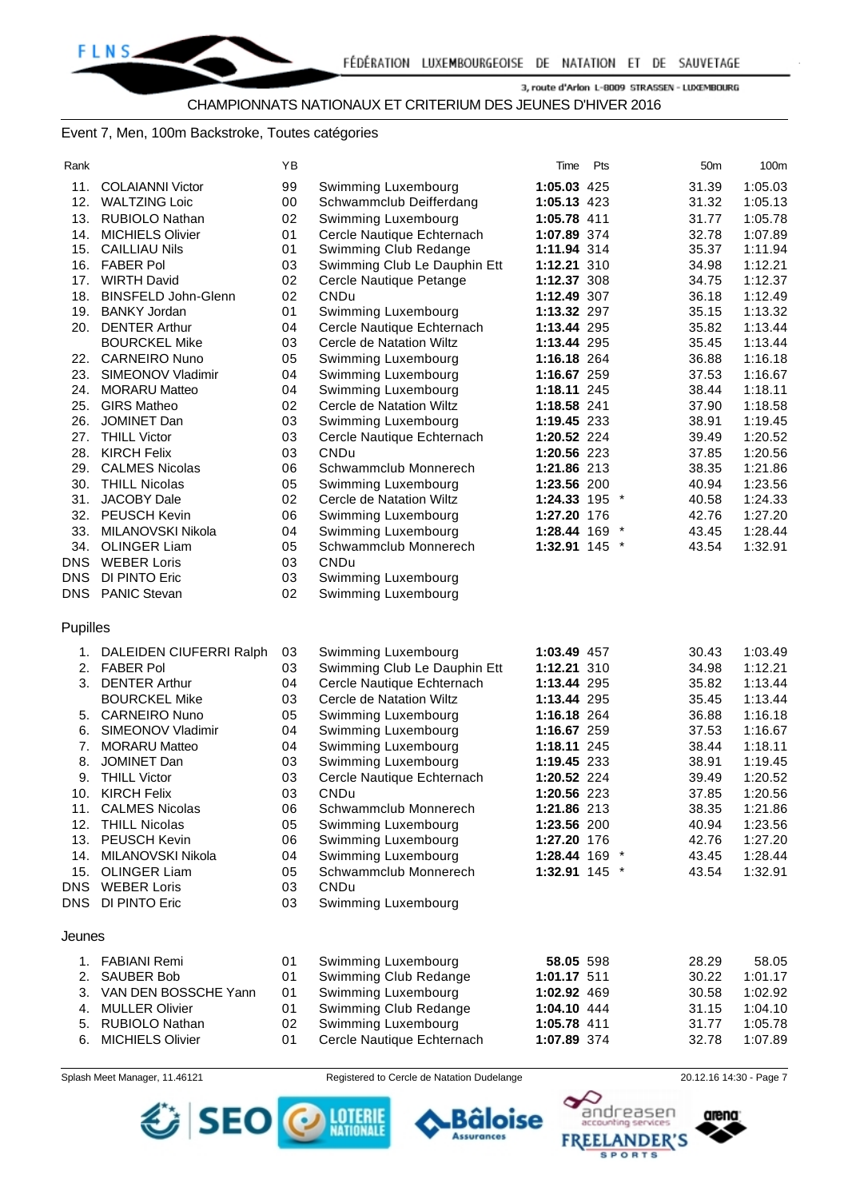CHAMPIONNATS NATIONAUX ET CRITERIUM DES JEUNES D'HIVER 2016

## Event 7, Men, 100m Backstroke, Toutes catégories

| Rank | | YB | | Time | Pts | | 50m | 100m |
|---|---|---|---|---|---|---|---|---|
| 11. | COLAIANNI Victor | 99 | Swimming Luxembourg | **1:05.03** | 425 | | 31.39 | 1:05.03 |
| 12. | WALTZING Loic | 00 | Schwammclub Deifferdang | **1:05.13** | 423 | | 31.32 | 1:05.13 |
| 13. | RUBIOLO Nathan | 02 | Swimming Luxembourg | **1:05.78** | 411 | | 31.77 | 1:05.78 |
| 14. | MICHIELS Olivier | 01 | Cercle Nautique Echternach | **1:07.89** | 374 | | 32.78 | 1:07.89 |
| 15. | CAILLIAU Nils | 01 | Swimming Club Redange | **1:11.94** | 314 | | 35.37 | 1:11.94 |
| 16. | FABER Pol | 03 | Swimming Club Le Dauphin Ett | **1:12.21** | 310 | | 34.98 | 1:12.21 |
| 17. | WIRTH David | 02 | Cercle Nautique Petange | **1:12.37** | 308 | | 34.75 | 1:12.37 |
| 18. | BINSFELD John-Glenn | 02 | CNDu | **1:12.49** | 307 | | 36.18 | 1:12.49 |
| 19. | BANKY Jordan | 01 | Swimming Luxembourg | **1:13.32** | 297 | | 35.15 | 1:13.32 |
| 20. | DENTER Arthur | 04 | Cercle Nautique Echternach | **1:13.44** | 295 | | 35.82 | 1:13.44 |
| | BOURCKEL Mike | 03 | Cercle de Natation Wiltz | **1:13.44** | 295 | | 35.45 | 1:13.44 |
| 22. | CARNEIRO Nuno | 05 | Swimming Luxembourg | **1:16.18** | 264 | | 36.88 | 1:16.18 |
| 23. | SIMEONOV Vladimir | 04 | Swimming Luxembourg | **1:16.67** | 259 | | 37.53 | 1:16.67 |
| 24. | MORARU Matteo | 04 | Swimming Luxembourg | **1:18.11** | 245 | | 38.44 | 1:18.11 |
| 25. | GIRS Matheo | 02 | Cercle de Natation Wiltz | **1:18.58** | 241 | | 37.90 | 1:18.58 |
| 26. | JOMINET Dan | 03 | Swimming Luxembourg | **1:19.45** | 233 | | 38.91 | 1:19.45 |
| 27. | THILL Victor | 03 | Cercle Nautique Echternach | **1:20.52** | 224 | | 39.49 | 1:20.52 |
| 28. | KIRCH Felix | 03 | CNDu | **1:20.56** | 223 | | 37.85 | 1:20.56 |
| 29. | CALMES Nicolas | 06 | Schwammclub Monnerech | **1:21.86** | 213 | | 38.35 | 1:21.86 |
| 30. | THILL Nicolas | 05 | Swimming Luxembourg | **1:23.56** | 200 | | 40.94 | 1:23.56 |
| 31. | JACOBY Dale | 02 | Cercle de Natation Wiltz | **1:24.33** | 195 | * | 40.58 | 1:24.33 |
| 32. | PEUSCH Kevin | 06 | Swimming Luxembourg | **1:27.20** | 176 | | 42.76 | 1:27.20 |
| 33. | MILANOVSKI Nikola | 04 | Swimming Luxembourg | **1:28.44** | 169 | * | 43.45 | 1:28.44 |
| 34. | OLINGER Liam | 05 | Schwammclub Monnerech | **1:32.91** | 145 | * | 43.54 | 1:32.91 |
| DNS | WEBER Loris | 03 | CNDu | | | | | |
| DNS | DI PINTO Eric | 03 | Swimming Luxembourg | | | | | |
| DNS | PANIC Stevan | 02 | Swimming Luxembourg | | | | | |

### Pupilles

| Rank | | YB | | Time | Pts | | 50m | 100m |
|---|---|---|---|---|---|---|---|---|
| 1. | DALEIDEN CIUFERRI Ralph | 03 | Swimming Luxembourg | **1:03.49** | 457 | | 30.43 | 1:03.49 |
| 2. | FABER Pol | 03 | Swimming Club Le Dauphin Ett | **1:12.21** | 310 | | 34.98 | 1:12.21 |
| 3. | DENTER Arthur | 04 | Cercle Nautique Echternach | **1:13.44** | 295 | | 35.82 | 1:13.44 |
| | BOURCKEL Mike | 03 | Cercle de Natation Wiltz | **1:13.44** | 295 | | 35.45 | 1:13.44 |
| 5. | CARNEIRO Nuno | 05 | Swimming Luxembourg | **1:16.18** | 264 | | 36.88 | 1:16.18 |
| 6. | SIMEONOV Vladimir | 04 | Swimming Luxembourg | **1:16.67** | 259 | | 37.53 | 1:16.67 |
| 7. | MORARU Matteo | 04 | Swimming Luxembourg | **1:18.11** | 245 | | 38.44 | 1:18.11 |
| 8. | JOMINET Dan | 03 | Swimming Luxembourg | **1:19.45** | 233 | | 38.91 | 1:19.45 |
| 9. | THILL Victor | 03 | Cercle Nautique Echternach | **1:20.52** | 224 | | 39.49 | 1:20.52 |
| 10. | KIRCH Felix | 03 | CNDu | **1:20.56** | 223 | | 37.85 | 1:20.56 |
| 11. | CALMES Nicolas | 06 | Schwammclub Monnerech | **1:21.86** | 213 | | 38.35 | 1:21.86 |
| 12. | THILL Nicolas | 05 | Swimming Luxembourg | **1:23.56** | 200 | | 40.94 | 1:23.56 |
| 13. | PEUSCH Kevin | 06 | Swimming Luxembourg | **1:27.20** | 176 | | 42.76 | 1:27.20 |
| 14. | MILANOVSKI Nikola | 04 | Swimming Luxembourg | **1:28.44** | 169 | * | 43.45 | 1:28.44 |
| 15. | OLINGER Liam | 05 | Schwammclub Monnerech | **1:32.91** | 145 | * | 43.54 | 1:32.91 |
| DNS | WEBER Loris | 03 | CNDu | | | | | |
| DNS | DI PINTO Eric | 03 | Swimming Luxembourg | | | | | |

### Jeunes

| Rank | | YB | | Time | Pts | | 50m | 100m |
|---|---|---|---|---|---|---|---|---|
| 1. | FABIANI Remi | 01 | Swimming Luxembourg | **58.05** | 598 | | 28.29 | 58.05 |
| 2. | SAUBER Bob | 01 | Swimming Club Redange | **1:01.17** | 511 | | 30.22 | 1:01.17 |
| 3. | VAN DEN BOSSCHE Yann | 01 | Swimming Luxembourg | **1:02.92** | 469 | | 30.58 | 1:02.92 |
| 4. | MULLER Olivier | 01 | Swimming Club Redange | **1:04.10** | 444 | | 31.15 | 1:04.10 |
| 5. | RUBIOLO Nathan | 02 | Swimming Luxembourg | **1:05.78** | 411 | | 31.77 | 1:05.78 |
| 6. | MICHIELS Olivier | 01 | Cercle Nautique Echternach | **1:07.89** | 374 | | 32.78 | 1:07.89 |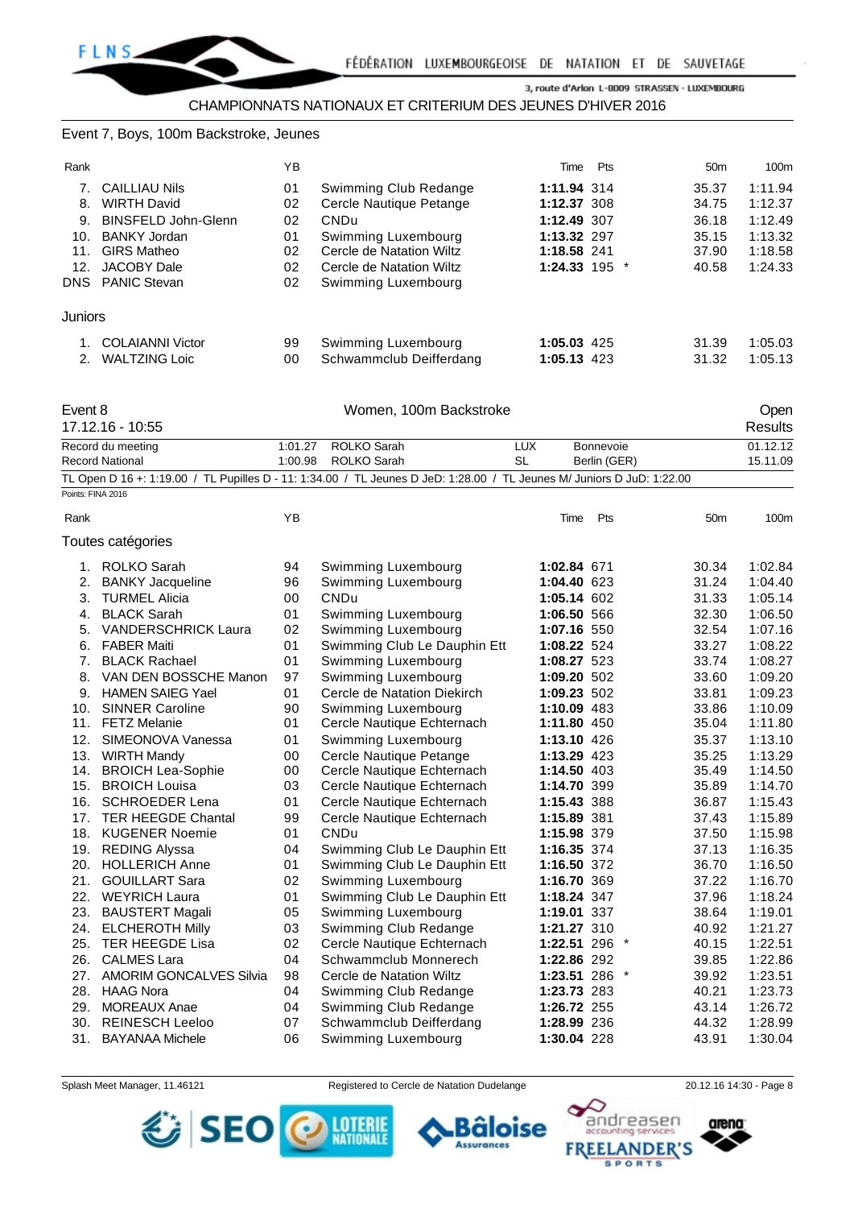CHAMPIONNATS NATIONAUX ET CRITERIUM DES JEUNES D'HIVER 2016

Event 7, Boys, 100m Backstroke, Jeunes

| Rank | | YB | | Time | Pts | | 50m | 100m |
|---|---|---|---|---|---|---|---|---|
| 7. | CAILLIAU Nils | 01 | Swimming Club Redange | **1:11.94** | 314 | | 35.37 | 1:11.94 |
| 8. | WIRTH David | 02 | Cercle Nautique Petange | **1:12.37** | 308 | | 34.75 | 1:12.37 |
| 9. | BINSFELD John-Glenn | 02 | CNDu | **1:12.49** | 307 | | 36.18 | 1:12.49 |
| 10. | BANKY Jordan | 01 | Swimming Luxembourg | **1:13.32** | 297 | | 35.15 | 1:13.32 |
| 11. | GIRS Matheo | 02 | Cercle de Natation Wiltz | **1:18.58** | 241 | | 37.90 | 1:18.58 |
| 12. | JACOBY Dale | 02 | Cercle de Natation Wiltz | **1:24.33** | 195 | * | 40.58 | 1:24.33 |
| DNS | PANIC Stevan | 02 | Swimming Luxembourg | | | | | |

Juniors

| Rank | | YB | | Time | Pts | | 50m | 100m |
|---|---|---|---|---|---|---|---|---|
| 1. | COLAIANNI Victor | 99 | Swimming Luxembourg | **1:05.03** | 425 | | 31.39 | 1:05.03 |
| 2. | WALTZING Loic | 00 | Schwammclub Deifferdang | **1:05.13** | 423 | | 31.32 | 1:05.13 |

Event 8 — Women, 100m Backstroke — Open

17.12.16 - 10:55 — Results

| | | | | | |
|---|---|---|---|---|---|
| Record du meeting | 1:01.27 | ROLKO Sarah | LUX | Bonnevoie | 01.12.12 |
| Record National | 1:00.98 | ROLKO Sarah | SL | Berlin (GER) | 15.11.09 |

TL Open D 16 +: 1:19.00 / TL Pupilles D - 11: 1:34.00 / TL Jeunes D JeD: 1:28.00 / TL Jeunes M/ Juniors D JuD: 1:22.00

Points: FINA 2016

Toutes catégories

| Rank | | YB | | Time | Pts | | 50m | 100m |
|---|---|---|---|---|---|---|---|---|
| 1. | ROLKO Sarah | 94 | Swimming Luxembourg | **1:02.84** | 671 | | 30.34 | 1:02.84 |
| 2. | BANKY Jacqueline | 96 | Swimming Luxembourg | **1:04.40** | 623 | | 31.24 | 1:04.40 |
| 3. | TURMEL Alicia | 00 | CNDu | **1:05.14** | 602 | | 31.33 | 1:05.14 |
| 4. | BLACK Sarah | 01 | Swimming Luxembourg | **1:06.50** | 566 | | 32.30 | 1:06.50 |
| 5. | VANDERSCHRICK Laura | 02 | Swimming Luxembourg | **1:07.16** | 550 | | 32.54 | 1:07.16 |
| 6. | FABER Maiti | 01 | Swimming Club Le Dauphin Ett | **1:08.22** | 524 | | 33.27 | 1:08.22 |
| 7. | BLACK Rachael | 01 | Swimming Luxembourg | **1:08.27** | 523 | | 33.74 | 1:08.27 |
| 8. | VAN DEN BOSSCHE Manon | 97 | Swimming Luxembourg | **1:09.20** | 502 | | 33.60 | 1:09.20 |
| 9. | HAMEN SAIEG Yael | 01 | Cercle de Natation Diekirch | **1:09.23** | 502 | | 33.81 | 1:09.23 |
| 10. | SINNER Caroline | 90 | Swimming Luxembourg | **1:10.09** | 483 | | 33.86 | 1:10.09 |
| 11. | FETZ Melanie | 01 | Cercle Nautique Echternach | **1:11.80** | 450 | | 35.04 | 1:11.80 |
| 12. | SIMEONOVA Vanessa | 01 | Swimming Luxembourg | **1:13.10** | 426 | | 35.37 | 1:13.10 |
| 13. | WIRTH Mandy | 00 | Cercle Nautique Petange | **1:13.29** | 423 | | 35.25 | 1:13.29 |
| 14. | BROICH Lea-Sophie | 00 | Cercle Nautique Echternach | **1:14.50** | 403 | | 35.49 | 1:14.50 |
| 15. | BROICH Louisa | 03 | Cercle Nautique Echternach | **1:14.70** | 399 | | 35.89 | 1:14.70 |
| 16. | SCHROEDER Lena | 01 | Cercle Nautique Echternach | **1:15.43** | 388 | | 36.87 | 1:15.43 |
| 17. | TER HEEGDE Chantal | 99 | Cercle Nautique Echternach | **1:15.89** | 381 | | 37.43 | 1:15.89 |
| 18. | KUGENER Noemie | 01 | CNDu | **1:15.98** | 379 | | 37.50 | 1:15.98 |
| 19. | REDING Alyssa | 04 | Swimming Club Le Dauphin Ett | **1:16.35** | 374 | | 37.13 | 1:16.35 |
| 20. | HOLLERICH Anne | 01 | Swimming Club Le Dauphin Ett | **1:16.50** | 372 | | 36.70 | 1:16.50 |
| 21. | GOUILLART Sara | 02 | Swimming Luxembourg | **1:16.70** | 369 | | 37.22 | 1:16.70 |
| 22. | WEYRICH Laura | 01 | Swimming Club Le Dauphin Ett | **1:18.24** | 347 | | 37.96 | 1:18.24 |
| 23. | BAUSTERT Magali | 05 | Swimming Luxembourg | **1:19.01** | 337 | | 38.64 | 1:19.01 |
| 24. | ELCHEROTH Milly | 03 | Swimming Club Redange | **1:21.27** | 310 | | 40.92 | 1:21.27 |
| 25. | TER HEEGDE Lisa | 02 | Cercle Nautique Echternach | **1:22.51** | 296 | * | 40.15 | 1:22.51 |
| 26. | CALMES Lara | 04 | Schwammclub Monnerech | **1:22.86** | 292 | | 39.85 | 1:22.86 |
| 27. | AMORIM GONCALVES Silvia | 98 | Cercle de Natation Wiltz | **1:23.51** | 286 | * | 39.92 | 1:23.51 |
| 28. | HAAG Nora | 04 | Swimming Club Redange | **1:23.73** | 283 | | 40.21 | 1:23.73 |
| 29. | MOREAUX Anae | 04 | Swimming Club Redange | **1:26.72** | 255 | | 43.14 | 1:26.72 |
| 30. | REINESCH Leeloo | 07 | Schwammclub Deifferdang | **1:28.99** | 236 | | 44.32 | 1:28.99 |
| 31. | BAYANAA Michele | 06 | Swimming Luxembourg | **1:30.04** | 228 | | 43.91 | 1:30.04 |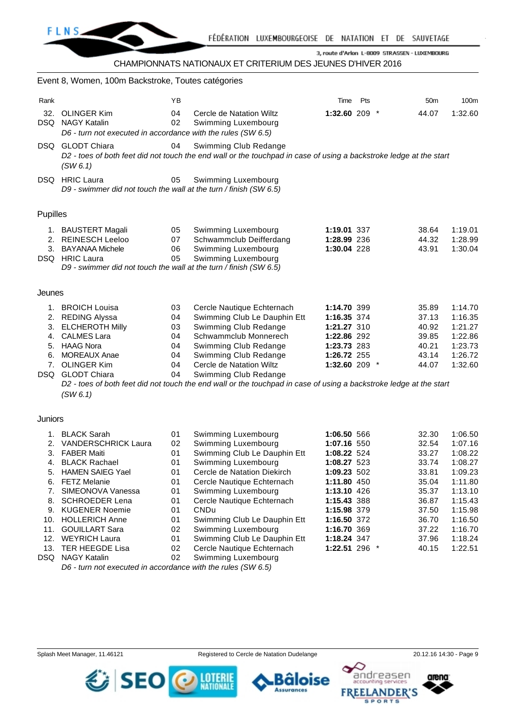CHAMPIONNATS NATIONAUX ET CRITERIUM DES JEUNES D'HIVER 2016

Event 8, Women, 100m Backstroke, Toutes catégories

| Rank | | YB | | Time | Pts | | 50m | 100m |
|---|---|---|---|---|---|---|---|---|
| 32. | OLINGER Kim | 04 | Cercle de Natation Wiltz | **1:32.60** | 209 | * | 44.07 | 1:32.60 |
| DSQ | NAGY Katalin | 02 | Swimming Luxembourg | | | | | |
| | *D6 - turn not executed in accordance with the rules (SW 6.5)* | | | | | | | |
| DSQ | GLODT Chiara | 04 | Swimming Club Redange | | | | | |
| | *D2 - toes of both feet did not touch the end wall or the touchpad in case of using a backstroke ledge at the start (SW 6.1)* | | | | | | | |
| DSQ | HRIC Laura | 05 | Swimming Luxembourg | | | | | |
| | *D9 - swimmer did not touch the wall at the turn / finish (SW 6.5)* | | | | | | | |

Pupilles

| Rank | | YB | | Time | Pts | | 50m | 100m |
|---|---|---|---|---|---|---|---|---|
| 1. | BAUSTERT Magali | 05 | Swimming Luxembourg | **1:19.01** | 337 | | 38.64 | 1:19.01 |
| 2. | REINESCH Leeloo | 07 | Schwammclub Deifferdang | **1:28.99** | 236 | | 44.32 | 1:28.99 |
| 3. | BAYANAA Michele | 06 | Swimming Luxembourg | **1:30.04** | 228 | | 43.91 | 1:30.04 |
| DSQ | HRIC Laura | 05 | Swimming Luxembourg | | | | | |
| | *D9 - swimmer did not touch the wall at the turn / finish (SW 6.5)* | | | | | | | |

Jeunes

| Rank | | YB | | Time | Pts | | 50m | 100m |
|---|---|---|---|---|---|---|---|---|
| 1. | BROICH Louisa | 03 | Cercle Nautique Echternach | **1:14.70** | 399 | | 35.89 | 1:14.70 |
| 2. | REDING Alyssa | 04 | Swimming Club Le Dauphin Ett | **1:16.35** | 374 | | 37.13 | 1:16.35 |
| 3. | ELCHEROTH Milly | 03 | Swimming Club Redange | **1:21.27** | 310 | | 40.92 | 1:21.27 |
| 4. | CALMES Lara | 04 | Schwammclub Monnerech | **1:22.86** | 292 | | 39.85 | 1:22.86 |
| 5. | HAAG Nora | 04 | Swimming Club Redange | **1:23.73** | 283 | | 40.21 | 1:23.73 |
| 6. | MOREAUX Anae | 04 | Swimming Club Redange | **1:26.72** | 255 | | 43.14 | 1:26.72 |
| 7. | OLINGER Kim | 04 | Cercle de Natation Wiltz | **1:32.60** | 209 | * | 44.07 | 1:32.60 |
| DSQ | GLODT Chiara | 04 | Swimming Club Redange | | | | | |
| | *D2 - toes of both feet did not touch the end wall or the touchpad in case of using a backstroke ledge at the start (SW 6.1)* | | | | | | | |

Juniors

| Rank | | YB | | Time | Pts | | 50m | 100m |
|---|---|---|---|---|---|---|---|---|
| 1. | BLACK Sarah | 01 | Swimming Luxembourg | **1:06.50** | 566 | | 32.30 | 1:06.50 |
| 2. | VANDERSCHRICK Laura | 02 | Swimming Luxembourg | **1:07.16** | 550 | | 32.54 | 1:07.16 |
| 3. | FABER Maiti | 01 | Swimming Club Le Dauphin Ett | **1:08.22** | 524 | | 33.27 | 1:08.22 |
| 4. | BLACK Rachael | 01 | Swimming Luxembourg | **1:08.27** | 523 | | 33.74 | 1:08.27 |
| 5. | HAMEN SAIEG Yael | 01 | Cercle de Natation Diekirch | **1:09.23** | 502 | | 33.81 | 1:09.23 |
| 6. | FETZ Melanie | 01 | Cercle Nautique Echternach | **1:11.80** | 450 | | 35.04 | 1:11.80 |
| 7. | SIMEONOVA Vanessa | 01 | Swimming Luxembourg | **1:13.10** | 426 | | 35.37 | 1:13.10 |
| 8. | SCHROEDER Lena | 01 | Cercle Nautique Echternach | **1:15.43** | 388 | | 36.87 | 1:15.43 |
| 9. | KUGENER Noemie | 01 | CNDu | **1:15.98** | 379 | | 37.50 | 1:15.98 |
| 10. | HOLLERICH Anne | 01 | Swimming Club Le Dauphin Ett | **1:16.50** | 372 | | 36.70 | 1:16.50 |
| 11. | GOUILLART Sara | 02 | Swimming Luxembourg | **1:16.70** | 369 | | 37.22 | 1:16.70 |
| 12. | WEYRICH Laura | 01 | Swimming Club Le Dauphin Ett | **1:18.24** | 347 | | 37.96 | 1:18.24 |
| 13. | TER HEEGDE Lisa | 02 | Cercle Nautique Echternach | **1:22.51** | 296 | * | 40.15 | 1:22.51 |
| DSQ | NAGY Katalin | 02 | Swimming Luxembourg | | | | | |
| | *D6 - turn not executed in accordance with the rules (SW 6.5)* | | | | | | | |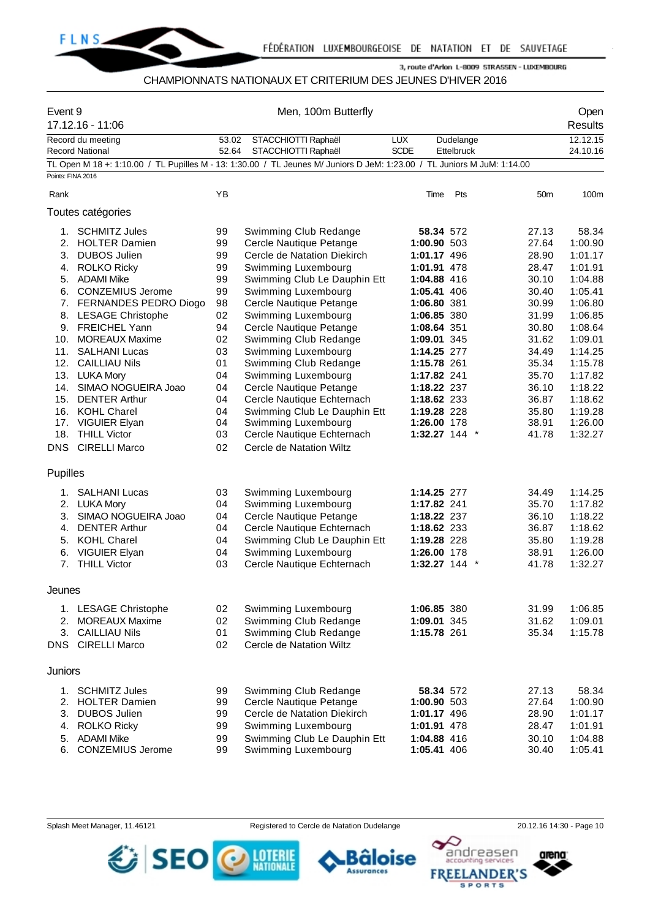CHAMPIONNATS NATIONAUX ET CRITERIUM DES JEUNES D'HIVER 2016

Event 9 — Men, 100m Butterfly — Open

17.12.16 - 11:06 — Results

| | | | | | | |
|---|---|---|---|---|---|---|
| Record du meeting | 53.02 | STACCHIOTTI Raphaël | LUX | Dudelange | | 12.12.15 |
| Record National | 52.64 | STACCHIOTTI Raphaël | SCDE | Ettelbruck | | 24.10.16 |

TL Open M 18 +: 1:10.00 / TL Pupilles M - 13: 1:30.00 / TL Jeunes M/ Juniors D JeM: 1:23.00 / TL Juniors M JuM: 1:14.00

Points: FINA 2016

## Toutes catégories

| Rank | Name | YB | Club | Time | Pts | 50m | 100m |
|---|---|---|---|---|---|---|---|
| 1. | SCHMITZ Jules | 99 | Swimming Club Redange | **58.34** | 572 | 27.13 | 58.34 |
| 2. | HOLTER Damien | 99 | Cercle Nautique Petange | **1:00.90** | 503 | 27.64 | 1:00.90 |
| 3. | DUBOS Julien | 99 | Cercle de Natation Diekirch | **1:01.17** | 496 | 28.90 | 1:01.17 |
| 4. | ROLKO Ricky | 99 | Swimming Luxembourg | **1:01.91** | 478 | 28.47 | 1:01.91 |
| 5. | ADAMI Mike | 99 | Swimming Club Le Dauphin Ett | **1:04.88** | 416 | 30.10 | 1:04.88 |
| 6. | CONZEMIUS Jerome | 99 | Swimming Luxembourg | **1:05.41** | 406 | 30.40 | 1:05.41 |
| 7. | FERNANDES PEDRO Diogo | 98 | Cercle Nautique Petange | **1:06.80** | 381 | 30.99 | 1:06.80 |
| 8. | LESAGE Christophe | 02 | Swimming Luxembourg | **1:06.85** | 380 | 31.99 | 1:06.85 |
| 9. | FREICHEL Yann | 94 | Cercle Nautique Petange | **1:08.64** | 351 | 30.80 | 1:08.64 |
| 10. | MOREAUX Maxime | 02 | Swimming Club Redange | **1:09.01** | 345 | 31.62 | 1:09.01 |
| 11. | SALHANI Lucas | 03 | Swimming Luxembourg | **1:14.25** | 277 | 34.49 | 1:14.25 |
| 12. | CAILLIAU Nils | 01 | Swimming Club Redange | **1:15.78** | 261 | 35.34 | 1:15.78 |
| 13. | LUKA Mory | 04 | Swimming Luxembourg | **1:17.82** | 241 | 35.70 | 1:17.82 |
| 14. | SIMAO NOGUEIRA Joao | 04 | Cercle Nautique Petange | **1:18.22** | 237 | 36.10 | 1:18.22 |
| 15. | DENTER Arthur | 04 | Cercle Nautique Echternach | **1:18.62** | 233 | 36.87 | 1:18.62 |
| 16. | KOHL Charel | 04 | Swimming Club Le Dauphin Ett | **1:19.28** | 228 | 35.80 | 1:19.28 |
| 17. | VIGUIER Elyan | 04 | Swimming Luxembourg | **1:26.00** | 178 | 38.91 | 1:26.00 |
| 18. | THILL Victor | 03 | Cercle Nautique Echternach | **1:32.27** | 144 * | 41.78 | 1:32.27 |
| DNS | CIRELLI Marco | 02 | Cercle de Natation Wiltz | | | | |

## Pupilles

| Rank | Name | YB | Club | Time | Pts | 50m | 100m |
|---|---|---|---|---|---|---|---|
| 1. | SALHANI Lucas | 03 | Swimming Luxembourg | **1:14.25** | 277 | 34.49 | 1:14.25 |
| 2. | LUKA Mory | 04 | Swimming Luxembourg | **1:17.82** | 241 | 35.70 | 1:17.82 |
| 3. | SIMAO NOGUEIRA Joao | 04 | Cercle Nautique Petange | **1:18.22** | 237 | 36.10 | 1:18.22 |
| 4. | DENTER Arthur | 04 | Cercle Nautique Echternach | **1:18.62** | 233 | 36.87 | 1:18.62 |
| 5. | KOHL Charel | 04 | Swimming Club Le Dauphin Ett | **1:19.28** | 228 | 35.80 | 1:19.28 |
| 6. | VIGUIER Elyan | 04 | Swimming Luxembourg | **1:26.00** | 178 | 38.91 | 1:26.00 |
| 7. | THILL Victor | 03 | Cercle Nautique Echternach | **1:32.27** | 144 * | 41.78 | 1:32.27 |

## Jeunes

| Rank | Name | YB | Club | Time | Pts | 50m | 100m |
|---|---|---|---|---|---|---|---|
| 1. | LESAGE Christophe | 02 | Swimming Luxembourg | **1:06.85** | 380 | 31.99 | 1:06.85 |
| 2. | MOREAUX Maxime | 02 | Swimming Club Redange | **1:09.01** | 345 | 31.62 | 1:09.01 |
| 3. | CAILLIAU Nils | 01 | Swimming Club Redange | **1:15.78** | 261 | 35.34 | 1:15.78 |
| DNS | CIRELLI Marco | 02 | Cercle de Natation Wiltz | | | | |

## Juniors

| Rank | Name | YB | Club | Time | Pts | 50m | 100m |
|---|---|---|---|---|---|---|---|
| 1. | SCHMITZ Jules | 99 | Swimming Club Redange | **58.34** | 572 | 27.13 | 58.34 |
| 2. | HOLTER Damien | 99 | Cercle Nautique Petange | **1:00.90** | 503 | 27.64 | 1:00.90 |
| 3. | DUBOS Julien | 99 | Cercle de Natation Diekirch | **1:01.17** | 496 | 28.90 | 1:01.17 |
| 4. | ROLKO Ricky | 99 | Swimming Luxembourg | **1:01.91** | 478 | 28.47 | 1:01.91 |
| 5. | ADAMI Mike | 99 | Swimming Club Le Dauphin Ett | **1:04.88** | 416 | 30.10 | 1:04.88 |
| 6. | CONZEMIUS Jerome | 99 | Swimming Luxembourg | **1:05.41** | 406 | 30.40 | 1:05.41 |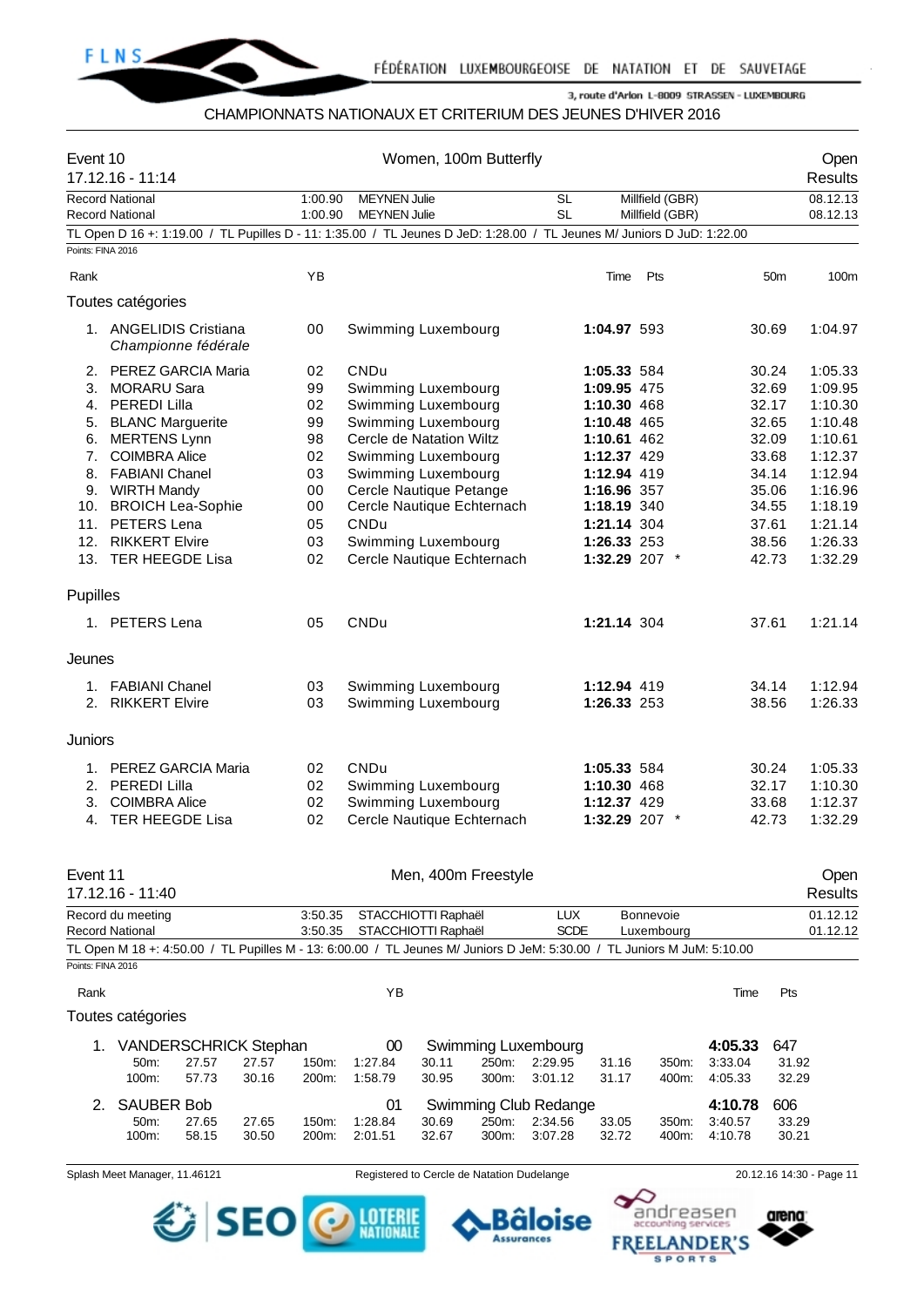CHAMPIONNATS NATIONAUX ET CRITERIUM DES JEUNES D'HIVER 2016

## Event 10 — Women, 100m Butterfly — Open Results

17.12.16 - 11:14

| | | | | | |
|---|---|---|---|---|---|
| Record National | 1:00.90 | MEYNEN Julie | SL | Millfield (GBR) | 08.12.13 |
| Record National | 1:00.90 | MEYNEN Julie | SL | Millfield (GBR) | 08.12.13 |

TL Open D 16 +: 1:19.00 / TL Pupilles D - 11: 1:35.00 / TL Jeunes D JeD: 1:28.00 / TL Jeunes M/ Juniors D JuD: 1:22.00

Points: FINA 2016

### Toutes catégories

| Rank | Name | YB | Club | Time | Pts | 50m | 100m |
|---|---|---|---|---|---|---|---|
| 1. | ANGELIDIS Cristiana *Championne fédérale* | 00 | Swimming Luxembourg | **1:04.97** | 593 | 30.69 | 1:04.97 |
| 2. | PEREZ GARCIA Maria | 02 | CNDu | **1:05.33** | 584 | 30.24 | 1:05.33 |
| 3. | MORARU Sara | 99 | Swimming Luxembourg | **1:09.95** | 475 | 32.69 | 1:09.95 |
| 4. | PEREDI Lilla | 02 | Swimming Luxembourg | **1:10.30** | 468 | 32.17 | 1:10.30 |
| 5. | BLANC Marguerite | 99 | Swimming Luxembourg | **1:10.48** | 465 | 32.65 | 1:10.48 |
| 6. | MERTENS Lynn | 98 | Cercle de Natation Wiltz | **1:10.61** | 462 | 32.09 | 1:10.61 |
| 7. | COIMBRA Alice | 02 | Swimming Luxembourg | **1:12.37** | 429 | 33.68 | 1:12.37 |
| 8. | FABIANI Chanel | 03 | Swimming Luxembourg | **1:12.94** | 419 | 34.14 | 1:12.94 |
| 9. | WIRTH Mandy | 00 | Cercle Nautique Petange | **1:16.96** | 357 | 35.06 | 1:16.96 |
| 10. | BROICH Lea-Sophie | 00 | Cercle Nautique Echternach | **1:18.19** | 340 | 34.55 | 1:18.19 |
| 11. | PETERS Lena | 05 | CNDu | **1:21.14** | 304 | 37.61 | 1:21.14 |
| 12. | RIKKERT Elvire | 03 | Swimming Luxembourg | **1:26.33** | 253 | 38.56 | 1:26.33 |
| 13. | TER HEEGDE Lisa | 02 | Cercle Nautique Echternach | **1:32.29** | 207 * | 42.73 | 1:32.29 |

### Pupilles

| Rank | Name | YB | Club | Time | Pts | 50m | 100m |
|---|---|---|---|---|---|---|---|
| 1. | PETERS Lena | 05 | CNDu | **1:21.14** | 304 | 37.61 | 1:21.14 |

### Jeunes

| Rank | Name | YB | Club | Time | Pts | 50m | 100m |
|---|---|---|---|---|---|---|---|
| 1. | FABIANI Chanel | 03 | Swimming Luxembourg | **1:12.94** | 419 | 34.14 | 1:12.94 |
| 2. | RIKKERT Elvire | 03 | Swimming Luxembourg | **1:26.33** | 253 | 38.56 | 1:26.33 |

### Juniors

| Rank | Name | YB | Club | Time | Pts | 50m | 100m |
|---|---|---|---|---|---|---|---|
| 1. | PEREZ GARCIA Maria | 02 | CNDu | **1:05.33** | 584 | 30.24 | 1:05.33 |
| 2. | PEREDI Lilla | 02 | Swimming Luxembourg | **1:10.30** | 468 | 32.17 | 1:10.30 |
| 3. | COIMBRA Alice | 02 | Swimming Luxembourg | **1:12.37** | 429 | 33.68 | 1:12.37 |
| 4. | TER HEEGDE Lisa | 02 | Cercle Nautique Echternach | **1:32.29** | 207 * | 42.73 | 1:32.29 |

## Event 11 — Men, 400m Freestyle — Open Results

17.12.16 - 11:40

| | | | | | |
|---|---|---|---|---|---|
| Record du meeting | 3:50.35 | STACCHIOTTI Raphaël | LUX | Bonnevoie | 01.12.12 |
| Record National | 3:50.35 | STACCHIOTTI Raphaël | SCDE | Luxembourg | 01.12.12 |

TL Open M 18 +: 4:50.00 / TL Pupilles M - 13: 6:00.00 / TL Jeunes M/ Juniors D JeM: 5:30.00 / TL Juniors M JuM: 5:10.00

Points: FINA 2016

### Toutes catégories

| Rank | Name | YB | Club | Time | Pts |
|---|---|---|---|---|---|
| 1. | VANDERSCHRICK Stephan | 00 | Swimming Luxembourg | **4:05.33** | 647 |
| | 50m: 27.57 (27.57) / 100m: 57.73 (30.16) / 150m: 1:27.84 (30.11) / 200m: 1:58.79 (30.95) / 250m: 2:29.95 (31.16) / 300m: 3:01.12 (31.17) / 350m: 3:33.04 (31.92) / 400m: 4:05.33 (32.29) | | | | |
| 2. | SAUBER Bob | 01 | Swimming Club Redange | **4:10.78** | 606 |
| | 50m: 27.65 (27.65) / 100m: 58.15 (30.50) / 150m: 1:28.84 (30.69) / 200m: 2:01.51 (32.67) / 250m: 2:34.56 (33.05) / 300m: 3:07.28 (32.72) / 350m: 3:40.57 (33.29) / 400m: 4:10.78 (30.21) | | | | |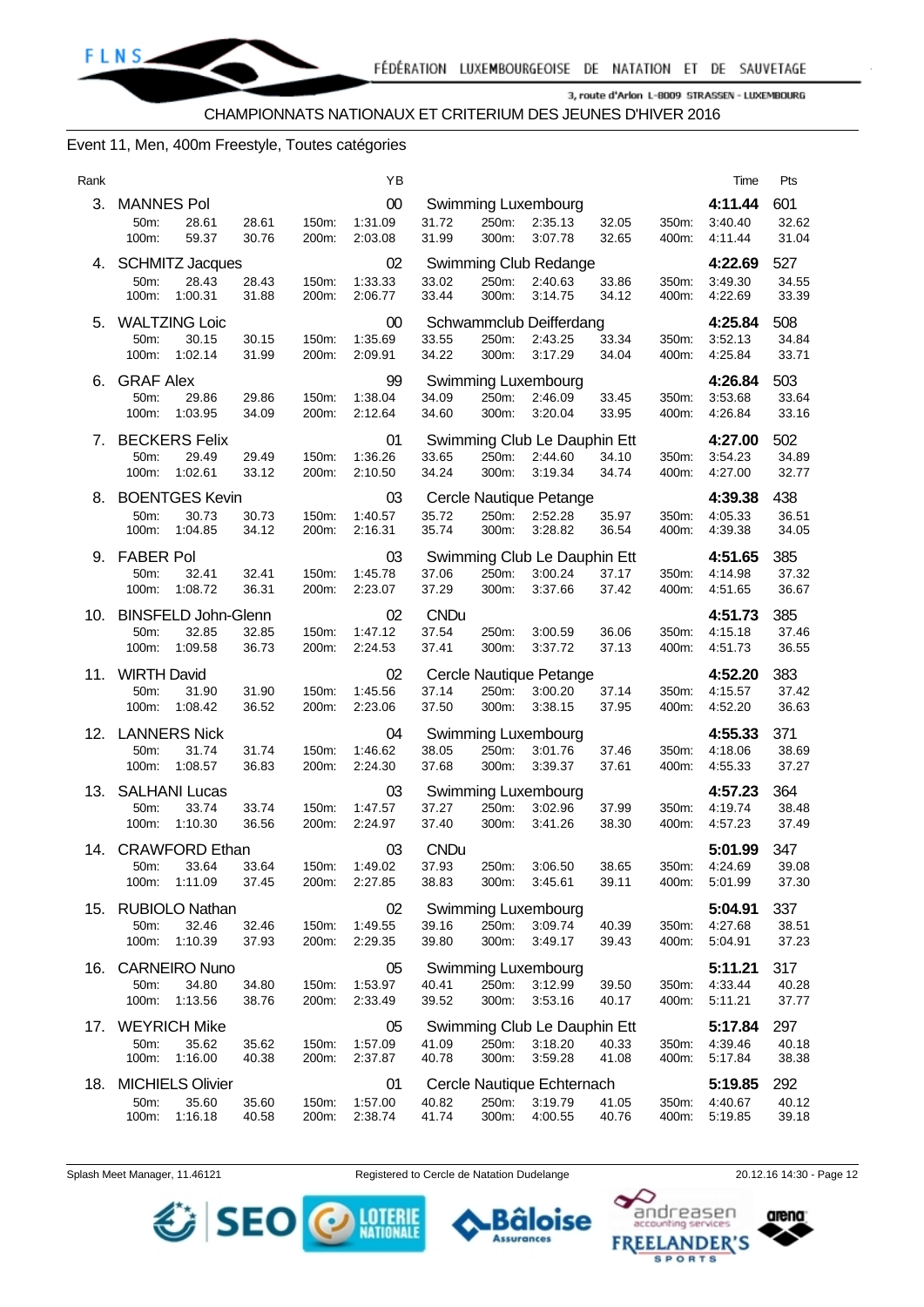CHAMPIONNATS NATIONAUX ET CRITERIUM DES JEUNES D'HIVER 2016

## Event 11, Men, 400m Freestyle, Toutes catégories

| Rank | Name | | | | YB | Club | | | | | Time | Pts |
|---|---|---|---|---|---|---|---|---|---|---|---|---|
| 3. | MANNES Pol | | | | 00 | Swimming Luxembourg | | | | | 4:11.44 | 601 |
| | 50m: | 28.61 | 28.61 | 150m: | 1:31.09 | 31.72 | 250m: | 2:35.13 | 32.05 | 350m: | 3:40.40 | 32.62 |
| | 100m: | 59.37 | 30.76 | 200m: | 2:03.08 | 31.99 | 300m: | 3:07.78 | 32.65 | 400m: | 4:11.44 | 31.04 |
| 4. | SCHMITZ Jacques | | | | 02 | Swimming Club Redange | | | | | 4:22.69 | 527 |
| | 50m: | 28.43 | 28.43 | 150m: | 1:33.33 | 33.02 | 250m: | 2:40.63 | 33.86 | 350m: | 3:49.30 | 34.55 |
| | 100m: | 1:00.31 | 31.88 | 200m: | 2:06.77 | 33.44 | 300m: | 3:14.75 | 34.12 | 400m: | 4:22.69 | 33.39 |
| 5. | WALTZING Loic | | | | 00 | Schwammclub Deifferdang | | | | | 4:25.84 | 508 |
| | 50m: | 30.15 | 30.15 | 150m: | 1:35.69 | 33.55 | 250m: | 2:43.25 | 33.34 | 350m: | 3:52.13 | 34.84 |
| | 100m: | 1:02.14 | 31.99 | 200m: | 2:09.91 | 34.22 | 300m: | 3:17.29 | 34.04 | 400m: | 4:25.84 | 33.71 |
| 6. | GRAF Alex | | | | 99 | Swimming Luxembourg | | | | | 4:26.84 | 503 |
| | 50m: | 29.86 | 29.86 | 150m: | 1:38.04 | 34.09 | 250m: | 2:46.09 | 33.45 | 350m: | 3:53.68 | 33.64 |
| | 100m: | 1:03.95 | 34.09 | 200m: | 2:12.64 | 34.60 | 300m: | 3:20.04 | 33.95 | 400m: | 4:26.84 | 33.16 |
| 7. | BECKERS Felix | | | | 01 | Swimming Club Le Dauphin Ett | | | | | 4:27.00 | 502 |
| | 50m: | 29.49 | 29.49 | 150m: | 1:36.26 | 33.65 | 250m: | 2:44.60 | 34.10 | 350m: | 3:54.23 | 34.89 |
| | 100m: | 1:02.61 | 33.12 | 200m: | 2:10.50 | 34.24 | 300m: | 3:19.34 | 34.74 | 400m: | 4:27.00 | 32.77 |
| 8. | BOENTGES Kevin | | | | 03 | Cercle Nautique Petange | | | | | 4:39.38 | 438 |
| | 50m: | 30.73 | 30.73 | 150m: | 1:40.57 | 35.72 | 250m: | 2:52.28 | 35.97 | 350m: | 4:05.33 | 36.51 |
| | 100m: | 1:04.85 | 34.12 | 200m: | 2:16.31 | 35.74 | 300m: | 3:28.82 | 36.54 | 400m: | 4:39.38 | 34.05 |
| 9. | FABER Pol | | | | 03 | Swimming Club Le Dauphin Ett | | | | | 4:51.65 | 385 |
| | 50m: | 32.41 | 32.41 | 150m: | 1:45.78 | 37.06 | 250m: | 3:00.24 | 37.17 | 350m: | 4:14.98 | 37.32 |
| | 100m: | 1:08.72 | 36.31 | 200m: | 2:23.07 | 37.29 | 300m: | 3:37.66 | 37.42 | 400m: | 4:51.65 | 36.67 |
| 10. | BINSFELD John-Glenn | | | | 02 | CNDu | | | | | 4:51.73 | 385 |
| | 50m: | 32.85 | 32.85 | 150m: | 1:47.12 | 37.54 | 250m: | 3:00.59 | 36.06 | 350m: | 4:15.18 | 37.46 |
| | 100m: | 1:09.58 | 36.73 | 200m: | 2:24.53 | 37.41 | 300m: | 3:37.72 | 37.13 | 400m: | 4:51.73 | 36.55 |
| 11. | WIRTH David | | | | 02 | Cercle Nautique Petange | | | | | 4:52.20 | 383 |
| | 50m: | 31.90 | 31.90 | 150m: | 1:45.56 | 37.14 | 250m: | 3:00.20 | 37.14 | 350m: | 4:15.57 | 37.42 |
| | 100m: | 1:08.42 | 36.52 | 200m: | 2:23.06 | 37.50 | 300m: | 3:38.15 | 37.95 | 400m: | 4:52.20 | 36.63 |
| 12. | LANNERS Nick | | | | 04 | Swimming Luxembourg | | | | | 4:55.33 | 371 |
| | 50m: | 31.74 | 31.74 | 150m: | 1:46.62 | 38.05 | 250m: | 3:01.76 | 37.46 | 350m: | 4:18.06 | 38.69 |
| | 100m: | 1:08.57 | 36.83 | 200m: | 2:24.30 | 37.68 | 300m: | 3:39.37 | 37.61 | 400m: | 4:55.33 | 37.27 |
| 13. | SALHANI Lucas | | | | 03 | Swimming Luxembourg | | | | | 4:57.23 | 364 |
| | 50m: | 33.74 | 33.74 | 150m: | 1:47.57 | 37.27 | 250m: | 3:02.96 | 37.99 | 350m: | 4:19.74 | 38.48 |
| | 100m: | 1:10.30 | 36.56 | 200m: | 2:24.97 | 37.40 | 300m: | 3:41.26 | 38.30 | 400m: | 4:57.23 | 37.49 |
| 14. | CRAWFORD Ethan | | | | 03 | CNDu | | | | | 5:01.99 | 347 |
| | 50m: | 33.64 | 33.64 | 150m: | 1:49.02 | 37.93 | 250m: | 3:06.50 | 38.65 | 350m: | 4:24.69 | 39.08 |
| | 100m: | 1:11.09 | 37.45 | 200m: | 2:27.85 | 38.83 | 300m: | 3:45.61 | 39.11 | 400m: | 5:01.99 | 37.30 |
| 15. | RUBIOLO Nathan | | | | 02 | Swimming Luxembourg | | | | | 5:04.91 | 337 |
| | 50m: | 32.46 | 32.46 | 150m: | 1:49.55 | 39.16 | 250m: | 3:09.74 | 40.39 | 350m: | 4:27.68 | 38.51 |
| | 100m: | 1:10.39 | 37.93 | 200m: | 2:29.35 | 39.80 | 300m: | 3:49.17 | 39.43 | 400m: | 5:04.91 | 37.23 |
| 16. | CARNEIRO Nuno | | | | 05 | Swimming Luxembourg | | | | | 5:11.21 | 317 |
| | 50m: | 34.80 | 34.80 | 150m: | 1:53.97 | 40.41 | 250m: | 3:12.99 | 39.50 | 350m: | 4:33.44 | 40.28 |
| | 100m: | 1:13.56 | 38.76 | 200m: | 2:33.49 | 39.52 | 300m: | 3:53.16 | 40.17 | 400m: | 5:11.21 | 37.77 |
| 17. | WEYRICH Mike | | | | 05 | Swimming Club Le Dauphin Ett | | | | | 5:17.84 | 297 |
| | 50m: | 35.62 | 35.62 | 150m: | 1:57.09 | 41.09 | 250m: | 3:18.20 | 40.33 | 350m: | 4:39.46 | 40.18 |
| | 100m: | 1:16.00 | 40.38 | 200m: | 2:37.87 | 40.78 | 300m: | 3:59.28 | 41.08 | 400m: | 5:17.84 | 38.38 |
| 18. | MICHIELS Olivier | | | | 01 | Cercle Nautique Echternach | | | | | 5:19.85 | 292 |
| | 50m: | 35.60 | 35.60 | 150m: | 1:57.00 | 40.82 | 250m: | 3:19.79 | 41.05 | 350m: | 4:40.67 | 40.12 |
| | 100m: | 1:16.18 | 40.58 | 200m: | 2:38.74 | 41.74 | 300m: | 4:00.55 | 40.76 | 400m: | 5:19.85 | 39.18 |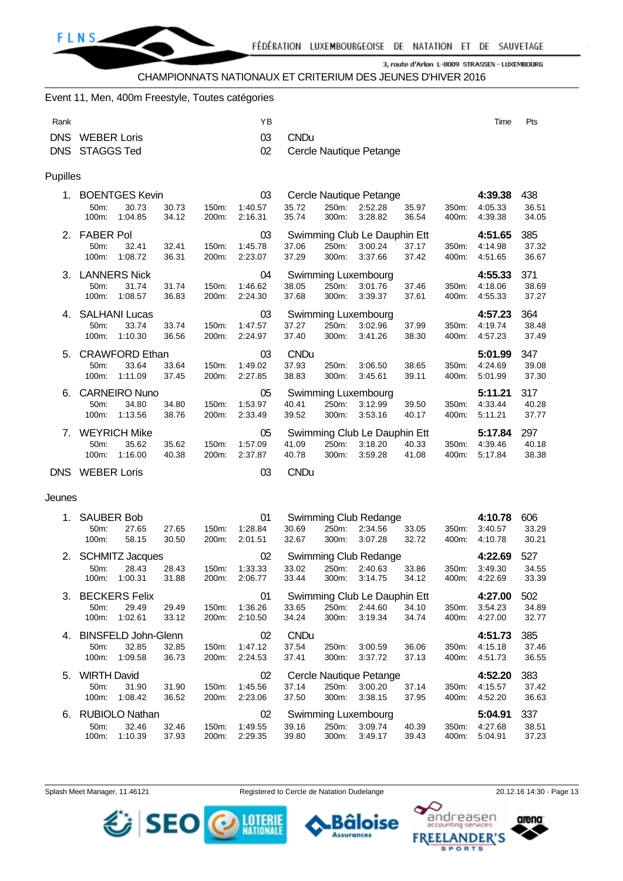CHAMPIONNATS NATIONAUX ET CRITERIUM DES JEUNES D'HIVER 2016

## Event 11, Men, 400m Freestyle, Toutes catégories

| Rank | Name | YB | Club | Time | Pts |
|---|---|---|---|---|---|
| DNS | WEBER Loris | 03 | CNDu | | |
| DNS | STAGGS Ted | 02 | Cercle Nautique Petange | | |

### Pupilles

| Rank | Name | YB | Club | Time | Pts |
|---|---|---|---|---|---|
| 1. | BOENTGES Kevin | 03 | Cercle Nautique Petange | 4:39.38 | 438 |
| | 50m: 30.73 30.73 / 100m: 1:04.85 34.12 / 150m: 1:40.57 35.72 / 200m: 2:16.31 35.74 / 250m: 2:52.28 35.97 / 300m: 3:28.82 36.54 / 350m: 4:05.33 36.51 / 400m: 4:39.38 34.05 | | | | |
| 2. | FABER Pol | 03 | Swimming Club Le Dauphin Ett | 4:51.65 | 385 |
| | 50m: 32.41 32.41 / 100m: 1:08.72 36.31 / 150m: 1:45.78 37.06 / 200m: 2:23.07 37.29 / 250m: 3:00.24 37.17 / 300m: 3:37.66 37.42 / 350m: 4:14.98 37.32 / 400m: 4:51.65 36.67 | | | | |
| 3. | LANNERS Nick | 04 | Swimming Luxembourg | 4:55.33 | 371 |
| | 50m: 31.74 31.74 / 100m: 1:08.57 36.83 / 150m: 1:46.62 38.05 / 200m: 2:24.30 37.68 / 250m: 3:01.76 37.46 / 300m: 3:39.37 37.61 / 350m: 4:18.06 38.69 / 400m: 4:55.33 37.27 | | | | |
| 4. | SALHANI Lucas | 03 | Swimming Luxembourg | 4:57.23 | 364 |
| | 50m: 33.74 33.74 / 100m: 1:10.30 36.56 / 150m: 1:47.57 37.27 / 200m: 2:24.97 37.40 / 250m: 3:02.96 37.99 / 300m: 3:41.26 38.30 / 350m: 4:19.74 38.48 / 400m: 4:57.23 37.49 | | | | |
| 5. | CRAWFORD Ethan | 03 | CNDu | 5:01.99 | 347 |
| | 50m: 33.64 33.64 / 100m: 1:11.09 37.45 / 150m: 1:49.02 37.93 / 200m: 2:27.85 38.83 / 250m: 3:06.50 38.65 / 300m: 3:45.61 39.11 / 350m: 4:24.69 39.08 / 400m: 5:01.99 37.30 | | | | |
| 6. | CARNEIRO Nuno | 05 | Swimming Luxembourg | 5:11.21 | 317 |
| | 50m: 34.80 34.80 / 100m: 1:13.56 38.76 / 150m: 1:53.97 40.41 / 200m: 2:33.49 39.52 / 250m: 3:12.99 39.50 / 300m: 3:53.16 40.17 / 350m: 4:33.44 40.28 / 400m: 5:11.21 37.77 | | | | |
| 7. | WEYRICH Mike | 05 | Swimming Club Le Dauphin Ett | 5:17.84 | 297 |
| | 50m: 35.62 35.62 / 100m: 1:16.00 40.38 / 150m: 1:57.09 41.09 / 200m: 2:37.87 40.78 / 250m: 3:18.20 40.33 / 300m: 3:59.28 41.08 / 350m: 4:39.46 40.18 / 400m: 5:17.84 38.38 | | | | |
| DNS | WEBER Loris | 03 | CNDu | | |

### Jeunes

| Rank | Name | YB | Club | Time | Pts |
|---|---|---|---|---|---|
| 1. | SAUBER Bob | 01 | Swimming Club Redange | 4:10.78 | 606 |
| | 50m: 27.65 27.65 / 100m: 58.15 30.50 / 150m: 1:28.84 30.69 / 200m: 2:01.51 32.67 / 250m: 2:34.56 33.05 / 300m: 3:07.28 32.72 / 350m: 3:40.57 33.29 / 400m: 4:10.78 30.21 | | | | |
| 2. | SCHMITZ Jacques | 02 | Swimming Club Redange | 4:22.69 | 527 |
| | 50m: 28.43 28.43 / 100m: 1:00.31 31.88 / 150m: 1:33.33 33.02 / 200m: 2:06.77 33.44 / 250m: 2:40.63 33.86 / 300m: 3:14.75 34.12 / 350m: 3:49.30 34.55 / 400m: 4:22.69 33.39 | | | | |
| 3. | BECKERS Felix | 01 | Swimming Club Le Dauphin Ett | 4:27.00 | 502 |
| | 50m: 29.49 29.49 / 100m: 1:02.61 33.12 / 150m: 1:36.26 33.65 / 200m: 2:10.50 34.24 / 250m: 2:44.60 34.10 / 300m: 3:19.34 34.74 / 350m: 3:54.23 34.89 / 400m: 4:27.00 32.77 | | | | |
| 4. | BINSFELD John-Glenn | 02 | CNDu | 4:51.73 | 385 |
| | 50m: 32.85 32.85 / 100m: 1:09.58 36.73 / 150m: 1:47.12 37.54 / 200m: 2:24.53 37.41 / 250m: 3:00.59 36.06 / 300m: 3:37.72 37.13 / 350m: 4:15.18 37.46 / 400m: 4:51.73 36.55 | | | | |
| 5. | WIRTH David | 02 | Cercle Nautique Petange | 4:52.20 | 383 |
| | 50m: 31.90 31.90 / 100m: 1:08.42 36.52 / 150m: 1:45.56 37.14 / 200m: 2:23.06 37.50 / 250m: 3:00.20 37.14 / 300m: 3:38.15 37.95 / 350m: 4:15.57 37.42 / 400m: 4:52.20 36.63 | | | | |
| 6. | RUBIOLO Nathan | 02 | Swimming Luxembourg | 5:04.91 | 337 |
| | 50m: 32.46 32.46 / 100m: 1:10.39 37.93 / 150m: 1:49.55 39.16 / 200m: 2:29.35 39.80 / 250m: 3:09.74 40.39 / 300m: 3:49.17 39.43 / 350m: 4:27.68 38.51 / 400m: 5:04.91 37.23 | | | | |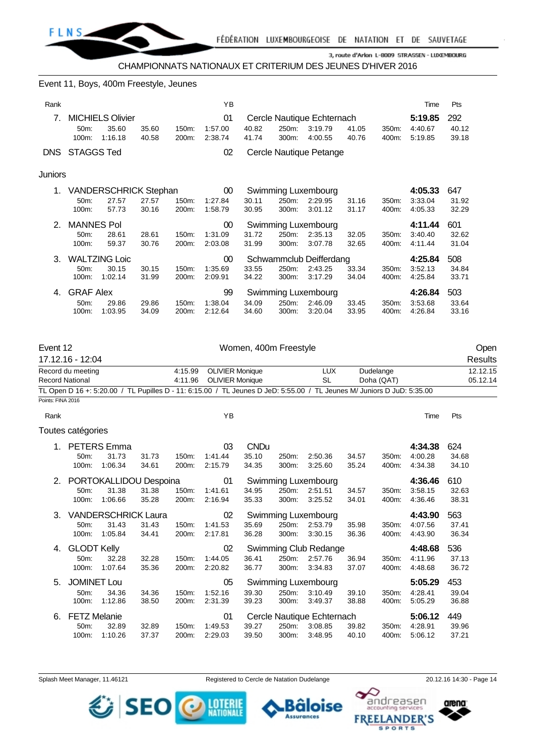CHAMPIONNATS NATIONAUX ET CRITERIUM DES JEUNES D'HIVER 2016

## Event 11, Boys, 400m Freestyle, Jeunes

| Rank | Name | YB | Club | Time | Pts |
|---|---|---|---|---|---|
| 7. | MICHIELS Olivier | 01 | Cercle Nautique Echternach | 5:19.85 | 292 |
| DNS | STAGGS Ted | 02 | Cercle Nautique Petange | | |

Splits MICHIELS Olivier: 50m: 35.60 (35.60) · 100m: 1:16.18 (40.58) · 150m: 1:57.00 (40.82) · 200m: 2:38.74 (41.74) · 250m: 3:19.79 (41.05) · 300m: 4:00.55 (40.76) · 350m: 4:40.67 (40.12) · 400m: 5:19.85 (39.18)

### Juniors

| Rank | Name | YB | Club | Time | Pts |
|---|---|---|---|---|---|
| 1. | VANDERSCHRICK Stephan | 00 | Swimming Luxembourg | 4:05.33 | 647 |
| 2. | MANNES Pol | 00 | Swimming Luxembourg | 4:11.44 | 601 |
| 3. | WALTZING Loic | 00 | Schwammclub Deifferdang | 4:25.84 | 508 |
| 4. | GRAF Alex | 99 | Swimming Luxembourg | 4:26.84 | 503 |

Splits:

- VANDERSCHRICK Stephan: 50m: 27.57 (27.57) · 100m: 57.73 (30.16) · 150m: 1:27.84 (30.11) · 200m: 1:58.79 (30.95) · 250m: 2:29.95 (31.16) · 300m: 3:01.12 (31.17) · 350m: 3:33.04 (31.92) · 400m: 4:05.33 (32.29)
- MANNES Pol: 50m: 28.61 (28.61) · 100m: 59.37 (30.76) · 150m: 1:31.09 (31.72) · 200m: 2:03.08 (31.99) · 250m: 2:35.13 (32.05) · 300m: 3:07.78 (32.65) · 350m: 3:40.40 (32.62) · 400m: 4:11.44 (31.04)
- WALTZING Loic: 50m: 30.15 (30.15) · 100m: 1:02.14 (31.99) · 150m: 1:35.69 (33.55) · 200m: 2:09.91 (34.22) · 250m: 2:43.25 (33.34) · 300m: 3:17.29 (34.04) · 350m: 3:52.13 (34.84) · 400m: 4:25.84 (33.71)
- GRAF Alex: 50m: 29.86 (29.86) · 100m: 1:03.95 (34.09) · 150m: 1:38.04 (34.09) · 200m: 2:12.64 (34.60) · 250m: 2:46.09 (33.45) · 300m: 3:20.04 (33.95) · 350m: 3:53.68 (33.64) · 400m: 4:26.84 (33.16)

## Event 12 — Women, 400m Freestyle — Open

17.12.16 - 12:04 — Results

| | Time | Name | Nat | Place | Date |
|---|---|---|---|---|---|
| Record du meeting | 4:15.99 | OLIVIER Monique | LUX | Dudelange | 12.12.15 |
| Record National | 4:11.96 | OLIVIER Monique | SL | Doha (QAT) | 05.12.14 |

TL Open D 16 +: 5:20.00 / TL Pupilles D - 11: 6:15.00 / TL Jeunes D JeD: 5:55.00 / TL Jeunes M/ Juniors D JuD: 5:35.00

Points: FINA 2016

### Toutes catégories

| Rank | Name | YB | Club | Time | Pts |
|---|---|---|---|---|---|
| 1. | PETERS Emma | 03 | CNDu | 4:34.38 | 624 |
| 2. | PORTOKALLIDOU Despoina | 01 | Swimming Luxembourg | 4:36.46 | 610 |
| 3. | VANDERSCHRICK Laura | 02 | Swimming Luxembourg | 4:43.90 | 563 |
| 4. | GLODT Kelly | 02 | Swimming Club Redange | 4:48.68 | 536 |
| 5. | JOMINET Lou | 05 | Swimming Luxembourg | 5:05.29 | 453 |
| 6. | FETZ Melanie | 01 | Cercle Nautique Echternach | 5:06.12 | 449 |

Splits:

- PETERS Emma: 50m: 31.73 (31.73) · 100m: 1:06.34 (34.61) · 150m: 1:41.44 (35.10) · 200m: 2:15.79 (34.35) · 250m: 2:50.36 (34.57) · 300m: 3:25.60 (35.24) · 350m: 4:00.28 (34.68) · 400m: 4:34.38 (34.10)
- PORTOKALLIDOU Despoina: 50m: 31.38 (31.38) · 100m: 1:06.66 (35.28) · 150m: 1:41.61 (34.95) · 200m: 2:16.94 (35.33) · 250m: 2:51.51 (34.57) · 300m: 3:25.52 (34.01) · 350m: 3:58.15 (32.63) · 400m: 4:36.46 (38.31)
- VANDERSCHRICK Laura: 50m: 31.43 (31.43) · 100m: 1:05.84 (34.41) · 150m: 1:41.53 (35.69) · 200m: 2:17.81 (36.28) · 250m: 2:53.79 (35.98) · 300m: 3:30.15 (36.36) · 350m: 4:07.56 (37.41) · 400m: 4:43.90 (36.34)
- GLODT Kelly: 50m: 32.28 (32.28) · 100m: 1:07.64 (35.36) · 150m: 1:44.05 (36.41) · 200m: 2:20.82 (36.77) · 250m: 2:57.76 (36.94) · 300m: 3:34.83 (37.07) · 350m: 4:11.96 (37.13) · 400m: 4:48.68 (36.72)
- JOMINET Lou: 50m: 34.36 (34.36) · 100m: 1:12.86 (38.50) · 150m: 1:52.16 (39.30) · 200m: 2:31.39 (39.23) · 250m: 3:10.49 (39.10) · 300m: 3:49.37 (38.88) · 350m: 4:28.41 (39.04) · 400m: 5:05.29 (36.88)
- FETZ Melanie: 50m: 32.89 (32.89) · 100m: 1:10.26 (37.37) · 150m: 1:49.53 (39.27) · 200m: 2:29.03 (39.50) · 250m: 3:08.85 (39.82) · 300m: 3:48.95 (40.10) · 350m: 4:28.91 (39.96) · 400m: 5:06.12 (37.21)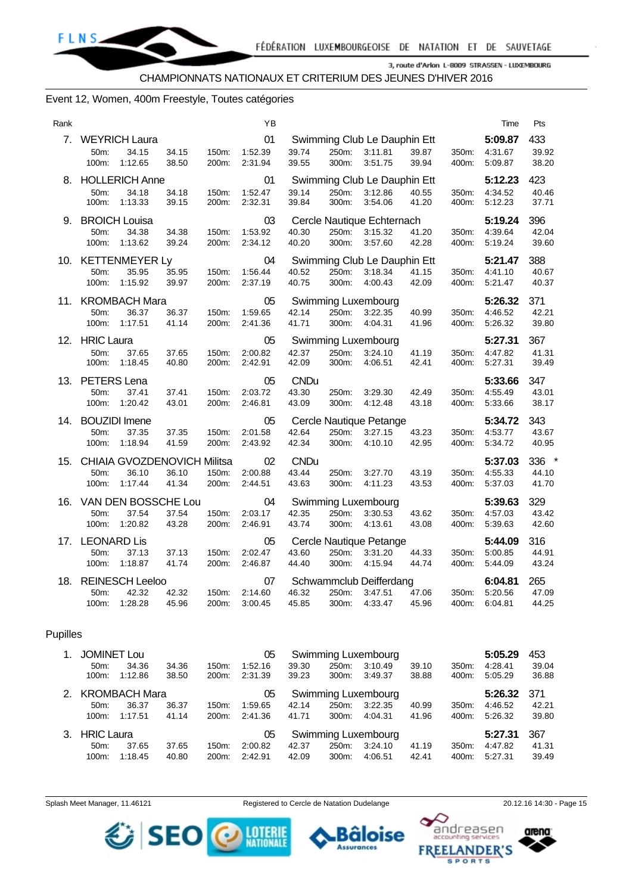CHAMPIONNATS NATIONAUX ET CRITERIUM DES JEUNES D'HIVER 2016

## Event 12, Women, 400m Freestyle, Toutes catégories

| Rank | Name | | | | | YB | Club | | | | | | Time | Pts |
|---|---|---|---|---|---|---|---|---|---|---|---|---|---|---|
| 7. | WEYRICH Laura | | | | | 01 | Swimming Club Le Dauphin Ett | | | | | | 5:09.87 | 433 |
| | 50m: | 34.15 | 34.15 | 150m: | 1:52.39 | 39.74 | 250m: | 3:11.81 | 39.87 | 350m: | 4:31.67 | 39.92 | | |
| | 100m: | 1:12.65 | 38.50 | 200m: | 2:31.94 | 39.55 | 300m: | 3:51.75 | 39.94 | 400m: | 5:09.87 | 38.20 | | |
| 8. | HOLLERICH Anne | | | | | 01 | Swimming Club Le Dauphin Ett | | | | | | 5:12.23 | 423 |
| | 50m: | 34.18 | 34.18 | 150m: | 1:52.47 | 39.14 | 250m: | 3:12.86 | 40.55 | 350m: | 4:34.52 | 40.46 | | |
| | 100m: | 1:13.33 | 39.15 | 200m: | 2:32.31 | 39.84 | 300m: | 3:54.06 | 41.20 | 400m: | 5:12.23 | 37.71 | | |
| 9. | BROICH Louisa | | | | | 03 | Cercle Nautique Echternach | | | | | | 5:19.24 | 396 |
| | 50m: | 34.38 | 34.38 | 150m: | 1:53.92 | 40.30 | 250m: | 3:15.32 | 41.20 | 350m: | 4:39.64 | 42.04 | | |
| | 100m: | 1:13.62 | 39.24 | 200m: | 2:34.12 | 40.20 | 300m: | 3:57.60 | 42.28 | 400m: | 5:19.24 | 39.60 | | |
| 10. | KETTENMEYER Ly | | | | | 04 | Swimming Club Le Dauphin Ett | | | | | | 5:21.47 | 388 |
| | 50m: | 35.95 | 35.95 | 150m: | 1:56.44 | 40.52 | 250m: | 3:18.34 | 41.15 | 350m: | 4:41.10 | 40.67 | | |
| | 100m: | 1:15.92 | 39.97 | 200m: | 2:37.19 | 40.75 | 300m: | 4:00.43 | 42.09 | 400m: | 5:21.47 | 40.37 | | |
| 11. | KROMBACH Mara | | | | | 05 | Swimming Luxembourg | | | | | | 5:26.32 | 371 |
| | 50m: | 36.37 | 36.37 | 150m: | 1:59.65 | 42.14 | 250m: | 3:22.35 | 40.99 | 350m: | 4:46.52 | 42.21 | | |
| | 100m: | 1:17.51 | 41.14 | 200m: | 2:41.36 | 41.71 | 300m: | 4:04.31 | 41.96 | 400m: | 5:26.32 | 39.80 | | |
| 12. | HRIC Laura | | | | | 05 | Swimming Luxembourg | | | | | | 5:27.31 | 367 |
| | 50m: | 37.65 | 37.65 | 150m: | 2:00.82 | 42.37 | 250m: | 3:24.10 | 41.19 | 350m: | 4:47.82 | 41.31 | | |
| | 100m: | 1:18.45 | 40.80 | 200m: | 2:42.91 | 42.09 | 300m: | 4:06.51 | 42.41 | 400m: | 5:27.31 | 39.49 | | |
| 13. | PETERS Lena | | | | | 05 | CNDu | | | | | | 5:33.66 | 347 |
| | 50m: | 37.41 | 37.41 | 150m: | 2:03.72 | 43.30 | 250m: | 3:29.30 | 42.49 | 350m: | 4:55.49 | 43.01 | | |
| | 100m: | 1:20.42 | 43.01 | 200m: | 2:46.81 | 43.09 | 300m: | 4:12.48 | 43.18 | 400m: | 5:33.66 | 38.17 | | |
| 14. | BOUZIDI Imene | | | | | 05 | Cercle Nautique Petange | | | | | | 5:34.72 | 343 |
| | 50m: | 37.35 | 37.35 | 150m: | 2:01.58 | 42.64 | 250m: | 3:27.15 | 43.23 | 350m: | 4:53.77 | 43.67 | | |
| | 100m: | 1:18.94 | 41.59 | 200m: | 2:43.92 | 42.34 | 300m: | 4:10.10 | 42.95 | 400m: | 5:34.72 | 40.95 | | |
| 15. | CHIAIA GVOZDENOVICH Militsa | | | | | 02 | CNDu | | | | | | 5:37.03 | 336 * |
| | 50m: | 36.10 | 36.10 | 150m: | 2:00.88 | 43.44 | 250m: | 3:27.70 | 43.19 | 350m: | 4:55.33 | 44.10 | | |
| | 100m: | 1:17.44 | 41.34 | 200m: | 2:44.51 | 43.63 | 300m: | 4:11.23 | 43.53 | 400m: | 5:37.03 | 41.70 | | |
| 16. | VAN DEN BOSSCHE Lou | | | | | 04 | Swimming Luxembourg | | | | | | 5:39.63 | 329 |
| | 50m: | 37.54 | 37.54 | 150m: | 2:03.17 | 42.35 | 250m: | 3:30.53 | 43.62 | 350m: | 4:57.03 | 43.42 | | |
| | 100m: | 1:20.82 | 43.28 | 200m: | 2:46.91 | 43.74 | 300m: | 4:13.61 | 43.08 | 400m: | 5:39.63 | 42.60 | | |
| 17. | LEONARD Lis | | | | | 05 | Cercle Nautique Petange | | | | | | 5:44.09 | 316 |
| | 50m: | 37.13 | 37.13 | 150m: | 2:02.47 | 43.60 | 250m: | 3:31.20 | 44.33 | 350m: | 5:00.85 | 44.91 | | |
| | 100m: | 1:18.87 | 41.74 | 200m: | 2:46.87 | 44.40 | 300m: | 4:15.94 | 44.74 | 400m: | 5:44.09 | 43.24 | | |
| 18. | REINESCH Leeloo | | | | | 07 | Schwammclub Deifferdang | | | | | | 6:04.81 | 265 |
| | 50m: | 42.32 | 42.32 | 150m: | 2:14.60 | 46.32 | 250m: | 3:47.51 | 47.06 | 350m: | 5:20.56 | 47.09 | | |
| | 100m: | 1:28.28 | 45.96 | 200m: | 3:00.45 | 45.85 | 300m: | 4:33.47 | 45.96 | 400m: | 6:04.81 | 44.25 | | |

### Pupilles

| Rank | Name | | | | | YB | Club | | | | | | Time | Pts |
|---|---|---|---|---|---|---|---|---|---|---|---|---|---|---|
| 1. | JOMINET Lou | | | | | 05 | Swimming Luxembourg | | | | | | 5:05.29 | 453 |
| | 50m: | 34.36 | 34.36 | 150m: | 1:52.16 | 39.30 | 250m: | 3:10.49 | 39.10 | 350m: | 4:28.41 | 39.04 | | |
| | 100m: | 1:12.86 | 38.50 | 200m: | 2:31.39 | 39.23 | 300m: | 3:49.37 | 38.88 | 400m: | 5:05.29 | 36.88 | | |
| 2. | KROMBACH Mara | | | | | 05 | Swimming Luxembourg | | | | | | 5:26.32 | 371 |
| | 50m: | 36.37 | 36.37 | 150m: | 1:59.65 | 42.14 | 250m: | 3:22.35 | 40.99 | 350m: | 4:46.52 | 42.21 | | |
| | 100m: | 1:17.51 | 41.14 | 200m: | 2:41.36 | 41.71 | 300m: | 4:04.31 | 41.96 | 400m: | 5:26.32 | 39.80 | | |
| 3. | HRIC Laura | | | | | 05 | Swimming Luxembourg | | | | | | 5:27.31 | 367 |
| | 50m: | 37.65 | 37.65 | 150m: | 2:00.82 | 42.37 | 250m: | 3:24.10 | 41.19 | 350m: | 4:47.82 | 41.31 | | |
| | 100m: | 1:18.45 | 40.80 | 200m: | 2:42.91 | 42.09 | 300m: | 4:06.51 | 42.41 | 400m: | 5:27.31 | 39.49 | | |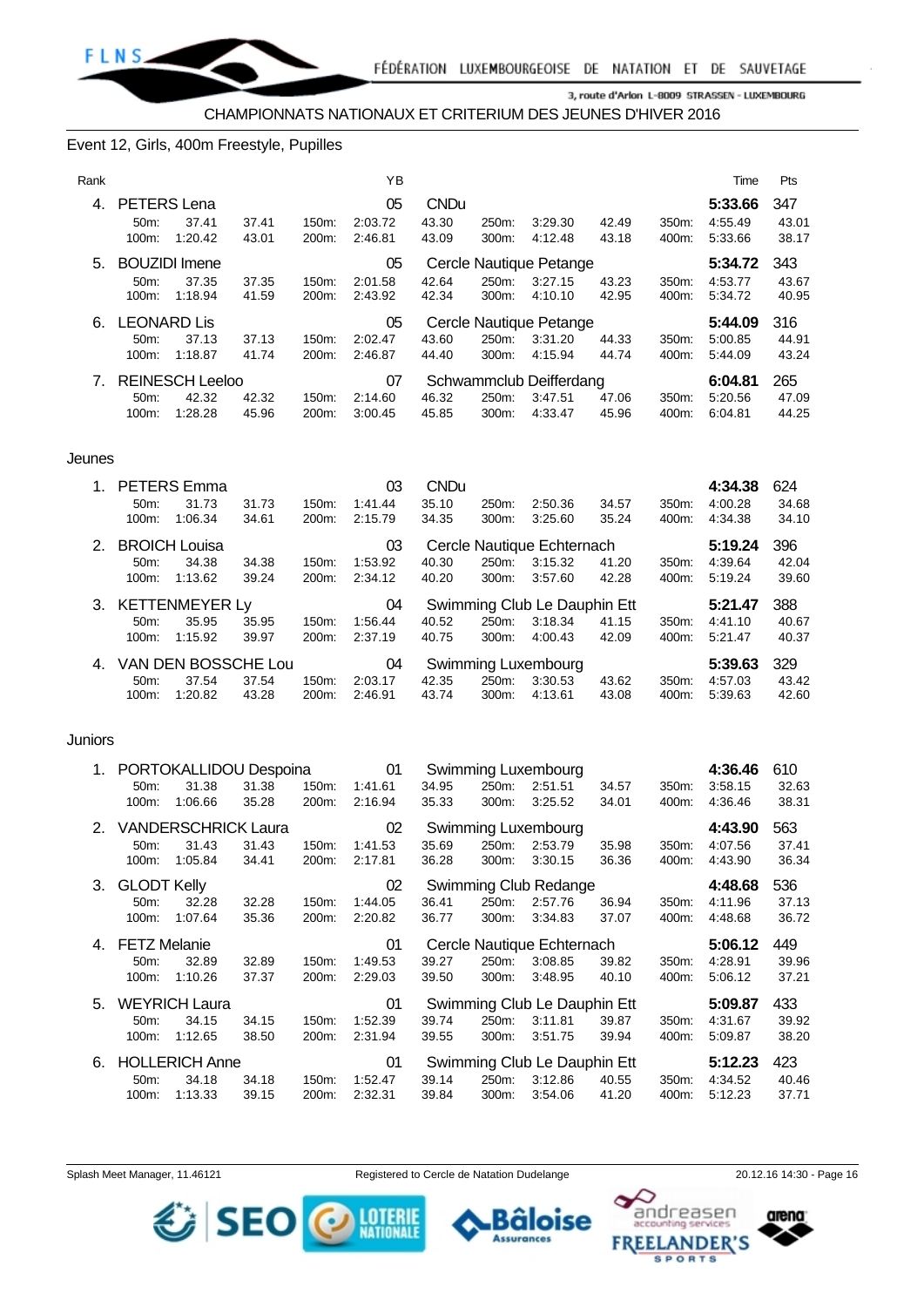CHAMPIONNATS NATIONAUX ET CRITERIUM DES JEUNES D'HIVER 2016

## Event 12, Girls, 400m Freestyle, Pupilles

| Rank | | | | | | YB | | | | | | | | Time | Pts |
|---|---|---|---|---|---|---|---|---|---|---|---|---|---|---|---|
| 4. | PETERS Lena | | | | | 05 | CNDu | | | | | | | 5:33.66 | 347 |
| | 50m: | 37.41 | 37.41 | 150m: | 2:03.72 | | 43.30 | 250m: | 3:29.30 | 42.49 | | 350m: | 4:55.49 | | 43.01 |
| | 100m: | 1:20.42 | 43.01 | 200m: | 2:46.81 | | 43.09 | 300m: | 4:12.48 | 43.18 | | 400m: | 5:33.66 | | 38.17 |
| 5. | BOUZIDI Imene | | | | | 05 | Cercle Nautique Petange | | | | | | | 5:34.72 | 343 |
| | 50m: | 37.35 | 37.35 | 150m: | 2:01.58 | | 42.64 | 250m: | 3:27.15 | 43.23 | | 350m: | 4:53.77 | | 43.67 |
| | 100m: | 1:18.94 | 41.59 | 200m: | 2:43.92 | | 42.34 | 300m: | 4:10.10 | 42.95 | | 400m: | 5:34.72 | | 40.95 |
| 6. | LEONARD Lis | | | | | 05 | Cercle Nautique Petange | | | | | | | 5:44.09 | 316 |
| | 50m: | 37.13 | 37.13 | 150m: | 2:02.47 | | 43.60 | 250m: | 3:31.20 | 44.33 | | 350m: | 5:00.85 | | 44.91 |
| | 100m: | 1:18.87 | 41.74 | 200m: | 2:46.87 | | 44.40 | 300m: | 4:15.94 | 44.74 | | 400m: | 5:44.09 | | 43.24 |
| 7. | REINESCH Leeloo | | | | | 07 | Schwammclub Deifferdang | | | | | | | 6:04.81 | 265 |
| | 50m: | 42.32 | 42.32 | 150m: | 2:14.60 | | 46.32 | 250m: | 3:47.51 | 47.06 | | 350m: | 5:20.56 | | 47.09 |
| | 100m: | 1:28.28 | 45.96 | 200m: | 3:00.45 | | 45.85 | 300m: | 4:33.47 | 45.96 | | 400m: | 6:04.81 | | 44.25 |

### Jeunes

| Rank | | | | | | YB | | | | | | | | Time | Pts |
|---|---|---|---|---|---|---|---|---|---|---|---|---|---|---|---|
| 1. | PETERS Emma | | | | | 03 | CNDu | | | | | | | 4:34.38 | 624 |
| | 50m: | 31.73 | 31.73 | 150m: | 1:41.44 | | 35.10 | 250m: | 2:50.36 | 34.57 | | 350m: | 4:00.28 | | 34.68 |
| | 100m: | 1:06.34 | 34.61 | 200m: | 2:15.79 | | 34.35 | 300m: | 3:25.60 | 35.24 | | 400m: | 4:34.38 | | 34.10 |
| 2. | BROICH Louisa | | | | | 03 | Cercle Nautique Echternach | | | | | | | 5:19.24 | 396 |
| | 50m: | 34.38 | 34.38 | 150m: | 1:53.92 | | 40.30 | 250m: | 3:15.32 | 41.20 | | 350m: | 4:39.64 | | 42.04 |
| | 100m: | 1:13.62 | 39.24 | 200m: | 2:34.12 | | 40.20 | 300m: | 3:57.60 | 42.28 | | 400m: | 5:19.24 | | 39.60 |
| 3. | KETTENMEYER Ly | | | | | 04 | Swimming Club Le Dauphin Ett | | | | | | | 5:21.47 | 388 |
| | 50m: | 35.95 | 35.95 | 150m: | 1:56.44 | | 40.52 | 250m: | 3:18.34 | 41.15 | | 350m: | 4:41.10 | | 40.67 |
| | 100m: | 1:15.92 | 39.97 | 200m: | 2:37.19 | | 40.75 | 300m: | 4:00.43 | 42.09 | | 400m: | 5:21.47 | | 40.37 |
| 4. | VAN DEN BOSSCHE Lou | | | | | 04 | Swimming Luxembourg | | | | | | | 5:39.63 | 329 |
| | 50m: | 37.54 | 37.54 | 150m: | 2:03.17 | | 42.35 | 250m: | 3:30.53 | 43.62 | | 350m: | 4:57.03 | | 43.42 |
| | 100m: | 1:20.82 | 43.28 | 200m: | 2:46.91 | | 43.74 | 300m: | 4:13.61 | 43.08 | | 400m: | 5:39.63 | | 42.60 |

### Juniors

| Rank | | | | | | YB | | | | | | | | Time | Pts |
|---|---|---|---|---|---|---|---|---|---|---|---|---|---|---|---|
| 1. | PORTOKALLIDOU Despoina | | | | | 01 | Swimming Luxembourg | | | | | | | 4:36.46 | 610 |
| | 50m: | 31.38 | 31.38 | 150m: | 1:41.61 | | 34.95 | 250m: | 2:51.51 | 34.57 | | 350m: | 3:58.15 | | 32.63 |
| | 100m: | 1:06.66 | 35.28 | 200m: | 2:16.94 | | 35.33 | 300m: | 3:25.52 | 34.01 | | 400m: | 4:36.46 | | 38.31 |
| 2. | VANDERSCHRICK Laura | | | | | 02 | Swimming Luxembourg | | | | | | | 4:43.90 | 563 |
| | 50m: | 31.43 | 31.43 | 150m: | 1:41.53 | | 35.69 | 250m: | 2:53.79 | 35.98 | | 350m: | 4:07.56 | | 37.41 |
| | 100m: | 1:05.84 | 34.41 | 200m: | 2:17.81 | | 36.28 | 300m: | 3:30.15 | 36.36 | | 400m: | 4:43.90 | | 36.34 |
| 3. | GLODT Kelly | | | | | 02 | Swimming Club Redange | | | | | | | 4:48.68 | 536 |
| | 50m: | 32.28 | 32.28 | 150m: | 1:44.05 | | 36.41 | 250m: | 2:57.76 | 36.94 | | 350m: | 4:11.96 | | 37.13 |
| | 100m: | 1:07.64 | 35.36 | 200m: | 2:20.82 | | 36.77 | 300m: | 3:34.83 | 37.07 | | 400m: | 4:48.68 | | 36.72 |
| 4. | FETZ Melanie | | | | | 01 | Cercle Nautique Echternach | | | | | | | 5:06.12 | 449 |
| | 50m: | 32.89 | 32.89 | 150m: | 1:49.53 | | 39.27 | 250m: | 3:08.85 | 39.82 | | 350m: | 4:28.91 | | 39.96 |
| | 100m: | 1:10.26 | 37.37 | 200m: | 2:29.03 | | 39.50 | 300m: | 3:48.95 | 40.10 | | 400m: | 5:06.12 | | 37.21 |
| 5. | WEYRICH Laura | | | | | 01 | Swimming Club Le Dauphin Ett | | | | | | | 5:09.87 | 433 |
| | 50m: | 34.15 | 34.15 | 150m: | 1:52.39 | | 39.74 | 250m: | 3:11.81 | 39.87 | | 350m: | 4:31.67 | | 39.92 |
| | 100m: | 1:12.65 | 38.50 | 200m: | 2:31.94 | | 39.55 | 300m: | 3:51.75 | 39.94 | | 400m: | 5:09.87 | | 38.20 |
| 6. | HOLLERICH Anne | | | | | 01 | Swimming Club Le Dauphin Ett | | | | | | | 5:12.23 | 423 |
| | 50m: | 34.18 | 34.18 | 150m: | 1:52.47 | | 39.14 | 250m: | 3:12.86 | 40.55 | | 350m: | 4:34.52 | | 40.46 |
| | 100m: | 1:13.33 | 39.15 | 200m: | 2:32.31 | | 39.84 | 300m: | 3:54.06 | 41.20 | | 400m: | 5:12.23 | | 37.71 |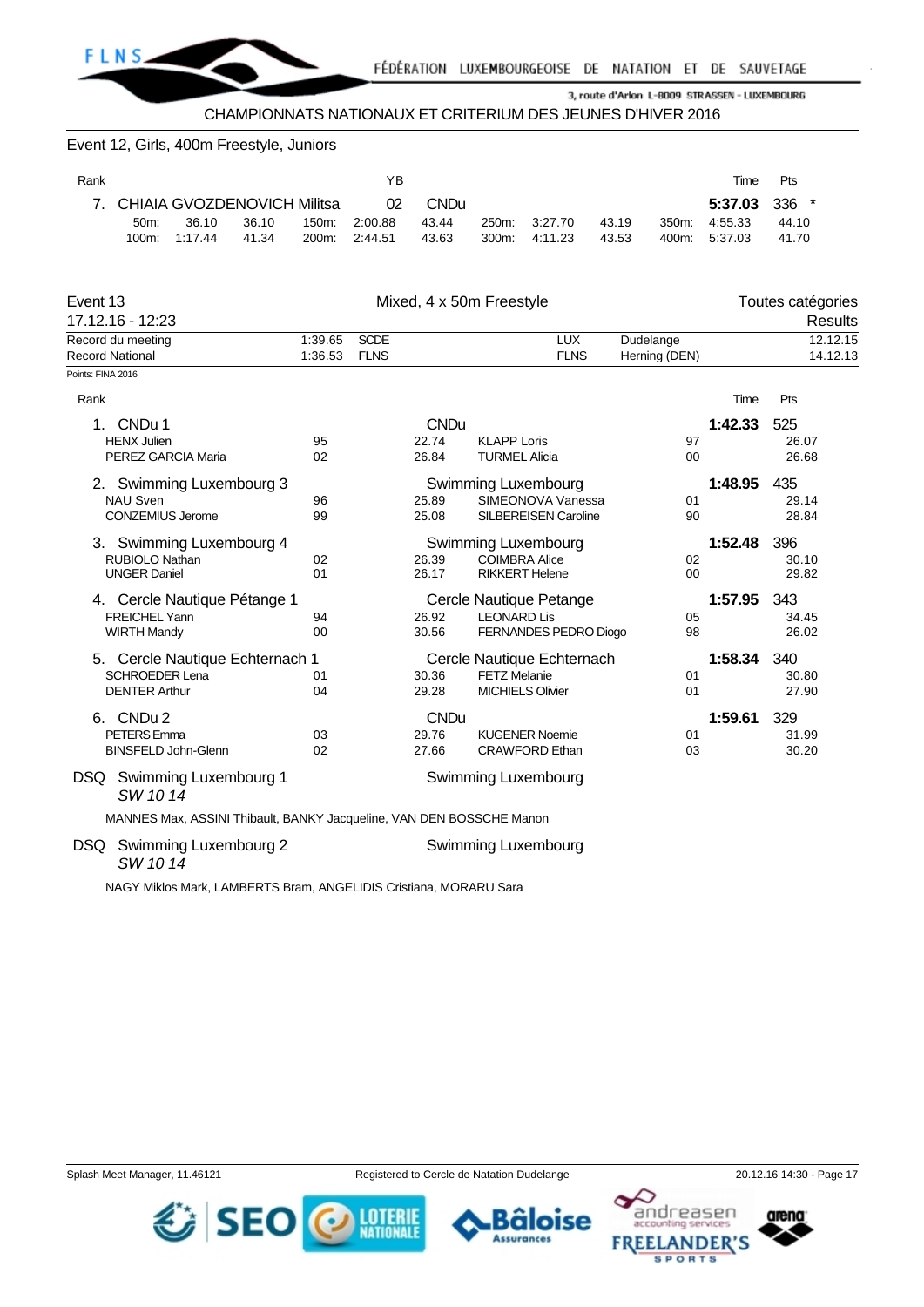## Event 12, Girls, 400m Freestyle, Juniors

| Rank | | YB | | | | | | | | Time | Pts |
|---|---|---|---|---|---|---|---|---|---|---|---|
| 7. | CHIAIA GVOZDENOVICH Militsa | 02 | CNDu | | | | | | | **5:37.03** | 336 * |
| | 50m: 36.10 36.10 | 150m: 2:00.88 | 43.44 | 250m: 3:27.70 | 43.19 | 350m: 4:55.33 | 44.10 | | | | |
| | 100m: 1:17.44 41.34 | 200m: 2:44.51 | 43.63 | 300m: 4:11.23 | 43.53 | 400m: 5:37.03 | 41.70 | | | | |

## Event 13 — Mixed, 4 x 50m Freestyle — Toutes catégories

17.12.16 - 12:23 — Results

| | | | | | |
|---|---|---|---|---|---|
| Record du meeting | 1:39.65 | SCDE | LUX | Dudelange | 12.12.15 |
| Record National | 1:36.53 | FLNS | FLNS | Herning (DEN) | 14.12.13 |

Points: FINA 2016

| Rank | Team | YB | Split | | Club / Name | YB | Time | Pts |
|---|---|---|---|---|---|---|---|---|
| 1. | CNDu 1 | | | | CNDu | | **1:42.33** | 525 |
| | HENX Julien | 95 | 22.74 | | KLAPP Loris | 97 | | 26.07 |
| | PEREZ GARCIA Maria | 02 | 26.84 | | TURMEL Alicia | 00 | | 26.68 |
| 2. | Swimming Luxembourg 3 | | | | Swimming Luxembourg | | **1:48.95** | 435 |
| | NAU Sven | 96 | 25.89 | | SIMEONOVA Vanessa | 01 | | 29.14 |
| | CONZEMIUS Jerome | 99 | 25.08 | | SILBEREISEN Caroline | 90 | | 28.84 |
| 3. | Swimming Luxembourg 4 | | | | Swimming Luxembourg | | **1:52.48** | 396 |
| | RUBIOLO Nathan | 02 | 26.39 | | COIMBRA Alice | 02 | | 30.10 |
| | UNGER Daniel | 01 | 26.17 | | RIKKERT Helene | 00 | | 29.82 |
| 4. | Cercle Nautique Pétange 1 | | | | Cercle Nautique Petange | | **1:57.95** | 343 |
| | FREICHEL Yann | 94 | 26.92 | | LEONARD Lis | 05 | | 34.45 |
| | WIRTH Mandy | 00 | 30.56 | | FERNANDES PEDRO Diogo | 98 | | 26.02 |
| 5. | Cercle Nautique Echternach 1 | | | | Cercle Nautique Echternach | | **1:58.34** | 340 |
| | SCHROEDER Lena | 01 | 30.36 | | FETZ Melanie | 01 | | 30.80 |
| | DENTER Arthur | 04 | 29.28 | | MICHIELS Olivier | 01 | | 27.90 |
| 6. | CNDu 2 | | | | CNDu | | **1:59.61** | 329 |
| | PETERS Emma | 03 | 29.76 | | KUGENER Noemie | 01 | | 31.99 |
| | BINSFELD John-Glenn | 02 | 27.66 | | CRAWFORD Ethan | 03 | | 30.20 |

DSQ Swimming Luxembourg 1 — Swimming Luxembourg
*SW 10 14*

MANNES Max, ASSINI Thibault, BANKY Jacqueline, VAN DEN BOSSCHE Manon

DSQ Swimming Luxembourg 2 — Swimming Luxembourg
*SW 10 14*

NAGY Miklos Mark, LAMBERTS Bram, ANGELIDIS Cristiana, MORARU Sara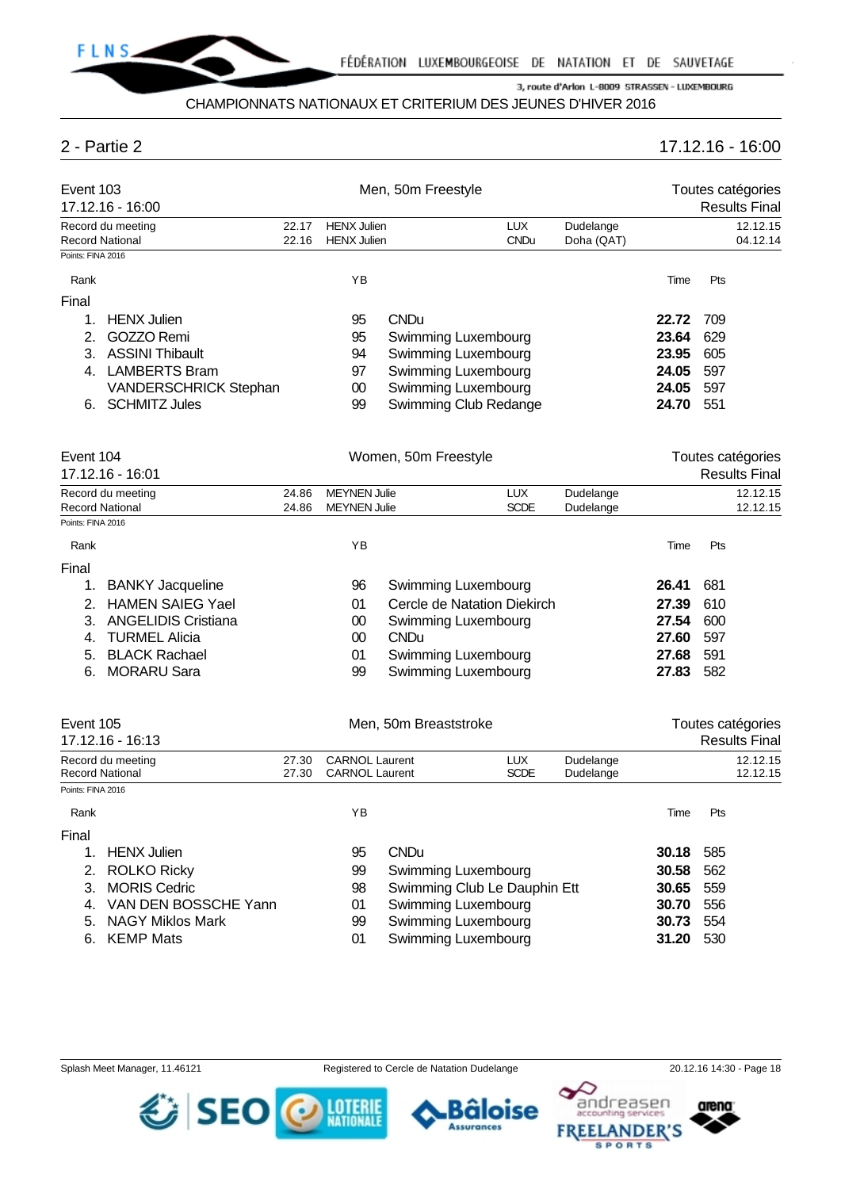## 2 - Partie 2

17.12.16 - 16:00

### Event 103 — Men, 50m Freestyle

17.12.16 - 16:00 — Toutes catégories — Results Final

| | Time | Name | | Club | Place | Date |
|---|---|---|---|---|---|---|
| Record du meeting | 22.17 | HENX Julien | LUX | | Dudelange | 12.12.15 |
| Record National | 22.16 | HENX Julien | | CNDu | Doha (QAT) | 04.12.14 |

Points: FINA 2016

| Rank | Name | YB | Club | Time | Pts |
|---|---|---|---|---|---|
| **Final** | | | | | |
| 1. | HENX Julien | 95 | CNDu | **22.72** | 709 |
| 2. | GOZZO Remi | 95 | Swimming Luxembourg | **23.64** | 629 |
| 3. | ASSINI Thibault | 94 | Swimming Luxembourg | **23.95** | 605 |
| 4. | LAMBERTS Bram | 97 | Swimming Luxembourg | **24.05** | 597 |
| | VANDERSCHRICK Stephan | 00 | Swimming Luxembourg | **24.05** | 597 |
| 6. | SCHMITZ Jules | 99 | Swimming Club Redange | **24.70** | 551 |

### Event 104 — Women, 50m Freestyle

17.12.16 - 16:01 — Toutes catégories — Results Final

| | Time | Name | | Club | Place | Date |
|---|---|---|---|---|---|---|
| Record du meeting | 24.86 | MEYNEN Julie | LUX | | Dudelange | 12.12.15 |
| Record National | 24.86 | MEYNEN Julie | | SCDE | Dudelange | 12.12.15 |

Points: FINA 2016

| Rank | Name | YB | Club | Time | Pts |
|---|---|---|---|---|---|
| **Final** | | | | | |
| 1. | BANKY Jacqueline | 96 | Swimming Luxembourg | **26.41** | 681 |
| 2. | HAMEN SAIEG Yael | 01 | Cercle de Natation Diekirch | **27.39** | 610 |
| 3. | ANGELIDIS Cristiana | 00 | Swimming Luxembourg | **27.54** | 600 |
| 4. | TURMEL Alicia | 00 | CNDu | **27.60** | 597 |
| 5. | BLACK Rachael | 01 | Swimming Luxembourg | **27.68** | 591 |
| 6. | MORARU Sara | 99 | Swimming Luxembourg | **27.83** | 582 |

### Event 105 — Men, 50m Breaststroke

17.12.16 - 16:13 — Toutes catégories — Results Final

| | Time | Name | | Club | Place | Date |
|---|---|---|---|---|---|---|
| Record du meeting | 27.30 | CARNOL Laurent | LUX | | Dudelange | 12.12.15 |
| Record National | 27.30 | CARNOL Laurent | | SCDE | Dudelange | 12.12.15 |

Points: FINA 2016

| Rank | Name | YB | Club | Time | Pts |
|---|---|---|---|---|---|
| **Final** | | | | | |
| 1. | HENX Julien | 95 | CNDu | **30.18** | 585 |
| 2. | ROLKO Ricky | 99 | Swimming Luxembourg | **30.58** | 562 |
| 3. | MORIS Cedric | 98 | Swimming Club Le Dauphin Ett | **30.65** | 559 |
| 4. | VAN DEN BOSSCHE Yann | 01 | Swimming Luxembourg | **30.70** | 556 |
| 5. | NAGY Miklos Mark | 99 | Swimming Luxembourg | **30.73** | 554 |
| 6. | KEMP Mats | 01 | Swimming Luxembourg | **31.20** | 530 |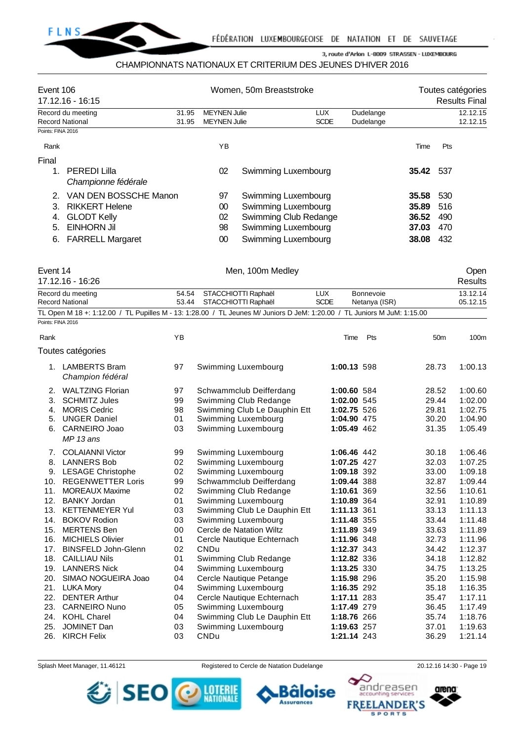CHAMPIONNATS NATIONAUX ET CRITERIUM DES JEUNES D'HIVER 2016

## Event 106 — Women, 50m Breaststroke

17.12.16 - 16:15

Toutes catégories — Results Final

| | | | | | |
|---|---|---|---|---|---|
| Record du meeting | 31.95 | MEYNEN Julie | LUX | Dudelange | 12.12.15 |
| Record National | 31.95 | MEYNEN Julie | SCDE | Dudelange | 12.12.15 |

Points: FINA 2016

**Final**

| Rank | Name | YB | Club | Time | Pts |
|---|---|---|---|---|---|
| 1. | PEREDI Lilla *Championne fédérale* | 02 | Swimming Luxembourg | **35.42** | 537 |
| 2. | VAN DEN BOSSCHE Manon | 97 | Swimming Luxembourg | **35.58** | 530 |
| 3. | RIKKERT Helene | 00 | Swimming Luxembourg | **35.89** | 516 |
| 4. | GLODT Kelly | 02 | Swimming Club Redange | **36.52** | 490 |
| 5. | EINHORN Jil | 98 | Swimming Luxembourg | **37.03** | 470 |
| 6. | FARRELL Margaret | 00 | Swimming Luxembourg | **38.08** | 432 |

## Event 14 — Men, 100m Medley

17.12.16 - 16:26

Open — Results

| | | | | | |
|---|---|---|---|---|---|
| Record du meeting | 54.54 | STACCHIOTTI Raphaël | LUX | Bonnevoie | 13.12.14 |
| Record National | 53.44 | STACCHIOTTI Raphaël | SCDE | Netanya (ISR) | 05.12.15 |

TL Open M 18 +: 1:12.00 / TL Pupilles M - 13: 1:28.00 / TL Jeunes M/ Juniors D JeM: 1:20.00 / TL Juniors M JuM: 1:15.00

Points: FINA 2016

**Toutes catégories**

| Rank | Name | YB | Club | Time | Pts | 50m | 100m |
|---|---|---|---|---|---|---|---|
| 1. | LAMBERTS Bram *Champion fédéral* | 97 | Swimming Luxembourg | **1:00.13** | 598 | 28.73 | 1:00.13 |
| 2. | WALTZING Florian | 97 | Schwammclub Deifferdang | **1:00.60** | 584 | 28.52 | 1:00.60 |
| 3. | SCHMITZ Jules | 99 | Swimming Club Redange | **1:02.00** | 545 | 29.44 | 1:02.00 |
| 4. | MORIS Cedric | 98 | Swimming Club Le Dauphin Ett | **1:02.75** | 526 | 29.81 | 1:02.75 |
| 5. | UNGER Daniel | 01 | Swimming Luxembourg | **1:04.90** | 475 | 30.20 | 1:04.90 |
| 6. | CARNEIRO Joao *MP 13 ans* | 03 | Swimming Luxembourg | **1:05.49** | 462 | 31.35 | 1:05.49 |
| 7. | COLAIANNI Victor | 99 | Swimming Luxembourg | **1:06.46** | 442 | 30.18 | 1:06.46 |
| 8. | LANNERS Bob | 02 | Swimming Luxembourg | **1:07.25** | 427 | 32.03 | 1:07.25 |
| 9. | LESAGE Christophe | 02 | Swimming Luxembourg | **1:09.18** | 392 | 33.00 | 1:09.18 |
| 10. | REGENWETTER Loris | 99 | Schwammclub Deifferdang | **1:09.44** | 388 | 32.87 | 1:09.44 |
| 11. | MOREAUX Maxime | 02 | Swimming Club Redange | **1:10.61** | 369 | 32.56 | 1:10.61 |
| 12. | BANKY Jordan | 01 | Swimming Luxembourg | **1:10.89** | 364 | 32.91 | 1:10.89 |
| 13. | KETTENMEYER Yul | 03 | Swimming Club Le Dauphin Ett | **1:11.13** | 361 | 33.13 | 1:11.13 |
| 14. | BOKOV Rodion | 03 | Swimming Luxembourg | **1:11.48** | 355 | 33.44 | 1:11.48 |
| 15. | MERTENS Ben | 00 | Cercle de Natation Wiltz | **1:11.89** | 349 | 33.63 | 1:11.89 |
| 16. | MICHIELS Olivier | 01 | Cercle Nautique Echternach | **1:11.96** | 348 | 32.73 | 1:11.96 |
| 17. | BINSFELD John-Glenn | 02 | CNDu | **1:12.37** | 343 | 34.42 | 1:12.37 |
| 18. | CAILLIAU Nils | 01 | Swimming Club Redange | **1:12.82** | 336 | 34.18 | 1:12.82 |
| 19. | LANNERS Nick | 04 | Swimming Luxembourg | **1:13.25** | 330 | 34.75 | 1:13.25 |
| 20. | SIMAO NOGUEIRA Joao | 04 | Cercle Nautique Petange | **1:15.98** | 296 | 35.20 | 1:15.98 |
| 21. | LUKA Mory | 04 | Swimming Luxembourg | **1:16.35** | 292 | 35.18 | 1:16.35 |
| 22. | DENTER Arthur | 04 | Cercle Nautique Echternach | **1:17.11** | 283 | 35.47 | 1:17.11 |
| 23. | CARNEIRO Nuno | 05 | Swimming Luxembourg | **1:17.49** | 279 | 36.45 | 1:17.49 |
| 24. | KOHL Charel | 04 | Swimming Club Le Dauphin Ett | **1:18.76** | 266 | 35.74 | 1:18.76 |
| 25. | JOMINET Dan | 03 | Swimming Luxembourg | **1:19.63** | 257 | 37.01 | 1:19.63 |
| 26. | KIRCH Felix | 03 | CNDu | **1:21.14** | 243 | 36.29 | 1:21.14 |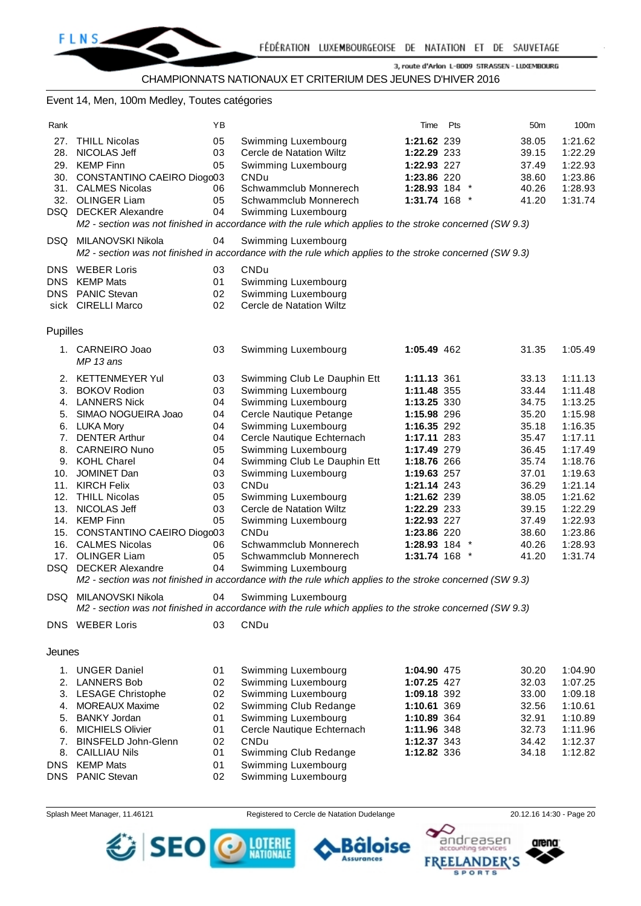CHAMPIONNATS NATIONAUX ET CRITERIUM DES JEUNES D'HIVER 2016

Event 14, Men, 100m Medley, Toutes catégories

| Rank | | YB | | Time | Pts | | 50m | 100m |
|---|---|---|---|---|---|---|---|---|
| 27. | THILL Nicolas | 05 | Swimming Luxembourg | **1:21.62** | 239 | | 38.05 | 1:21.62 |
| 28. | NICOLAS Jeff | 03 | Cercle de Natation Wiltz | **1:22.29** | 233 | | 39.15 | 1:22.29 |
| 29. | KEMP Finn | 05 | Swimming Luxembourg | **1:22.93** | 227 | | 37.49 | 1:22.93 |
| 30. | CONSTANTINO CAEIRO Diogo | 03 | CNDu | **1:23.86** | 220 | | 38.60 | 1:23.86 |
| 31. | CALMES Nicolas | 06 | Schwammclub Monnerech | **1:28.93** | 184 | * | 40.26 | 1:28.93 |
| 32. | OLINGER Liam | 05 | Schwammclub Monnerech | **1:31.74** | 168 | * | 41.20 | 1:31.74 |
| DSQ | DECKER Alexandre | 04 | Swimming Luxembourg | | | | | |
| | *M2 - section was not finished in accordance with the rule which applies to the stroke concerned (SW 9.3)* | | | | | | | |
| DSQ | MILANOVSKI Nikola | 04 | Swimming Luxembourg | | | | | |
| | *M2 - section was not finished in accordance with the rule which applies to the stroke concerned (SW 9.3)* | | | | | | | |
| DNS | WEBER Loris | 03 | CNDu | | | | | |
| DNS | KEMP Mats | 01 | Swimming Luxembourg | | | | | |
| DNS | PANIC Stevan | 02 | Swimming Luxembourg | | | | | |
| sick | CIRELLI Marco | 02 | Cercle de Natation Wiltz | | | | | |

## Pupilles

| Rank | | YB | | Time | Pts | | 50m | 100m |
|---|---|---|---|---|---|---|---|---|
| 1. | CARNEIRO Joao *MP 13 ans* | 03 | Swimming Luxembourg | **1:05.49** | 462 | | 31.35 | 1:05.49 |
| 2. | KETTENMEYER Yul | 03 | Swimming Club Le Dauphin Ett | **1:11.13** | 361 | | 33.13 | 1:11.13 |
| 3. | BOKOV Rodion | 03 | Swimming Luxembourg | **1:11.48** | 355 | | 33.44 | 1:11.48 |
| 4. | LANNERS Nick | 04 | Swimming Luxembourg | **1:13.25** | 330 | | 34.75 | 1:13.25 |
| 5. | SIMAO NOGUEIRA Joao | 04 | Cercle Nautique Petange | **1:15.98** | 296 | | 35.20 | 1:15.98 |
| 6. | LUKA Mory | 04 | Swimming Luxembourg | **1:16.35** | 292 | | 35.18 | 1:16.35 |
| 7. | DENTER Arthur | 04 | Cercle Nautique Echternach | **1:17.11** | 283 | | 35.47 | 1:17.11 |
| 8. | CARNEIRO Nuno | 05 | Swimming Luxembourg | **1:17.49** | 279 | | 36.45 | 1:17.49 |
| 9. | KOHL Charel | 04 | Swimming Club Le Dauphin Ett | **1:18.76** | 266 | | 35.74 | 1:18.76 |
| 10. | JOMINET Dan | 03 | Swimming Luxembourg | **1:19.63** | 257 | | 37.01 | 1:19.63 |
| 11. | KIRCH Felix | 03 | CNDu | **1:21.14** | 243 | | 36.29 | 1:21.14 |
| 12. | THILL Nicolas | 05 | Swimming Luxembourg | **1:21.62** | 239 | | 38.05 | 1:21.62 |
| 13. | NICOLAS Jeff | 03 | Cercle de Natation Wiltz | **1:22.29** | 233 | | 39.15 | 1:22.29 |
| 14. | KEMP Finn | 05 | Swimming Luxembourg | **1:22.93** | 227 | | 37.49 | 1:22.93 |
| 15. | CONSTANTINO CAEIRO Diogo | 03 | CNDu | **1:23.86** | 220 | | 38.60 | 1:23.86 |
| 16. | CALMES Nicolas | 06 | Schwammclub Monnerech | **1:28.93** | 184 | * | 40.26 | 1:28.93 |
| 17. | OLINGER Liam | 05 | Schwammclub Monnerech | **1:31.74** | 168 | * | 41.20 | 1:31.74 |
| DSQ | DECKER Alexandre | 04 | Swimming Luxembourg | | | | | |
| | *M2 - section was not finished in accordance with the rule which applies to the stroke concerned (SW 9.3)* | | | | | | | |
| DSQ | MILANOVSKI Nikola | 04 | Swimming Luxembourg | | | | | |
| | *M2 - section was not finished in accordance with the rule which applies to the stroke concerned (SW 9.3)* | | | | | | | |
| DNS | WEBER Loris | 03 | CNDu | | | | | |

## Jeunes

| Rank | | YB | | Time | Pts | | 50m | 100m |
|---|---|---|---|---|---|---|---|---|
| 1. | UNGER Daniel | 01 | Swimming Luxembourg | **1:04.90** | 475 | | 30.20 | 1:04.90 |
| 2. | LANNERS Bob | 02 | Swimming Luxembourg | **1:07.25** | 427 | | 32.03 | 1:07.25 |
| 3. | LESAGE Christophe | 02 | Swimming Luxembourg | **1:09.18** | 392 | | 33.00 | 1:09.18 |
| 4. | MOREAUX Maxime | 02 | Swimming Club Redange | **1:10.61** | 369 | | 32.56 | 1:10.61 |
| 5. | BANKY Jordan | 01 | Swimming Luxembourg | **1:10.89** | 364 | | 32.91 | 1:10.89 |
| 6. | MICHIELS Olivier | 01 | Cercle Nautique Echternach | **1:11.96** | 348 | | 32.73 | 1:11.96 |
| 7. | BINSFELD John-Glenn | 02 | CNDu | **1:12.37** | 343 | | 34.42 | 1:12.37 |
| 8. | CAILLIAU Nils | 01 | Swimming Club Redange | **1:12.82** | 336 | | 34.18 | 1:12.82 |
| DNS | KEMP Mats | 01 | Swimming Luxembourg | | | | | |
| DNS | PANIC Stevan | 02 | Swimming Luxembourg | | | | | |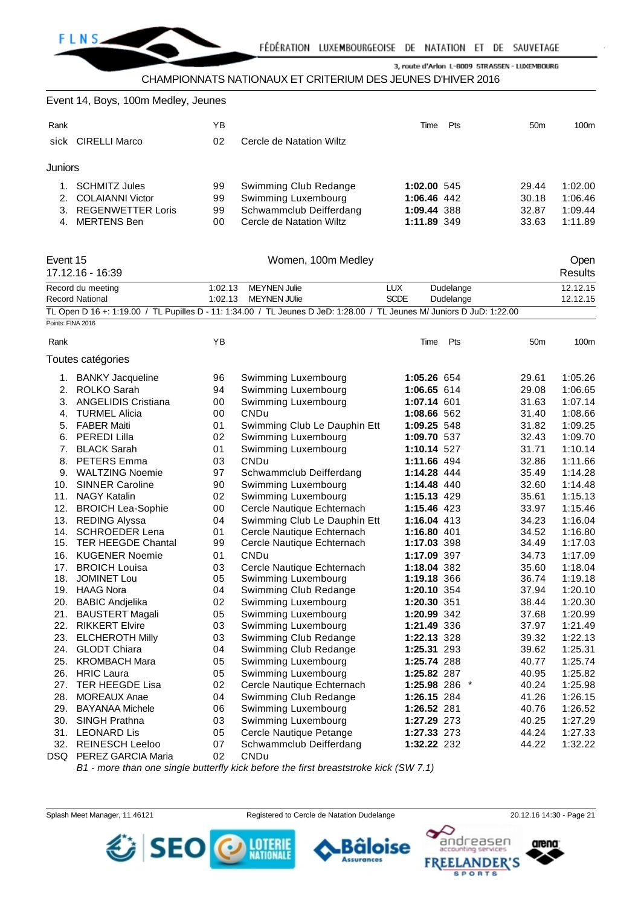CHAMPIONNATS NATIONAUX ET CRITERIUM DES JEUNES D'HIVER 2016

## Event 14, Boys, 100m Medley, Jeunes

| Rank | | YB | | Time | Pts | 50m | 100m |
|---|---|---|---|---|---|---|---|
| sick | CIRELLI Marco | 02 | Cercle de Natation Wiltz | | | | |

**Juniors**

| Rank | | YB | | Time | Pts | 50m | 100m |
|---|---|---|---|---|---|---|---|
| 1. | SCHMITZ Jules | 99 | Swimming Club Redange | **1:02.00** | 545 | 29.44 | 1:02.00 |
| 2. | COLAIANNI Victor | 99 | Swimming Luxembourg | **1:06.46** | 442 | 30.18 | 1:06.46 |
| 3. | REGENWETTER Loris | 99 | Schwammclub Deifferdang | **1:09.44** | 388 | 32.87 | 1:09.44 |
| 4. | MERTENS Ben | 00 | Cercle de Natation Wiltz | **1:11.89** | 349 | 33.63 | 1:11.89 |

## Event 15 — Women, 100m Medley — Open Results

17.12.16 - 16:39

| | | | | | |
|---|---|---|---|---|---|
| Record du meeting | 1:02.13 | MEYNEN Julie | LUX | Dudelange | 12.12.15 |
| Record National | 1:02.13 | MEYNEN JUlie | SCDE | Dudelange | 12.12.15 |

TL Open D 16 +: 1:19.00 / TL Pupilles D - 11: 1:34.00 / TL Jeunes D JeD: 1:28.00 / TL Jeunes M/ Juniors D JuD: 1:22.00

Points: FINA 2016

**Toutes catégories**

| Rank | | YB | | Time | Pts | 50m | 100m |
|---|---|---|---|---|---|---|---|
| 1. | BANKY Jacqueline | 96 | Swimming Luxembourg | **1:05.26** | 654 | 29.61 | 1:05.26 |
| 2. | ROLKO Sarah | 94 | Swimming Luxembourg | **1:06.65** | 614 | 29.08 | 1:06.65 |
| 3. | ANGELIDIS Cristiana | 00 | Swimming Luxembourg | **1:07.14** | 601 | 31.63 | 1:07.14 |
| 4. | TURMEL Alicia | 00 | CNDu | **1:08.66** | 562 | 31.40 | 1:08.66 |
| 5. | FABER Maiti | 01 | Swimming Club Le Dauphin Ett | **1:09.25** | 548 | 31.82 | 1:09.25 |
| 6. | PEREDI Lilla | 02 | Swimming Luxembourg | **1:09.70** | 537 | 32.43 | 1:09.70 |
| 7. | BLACK Sarah | 01 | Swimming Luxembourg | **1:10.14** | 527 | 31.71 | 1:10.14 |
| 8. | PETERS Emma | 03 | CNDu | **1:11.66** | 494 | 32.86 | 1:11.66 |
| 9. | WALTZING Noemie | 97 | Schwammclub Deifferdang | **1:14.28** | 444 | 35.49 | 1:14.28 |
| 10. | SINNER Caroline | 90 | Swimming Luxembourg | **1:14.48** | 440 | 32.60 | 1:14.48 |
| 11. | NAGY Katalin | 02 | Swimming Luxembourg | **1:15.13** | 429 | 35.61 | 1:15.13 |
| 12. | BROICH Lea-Sophie | 00 | Cercle Nautique Echternach | **1:15.46** | 423 | 33.97 | 1:15.46 |
| 13. | REDING Alyssa | 04 | Swimming Club Le Dauphin Ett | **1:16.04** | 413 | 34.23 | 1:16.04 |
| 14. | SCHROEDER Lena | 01 | Cercle Nautique Echternach | **1:16.80** | 401 | 34.52 | 1:16.80 |
| 15. | TER HEEGDE Chantal | 99 | Cercle Nautique Echternach | **1:17.03** | 398 | 34.49 | 1:17.03 |
| 16. | KUGENER Noemie | 01 | CNDu | **1:17.09** | 397 | 34.73 | 1:17.09 |
| 17. | BROICH Louisa | 03 | Cercle Nautique Echternach | **1:18.04** | 382 | 35.60 | 1:18.04 |
| 18. | JOMINET Lou | 05 | Swimming Luxembourg | **1:19.18** | 366 | 36.74 | 1:19.18 |
| 19. | HAAG Nora | 04 | Swimming Club Redange | **1:20.10** | 354 | 37.94 | 1:20.10 |
| 20. | BABIC Andjelika | 02 | Swimming Luxembourg | **1:20.30** | 351 | 38.44 | 1:20.30 |
| 21. | BAUSTERT Magali | 05 | Swimming Luxembourg | **1:20.99** | 342 | 37.68 | 1:20.99 |
| 22. | RIKKERT Elvire | 03 | Swimming Luxembourg | **1:21.49** | 336 | 37.97 | 1:21.49 |
| 23. | ELCHEROTH Milly | 03 | Swimming Club Redange | **1:22.13** | 328 | 39.32 | 1:22.13 |
| 24. | GLODT Chiara | 04 | Swimming Club Redange | **1:25.31** | 293 | 39.62 | 1:25.31 |
| 25. | KROMBACH Mara | 05 | Swimming Luxembourg | **1:25.74** | 288 | 40.77 | 1:25.74 |
| 26. | HRIC Laura | 05 | Swimming Luxembourg | **1:25.82** | 287 | 40.95 | 1:25.82 |
| 27. | TER HEEGDE Lisa | 02 | Cercle Nautique Echternach | **1:25.98** | 286 * | 40.24 | 1:25.98 |
| 28. | MOREAUX Anae | 04 | Swimming Club Redange | **1:26.15** | 284 | 41.26 | 1:26.15 |
| 29. | BAYANAA Michele | 06 | Swimming Luxembourg | **1:26.52** | 281 | 40.76 | 1:26.52 |
| 30. | SINGH Prathna | 03 | Swimming Luxembourg | **1:27.29** | 273 | 40.25 | 1:27.29 |
| 31. | LEONARD Lis | 05 | Cercle Nautique Petange | **1:27.33** | 273 | 44.24 | 1:27.33 |
| 32. | REINESCH Leeloo | 07 | Schwammclub Deifferdang | **1:32.22** | 232 | 44.22 | 1:32.22 |
| DSQ | PEREZ GARCIA Maria | 02 | CNDu | | | | |

*B1 - more than one single butterfly kick before the first breaststroke kick (SW 7.1)*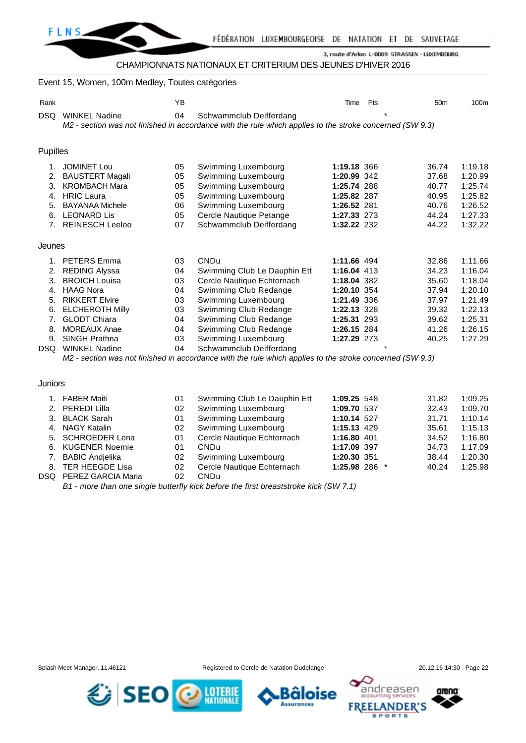CHAMPIONNATS NATIONAUX ET CRITERIUM DES JEUNES D'HIVER 2016

## Event 15, Women, 100m Medley, Toutes catégories

| Rank | | YB | | Time | Pts | | 50m | 100m |
|---|---|---|---|---|---|---|---|---|
| DSQ | WINKEL Nadine | 04 | Schwammclub Deifferdang | | | * | | |
| | *M2 - section was not finished in accordance with the rule which applies to the stroke concerned (SW 9.3)* | | | | | | | |

### Pupilles

| Rank | | YB | | Time | Pts | | 50m | 100m |
|---|---|---|---|---|---|---|---|---|
| 1. | JOMINET Lou | 05 | Swimming Luxembourg | **1:19.18** | 366 | | 36.74 | 1:19.18 |
| 2. | BAUSTERT Magali | 05 | Swimming Luxembourg | **1:20.99** | 342 | | 37.68 | 1:20.99 |
| 3. | KROMBACH Mara | 05 | Swimming Luxembourg | **1:25.74** | 288 | | 40.77 | 1:25.74 |
| 4. | HRIC Laura | 05 | Swimming Luxembourg | **1:25.82** | 287 | | 40.95 | 1:25.82 |
| 5. | BAYANAA Michele | 06 | Swimming Luxembourg | **1:26.52** | 281 | | 40.76 | 1:26.52 |
| 6. | LEONARD Lis | 05 | Cercle Nautique Petange | **1:27.33** | 273 | | 44.24 | 1:27.33 |
| 7. | REINESCH Leeloo | 07 | Schwammclub Deifferdang | **1:32.22** | 232 | | 44.22 | 1:32.22 |

### Jeunes

| Rank | | YB | | Time | Pts | | 50m | 100m |
|---|---|---|---|---|---|---|---|---|
| 1. | PETERS Emma | 03 | CNDu | **1:11.66** | 494 | | 32.86 | 1:11.66 |
| 2. | REDING Alyssa | 04 | Swimming Club Le Dauphin Ett | **1:16.04** | 413 | | 34.23 | 1:16.04 |
| 3. | BROICH Louisa | 03 | Cercle Nautique Echternach | **1:18.04** | 382 | | 35.60 | 1:18.04 |
| 4. | HAAG Nora | 04 | Swimming Club Redange | **1:20.10** | 354 | | 37.94 | 1:20.10 |
| 5. | RIKKERT Elvire | 03 | Swimming Luxembourg | **1:21.49** | 336 | | 37.97 | 1:21.49 |
| 6. | ELCHEROTH Milly | 03 | Swimming Club Redange | **1:22.13** | 328 | | 39.32 | 1:22.13 |
| 7. | GLODT Chiara | 04 | Swimming Club Redange | **1:25.31** | 293 | | 39.62 | 1:25.31 |
| 8. | MOREAUX Anae | 04 | Swimming Club Redange | **1:26.15** | 284 | | 41.26 | 1:26.15 |
| 9. | SINGH Prathna | 03 | Swimming Luxembourg | **1:27.29** | 273 | | 40.25 | 1:27.29 |
| DSQ | WINKEL Nadine | 04 | Schwammclub Deifferdang | | | * | | |
| | *M2 - section was not finished in accordance with the rule which applies to the stroke concerned (SW 9.3)* | | | | | | | |

### Juniors

| Rank | | YB | | Time | Pts | | 50m | 100m |
|---|---|---|---|---|---|---|---|---|
| 1. | FABER Maiti | 01 | Swimming Club Le Dauphin Ett | **1:09.25** | 548 | | 31.82 | 1:09.25 |
| 2. | PEREDI Lilla | 02 | Swimming Luxembourg | **1:09.70** | 537 | | 32.43 | 1:09.70 |
| 3. | BLACK Sarah | 01 | Swimming Luxembourg | **1:10.14** | 527 | | 31.71 | 1:10.14 |
| 4. | NAGY Katalin | 02 | Swimming Luxembourg | **1:15.13** | 429 | | 35.61 | 1:15.13 |
| 5. | SCHROEDER Lena | 01 | Cercle Nautique Echternach | **1:16.80** | 401 | | 34.52 | 1:16.80 |
| 6. | KUGENER Noemie | 01 | CNDu | **1:17.09** | 397 | | 34.73 | 1:17.09 |
| 7. | BABIC Andjelika | 02 | Swimming Luxembourg | **1:20.30** | 351 | | 38.44 | 1:20.30 |
| 8. | TER HEEGDE Lisa | 02 | Cercle Nautique Echternach | **1:25.98** | 286 | * | 40.24 | 1:25.98 |
| DSQ | PEREZ GARCIA Maria | 02 | CNDu | | | | | |
| | *B1 - more than one single butterfly kick before the first breaststroke kick (SW 7.1)* | | | | | | | |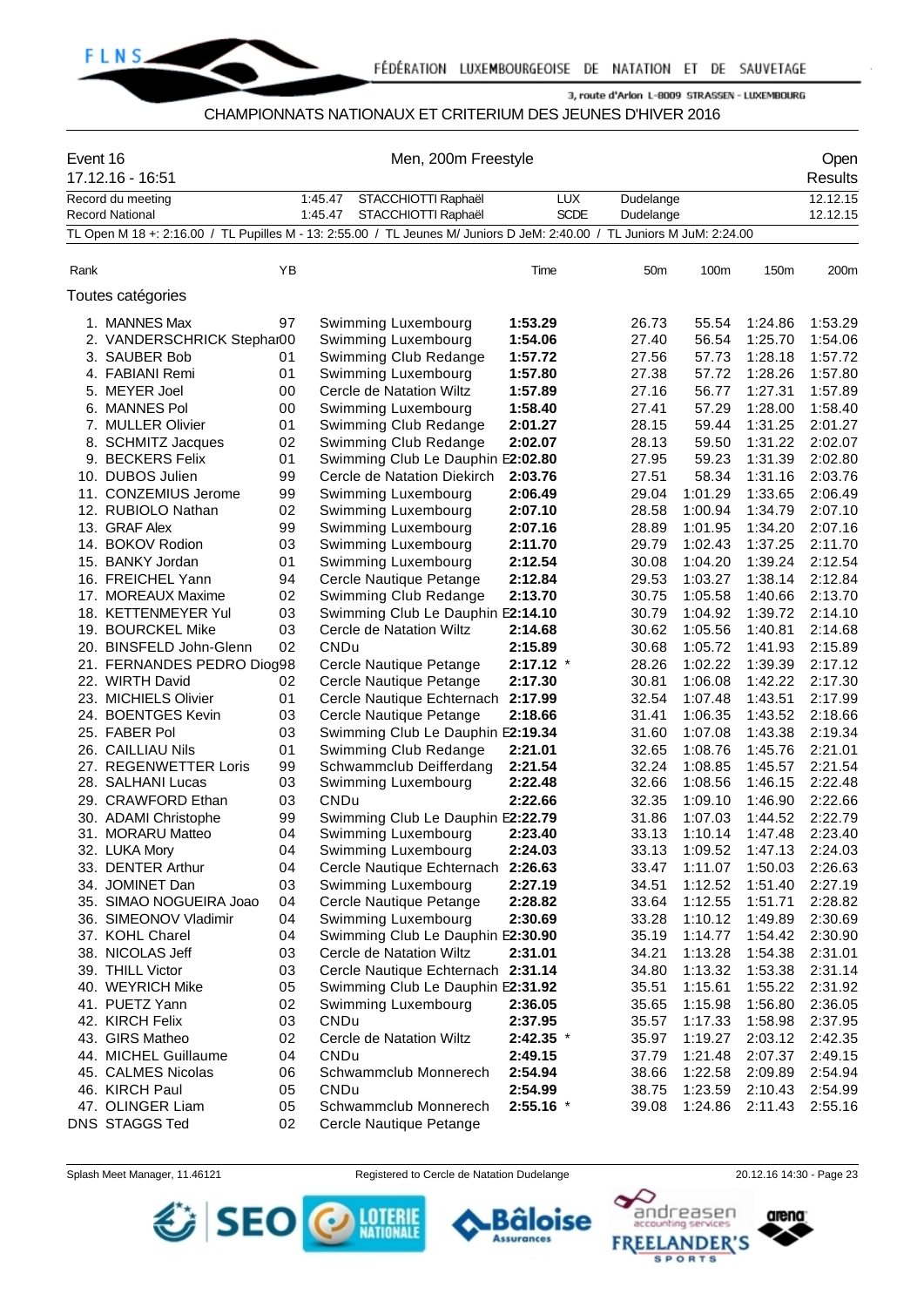FÉDÉRATION LUXEMBOURGEOISE DE NATATION ET DE SAUVETAGE

3, route d'Arlon L-8009 STRASSEN - LUXEMBOURG

## CHAMPIONNATS NATIONAUX ET CRITERIUM DES JEUNES D'HIVER 2016

**Event 16** — Men, 200m Freestyle — Open

17.12.16 - 16:51 — Results

| | | | | | |
|---|---|---|---|---|---|
| Record du meeting | 1:45.47 | STACCHIOTTI Raphaël | LUX | Dudelange | 12.12.15 |
| Record National | 1:45.47 | STACCHIOTTI Raphaël | SCDE | Dudelange | 12.12.15 |

TL Open M 18 +: 2:16.00 / TL Pupilles M - 13: 2:55.00 / TL Jeunes M/ Juniors D JeM: 2:40.00 / TL Juniors M JuM: 2:24.00

### Toutes catégories

| Rank | Name | YB | Club | Time | 50m | 100m | 150m | 200m |
|---|---|---|---|---|---|---|---|---|
| 1. | MANNES Max | 97 | Swimming Luxembourg | **1:53.29** | 26.73 | 55.54 | 1:24.86 | 1:53.29 |
| 2. | VANDERSCHRICK Stephan | 00 | Swimming Luxembourg | **1:54.06** | 27.40 | 56.54 | 1:25.70 | 1:54.06 |
| 3. | SAUBER Bob | 01 | Swimming Club Redange | **1:57.72** | 27.56 | 57.73 | 1:28.18 | 1:57.72 |
| 4. | FABIANI Remi | 01 | Swimming Luxembourg | **1:57.80** | 27.38 | 57.72 | 1:28.26 | 1:57.80 |
| 5. | MEYER Joel | 00 | Cercle de Natation Wiltz | **1:57.89** | 27.16 | 56.77 | 1:27.31 | 1:57.89 |
| 6. | MANNES Pol | 00 | Swimming Luxembourg | **1:58.40** | 27.41 | 57.29 | 1:28.00 | 1:58.40 |
| 7. | MULLER Olivier | 01 | Swimming Club Redange | **2:01.27** | 28.15 | 59.44 | 1:31.25 | 2:01.27 |
| 8. | SCHMITZ Jacques | 02 | Swimming Club Redange | **2:02.07** | 28.13 | 59.50 | 1:31.22 | 2:02.07 |
| 9. | BECKERS Felix | 01 | Swimming Club Le Dauphin E | **2:02.80** | 27.95 | 59.23 | 1:31.39 | 2:02.80 |
| 10. | DUBOS Julien | 99 | Cercle de Natation Diekirch | **2:03.76** | 27.51 | 58.34 | 1:31.16 | 2:03.76 |
| 11. | CONZEMIUS Jerome | 99 | Swimming Luxembourg | **2:06.49** | 29.04 | 1:01.29 | 1:33.65 | 2:06.49 |
| 12. | RUBIOLO Nathan | 02 | Swimming Luxembourg | **2:07.10** | 28.58 | 1:00.94 | 1:34.79 | 2:07.10 |
| 13. | GRAF Alex | 99 | Swimming Luxembourg | **2:07.16** | 28.89 | 1:01.95 | 1:34.20 | 2:07.16 |
| 14. | BOKOV Rodion | 03 | Swimming Luxembourg | **2:11.70** | 29.79 | 1:02.43 | 1:37.25 | 2:11.70 |
| 15. | BANKY Jordan | 01 | Swimming Luxembourg | **2:12.54** | 30.08 | 1:04.20 | 1:39.24 | 2:12.54 |
| 16. | FREICHEL Yann | 94 | Cercle Nautique Petange | **2:12.84** | 29.53 | 1:03.27 | 1:38.14 | 2:12.84 |
| 17. | MOREAUX Maxime | 02 | Swimming Club Redange | **2:13.70** | 30.75 | 1:05.58 | 1:40.66 | 2:13.70 |
| 18. | KETTENMEYER Yul | 03 | Swimming Club Le Dauphin E | **2:14.10** | 30.79 | 1:04.92 | 1:39.72 | 2:14.10 |
| 19. | BOURCKEL Mike | 03 | Cercle de Natation Wiltz | **2:14.68** | 30.62 | 1:05.56 | 1:40.81 | 2:14.68 |
| 20. | BINSFELD John-Glenn | 02 | CNDu | **2:15.89** | 30.68 | 1:05.72 | 1:41.93 | 2:15.89 |
| 21. | FERNANDES PEDRO Diog | 98 | Cercle Nautique Petange | **2:17.12** * | 28.26 | 1:02.22 | 1:39.39 | 2:17.12 |
| 22. | WIRTH David | 02 | Cercle Nautique Petange | **2:17.30** | 30.81 | 1:06.08 | 1:42.22 | 2:17.30 |
| 23. | MICHIELS Olivier | 01 | Cercle Nautique Echternach | **2:17.99** | 32.54 | 1:07.48 | 1:43.51 | 2:17.99 |
| 24. | BOENTGES Kevin | 03 | Cercle Nautique Petange | **2:18.66** | 31.41 | 1:06.35 | 1:43.52 | 2:18.66 |
| 25. | FABER Pol | 03 | Swimming Club Le Dauphin E | **2:19.34** | 31.60 | 1:07.08 | 1:43.38 | 2:19.34 |
| 26. | CAILLIAU Nils | 01 | Swimming Club Redange | **2:21.01** | 32.65 | 1:08.76 | 1:45.76 | 2:21.01 |
| 27. | REGENWETTER Loris | 99 | Schwammclub Deifferdang | **2:21.54** | 32.24 | 1:08.85 | 1:45.57 | 2:21.54 |
| 28. | SALHANI Lucas | 03 | Swimming Luxembourg | **2:22.48** | 32.66 | 1:08.56 | 1:46.15 | 2:22.48 |
| 29. | CRAWFORD Ethan | 03 | CNDu | **2:22.66** | 32.35 | 1:09.10 | 1:46.90 | 2:22.66 |
| 30. | ADAMI Christophe | 99 | Swimming Club Le Dauphin E | **2:22.79** | 31.86 | 1:07.03 | 1:44.52 | 2:22.79 |
| 31. | MORARU Matteo | 04 | Swimming Luxembourg | **2:23.40** | 33.13 | 1:10.14 | 1:47.48 | 2:23.40 |
| 32. | LUKA Mory | 04 | Swimming Luxembourg | **2:24.03** | 33.13 | 1:09.52 | 1:47.13 | 2:24.03 |
| 33. | DENTER Arthur | 04 | Cercle Nautique Echternach | **2:26.63** | 33.47 | 1:11.07 | 1:50.03 | 2:26.63 |
| 34. | JOMINET Dan | 03 | Swimming Luxembourg | **2:27.19** | 34.51 | 1:12.52 | 1:51.40 | 2:27.19 |
| 35. | SIMAO NOGUEIRA Joao | 04 | Cercle Nautique Petange | **2:28.82** | 33.64 | 1:12.55 | 1:51.71 | 2:28.82 |
| 36. | SIMEONOV Vladimir | 04 | Swimming Luxembourg | **2:30.69** | 33.28 | 1:10.12 | 1:49.89 | 2:30.69 |
| 37. | KOHL Charel | 04 | Swimming Club Le Dauphin E | **2:30.90** | 35.19 | 1:14.77 | 1:54.42 | 2:30.90 |
| 38. | NICOLAS Jeff | 03 | Cercle de Natation Wiltz | **2:31.01** | 34.21 | 1:13.28 | 1:54.38 | 2:31.01 |
| 39. | THILL Victor | 03 | Cercle Nautique Echternach | **2:31.14** | 34.80 | 1:13.32 | 1:53.38 | 2:31.14 |
| 40. | WEYRICH Mike | 05 | Swimming Club Le Dauphin E | **2:31.92** | 35.51 | 1:15.61 | 1:55.22 | 2:31.92 |
| 41. | PUETZ Yann | 02 | Swimming Luxembourg | **2:36.05** | 35.65 | 1:15.98 | 1:56.80 | 2:36.05 |
| 42. | KIRCH Felix | 03 | CNDu | **2:37.95** | 35.57 | 1:17.33 | 1:58.98 | 2:37.95 |
| 43. | GIRS Matheo | 02 | Cercle de Natation Wiltz | **2:42.35** * | 35.97 | 1:19.27 | 2:03.12 | 2:42.35 |
| 44. | MICHEL Guillaume | 04 | CNDu | **2:49.15** | 37.79 | 1:21.48 | 2:07.37 | 2:49.15 |
| 45. | CALMES Nicolas | 06 | Schwammclub Monnerech | **2:54.94** | 38.66 | 1:22.58 | 2:09.89 | 2:54.94 |
| 46. | KIRCH Paul | 05 | CNDu | **2:54.99** | 38.75 | 1:23.59 | 2:10.43 | 2:54.99 |
| 47. | OLINGER Liam | 05 | Schwammclub Monnerech | **2:55.16** * | 39.08 | 1:24.86 | 2:11.43 | 2:55.16 |
| DNS | STAGGS Ted | 02 | Cercle Nautique Petange | | | | | |

Splash Meet Manager, 11.46121 — Registered to Cercle de Natation Dudelange — 20.12.16 14:30 - Page 23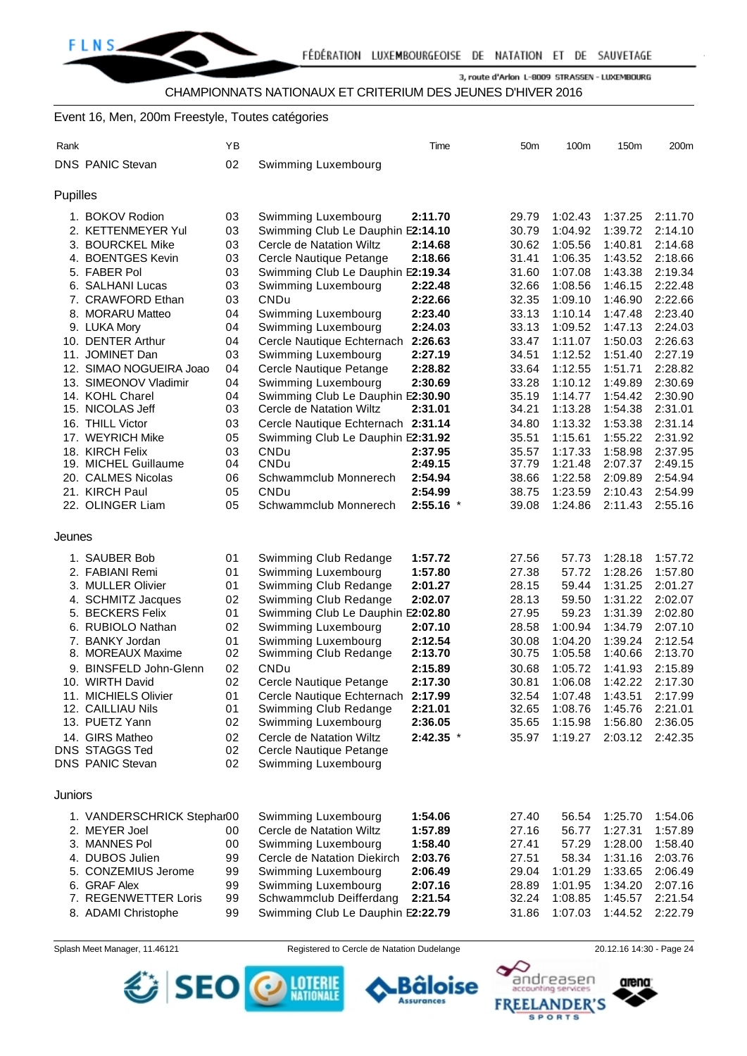CHAMPIONNATS NATIONAUX ET CRITERIUM DES JEUNES D'HIVER 2016

Event 16, Men, 200m Freestyle, Toutes catégories

| Rank | | YB | | Time | 50m | 100m | 150m | 200m |
|---|---|---|---|---|---|---|---|---|
| DNS | PANIC Stevan | 02 | Swimming Luxembourg | | | | | |

### Pupilles

| Rank | Name | YB | Club | Time | 50m | 100m | 150m | 200m |
|---|---|---|---|---|---|---|---|---|
| 1. | BOKOV Rodion | 03 | Swimming Luxembourg | **2:11.70** | 29.79 | 1:02.43 | 1:37.25 | 2:11.70 |
| 2. | KETTENMEYER Yul | 03 | Swimming Club Le Dauphin E | **2:14.10** | 30.79 | 1:04.92 | 1:39.72 | 2:14.10 |
| 3. | BOURCKEL Mike | 03 | Cercle de Natation Wiltz | **2:14.68** | 30.62 | 1:05.56 | 1:40.81 | 2:14.68 |
| 4. | BOENTGES Kevin | 03 | Cercle Nautique Petange | **2:18.66** | 31.41 | 1:06.35 | 1:43.52 | 2:18.66 |
| 5. | FABER Pol | 03 | Swimming Club Le Dauphin E | **2:19.34** | 31.60 | 1:07.08 | 1:43.38 | 2:19.34 |
| 6. | SALHANI Lucas | 03 | Swimming Luxembourg | **2:22.48** | 32.66 | 1:08.56 | 1:46.15 | 2:22.48 |
| 7. | CRAWFORD Ethan | 03 | CNDu | **2:22.66** | 32.35 | 1:09.10 | 1:46.90 | 2:22.66 |
| 8. | MORARU Matteo | 04 | Swimming Luxembourg | **2:23.40** | 33.13 | 1:10.14 | 1:47.48 | 2:23.40 |
| 9. | LUKA Mory | 04 | Swimming Luxembourg | **2:24.03** | 33.13 | 1:09.52 | 1:47.13 | 2:24.03 |
| 10. | DENTER Arthur | 04 | Cercle Nautique Echternach | **2:26.63** | 33.47 | 1:11.07 | 1:50.03 | 2:26.63 |
| 11. | JOMINET Dan | 03 | Swimming Luxembourg | **2:27.19** | 34.51 | 1:12.52 | 1:51.40 | 2:27.19 |
| 12. | SIMAO NOGUEIRA Joao | 04 | Cercle Nautique Petange | **2:28.82** | 33.64 | 1:12.55 | 1:51.71 | 2:28.82 |
| 13. | SIMEONOV Vladimir | 04 | Swimming Luxembourg | **2:30.69** | 33.28 | 1:10.12 | 1:49.89 | 2:30.69 |
| 14. | KOHL Charel | 04 | Swimming Club Le Dauphin E | **2:30.90** | 35.19 | 1:14.77 | 1:54.42 | 2:30.90 |
| 15. | NICOLAS Jeff | 03 | Cercle de Natation Wiltz | **2:31.01** | 34.21 | 1:13.28 | 1:54.38 | 2:31.01 |
| 16. | THILL Victor | 03 | Cercle Nautique Echternach | **2:31.14** | 34.80 | 1:13.32 | 1:53.38 | 2:31.14 |
| 17. | WEYRICH Mike | 05 | Swimming Club Le Dauphin E | **2:31.92** | 35.51 | 1:15.61 | 1:55.22 | 2:31.92 |
| 18. | KIRCH Felix | 03 | CNDu | **2:37.95** | 35.57 | 1:17.33 | 1:58.98 | 2:37.95 |
| 19. | MICHEL Guillaume | 04 | CNDu | **2:49.15** | 37.79 | 1:21.48 | 2:07.37 | 2:49.15 |
| 20. | CALMES Nicolas | 06 | Schwammclub Monnerech | **2:54.94** | 38.66 | 1:22.58 | 2:09.89 | 2:54.94 |
| 21. | KIRCH Paul | 05 | CNDu | **2:54.99** | 38.75 | 1:23.59 | 2:10.43 | 2:54.99 |
| 22. | OLINGER Liam | 05 | Schwammclub Monnerech | **2:55.16** * | 39.08 | 1:24.86 | 2:11.43 | 2:55.16 |

### Jeunes

| Rank | Name | YB | Club | Time | 50m | 100m | 150m | 200m |
|---|---|---|---|---|---|---|---|---|
| 1. | SAUBER Bob | 01 | Swimming Club Redange | **1:57.72** | 27.56 | 57.73 | 1:28.18 | 1:57.72 |
| 2. | FABIANI Remi | 01 | Swimming Luxembourg | **1:57.80** | 27.38 | 57.72 | 1:28.26 | 1:57.80 |
| 3. | MULLER Olivier | 01 | Swimming Club Redange | **2:01.27** | 28.15 | 59.44 | 1:31.25 | 2:01.27 |
| 4. | SCHMITZ Jacques | 02 | Swimming Club Redange | **2:02.07** | 28.13 | 59.50 | 1:31.22 | 2:02.07 |
| 5. | BECKERS Felix | 01 | Swimming Club Le Dauphin E | **2:02.80** | 27.95 | 59.23 | 1:31.39 | 2:02.80 |
| 6. | RUBIOLO Nathan | 02 | Swimming Luxembourg | **2:07.10** | 28.58 | 1:00.94 | 1:34.79 | 2:07.10 |
| 7. | BANKY Jordan | 01 | Swimming Luxembourg | **2:12.54** | 30.08 | 1:04.20 | 1:39.24 | 2:12.54 |
| 8. | MOREAUX Maxime | 02 | Swimming Club Redange | **2:13.70** | 30.75 | 1:05.58 | 1:40.66 | 2:13.70 |
| 9. | BINSFELD John-Glenn | 02 | CNDu | **2:15.89** | 30.68 | 1:05.72 | 1:41.93 | 2:15.89 |
| 10. | WIRTH David | 02 | Cercle Nautique Petange | **2:17.30** | 30.81 | 1:06.08 | 1:42.22 | 2:17.30 |
| 11. | MICHIELS Olivier | 01 | Cercle Nautique Echternach | **2:17.99** | 32.54 | 1:07.48 | 1:43.51 | 2:17.99 |
| 12. | CAILLIAU Nils | 01 | Swimming Club Redange | **2:21.01** | 32.65 | 1:08.76 | 1:45.76 | 2:21.01 |
| 13. | PUETZ Yann | 02 | Swimming Luxembourg | **2:36.05** | 35.65 | 1:15.98 | 1:56.80 | 2:36.05 |
| 14. | GIRS Matheo | 02 | Cercle de Natation Wiltz | **2:42.35** * | 35.97 | 1:19.27 | 2:03.12 | 2:42.35 |
| DNS | STAGGS Ted | 02 | Cercle Nautique Petange | | | | | |
| DNS | PANIC Stevan | 02 | Swimming Luxembourg | | | | | |

### Juniors

| Rank | Name | YB | Club | Time | 50m | 100m | 150m | 200m |
|---|---|---|---|---|---|---|---|---|
| 1. | VANDERSCHRICK Stephan | 00 | Swimming Luxembourg | **1:54.06** | 27.40 | 56.54 | 1:25.70 | 1:54.06 |
| 2. | MEYER Joel | 00 | Cercle de Natation Wiltz | **1:57.89** | 27.16 | 56.77 | 1:27.31 | 1:57.89 |
| 3. | MANNES Pol | 00 | Swimming Luxembourg | **1:58.40** | 27.41 | 57.29 | 1:28.00 | 1:58.40 |
| 4. | DUBOS Julien | 99 | Cercle de Natation Diekirch | **2:03.76** | 27.51 | 58.34 | 1:31.16 | 2:03.76 |
| 5. | CONZEMIUS Jerome | 99 | Swimming Luxembourg | **2:06.49** | 29.04 | 1:01.29 | 1:33.65 | 2:06.49 |
| 6. | GRAF Alex | 99 | Swimming Luxembourg | **2:07.16** | 28.89 | 1:01.95 | 1:34.20 | 2:07.16 |
| 7. | REGENWETTER Loris | 99 | Schwammclub Deifferdang | **2:21.54** | 32.24 | 1:08.85 | 1:45.57 | 2:21.54 |
| 8. | ADAMI Christophe | 99 | Swimming Club Le Dauphin E | **2:22.79** | 31.86 | 1:07.03 | 1:44.52 | 2:22.79 |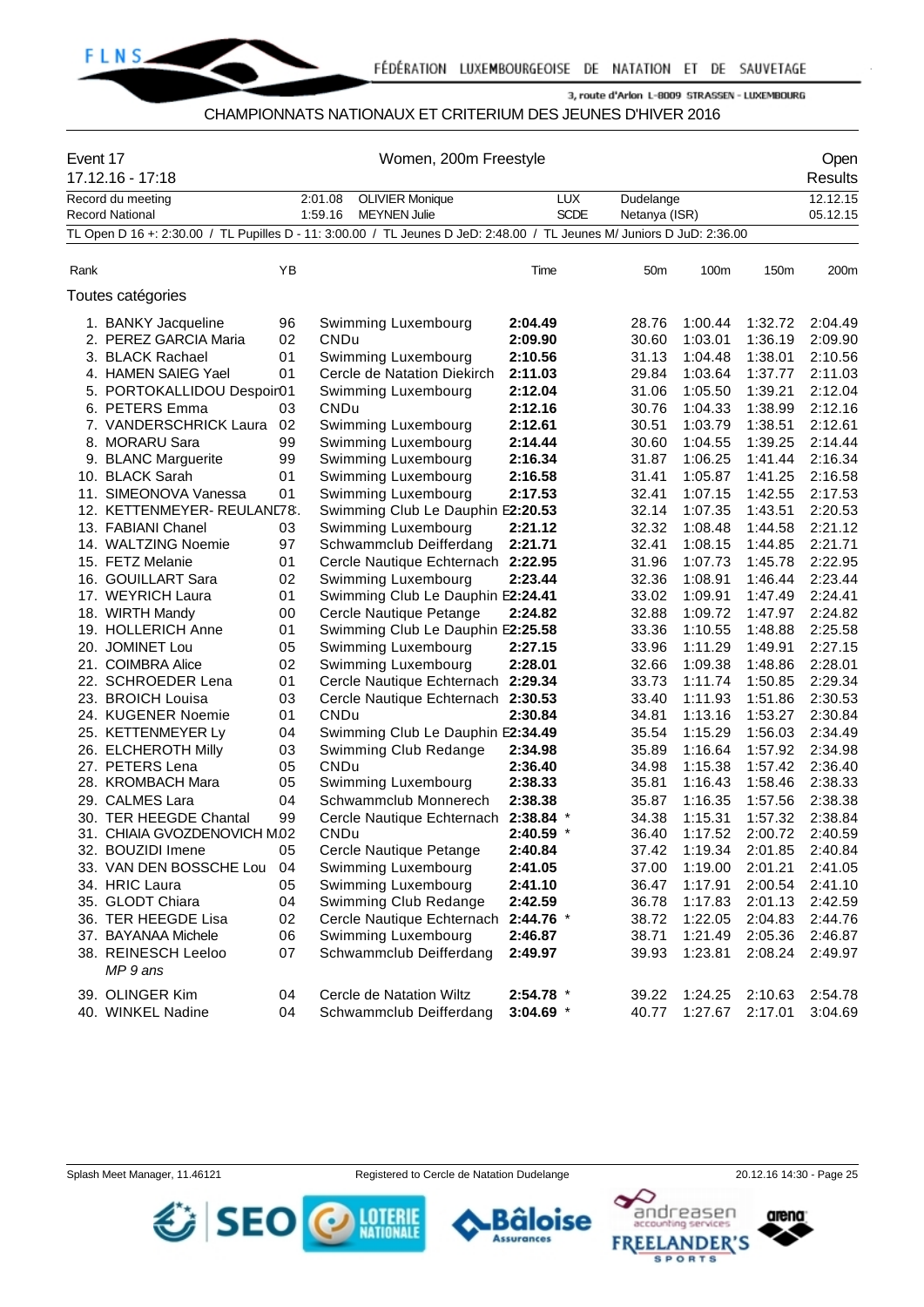CHAMPIONNATS NATIONAUX ET CRITERIUM DES JEUNES D'HIVER 2016

Event 17 — Women, 200m Freestyle — Open

17.12.16 - 17:18 — Results

| | | | | | |
|---|---|---|---|---|---|
| Record du meeting | 2:01.08 | OLIVIER Monique | LUX | Dudelange | 12.12.15 |
| Record National | 1:59.16 | MEYNEN Julie | SCDE | Netanya (ISR) | 05.12.15 |

TL Open D 16 +: 2:30.00 / TL Pupilles D - 11: 3:00.00 / TL Jeunes D JeD: 2:48.00 / TL Jeunes M/ Juniors D JuD: 2:36.00

Toutes catégories

| Rank | Name | YB | Club | Time | | 50m | 100m | 150m | 200m |
|---|---|---|---|---|---|---|---|---|---|
| 1. | BANKY Jacqueline | 96 | Swimming Luxembourg | **2:04.49** | | 28.76 | 1:00.44 | 1:32.72 | 2:04.49 |
| 2. | PEREZ GARCIA Maria | 02 | CNDu | **2:09.90** | | 30.60 | 1:03.01 | 1:36.19 | 2:09.90 |
| 3. | BLACK Rachael | 01 | Swimming Luxembourg | **2:10.56** | | 31.13 | 1:04.48 | 1:38.01 | 2:10.56 |
| 4. | HAMEN SAIEG Yael | 01 | Cercle de Natation Diekirch | **2:11.03** | | 29.84 | 1:03.64 | 1:37.77 | 2:11.03 |
| 5. | PORTOKALLIDOU Despoin | 01 | Swimming Luxembourg | **2:12.04** | | 31.06 | 1:05.50 | 1:39.21 | 2:12.04 |
| 6. | PETERS Emma | 03 | CNDu | **2:12.16** | | 30.76 | 1:04.33 | 1:38.99 | 2:12.16 |
| 7. | VANDERSCHRICK Laura | 02 | Swimming Luxembourg | **2:12.61** | | 30.51 | 1:03.79 | 1:38.51 | 2:12.61 |
| 8. | MORARU Sara | 99 | Swimming Luxembourg | **2:14.44** | | 30.60 | 1:04.55 | 1:39.25 | 2:14.44 |
| 9. | BLANC Marguerite | 99 | Swimming Luxembourg | **2:16.34** | | 31.87 | 1:06.25 | 1:41.44 | 2:16.34 |
| 10. | BLACK Sarah | 01 | Swimming Luxembourg | **2:16.58** | | 31.41 | 1:05.87 | 1:41.25 | 2:16.58 |
| 11. | SIMEONOVA Vanessa | 01 | Swimming Luxembourg | **2:17.53** | | 32.41 | 1:07.15 | 1:42.55 | 2:17.53 |
| 12. | KETTENMEYER- REULAND | 78 | Swimming Club Le Dauphin E | **2:20.53** | | 32.14 | 1:07.35 | 1:43.51 | 2:20.53 |
| 13. | FABIANI Chanel | 03 | Swimming Luxembourg | **2:21.12** | | 32.32 | 1:08.48 | 1:44.58 | 2:21.12 |
| 14. | WALTZING Noemie | 97 | Schwammclub Deifferdang | **2:21.71** | | 32.41 | 1:08.15 | 1:44.85 | 2:21.71 |
| 15. | FETZ Melanie | 01 | Cercle Nautique Echternach | **2:22.95** | | 31.96 | 1:07.73 | 1:45.78 | 2:22.95 |
| 16. | GOUILLART Sara | 02 | Swimming Luxembourg | **2:23.44** | | 32.36 | 1:08.91 | 1:46.44 | 2:23.44 |
| 17. | WEYRICH Laura | 01 | Swimming Club Le Dauphin E | **2:24.41** | | 33.02 | 1:09.91 | 1:47.49 | 2:24.41 |
| 18. | WIRTH Mandy | 00 | Cercle Nautique Petange | **2:24.82** | | 32.88 | 1:09.72 | 1:47.97 | 2:24.82 |
| 19. | HOLLERICH Anne | 01 | Swimming Club Le Dauphin E | **2:25.58** | | 33.36 | 1:10.55 | 1:48.88 | 2:25.58 |
| 20. | JOMINET Lou | 05 | Swimming Luxembourg | **2:27.15** | | 33.96 | 1:11.29 | 1:49.91 | 2:27.15 |
| 21. | COIMBRA Alice | 02 | Swimming Luxembourg | **2:28.01** | | 32.66 | 1:09.38 | 1:48.86 | 2:28.01 |
| 22. | SCHROEDER Lena | 01 | Cercle Nautique Echternach | **2:29.34** | | 33.73 | 1:11.74 | 1:50.85 | 2:29.34 |
| 23. | BROICH Louisa | 03 | Cercle Nautique Echternach | **2:30.53** | | 33.40 | 1:11.93 | 1:51.86 | 2:30.53 |
| 24. | KUGENER Noemie | 01 | CNDu | **2:30.84** | | 34.81 | 1:13.16 | 1:53.27 | 2:30.84 |
| 25. | KETTENMEYER Ly | 04 | Swimming Club Le Dauphin E | **2:34.49** | | 35.54 | 1:15.29 | 1:56.03 | 2:34.49 |
| 26. | ELCHEROTH Milly | 03 | Swimming Club Redange | **2:34.98** | | 35.89 | 1:16.64 | 1:57.92 | 2:34.98 |
| 27. | PETERS Lena | 05 | CNDu | **2:36.40** | | 34.98 | 1:15.38 | 1:57.42 | 2:36.40 |
| 28. | KROMBACH Mara | 05 | Swimming Luxembourg | **2:38.33** | | 35.81 | 1:16.43 | 1:58.46 | 2:38.33 |
| 29. | CALMES Lara | 04 | Schwammclub Monnerech | **2:38.38** | | 35.87 | 1:16.35 | 1:57.56 | 2:38.38 |
| 30. | TER HEEGDE Chantal | 99 | Cercle Nautique Echternach | **2:38.84** | * | 34.38 | 1:15.31 | 1:57.32 | 2:38.84 |
| 31. | CHIAIA GVOZDENOVICH M | 02 | CNDu | **2:40.59** | * | 36.40 | 1:17.52 | 2:00.72 | 2:40.59 |
| 32. | BOUZIDI Imene | 05 | Cercle Nautique Petange | **2:40.84** | | 37.42 | 1:19.34 | 2:01.85 | 2:40.84 |
| 33. | VAN DEN BOSSCHE Lou | 04 | Swimming Luxembourg | **2:41.05** | | 37.00 | 1:19.00 | 2:01.21 | 2:41.05 |
| 34. | HRIC Laura | 05 | Swimming Luxembourg | **2:41.10** | | 36.47 | 1:17.91 | 2:00.54 | 2:41.10 |
| 35. | GLODT Chiara | 04 | Swimming Club Redange | **2:42.59** | | 36.78 | 1:17.83 | 2:01.13 | 2:42.59 |
| 36. | TER HEEGDE Lisa | 02 | Cercle Nautique Echternach | **2:44.76** | * | 38.72 | 1:22.05 | 2:04.83 | 2:44.76 |
| 37. | BAYANAA Michele | 06 | Swimming Luxembourg | **2:46.87** | | 38.71 | 1:21.49 | 2:05.36 | 2:46.87 |
| 38. | REINESCH Leeloo *MP 9 ans* | 07 | Schwammclub Deifferdang | **2:49.97** | | 39.93 | 1:23.81 | 2:08.24 | 2:49.97 |
| 39. | OLINGER Kim | 04 | Cercle de Natation Wiltz | **2:54.78** | * | 39.22 | 1:24.25 | 2:10.63 | 2:54.78 |
| 40. | WINKEL Nadine | 04 | Schwammclub Deifferdang | **3:04.69** | * | 40.77 | 1:27.67 | 2:17.01 | 3:04.69 |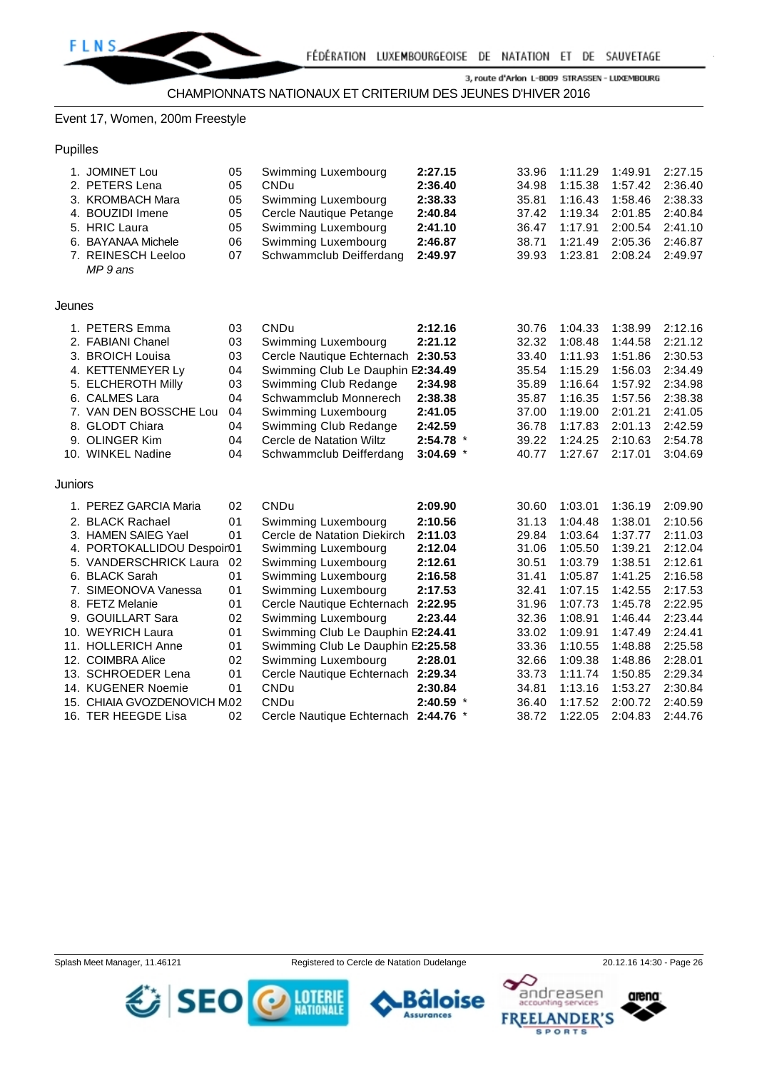CHAMPIONNATS NATIONAUX ET CRITERIUM DES JEUNES D'HIVER 2016

## Event 17, Women, 200m Freestyle

### Pupilles

| | Name | YoB | Club | Time | | 50m | 100m | 150m | 200m |
|---|---|---|---|---|---|---|---|---|---|
| 1. | JOMINET Lou | 05 | Swimming Luxembourg | **2:27.15** | | 33.96 | 1:11.29 | 1:49.91 | 2:27.15 |
| 2. | PETERS Lena | 05 | CNDu | **2:36.40** | | 34.98 | 1:15.38 | 1:57.42 | 2:36.40 |
| 3. | KROMBACH Mara | 05 | Swimming Luxembourg | **2:38.33** | | 35.81 | 1:16.43 | 1:58.46 | 2:38.33 |
| 4. | BOUZIDI Imene | 05 | Cercle Nautique Petange | **2:40.84** | | 37.42 | 1:19.34 | 2:01.85 | 2:40.84 |
| 5. | HRIC Laura | 05 | Swimming Luxembourg | **2:41.10** | | 36.47 | 1:17.91 | 2:00.54 | 2:41.10 |
| 6. | BAYANAA Michele | 06 | Swimming Luxembourg | **2:46.87** | | 38.71 | 1:21.49 | 2:05.36 | 2:46.87 |
| 7. | REINESCH Leeloo *MP 9 ans* | 07 | Schwammclub Deifferdang | **2:49.97** | | 39.93 | 1:23.81 | 2:08.24 | 2:49.97 |

### Jeunes

| | Name | YoB | Club | Time | | 50m | 100m | 150m | 200m |
|---|---|---|---|---|---|---|---|---|---|
| 1. | PETERS Emma | 03 | CNDu | **2:12.16** | | 30.76 | 1:04.33 | 1:38.99 | 2:12.16 |
| 2. | FABIANI Chanel | 03 | Swimming Luxembourg | **2:21.12** | | 32.32 | 1:08.48 | 1:44.58 | 2:21.12 |
| 3. | BROICH Louisa | 03 | Cercle Nautique Echternach | **2:30.53** | | 33.40 | 1:11.93 | 1:51.86 | 2:30.53 |
| 4. | KETTENMEYER Ly | 04 | Swimming Club Le Dauphin E | **2:34.49** | | 35.54 | 1:15.29 | 1:56.03 | 2:34.49 |
| 5. | ELCHEROTH Milly | 03 | Swimming Club Redange | **2:34.98** | | 35.89 | 1:16.64 | 1:57.92 | 2:34.98 |
| 6. | CALMES Lara | 04 | Schwammclub Monnerech | **2:38.38** | | 35.87 | 1:16.35 | 1:57.56 | 2:38.38 |
| 7. | VAN DEN BOSSCHE Lou | 04 | Swimming Luxembourg | **2:41.05** | | 37.00 | 1:19.00 | 2:01.21 | 2:41.05 |
| 8. | GLODT Chiara | 04 | Swimming Club Redange | **2:42.59** | | 36.78 | 1:17.83 | 2:01.13 | 2:42.59 |
| 9. | OLINGER Kim | 04 | Cercle de Natation Wiltz | **2:54.78** | * | 39.22 | 1:24.25 | 2:10.63 | 2:54.78 |
| 10. | WINKEL Nadine | 04 | Schwammclub Deifferdang | **3:04.69** | * | 40.77 | 1:27.67 | 2:17.01 | 3:04.69 |

### Juniors

| | Name | YoB | Club | Time | | 50m | 100m | 150m | 200m |
|---|---|---|---|---|---|---|---|---|---|
| 1. | PEREZ GARCIA Maria | 02 | CNDu | **2:09.90** | | 30.60 | 1:03.01 | 1:36.19 | 2:09.90 |
| 2. | BLACK Rachael | 01 | Swimming Luxembourg | **2:10.56** | | 31.13 | 1:04.48 | 1:38.01 | 2:10.56 |
| 3. | HAMEN SAIEG Yael | 01 | Cercle de Natation Diekirch | **2:11.03** | | 29.84 | 1:03.64 | 1:37.77 | 2:11.03 |
| 4. | PORTOKALLIDOU Despoin | 01 | Swimming Luxembourg | **2:12.04** | | 31.06 | 1:05.50 | 1:39.21 | 2:12.04 |
| 5. | VANDERSCHRICK Laura | 02 | Swimming Luxembourg | **2:12.61** | | 30.51 | 1:03.79 | 1:38.51 | 2:12.61 |
| 6. | BLACK Sarah | 01 | Swimming Luxembourg | **2:16.58** | | 31.41 | 1:05.87 | 1:41.25 | 2:16.58 |
| 7. | SIMEONOVA Vanessa | 01 | Swimming Luxembourg | **2:17.53** | | 32.41 | 1:07.15 | 1:42.55 | 2:17.53 |
| 8. | FETZ Melanie | 01 | Cercle Nautique Echternach | **2:22.95** | | 31.96 | 1:07.73 | 1:45.78 | 2:22.95 |
| 9. | GOUILLART Sara | 02 | Swimming Luxembourg | **2:23.44** | | 32.36 | 1:08.91 | 1:46.44 | 2:23.44 |
| 10. | WEYRICH Laura | 01 | Swimming Club Le Dauphin E | **2:24.41** | | 33.02 | 1:09.91 | 1:47.49 | 2:24.41 |
| 11. | HOLLERICH Anne | 01 | Swimming Club Le Dauphin E | **2:25.58** | | 33.36 | 1:10.55 | 1:48.88 | 2:25.58 |
| 12. | COIMBRA Alice | 02 | Swimming Luxembourg | **2:28.01** | | 32.66 | 1:09.38 | 1:48.86 | 2:28.01 |
| 13. | SCHROEDER Lena | 01 | Cercle Nautique Echternach | **2:29.34** | | 33.73 | 1:11.74 | 1:50.85 | 2:29.34 |
| 14. | KUGENER Noemie | 01 | CNDu | **2:30.84** | | 34.81 | 1:13.16 | 1:53.27 | 2:30.84 |
| 15. | CHIAIA GVOZDENOVICH M | 02 | CNDu | **2:40.59** | * | 36.40 | 1:17.52 | 2:00.72 | 2:40.59 |
| 16. | TER HEEGDE Lisa | 02 | Cercle Nautique Echternach | **2:44.76** | * | 38.72 | 1:22.05 | 2:04.83 | 2:44.76 |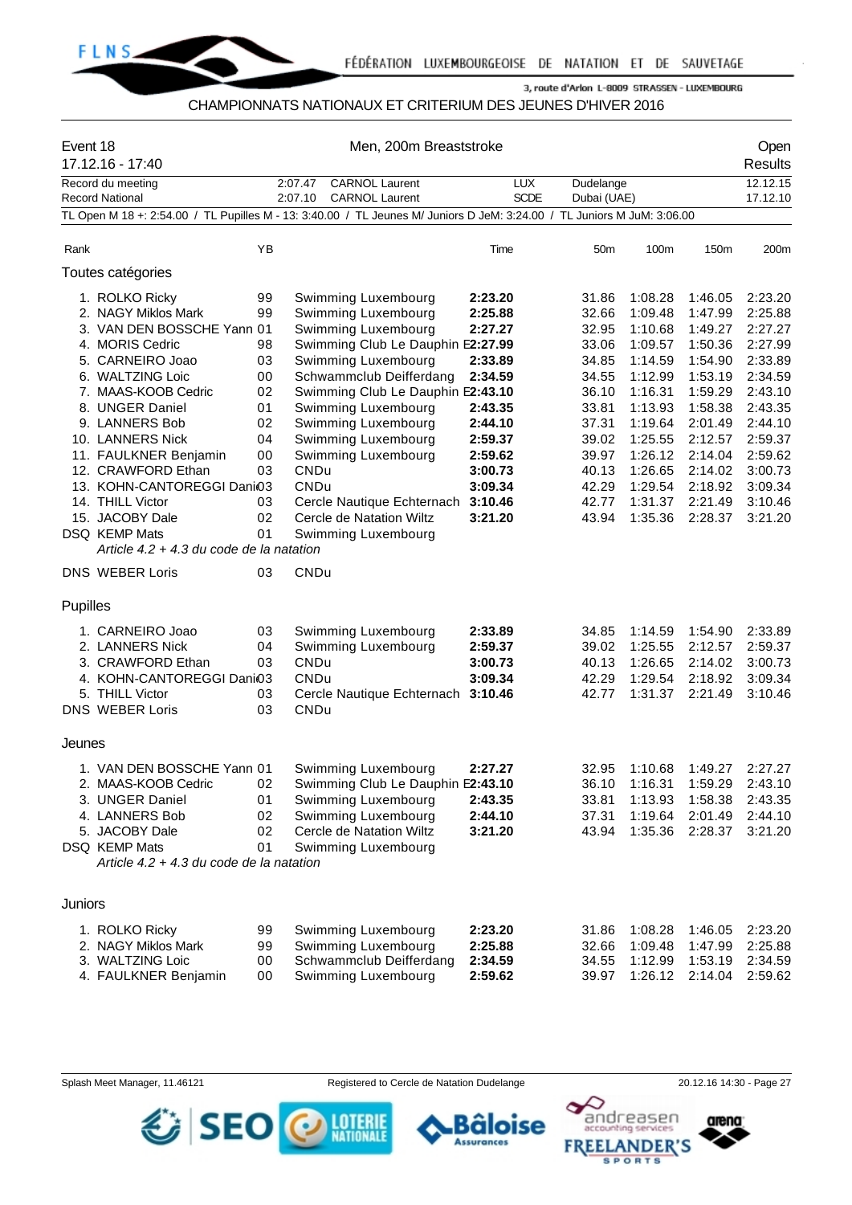CHAMPIONNATS NATIONAUX ET CRITERIUM DES JEUNES D'HIVER 2016

## Event 18 — Men, 200m Breaststroke — Open

17.12.16 - 17:40 — Results

| | Time | Name | Nation | Place | Date |
|---|---|---|---|---|---|
| Record du meeting | 2:07.47 | CARNOL Laurent | LUX | Dudelange | 12.12.15 |
| Record National | 2:07.10 | CARNOL Laurent | SCDE | Dubai (UAE) | 17.12.10 |

TL Open M 18 +: 2:54.00 / TL Pupilles M - 13: 3:40.00 / TL Jeunes M/ Juniors D JeM: 3:24.00 / TL Juniors M JuM: 3:06.00

### Toutes catégories

| Rank | Name | YB | Club | Time | 50m | 100m | 150m | 200m |
|---|---|---|---|---|---|---|---|---|
| 1. | ROLKO Ricky | 99 | Swimming Luxembourg | **2:23.20** | 31.86 | 1:08.28 | 1:46.05 | 2:23.20 |
| 2. | NAGY Miklos Mark | 99 | Swimming Luxembourg | **2:25.88** | 32.66 | 1:09.48 | 1:47.99 | 2:25.88 |
| 3. | VAN DEN BOSSCHE Yann | 01 | Swimming Luxembourg | **2:27.27** | 32.95 | 1:10.68 | 1:49.27 | 2:27.27 |
| 4. | MORIS Cedric | 98 | Swimming Club Le Dauphin E | **2:27.99** | 33.06 | 1:09.57 | 1:50.36 | 2:27.99 |
| 5. | CARNEIRO Joao | 03 | Swimming Luxembourg | **2:33.89** | 34.85 | 1:14.59 | 1:54.90 | 2:33.89 |
| 6. | WALTZING Loic | 00 | Schwammclub Deifferdang | **2:34.59** | 34.55 | 1:12.99 | 1:53.19 | 2:34.59 |
| 7. | MAAS-KOOB Cedric | 02 | Swimming Club Le Dauphin E | **2:43.10** | 36.10 | 1:16.31 | 1:59.29 | 2:43.10 |
| 8. | UNGER Daniel | 01 | Swimming Luxembourg | **2:43.35** | 33.81 | 1:13.93 | 1:58.38 | 2:43.35 |
| 9. | LANNERS Bob | 02 | Swimming Luxembourg | **2:44.10** | 37.31 | 1:19.64 | 2:01.49 | 2:44.10 |
| 10. | LANNERS Nick | 04 | Swimming Luxembourg | **2:59.37** | 39.02 | 1:25.55 | 2:12.57 | 2:59.37 |
| 11. | FAULKNER Benjamin | 00 | Swimming Luxembourg | **2:59.62** | 39.97 | 1:26.12 | 2:14.04 | 2:59.62 |
| 12. | CRAWFORD Ethan | 03 | CNDu | **3:00.73** | 40.13 | 1:26.65 | 2:14.02 | 3:00.73 |
| 13. | KOHN-CANTOREGGI Dani | 03 | CNDu | **3:09.34** | 42.29 | 1:29.54 | 2:18.92 | 3:09.34 |
| 14. | THILL Victor | 03 | Cercle Nautique Echternach | **3:10.46** | 42.77 | 1:31.37 | 2:21.49 | 3:10.46 |
| 15. | JACOBY Dale | 02 | Cercle de Natation Wiltz | **3:21.20** | 43.94 | 1:35.36 | 2:28.37 | 3:21.20 |
| DSQ | KEMP Mats | 01 | Swimming Luxembourg | | | | | |
| | *Article 4.2 + 4.3 du code de la natation* | | | | | | | |
| DNS | WEBER Loris | 03 | CNDu | | | | | |

### Pupilles

| Rank | Name | YB | Club | Time | 50m | 100m | 150m | 200m |
|---|---|---|---|---|---|---|---|---|
| 1. | CARNEIRO Joao | 03 | Swimming Luxembourg | **2:33.89** | 34.85 | 1:14.59 | 1:54.90 | 2:33.89 |
| 2. | LANNERS Nick | 04 | Swimming Luxembourg | **2:59.37** | 39.02 | 1:25.55 | 2:12.57 | 2:59.37 |
| 3. | CRAWFORD Ethan | 03 | CNDu | **3:00.73** | 40.13 | 1:26.65 | 2:14.02 | 3:00.73 |
| 4. | KOHN-CANTOREGGI Dani | 03 | CNDu | **3:09.34** | 42.29 | 1:29.54 | 2:18.92 | 3:09.34 |
| 5. | THILL Victor | 03 | Cercle Nautique Echternach | **3:10.46** | 42.77 | 1:31.37 | 2:21.49 | 3:10.46 |
| DNS | WEBER Loris | 03 | CNDu | | | | | |

### Jeunes

| Rank | Name | YB | Club | Time | 50m | 100m | 150m | 200m |
|---|---|---|---|---|---|---|---|---|
| 1. | VAN DEN BOSSCHE Yann | 01 | Swimming Luxembourg | **2:27.27** | 32.95 | 1:10.68 | 1:49.27 | 2:27.27 |
| 2. | MAAS-KOOB Cedric | 02 | Swimming Club Le Dauphin E | **2:43.10** | 36.10 | 1:16.31 | 1:59.29 | 2:43.10 |
| 3. | UNGER Daniel | 01 | Swimming Luxembourg | **2:43.35** | 33.81 | 1:13.93 | 1:58.38 | 2:43.35 |
| 4. | LANNERS Bob | 02 | Swimming Luxembourg | **2:44.10** | 37.31 | 1:19.64 | 2:01.49 | 2:44.10 |
| 5. | JACOBY Dale | 02 | Cercle de Natation Wiltz | **3:21.20** | 43.94 | 1:35.36 | 2:28.37 | 3:21.20 |
| DSQ | KEMP Mats | 01 | Swimming Luxembourg | | | | | |
| | *Article 4.2 + 4.3 du code de la natation* | | | | | | | |

### Juniors

| Rank | Name | YB | Club | Time | 50m | 100m | 150m | 200m |
|---|---|---|---|---|---|---|---|---|
| 1. | ROLKO Ricky | 99 | Swimming Luxembourg | **2:23.20** | 31.86 | 1:08.28 | 1:46.05 | 2:23.20 |
| 2. | NAGY Miklos Mark | 99 | Swimming Luxembourg | **2:25.88** | 32.66 | 1:09.48 | 1:47.99 | 2:25.88 |
| 3. | WALTZING Loic | 00 | Schwammclub Deifferdang | **2:34.59** | 34.55 | 1:12.99 | 1:53.19 | 2:34.59 |
| 4. | FAULKNER Benjamin | 00 | Swimming Luxembourg | **2:59.62** | 39.97 | 1:26.12 | 2:14.04 | 2:59.62 |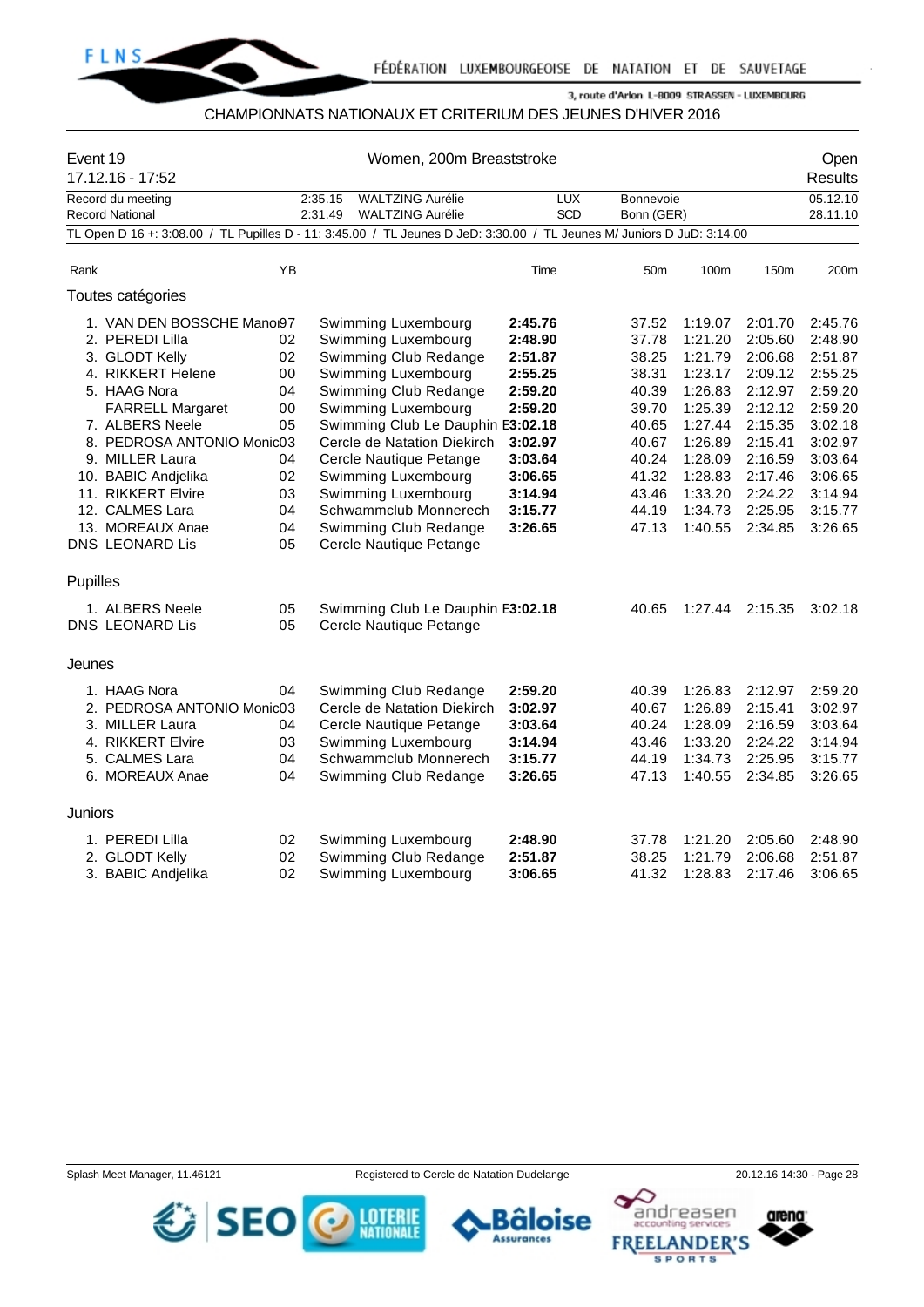CHAMPIONNATS NATIONAUX ET CRITERIUM DES JEUNES D'HIVER 2016

| Event 19 | Women, 200m Breaststroke | Open |
|---|---|---|
| 17.12.16 - 17:52 | | Results |

| | | | | | |
|---|---|---|---|---|---|
| Record du meeting | 2:35.15 | WALTZING Aurélie | LUX | Bonnevoie | 05.12.10 |
| Record National | 2:31.49 | WALTZING Aurélie | SCD | Bonn (GER) | 28.11.10 |

TL Open D 16 +: 3:08.00 / TL Pupilles D - 11: 3:45.00 / TL Jeunes D JeD: 3:30.00 / TL Jeunes M/ Juniors D JuD: 3:14.00

| Rank | | YB | | Time | 50m | 100m | 150m | 200m |
|---|---|---|---|---|---|---|---|---|
| **Toutes catégories** | | | | | | | | |
| 1. | VAN DEN BOSSCHE Manon | 97 | Swimming Luxembourg | **2:45.76** | 37.52 | 1:19.07 | 2:01.70 | 2:45.76 |
| 2. | PEREDI Lilla | 02 | Swimming Luxembourg | **2:48.90** | 37.78 | 1:21.20 | 2:05.60 | 2:48.90 |
| 3. | GLODT Kelly | 02 | Swimming Club Redange | **2:51.87** | 38.25 | 1:21.79 | 2:06.68 | 2:51.87 |
| 4. | RIKKERT Helene | 00 | Swimming Luxembourg | **2:55.25** | 38.31 | 1:23.17 | 2:09.12 | 2:55.25 |
| 5. | HAAG Nora | 04 | Swimming Club Redange | **2:59.20** | 40.39 | 1:26.83 | 2:12.97 | 2:59.20 |
| | FARRELL Margaret | 00 | Swimming Luxembourg | **2:59.20** | 39.70 | 1:25.39 | 2:12.12 | 2:59.20 |
| 7. | ALBERS Neele | 05 | Swimming Club Le Dauphin E | **3:02.18** | 40.65 | 1:27.44 | 2:15.35 | 3:02.18 |
| 8. | PEDROSA ANTONIO Monica | 03 | Cercle de Natation Diekirch | **3:02.97** | 40.67 | 1:26.89 | 2:15.41 | 3:02.97 |
| 9. | MILLER Laura | 04 | Cercle Nautique Petange | **3:03.64** | 40.24 | 1:28.09 | 2:16.59 | 3:03.64 |
| 10. | BABIC Andjelika | 02 | Swimming Luxembourg | **3:06.65** | 41.32 | 1:28.83 | 2:17.46 | 3:06.65 |
| 11. | RIKKERT Elvire | 03 | Swimming Luxembourg | **3:14.94** | 43.46 | 1:33.20 | 2:24.22 | 3:14.94 |
| 12. | CALMES Lara | 04 | Schwammclub Monnerech | **3:15.77** | 44.19 | 1:34.73 | 2:25.95 | 3:15.77 |
| 13. | MOREAUX Anae | 04 | Swimming Club Redange | **3:26.65** | 47.13 | 1:40.55 | 2:34.85 | 3:26.65 |
| DNS | LEONARD Lis | 05 | Cercle Nautique Petange | | | | | |
| **Pupilles** | | | | | | | | |
| 1. | ALBERS Neele | 05 | Swimming Club Le Dauphin E | **3:02.18** | 40.65 | 1:27.44 | 2:15.35 | 3:02.18 |
| DNS | LEONARD Lis | 05 | Cercle Nautique Petange | | | | | |
| **Jeunes** | | | | | | | | |
| 1. | HAAG Nora | 04 | Swimming Club Redange | **2:59.20** | 40.39 | 1:26.83 | 2:12.97 | 2:59.20 |
| 2. | PEDROSA ANTONIO Monica | 03 | Cercle de Natation Diekirch | **3:02.97** | 40.67 | 1:26.89 | 2:15.41 | 3:02.97 |
| 3. | MILLER Laura | 04 | Cercle Nautique Petange | **3:03.64** | 40.24 | 1:28.09 | 2:16.59 | 3:03.64 |
| 4. | RIKKERT Elvire | 03 | Swimming Luxembourg | **3:14.94** | 43.46 | 1:33.20 | 2:24.22 | 3:14.94 |
| 5. | CALMES Lara | 04 | Schwammclub Monnerech | **3:15.77** | 44.19 | 1:34.73 | 2:25.95 | 3:15.77 |
| 6. | MOREAUX Anae | 04 | Swimming Club Redange | **3:26.65** | 47.13 | 1:40.55 | 2:34.85 | 3:26.65 |
| **Juniors** | | | | | | | | |
| 1. | PEREDI Lilla | 02 | Swimming Luxembourg | **2:48.90** | 37.78 | 1:21.20 | 2:05.60 | 2:48.90 |
| 2. | GLODT Kelly | 02 | Swimming Club Redange | **2:51.87** | 38.25 | 1:21.79 | 2:06.68 | 2:51.87 |
| 3. | BABIC Andjelika | 02 | Swimming Luxembourg | **3:06.65** | 41.32 | 1:28.83 | 2:17.46 | 3:06.65 |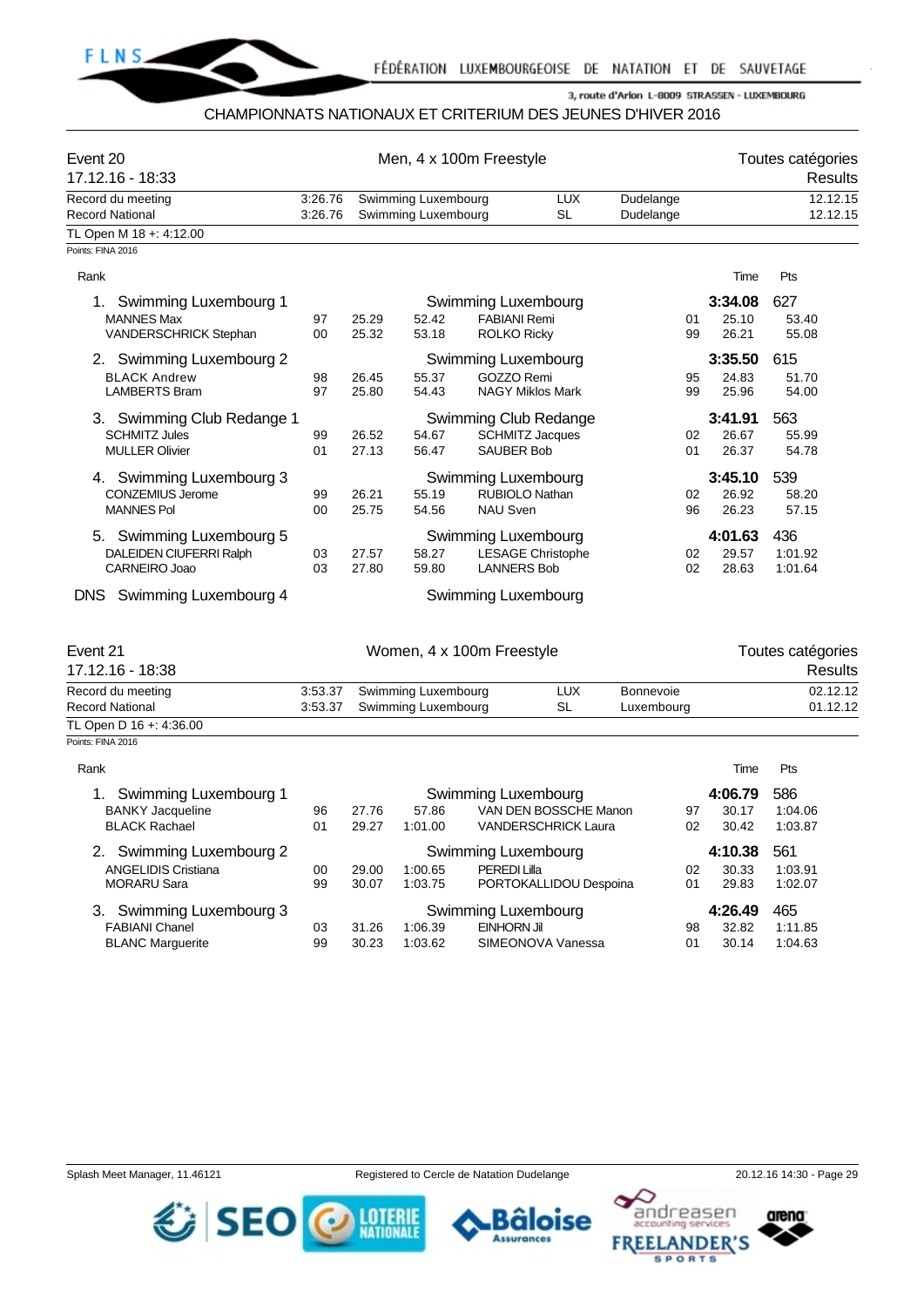FÉDÉRATION LUXEMBOURGEOISE DE NATATION ET DE SAUVETAGE

3, route d'Arlon L-8009 STRASSEN - LUXEMBOURG

CHAMPIONNATS NATIONAUX ET CRITERIUM DES JEUNES D'HIVER 2016

## Event 20 — Men, 4 x 100m Freestyle — Toutes catégories

17.12.16 - 18:33 — Results

| | | | | |
|---|---|---|---|---|
| Record du meeting | 3:26.76 | Swimming Luxembourg | LUX | Dudelange | 12.12.15 |
| Record National | 3:26.76 | Swimming Luxembourg | SL | Dudelange | 12.12.15 |

TL Open M 18 +: 4:12.00

Points: FINA 2016

| Rank | Team / Swimmer | YoB | 50m | 100m | Team / Swimmer | YoB | Time | Pts |
|---|---|---|---|---|---|---|---|---|
| 1. | Swimming Luxembourg 1 | | | | Swimming Luxembourg | | 3:34.08 | 627 |
| | MANNES Max | 97 | 25.29 | 52.42 | FABIANI Remi | 01 | 25.10 | 53.40 |
| | VANDERSCHRICK Stephan | 00 | 25.32 | 53.18 | ROLKO Ricky | 99 | 26.21 | 55.08 |
| 2. | Swimming Luxembourg 2 | | | | Swimming Luxembourg | | 3:35.50 | 615 |
| | BLACK Andrew | 98 | 26.45 | 55.37 | GOZZO Remi | 95 | 24.83 | 51.70 |
| | LAMBERTS Bram | 97 | 25.80 | 54.43 | NAGY Miklos Mark | 99 | 25.96 | 54.00 |
| 3. | Swimming Club Redange 1 | | | | Swimming Club Redange | | 3:41.91 | 563 |
| | SCHMITZ Jules | 99 | 26.52 | 54.67 | SCHMITZ Jacques | 02 | 26.67 | 55.99 |
| | MULLER Olivier | 01 | 27.13 | 56.47 | SAUBER Bob | 01 | 26.37 | 54.78 |
| 4. | Swimming Luxembourg 3 | | | | Swimming Luxembourg | | 3:45.10 | 539 |
| | CONZEMIUS Jerome | 99 | 26.21 | 55.19 | RUBIOLO Nathan | 02 | 26.92 | 58.20 |
| | MANNES Pol | 00 | 25.75 | 54.56 | NAU Sven | 96 | 26.23 | 57.15 |
| 5. | Swimming Luxembourg 5 | | | | Swimming Luxembourg | | 4:01.63 | 436 |
| | DALEIDEN CIUFERRI Ralph | 03 | 27.57 | 58.27 | LESAGE Christophe | 02 | 29.57 | 1:01.92 |
| | CARNEIRO Joao | 03 | 27.80 | 59.80 | LANNERS Bob | 02 | 28.63 | 1:01.64 |
| DNS | Swimming Luxembourg 4 | | | | Swimming Luxembourg | | | |

## Event 21 — Women, 4 x 100m Freestyle — Toutes catégories

17.12.16 - 18:38 — Results

| | | | | | |
|---|---|---|---|---|---|
| Record du meeting | 3:53.37 | Swimming Luxembourg | LUX | Bonnevoie | 02.12.12 |
| Record National | 3:53.37 | Swimming Luxembourg | SL | Luxembourg | 01.12.12 |

TL Open D 16 +: 4:36.00

Points: FINA 2016

| Rank | Team / Swimmer | YoB | 50m | 100m | Team / Swimmer | YoB | Time | Pts |
|---|---|---|---|---|---|---|---|---|
| 1. | Swimming Luxembourg 1 | | | | Swimming Luxembourg | | 4:06.79 | 586 |
| | BANKY Jacqueline | 96 | 27.76 | 57.86 | VAN DEN BOSSCHE Manon | 97 | 30.17 | 1:04.06 |
| | BLACK Rachael | 01 | 29.27 | 1:01.00 | VANDERSCHRICK Laura | 02 | 30.42 | 1:03.87 |
| 2. | Swimming Luxembourg 2 | | | | Swimming Luxembourg | | 4:10.38 | 561 |
| | ANGELIDIS Cristiana | 00 | 29.00 | 1:00.65 | PEREDI Lilla | 02 | 30.33 | 1:03.91 |
| | MORARU Sara | 99 | 30.07 | 1:03.75 | PORTOKALLIDOU Despoina | 01 | 29.83 | 1:02.07 |
| 3. | Swimming Luxembourg 3 | | | | Swimming Luxembourg | | 4:26.49 | 465 |
| | FABIANI Chanel | 03 | 31.26 | 1:06.39 | EINHORN Jil | 98 | 32.82 | 1:11.85 |
| | BLANC Marguerite | 99 | 30.23 | 1:03.62 | SIMEONOVA Vanessa | 01 | 30.14 | 1:04.63 |

Splash Meet Manager, 11.46121 — Registered to Cercle de Natation Dudelange — 20.12.16 14:30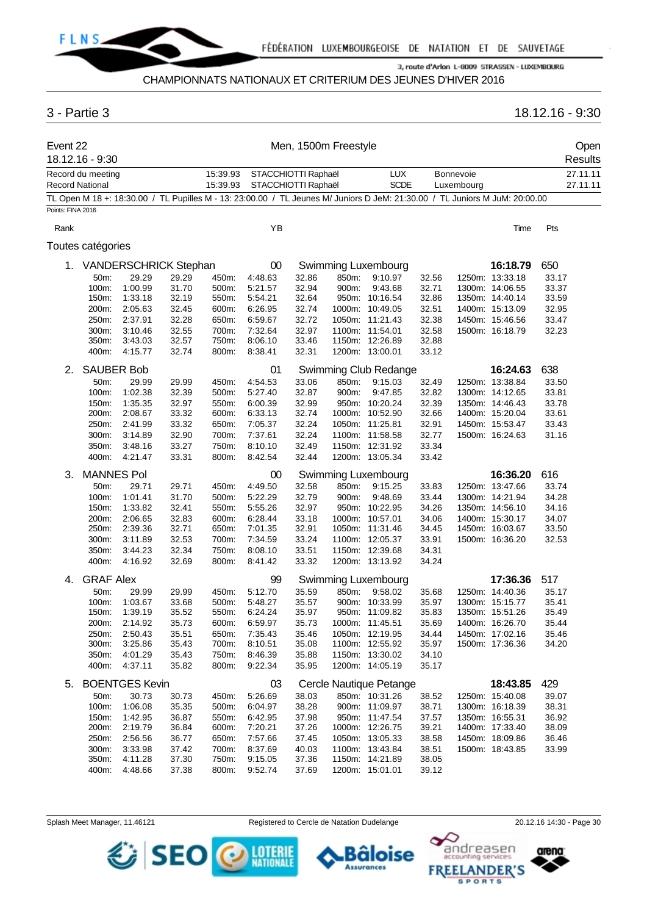CHAMPIONNATS NATIONAUX ET CRITERIUM DES JEUNES D'HIVER 2016

## 3 - Partie 3 — 18.12.16 - 9:30

**Event 22** — 18.12.16 - 9:30 — **Men, 1500m Freestyle** — Open Results

| | | | | | | |
|---|---|---|---|---|---|---|
| Record du meeting | 15:39.93 | STACCHIOTTI Raphaël | LUX | Bonnevoie | | 27.11.11 |
| Record National | 15:39.93 | STACCHIOTTI Raphaël | SCDE | Luxembourg | | 27.11.11 |

TL Open M 18 +: 18:30.00 / TL Pupilles M - 13: 23:00.00 / TL Jeunes M/ Juniors D JeM: 21:30.00 / TL Juniors M JuM: 20:00.00

Points: FINA 2016

Toutes catégories

| Rank | Name | YB | Club | Time | Pts |
|---|---|---|---|---|---|
| 1. | VANDERSCHRICK Stephan | 00 | Swimming Luxembourg | 16:18.79 | 650 |

| | | | | | | | | | | | |
|---|---|---|---|---|---|---|---|---|---|---|---|
| 50m: | 29.29 | 29.29 | 450m: | 4:48.63 | 32.86 | 850m: | 9:10.97 | 32.56 | 1250m: | 13:33.18 | 33.17 |
| 100m: | 1:00.99 | 31.70 | 500m: | 5:21.57 | 32.94 | 900m: | 9:43.68 | 32.71 | 1300m: | 14:06.55 | 33.37 |
| 150m: | 1:33.18 | 32.19 | 550m: | 5:54.21 | 32.64 | 950m: | 10:16.54 | 32.86 | 1350m: | 14:40.14 | 33.59 |
| 200m: | 2:05.63 | 32.45 | 600m: | 6:26.95 | 32.74 | 1000m: | 10:49.05 | 32.51 | 1400m: | 15:13.09 | 32.95 |
| 250m: | 2:37.91 | 32.28 | 650m: | 6:59.67 | 32.72 | 1050m: | 11:21.43 | 32.38 | 1450m: | 15:46.56 | 33.47 |
| 300m: | 3:10.46 | 32.55 | 700m: | 7:32.64 | 32.97 | 1100m: | 11:54.01 | 32.58 | 1500m: | 16:18.79 | 32.23 |
| 350m: | 3:43.03 | 32.57 | 750m: | 8:06.10 | 33.46 | 1150m: | 12:26.89 | 32.88 | | | |
| 400m: | 4:15.77 | 32.74 | 800m: | 8:38.41 | 32.31 | 1200m: | 13:00.01 | 33.12 | | | |

| Rank | Name | YB | Club | Time | Pts |
|---|---|---|---|---|---|
| 2. | SAUBER Bob | 01 | Swimming Club Redange | 16:24.63 | 638 |

| | | | | | | | | | | | |
|---|---|---|---|---|---|---|---|---|---|---|---|
| 50m: | 29.99 | 29.99 | 450m: | 4:54.53 | 33.06 | 850m: | 9:15.03 | 32.49 | 1250m: | 13:38.84 | 33.50 |
| 100m: | 1:02.38 | 32.39 | 500m: | 5:27.40 | 32.87 | 900m: | 9:47.85 | 32.82 | 1300m: | 14:12.65 | 33.81 |
| 150m: | 1:35.35 | 32.97 | 550m: | 6:00.39 | 32.99 | 950m: | 10:20.24 | 32.39 | 1350m: | 14:46.43 | 33.78 |
| 200m: | 2:08.67 | 33.32 | 600m: | 6:33.13 | 32.74 | 1000m: | 10:52.90 | 32.66 | 1400m: | 15:20.04 | 33.61 |
| 250m: | 2:41.99 | 33.32 | 650m: | 7:05.37 | 32.24 | 1050m: | 11:25.81 | 32.91 | 1450m: | 15:53.47 | 33.43 |
| 300m: | 3:14.89 | 32.90 | 700m: | 7:37.61 | 32.24 | 1100m: | 11:58.58 | 32.77 | 1500m: | 16:24.63 | 31.16 |
| 350m: | 3:48.16 | 33.27 | 750m: | 8:10.10 | 32.49 | 1150m: | 12:31.92 | 33.34 | | | |
| 400m: | 4:21.47 | 33.31 | 800m: | 8:42.54 | 32.44 | 1200m: | 13:05.34 | 33.42 | | | |

| Rank | Name | YB | Club | Time | Pts |
|---|---|---|---|---|---|
| 3. | MANNES Pol | 00 | Swimming Luxembourg | 16:36.20 | 616 |

| | | | | | | | | | | | |
|---|---|---|---|---|---|---|---|---|---|---|---|
| 50m: | 29.71 | 29.71 | 450m: | 4:49.50 | 32.58 | 850m: | 9:15.25 | 33.83 | 1250m: | 13:47.66 | 33.74 |
| 100m: | 1:01.41 | 31.70 | 500m: | 5:22.29 | 32.79 | 900m: | 9:48.69 | 33.44 | 1300m: | 14:21.94 | 34.28 |
| 150m: | 1:33.82 | 32.41 | 550m: | 5:55.26 | 32.97 | 950m: | 10:22.95 | 34.26 | 1350m: | 14:56.10 | 34.16 |
| 200m: | 2:06.65 | 32.83 | 600m: | 6:28.44 | 33.18 | 1000m: | 10:57.01 | 34.06 | 1400m: | 15:30.17 | 34.07 |
| 250m: | 2:39.36 | 32.71 | 650m: | 7:01.35 | 32.91 | 1050m: | 11:31.46 | 34.45 | 1450m: | 16:03.67 | 33.50 |
| 300m: | 3:11.89 | 32.53 | 700m: | 7:34.59 | 33.24 | 1100m: | 12:05.37 | 33.91 | 1500m: | 16:36.20 | 32.53 |
| 350m: | 3:44.23 | 32.34 | 750m: | 8:08.10 | 33.51 | 1150m: | 12:39.68 | 34.31 | | | |
| 400m: | 4:16.92 | 32.69 | 800m: | 8:41.42 | 33.32 | 1200m: | 13:13.92 | 34.24 | | | |

| Rank | Name | YB | Club | Time | Pts |
|---|---|---|---|---|---|
| 4. | GRAF Alex | 99 | Swimming Luxembourg | 17:36.36 | 517 |

| | | | | | | | | | | | |
|---|---|---|---|---|---|---|---|---|---|---|---|
| 50m: | 29.99 | 29.99 | 450m: | 5:12.70 | 35.59 | 850m: | 9:58.02 | 35.68 | 1250m: | 14:40.36 | 35.17 |
| 100m: | 1:03.67 | 33.68 | 500m: | 5:48.27 | 35.57 | 900m: | 10:33.99 | 35.97 | 1300m: | 15:15.77 | 35.41 |
| 150m: | 1:39.19 | 35.52 | 550m: | 6:24.24 | 35.97 | 950m: | 11:09.82 | 35.83 | 1350m: | 15:51.26 | 35.49 |
| 200m: | 2:14.92 | 35.73 | 600m: | 6:59.97 | 35.73 | 1000m: | 11:45.51 | 35.69 | 1400m: | 16:26.70 | 35.44 |
| 250m: | 2:50.43 | 35.51 | 650m: | 7:35.43 | 35.46 | 1050m: | 12:19.95 | 34.44 | 1450m: | 17:02.16 | 35.46 |
| 300m: | 3:25.86 | 35.43 | 700m: | 8:10.51 | 35.08 | 1100m: | 12:55.92 | 35.97 | 1500m: | 17:36.36 | 34.20 |
| 350m: | 4:01.29 | 35.43 | 750m: | 8:46.39 | 35.88 | 1150m: | 13:30.02 | 34.10 | | | |
| 400m: | 4:37.11 | 35.82 | 800m: | 9:22.34 | 35.95 | 1200m: | 14:05.19 | 35.17 | | | |

| Rank | Name | YB | Club | Time | Pts |
|---|---|---|---|---|---|
| 5. | BOENTGES Kevin | 03 | Cercle Nautique Petange | 18:43.85 | 429 |

| | | | | | | | | | | | |
|---|---|---|---|---|---|---|---|---|---|---|---|
| 50m: | 30.73 | 30.73 | 450m: | 5:26.69 | 38.03 | 850m: | 10:31.26 | 38.52 | 1250m: | 15:40.08 | 39.07 |
| 100m: | 1:06.08 | 35.35 | 500m: | 6:04.97 | 38.28 | 900m: | 11:09.97 | 38.71 | 1300m: | 16:18.39 | 38.31 |
| 150m: | 1:42.95 | 36.87 | 550m: | 6:42.95 | 37.98 | 950m: | 11:47.54 | 37.57 | 1350m: | 16:55.31 | 36.92 |
| 200m: | 2:19.79 | 36.84 | 600m: | 7:20.21 | 37.26 | 1000m: | 12:26.75 | 39.21 | 1400m: | 17:33.40 | 38.09 |
| 250m: | 2:56.56 | 36.77 | 650m: | 7:57.66 | 37.45 | 1050m: | 13:05.33 | 38.58 | 1450m: | 18:09.86 | 36.46 |
| 300m: | 3:33.98 | 37.42 | 700m: | 8:37.69 | 40.03 | 1100m: | 13:43.84 | 38.51 | 1500m: | 18:43.85 | 33.99 |
| 350m: | 4:11.28 | 37.30 | 750m: | 9:15.05 | 37.36 | 1150m: | 14:21.89 | 38.05 | | | |
| 400m: | 4:48.66 | 37.38 | 800m: | 9:52.74 | 37.69 | 1200m: | 15:01.01 | 39.12 | | | |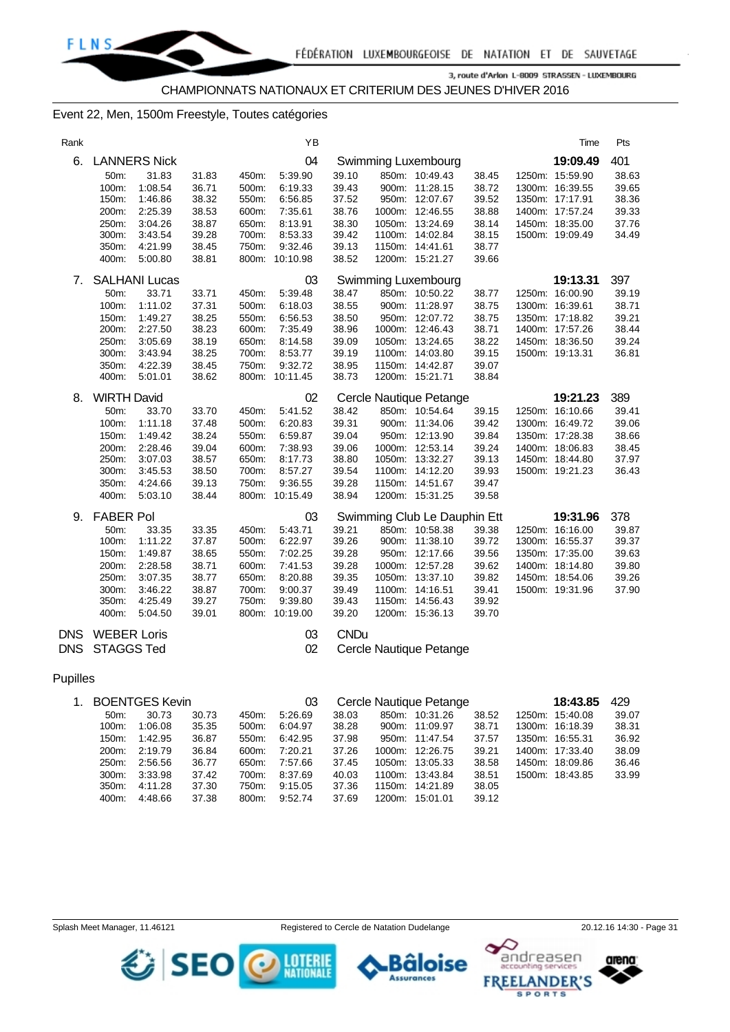CHAMPIONNATS NATIONAUX ET CRITERIUM DES JEUNES D'HIVER 2016

## Event 22, Men, 1500m Freestyle, Toutes catégories

| Rank | | | YB | | Time | Pts |
|---|---|---|---|---|---|---|
| 6. | LANNERS Nick | | 04 | Swimming Luxembourg | **19:09.49** | 401 |

| | | | | | | | | | | | |
|---|---|---|---|---|---|---|---|---|---|---|---|
| 50m: | 31.83 | 31.83 | 450m: | 5:39.90 | 39.10 | 850m: | 10:49.43 | 38.45 | 1250m: | 15:59.90 | 38.63 |
| 100m: | 1:08.54 | 36.71 | 500m: | 6:19.33 | 39.43 | 900m: | 11:28.15 | 38.72 | 1300m: | 16:39.55 | 39.65 |
| 150m: | 1:46.86 | 38.32 | 550m: | 6:56.85 | 37.52 | 950m: | 12:07.67 | 39.52 | 1350m: | 17:17.91 | 38.36 |
| 200m: | 2:25.39 | 38.53 | 600m: | 7:35.61 | 38.76 | 1000m: | 12:46.55 | 38.88 | 1400m: | 17:57.24 | 39.33 |
| 250m: | 3:04.26 | 38.87 | 650m: | 8:13.91 | 38.30 | 1050m: | 13:24.69 | 38.14 | 1450m: | 18:35.00 | 37.76 |
| 300m: | 3:43.54 | 39.28 | 700m: | 8:53.33 | 39.42 | 1100m: | 14:02.84 | 38.15 | 1500m: | 19:09.49 | 34.49 |
| 350m: | 4:21.99 | 38.45 | 750m: | 9:32.46 | 39.13 | 1150m: | 14:41.61 | 38.77 | | | |
| 400m: | 5:00.80 | 38.81 | 800m: | 10:10.98 | 38.52 | 1200m: | 15:21.27 | 39.66 | | | |

| Rank | | | YB | | Time | Pts |
|---|---|---|---|---|---|---|
| 7. | SALHANI Lucas | | 03 | Swimming Luxembourg | **19:13.31** | 397 |

| | | | | | | | | | | | |
|---|---|---|---|---|---|---|---|---|---|---|---|
| 50m: | 33.71 | 33.71 | 450m: | 5:39.48 | 38.47 | 850m: | 10:50.22 | 38.77 | 1250m: | 16:00.90 | 39.19 |
| 100m: | 1:11.02 | 37.31 | 500m: | 6:18.03 | 38.55 | 900m: | 11:28.97 | 38.75 | 1300m: | 16:39.61 | 38.71 |
| 150m: | 1:49.27 | 38.25 | 550m: | 6:56.53 | 38.50 | 950m: | 12:07.72 | 38.75 | 1350m: | 17:18.82 | 39.21 |
| 200m: | 2:27.50 | 38.23 | 600m: | 7:35.49 | 38.96 | 1000m: | 12:46.43 | 38.71 | 1400m: | 17:57.26 | 38.44 |
| 250m: | 3:05.69 | 38.19 | 650m: | 8:14.58 | 39.09 | 1050m: | 13:24.65 | 38.22 | 1450m: | 18:36.50 | 39.24 |
| 300m: | 3:43.94 | 38.25 | 700m: | 8:53.77 | 39.19 | 1100m: | 14:03.80 | 39.15 | 1500m: | 19:13.31 | 36.81 |
| 350m: | 4:22.39 | 38.45 | 750m: | 9:32.72 | 38.95 | 1150m: | 14:42.87 | 39.07 | | | |
| 400m: | 5:01.01 | 38.62 | 800m: | 10:11.45 | 38.73 | 1200m: | 15:21.71 | 38.84 | | | |

| Rank | | | YB | | Time | Pts |
|---|---|---|---|---|---|---|
| 8. | WIRTH David | | 02 | Cercle Nautique Petange | **19:21.23** | 389 |

| | | | | | | | | | | | |
|---|---|---|---|---|---|---|---|---|---|---|---|
| 50m: | 33.70 | 33.70 | 450m: | 5:41.52 | 38.42 | 850m: | 10:54.64 | 39.15 | 1250m: | 16:10.66 | 39.41 |
| 100m: | 1:11.18 | 37.48 | 500m: | 6:20.83 | 39.31 | 900m: | 11:34.06 | 39.42 | 1300m: | 16:49.72 | 39.06 |
| 150m: | 1:49.42 | 38.24 | 550m: | 6:59.87 | 39.04 | 950m: | 12:13.90 | 39.84 | 1350m: | 17:28.38 | 38.66 |
| 200m: | 2:28.46 | 39.04 | 600m: | 7:38.93 | 39.06 | 1000m: | 12:53.14 | 39.24 | 1400m: | 18:06.83 | 38.45 |
| 250m: | 3:07.03 | 38.57 | 650m: | 8:17.73 | 38.80 | 1050m: | 13:32.27 | 39.13 | 1450m: | 18:44.80 | 37.97 |
| 300m: | 3:45.53 | 38.50 | 700m: | 8:57.27 | 39.54 | 1100m: | 14:12.20 | 39.93 | 1500m: | 19:21.23 | 36.43 |
| 350m: | 4:24.66 | 39.13 | 750m: | 9:36.55 | 39.28 | 1150m: | 14:51.67 | 39.47 | | | |
| 400m: | 5:03.10 | 38.44 | 800m: | 10:15.49 | 38.94 | 1200m: | 15:31.25 | 39.58 | | | |

| Rank | | | YB | | Time | Pts |
|---|---|---|---|---|---|---|
| 9. | FABER Pol | | 03 | Swimming Club Le Dauphin Ett | **19:31.96** | 378 |

| | | | | | | | | | | | |
|---|---|---|---|---|---|---|---|---|---|---|---|
| 50m: | 33.35 | 33.35 | 450m: | 5:43.71 | 39.21 | 850m: | 10:58.38 | 39.38 | 1250m: | 16:16.00 | 39.87 |
| 100m: | 1:11.22 | 37.87 | 500m: | 6:22.97 | 39.26 | 900m: | 11:38.10 | 39.72 | 1300m: | 16:55.37 | 39.37 |
| 150m: | 1:49.87 | 38.65 | 550m: | 7:02.25 | 39.28 | 950m: | 12:17.66 | 39.56 | 1350m: | 17:35.00 | 39.63 |
| 200m: | 2:28.58 | 38.71 | 600m: | 7:41.53 | 39.28 | 1000m: | 12:57.28 | 39.62 | 1400m: | 18:14.80 | 39.80 |
| 250m: | 3:07.35 | 38.77 | 650m: | 8:20.88 | 39.35 | 1050m: | 13:37.10 | 39.82 | 1450m: | 18:54.06 | 39.26 |
| 300m: | 3:46.22 | 38.87 | 700m: | 9:00.37 | 39.49 | 1100m: | 14:16.51 | 39.41 | 1500m: | 19:31.96 | 37.90 |
| 350m: | 4:25.49 | 39.27 | 750m: | 9:39.80 | 39.43 | 1150m: | 14:56.43 | 39.92 | | | |
| 400m: | 5:04.50 | 39.01 | 800m: | 10:19.00 | 39.20 | 1200m: | 15:36.13 | 39.70 | | | |

| Rank | | YB | |
|---|---|---|---|
| DNS | WEBER Loris | 03 | CNDu |
| DNS | STAGGS Ted | 02 | Cercle Nautique Petange |

### Pupilles

| Rank | | | YB | | Time | Pts |
|---|---|---|---|---|---|---|
| 1. | BOENTGES Kevin | | 03 | Cercle Nautique Petange | **18:43.85** | 429 |

| | | | | | | | | | | | |
|---|---|---|---|---|---|---|---|---|---|---|---|
| 50m: | 30.73 | 30.73 | 450m: | 5:26.69 | 38.03 | 850m: | 10:31.26 | 38.52 | 1250m: | 15:40.08 | 39.07 |
| 100m: | 1:06.08 | 35.35 | 500m: | 6:04.97 | 38.28 | 900m: | 11:09.97 | 38.71 | 1300m: | 16:18.39 | 38.31 |
| 150m: | 1:42.95 | 36.87 | 550m: | 6:42.95 | 37.98 | 950m: | 11:47.54 | 37.57 | 1350m: | 16:55.31 | 36.92 |
| 200m: | 2:19.79 | 36.84 | 600m: | 7:20.21 | 37.26 | 1000m: | 12:26.75 | 39.21 | 1400m: | 17:33.40 | 38.09 |
| 250m: | 2:56.56 | 36.77 | 650m: | 7:57.66 | 37.45 | 1050m: | 13:05.33 | 38.58 | 1450m: | 18:09.86 | 36.46 |
| 300m: | 3:33.98 | 37.42 | 700m: | 8:37.69 | 40.03 | 1100m: | 13:43.84 | 38.51 | 1500m: | 18:43.85 | 33.99 |
| 350m: | 4:11.28 | 37.30 | 750m: | 9:15.05 | 37.36 | 1150m: | 14:21.89 | 38.05 | | | |
| 400m: | 4:48.66 | 37.38 | 800m: | 9:52.74 | 37.69 | 1200m: | 15:01.01 | 39.12 | | | |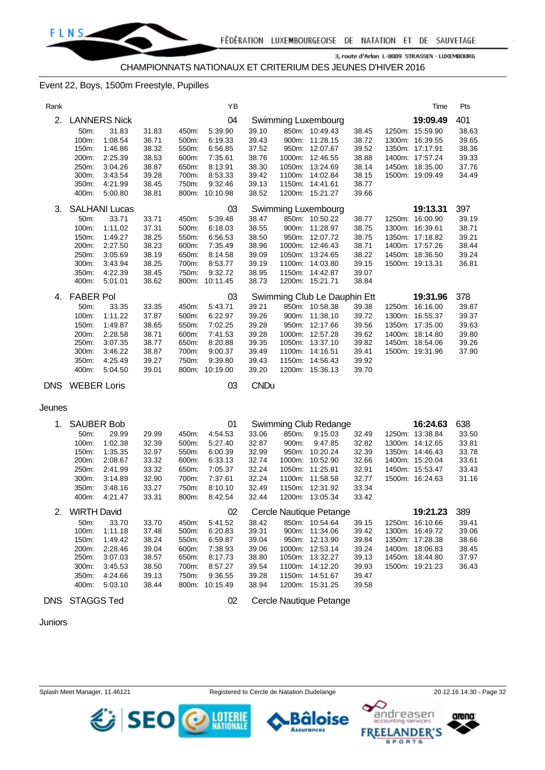CHAMPIONNATS NATIONAUX ET CRITERIUM DES JEUNES D'HIVER 2016

Event 22, Boys, 1500m Freestyle, Pupilles

| Rank | | YB | | Time | Pts |
|---|---|---|---|---|---|
| 2. | LANNERS Nick | 04 | Swimming Luxembourg | 19:09.49 | 401 |

| | | | | | | | | | | | |
|---|---|---|---|---|---|---|---|---|---|---|---|
| 50m: | 31.83 | 31.83 | 450m: | 5:39.90 | 39.10 | 850m: | 10:49.43 | 38.45 | 1250m: | 15:59.90 | 38.63 |
| 100m: | 1:08.54 | 36.71 | 500m: | 6:19.33 | 39.43 | 900m: | 11:28.15 | 38.72 | 1300m: | 16:39.55 | 39.65 |
| 150m: | 1:46.86 | 38.32 | 550m: | 6:56.85 | 37.52 | 950m: | 12:07.67 | 39.52 | 1350m: | 17:17.91 | 38.36 |
| 200m: | 2:25.39 | 38.53 | 600m: | 7:35.61 | 38.76 | 1000m: | 12:46.55 | 38.88 | 1400m: | 17:57.24 | 39.33 |
| 250m: | 3:04.26 | 38.87 | 650m: | 8:13.91 | 38.30 | 1050m: | 13:24.69 | 38.14 | 1450m: | 18:35.00 | 37.76 |
| 300m: | 3:43.54 | 39.28 | 700m: | 8:53.33 | 39.42 | 1100m: | 14:02.84 | 38.15 | 1500m: | 19:09.49 | 34.49 |
| 350m: | 4:21.99 | 38.45 | 750m: | 9:32.46 | 39.13 | 1150m: | 14:41.61 | 38.77 | | | |
| 400m: | 5:00.80 | 38.81 | 800m: | 10:10.98 | 38.52 | 1200m: | 15:21.27 | 39.66 | | | |

| Rank | | YB | | Time | Pts |
|---|---|---|---|---|---|
| 3. | SALHANI Lucas | 03 | Swimming Luxembourg | 19:13.31 | 397 |

| | | | | | | | | | | | |
|---|---|---|---|---|---|---|---|---|---|---|---|
| 50m: | 33.71 | 33.71 | 450m: | 5:39.48 | 38.47 | 850m: | 10:50.22 | 38.77 | 1250m: | 16:00.90 | 39.19 |
| 100m: | 1:11.02 | 37.31 | 500m: | 6:18.03 | 38.55 | 900m: | 11:28.97 | 38.75 | 1300m: | 16:39.61 | 38.71 |
| 150m: | 1:49.27 | 38.25 | 550m: | 6:56.53 | 38.50 | 950m: | 12:07.72 | 38.75 | 1350m: | 17:18.82 | 39.21 |
| 200m: | 2:27.50 | 38.23 | 600m: | 7:35.49 | 38.96 | 1000m: | 12:46.43 | 38.71 | 1400m: | 17:57.26 | 38.44 |
| 250m: | 3:05.69 | 38.19 | 650m: | 8:14.58 | 39.09 | 1050m: | 13:24.65 | 38.22 | 1450m: | 18:36.50 | 39.24 |
| 300m: | 3:43.94 | 38.25 | 700m: | 8:53.77 | 39.19 | 1100m: | 14:03.80 | 39.15 | 1500m: | 19:13.31 | 36.81 |
| 350m: | 4:22.39 | 38.45 | 750m: | 9:32.72 | 38.95 | 1150m: | 14:42.87 | 39.07 | | | |
| 400m: | 5:01.01 | 38.62 | 800m: | 10:11.45 | 38.73 | 1200m: | 15:21.71 | 38.84 | | | |

| Rank | | YB | | Time | Pts |
|---|---|---|---|---|---|
| 4. | FABER Pol | 03 | Swimming Club Le Dauphin Ett | 19:31.96 | 378 |

| | | | | | | | | | | | |
|---|---|---|---|---|---|---|---|---|---|---|---|
| 50m: | 33.35 | 33.35 | 450m: | 5:43.71 | 39.21 | 850m: | 10:58.38 | 39.38 | 1250m: | 16:16.00 | 39.87 |
| 100m: | 1:11.22 | 37.87 | 500m: | 6:22.97 | 39.26 | 900m: | 11:38.10 | 39.72 | 1300m: | 16:55.37 | 39.37 |
| 150m: | 1:49.87 | 38.65 | 550m: | 7:02.25 | 39.28 | 950m: | 12:17.66 | 39.56 | 1350m: | 17:35.00 | 39.63 |
| 200m: | 2:28.58 | 38.71 | 600m: | 7:41.53 | 39.28 | 1000m: | 12:57.28 | 39.62 | 1400m: | 18:14.80 | 39.80 |
| 250m: | 3:07.35 | 38.77 | 650m: | 8:20.88 | 39.35 | 1050m: | 13:37.10 | 39.82 | 1450m: | 18:54.06 | 39.26 |
| 300m: | 3:46.22 | 38.87 | 700m: | 9:00.37 | 39.49 | 1100m: | 14:16.51 | 39.41 | 1500m: | 19:31.96 | 37.90 |
| 350m: | 4:25.49 | 39.27 | 750m: | 9:39.80 | 39.43 | 1150m: | 14:56.43 | 39.92 | | | |
| 400m: | 5:04.50 | 39.01 | 800m: | 10:19.00 | 39.20 | 1200m: | 15:36.13 | 39.70 | | | |

| Rank | | YB | | Time | Pts |
|---|---|---|---|---|---|
| DNS | WEBER Loris | 03 | CNDu | | |

Jeunes

| Rank | | YB | | Time | Pts |
|---|---|---|---|---|---|
| 1. | SAUBER Bob | 01 | Swimming Club Redange | 16:24.63 | 638 |

| | | | | | | | | | | | |
|---|---|---|---|---|---|---|---|---|---|---|---|
| 50m: | 29.99 | 29.99 | 450m: | 4:54.53 | 33.06 | 850m: | 9:15.03 | 32.49 | 1250m: | 13:38.84 | 33.50 |
| 100m: | 1:02.38 | 32.39 | 500m: | 5:27.40 | 32.87 | 900m: | 9:47.85 | 32.82 | 1300m: | 14:12.65 | 33.81 |
| 150m: | 1:35.35 | 32.97 | 550m: | 6:00.39 | 32.99 | 950m: | 10:20.24 | 32.39 | 1350m: | 14:46.43 | 33.78 |
| 200m: | 2:08.67 | 33.32 | 600m: | 6:33.13 | 32.74 | 1000m: | 10:52.90 | 32.66 | 1400m: | 15:20.04 | 33.61 |
| 250m: | 2:41.99 | 33.32 | 650m: | 7:05.37 | 32.24 | 1050m: | 11:25.81 | 32.91 | 1450m: | 15:53.47 | 33.43 |
| 300m: | 3:14.89 | 32.90 | 700m: | 7:37.61 | 32.24 | 1100m: | 11:58.58 | 32.77 | 1500m: | 16:24.63 | 31.16 |
| 350m: | 3:48.16 | 33.27 | 750m: | 8:10.10 | 32.49 | 1150m: | 12:31.92 | 33.34 | | | |
| 400m: | 4:21.47 | 33.31 | 800m: | 8:42.54 | 32.44 | 1200m: | 13:05.34 | 33.42 | | | |

| Rank | | YB | | Time | Pts |
|---|---|---|---|---|---|
| 2. | WIRTH David | 02 | Cercle Nautique Petange | 19:21.23 | 389 |

| | | | | | | | | | | | |
|---|---|---|---|---|---|---|---|---|---|---|---|
| 50m: | 33.70 | 33.70 | 450m: | 5:41.52 | 38.42 | 850m: | 10:54.64 | 39.15 | 1250m: | 16:10.66 | 39.41 |
| 100m: | 1:11.18 | 37.48 | 500m: | 6:20.83 | 39.31 | 900m: | 11:34.06 | 39.42 | 1300m: | 16:49.72 | 39.06 |
| 150m: | 1:49.42 | 38.24 | 550m: | 6:59.87 | 39.04 | 950m: | 12:13.90 | 39.84 | 1350m: | 17:28.38 | 38.66 |
| 200m: | 2:28.46 | 39.04 | 600m: | 7:38.93 | 39.06 | 1000m: | 12:53.14 | 39.24 | 1400m: | 18:06.83 | 38.45 |
| 250m: | 3:07.03 | 38.57 | 650m: | 8:17.73 | 38.80 | 1050m: | 13:32.27 | 39.13 | 1450m: | 18:44.80 | 37.97 |
| 300m: | 3:45.53 | 38.50 | 700m: | 8:57.27 | 39.54 | 1100m: | 14:12.20 | 39.93 | 1500m: | 19:21.23 | 36.43 |
| 350m: | 4:24.66 | 39.13 | 750m: | 9:36.55 | 39.28 | 1150m: | 14:51.67 | 39.47 | | | |
| 400m: | 5:03.10 | 38.44 | 800m: | 10:15.49 | 38.94 | 1200m: | 15:31.25 | 39.58 | | | |

| Rank | | YB | | Time | Pts |
|---|---|---|---|---|---|
| DNS | STAGGS Ted | 02 | Cercle Nautique Petange | | |

Juniors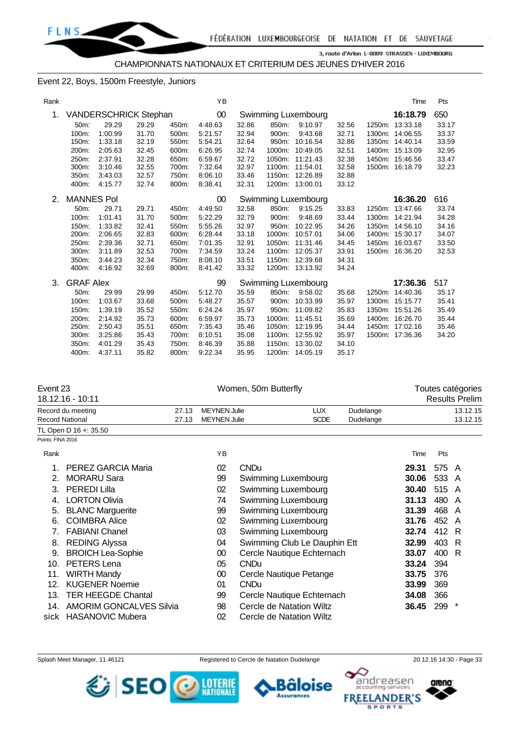CHAMPIONNATS NATIONAUX ET CRITERIUM DES JEUNES D'HIVER 2016

## Event 22, Boys, 1500m Freestyle, Juniors

| Rank | Name | YB | Club | Time | Pts |
|---|---|---|---|---|---|
| 1. | VANDERSCHRICK Stephan | 00 | Swimming Luxembourg | **16:18.79** | 650 |

| | | | | | | | | | | | |
|---|---|---|---|---|---|---|---|---|---|---|---|
| 50m: | 29.29 | 29.29 | 450m: | 4:48.63 | 32.86 | 850m: | 9:10.97 | 32.56 | 1250m: | 13:33.18 | 33.17 |
| 100m: | 1:00.99 | 31.70 | 500m: | 5:21.57 | 32.94 | 900m: | 9:43.68 | 32.71 | 1300m: | 14:06.55 | 33.37 |
| 150m: | 1:33.18 | 32.19 | 550m: | 5:54.21 | 32.64 | 950m: | 10:16.54 | 32.86 | 1350m: | 14:40.14 | 33.59 |
| 200m: | 2:05.63 | 32.45 | 600m: | 6:26.95 | 32.74 | 1000m: | 10:49.05 | 32.51 | 1400m: | 15:13.09 | 32.95 |
| 250m: | 2:37.91 | 32.28 | 650m: | 6:59.67 | 32.72 | 1050m: | 11:21.43 | 32.38 | 1450m: | 15:46.56 | 33.47 |
| 300m: | 3:10.46 | 32.55 | 700m: | 7:32.64 | 32.97 | 1100m: | 11:54.01 | 32.58 | 1500m: | 16:18.79 | 32.23 |
| 350m: | 3:43.03 | 32.57 | 750m: | 8:06.10 | 33.46 | 1150m: | 12:26.89 | 32.88 | | | |
| 400m: | 4:15.77 | 32.74 | 800m: | 8:38.41 | 32.31 | 1200m: | 13:00.01 | 33.12 | | | |

| Rank | Name | YB | Club | Time | Pts |
|---|---|---|---|---|---|
| 2. | MANNES Pol | 00 | Swimming Luxembourg | **16:36.20** | 616 |

| | | | | | | | | | | | |
|---|---|---|---|---|---|---|---|---|---|---|---|
| 50m: | 29.71 | 29.71 | 450m: | 4:49.50 | 32.58 | 850m: | 9:15.25 | 33.83 | 1250m: | 13:47.66 | 33.74 |
| 100m: | 1:01.41 | 31.70 | 500m: | 5:22.29 | 32.79 | 900m: | 9:48.69 | 33.44 | 1300m: | 14:21.94 | 34.28 |
| 150m: | 1:33.82 | 32.41 | 550m: | 5:55.26 | 32.97 | 950m: | 10:22.95 | 34.26 | 1350m: | 14:56.10 | 34.16 |
| 200m: | 2:06.65 | 32.83 | 600m: | 6:28.44 | 33.18 | 1000m: | 10:57.01 | 34.06 | 1400m: | 15:30.17 | 34.07 |
| 250m: | 2:39.36 | 32.71 | 650m: | 7:01.35 | 32.91 | 1050m: | 11:31.46 | 34.45 | 1450m: | 16:03.67 | 33.50 |
| 300m: | 3:11.89 | 32.53 | 700m: | 7:34.59 | 33.24 | 1100m: | 12:05.37 | 33.91 | 1500m: | 16:36.20 | 32.53 |
| 350m: | 3:44.23 | 32.34 | 750m: | 8:08.10 | 33.51 | 1150m: | 12:39.68 | 34.31 | | | |
| 400m: | 4:16.92 | 32.69 | 800m: | 8:41.42 | 33.32 | 1200m: | 13:13.92 | 34.24 | | | |

| Rank | Name | YB | Club | Time | Pts |
|---|---|---|---|---|---|
| 3. | GRAF Alex | 99 | Swimming Luxembourg | **17:36.36** | 517 |

| | | | | | | | | | | | |
|---|---|---|---|---|---|---|---|---|---|---|---|
| 50m: | 29.99 | 29.99 | 450m: | 5:12.70 | 35.59 | 850m: | 9:58.02 | 35.68 | 1250m: | 14:40.36 | 35.17 |
| 100m: | 1:03.67 | 33.68 | 500m: | 5:48.27 | 35.57 | 900m: | 10:33.99 | 35.97 | 1300m: | 15:15.77 | 35.41 |
| 150m: | 1:39.19 | 35.52 | 550m: | 6:24.24 | 35.97 | 950m: | 11:09.82 | 35.83 | 1350m: | 15:51.26 | 35.49 |
| 200m: | 2:14.92 | 35.73 | 600m: | 6:59.97 | 35.73 | 1000m: | 11:45.51 | 35.69 | 1400m: | 16:26.70 | 35.44 |
| 250m: | 2:50.43 | 35.51 | 650m: | 7:35.43 | 35.46 | 1050m: | 12:19.95 | 34.44 | 1450m: | 17:02.16 | 35.46 |
| 300m: | 3:25.86 | 35.43 | 700m: | 8:10.51 | 35.08 | 1100m: | 12:55.92 | 35.97 | 1500m: | 17:36.36 | 34.20 |
| 350m: | 4:01.29 | 35.43 | 750m: | 8:46.39 | 35.88 | 1150m: | 13:30.02 | 34.10 | | | |
| 400m: | 4:37.11 | 35.82 | 800m: | 9:22.34 | 35.95 | 1200m: | 14:05.19 | 35.17 | | | |

## Event 23 — Women, 50m Butterfly — Toutes catégories

18.12.16 - 10:11 — Results Prelim

| | | | | | |
|---|---|---|---|---|---|
| Record du meeting | 27.13 | MEYNEN Julie | LUX | Dudelange | 13.12.15 |
| Record National | 27.13 | MEYNEN Julie | SCDE | Dudelange | 13.12.15 |

TL Open D 16 +: 35.50

Points: FINA 2016

| Rank | Name | YB | Club | Time | Pts | |
|---|---|---|---|---|---|---|
| 1. | PEREZ GARCIA Maria | 02 | CNDu | **29.31** | 575 | A |
| 2. | MORARU Sara | 99 | Swimming Luxembourg | **30.06** | 533 | A |
| 3. | PEREDI Lilla | 02 | Swimming Luxembourg | **30.40** | 515 | A |
| 4. | LORTON Olivia | 74 | Swimming Luxembourg | **31.13** | 480 | A |
| 5. | BLANC Marguerite | 99 | Swimming Luxembourg | **31.39** | 468 | A |
| 6. | COIMBRA Alice | 02 | Swimming Luxembourg | **31.76** | 452 | A |
| 7. | FABIANI Chanel | 03 | Swimming Luxembourg | **32.74** | 412 | R |
| 8. | REDING Alyssa | 04 | Swimming Club Le Dauphin Ett | **32.99** | 403 | R |
| 9. | BROICH Lea-Sophie | 00 | Cercle Nautique Echternach | **33.07** | 400 | R |
| 10. | PETERS Lena | 05 | CNDu | **33.24** | 394 | |
| 11. | WIRTH Mandy | 00 | Cercle Nautique Petange | **33.75** | 376 | |
| 12. | KUGENER Noemie | 01 | CNDu | **33.99** | 369 | |
| 13. | TER HEEGDE Chantal | 99 | Cercle Nautique Echternach | **34.08** | 366 | |
| 14. | AMORIM GONCALVES Silvia | 98 | Cercle de Natation Wiltz | **36.45** | 299 | * |
| sick | HASANOVIC Mubera | 02 | Cercle de Natation Wiltz | | | |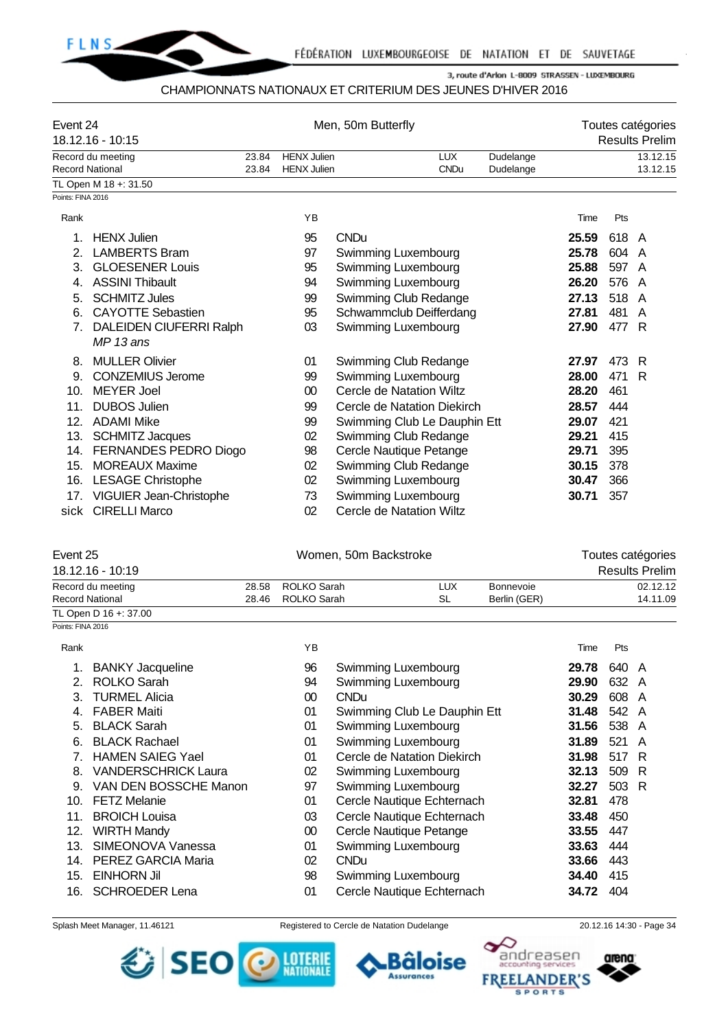CHAMPIONNATS NATIONAUX ET CRITERIUM DES JEUNES D'HIVER 2016

## Event 24 — Men, 50m Butterfly — Toutes catégories

18.12.16 - 10:15 — Results Prelim

| | | | | | |
|---|---|---|---|---|---|
| Record du meeting | 23.84 | HENX Julien | LUX | Dudelange | 13.12.15 |
| Record National | 23.84 | HENX Julien | CNDu | Dudelange | 13.12.15 |

TL Open M 18 +: 31.50

Points: FINA 2016

| Rank | | YB | | Time | Pts | |
|---|---|---|---|---|---|---|
| 1. | HENX Julien | 95 | CNDu | **25.59** | 618 | A |
| 2. | LAMBERTS Bram | 97 | Swimming Luxembourg | **25.78** | 604 | A |
| 3. | GLOESENER Louis | 95 | Swimming Luxembourg | **25.88** | 597 | A |
| 4. | ASSINI Thibault | 94 | Swimming Luxembourg | **26.20** | 576 | A |
| 5. | SCHMITZ Jules | 99 | Swimming Club Redange | **27.13** | 518 | A |
| 6. | CAYOTTE Sebastien | 95 | Schwammclub Deifferdang | **27.81** | 481 | A |
| 7. | DALEIDEN CIUFERRI Ralph *MP 13 ans* | 03 | Swimming Luxembourg | **27.90** | 477 | R |
| 8. | MULLER Olivier | 01 | Swimming Club Redange | **27.97** | 473 | R |
| 9. | CONZEMIUS Jerome | 99 | Swimming Luxembourg | **28.00** | 471 | R |
| 10. | MEYER Joel | 00 | Cercle de Natation Wiltz | **28.20** | 461 | |
| 11. | DUBOS Julien | 99 | Cercle de Natation Diekirch | **28.57** | 444 | |
| 12. | ADAMI Mike | 99 | Swimming Club Le Dauphin Ett | **29.07** | 421 | |
| 13. | SCHMITZ Jacques | 02 | Swimming Club Redange | **29.21** | 415 | |
| 14. | FERNANDES PEDRO Diogo | 98 | Cercle Nautique Petange | **29.71** | 395 | |
| 15. | MOREAUX Maxime | 02 | Swimming Club Redange | **30.15** | 378 | |
| 16. | LESAGE Christophe | 02 | Swimming Luxembourg | **30.47** | 366 | |
| 17. | VIGUIER Jean-Christophe | 73 | Swimming Luxembourg | **30.71** | 357 | |
| sick | CIRELLI Marco | 02 | Cercle de Natation Wiltz | | | |

## Event 25 — Women, 50m Backstroke — Toutes catégories

18.12.16 - 10:19 — Results Prelim

| | | | | | |
|---|---|---|---|---|---|
| Record du meeting | 28.58 | ROLKO Sarah | LUX | Bonnevoie | 02.12.12 |
| Record National | 28.46 | ROLKO Sarah | SL | Berlin (GER) | 14.11.09 |

TL Open D 16 +: 37.00

Points: FINA 2016

| Rank | | YB | | Time | Pts | |
|---|---|---|---|---|---|---|
| 1. | BANKY Jacqueline | 96 | Swimming Luxembourg | **29.78** | 640 | A |
| 2. | ROLKO Sarah | 94 | Swimming Luxembourg | **29.90** | 632 | A |
| 3. | TURMEL Alicia | 00 | CNDu | **30.29** | 608 | A |
| 4. | FABER Maiti | 01 | Swimming Club Le Dauphin Ett | **31.48** | 542 | A |
| 5. | BLACK Sarah | 01 | Swimming Luxembourg | **31.56** | 538 | A |
| 6. | BLACK Rachael | 01 | Swimming Luxembourg | **31.89** | 521 | A |
| 7. | HAMEN SAIEG Yael | 01 | Cercle de Natation Diekirch | **31.98** | 517 | R |
| 8. | VANDERSCHRICK Laura | 02 | Swimming Luxembourg | **32.13** | 509 | R |
| 9. | VAN DEN BOSSCHE Manon | 97 | Swimming Luxembourg | **32.27** | 503 | R |
| 10. | FETZ Melanie | 01 | Cercle Nautique Echternach | **32.81** | 478 | |
| 11. | BROICH Louisa | 03 | Cercle Nautique Echternach | **33.48** | 450 | |
| 12. | WIRTH Mandy | 00 | Cercle Nautique Petange | **33.55** | 447 | |
| 13. | SIMEONOVA Vanessa | 01 | Swimming Luxembourg | **33.63** | 444 | |
| 14. | PEREZ GARCIA Maria | 02 | CNDu | **33.66** | 443 | |
| 15. | EINHORN Jil | 98 | Swimming Luxembourg | **34.40** | 415 | |
| 16. | SCHROEDER Lena | 01 | Cercle Nautique Echternach | **34.72** | 404 | |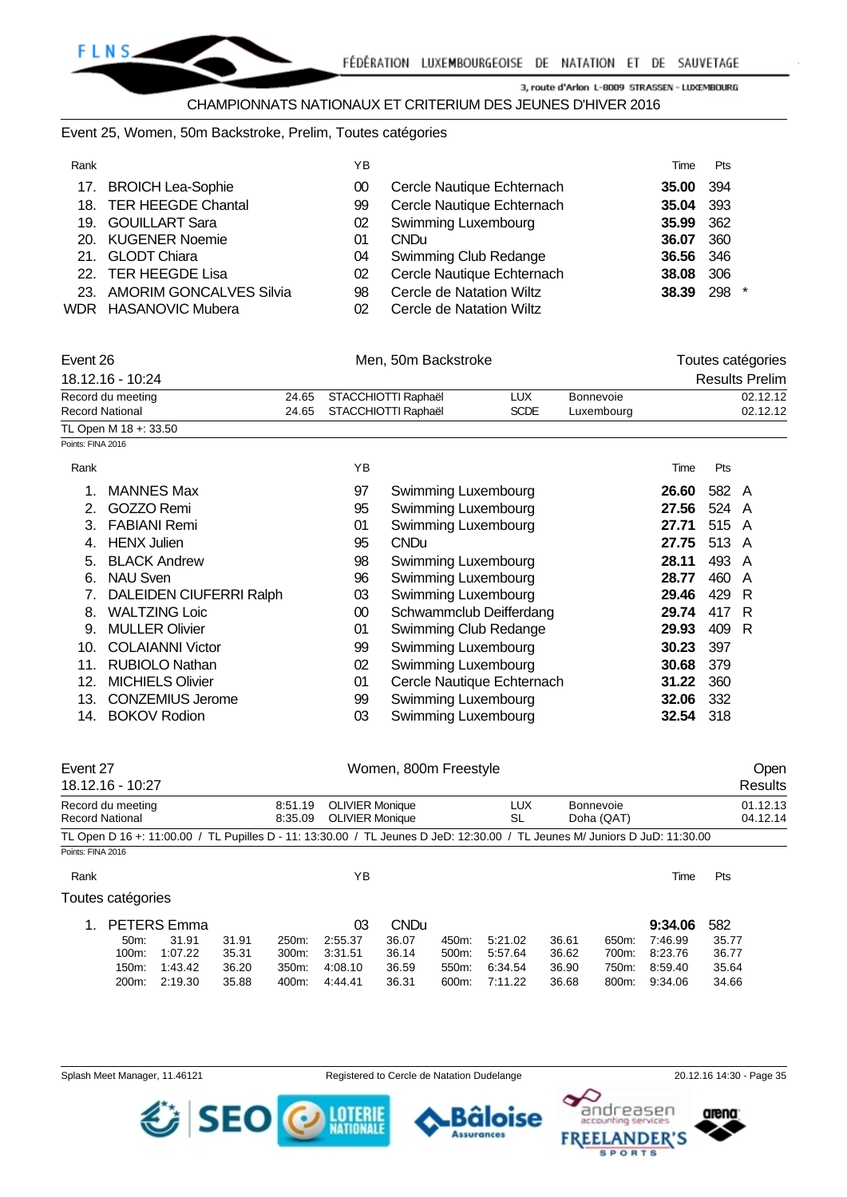CHAMPIONNATS NATIONAUX ET CRITERIUM DES JEUNES D'HIVER 2016

Event 25, Women, 50m Backstroke, Prelim, Toutes catégories

| Rank | | YB | | Time | Pts | |
|---|---|---|---|---|---|---|
| 17. | BROICH Lea-Sophie | 00 | Cercle Nautique Echternach | **35.00** | 394 | |
| 18. | TER HEEGDE Chantal | 99 | Cercle Nautique Echternach | **35.04** | 393 | |
| 19. | GOUILLART Sara | 02 | Swimming Luxembourg | **35.99** | 362 | |
| 20. | KUGENER Noemie | 01 | CNDu | **36.07** | 360 | |
| 21. | GLODT Chiara | 04 | Swimming Club Redange | **36.56** | 346 | |
| 22. | TER HEEGDE Lisa | 02 | Cercle Nautique Echternach | **38.08** | 306 | |
| 23. | AMORIM GONCALVES Silvia | 98 | Cercle de Natation Wiltz | **38.39** | 298 | * |
| WDR | HASANOVIC Mubera | 02 | Cercle de Natation Wiltz | | | |

## Event 26 — Men, 50m Backstroke — Toutes catégories

18.12.16 - 10:24 — Results Prelim

| | | | | | |
|---|---|---|---|---|---|
| Record du meeting | 24.65 | STACCHIOTTI Raphaël | LUX | Bonnevoie | 02.12.12 |
| Record National | 24.65 | STACCHIOTTI Raphaël | SCDE | Luxembourg | 02.12.12 |

TL Open M 18 +: 33.50

Points: FINA 2016

| Rank | | YB | | Time | Pts | |
|---|---|---|---|---|---|---|
| 1. | MANNES Max | 97 | Swimming Luxembourg | **26.60** | 582 | A |
| 2. | GOZZO Remi | 95 | Swimming Luxembourg | **27.56** | 524 | A |
| 3. | FABIANI Remi | 01 | Swimming Luxembourg | **27.71** | 515 | A |
| 4. | HENX Julien | 95 | CNDu | **27.75** | 513 | A |
| 5. | BLACK Andrew | 98 | Swimming Luxembourg | **28.11** | 493 | A |
| 6. | NAU Sven | 96 | Swimming Luxembourg | **28.77** | 460 | A |
| 7. | DALEIDEN CIUFERRI Ralph | 03 | Swimming Luxembourg | **29.46** | 429 | R |
| 8. | WALTZING Loic | 00 | Schwammclub Deifferdang | **29.74** | 417 | R |
| 9. | MULLER Olivier | 01 | Swimming Club Redange | **29.93** | 409 | R |
| 10. | COLAIANNI Victor | 99 | Swimming Luxembourg | **30.23** | 397 | |
| 11. | RUBIOLO Nathan | 02 | Swimming Luxembourg | **30.68** | 379 | |
| 12. | MICHIELS Olivier | 01 | Cercle Nautique Echternach | **31.22** | 360 | |
| 13. | CONZEMIUS Jerome | 99 | Swimming Luxembourg | **32.06** | 332 | |
| 14. | BOKOV Rodion | 03 | Swimming Luxembourg | **32.54** | 318 | |

## Event 27 — Women, 800m Freestyle — Open

18.12.16 - 10:27 — Results

| | | | | | |
|---|---|---|---|---|---|
| Record du meeting | 8:51.19 | OLIVIER Monique | LUX | Bonnevoie | 01.12.13 |
| Record National | 8:35.09 | OLIVIER Monique | SL | Doha (QAT) | 04.12.14 |

TL Open D 16 +: 11:00.00 / TL Pupilles D - 11: 13:30.00 / TL Jeunes D JeD: 12:30.00 / TL Jeunes M/ Juniors D JuD: 11:30.00

Points: FINA 2016

Toutes catégories

| Rank | | YB | | Time | Pts |
|---|---|---|---|---|---|
| 1. | PETERS Emma | 03 | CNDu | **9:34.06** | 582 |

| Split | Time | Lap | Split | Time | Lap | Split | Time | Lap | Split | Time | Lap |
|---|---|---|---|---|---|---|---|---|---|---|---|
| 50m: | 31.91 | 31.91 | 250m: | 2:55.37 | 36.07 | 450m: | 5:21.02 | 36.61 | 650m: | 7:46.99 | 35.77 |
| 100m: | 1:07.22 | 35.31 | 300m: | 3:31.51 | 36.14 | 500m: | 5:57.64 | 36.62 | 700m: | 8:23.76 | 36.77 |
| 150m: | 1:43.42 | 36.20 | 350m: | 4:08.10 | 36.59 | 550m: | 6:34.54 | 36.90 | 750m: | 8:59.40 | 35.64 |
| 200m: | 2:19.30 | 35.88 | 400m: | 4:44.41 | 36.31 | 600m: | 7:11.22 | 36.68 | 800m: | 9:34.06 | 34.66 |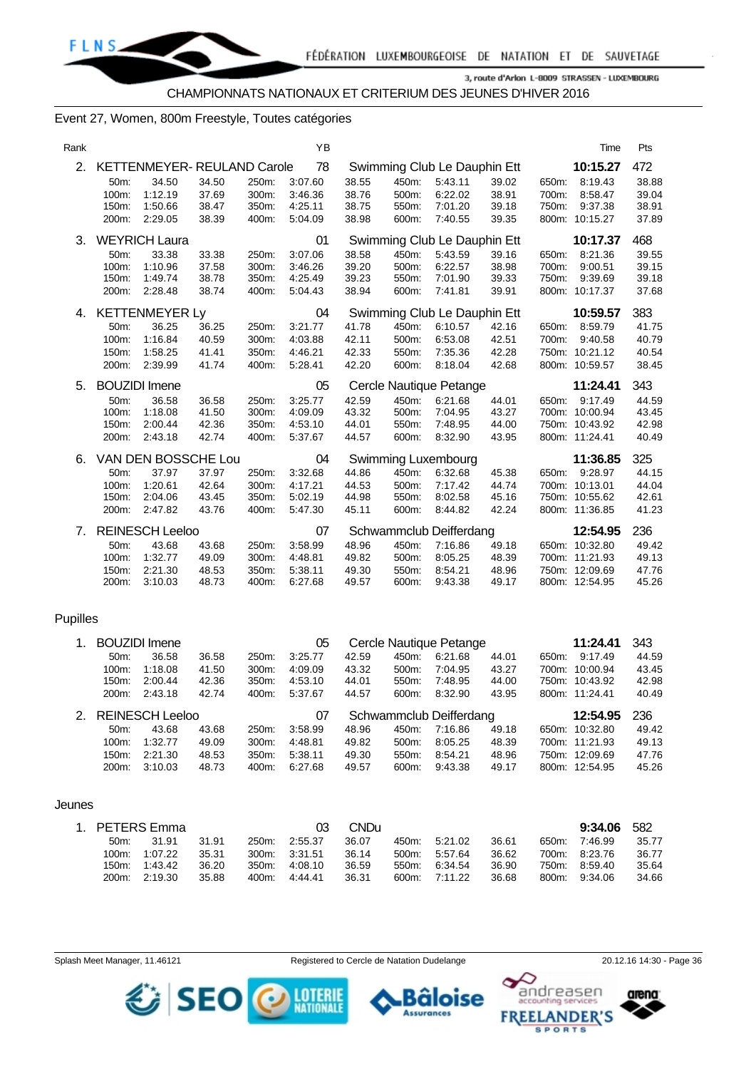CHAMPIONNATS NATIONAUX ET CRITERIUM DES JEUNES D'HIVER 2016

## Event 27, Women, 800m Freestyle, Toutes catégories

| Rank | | YB | | Time | Pts |
|---|---|---|---|---|---|
| 2. | KETTENMEYER- REULAND Carole | 78 | Swimming Club Le Dauphin Ett | 10:15.27 | 472 |

| | | | | | | | | | | | |
|---|---|---|---|---|---|---|---|---|---|---|---|
| 50m: | 34.50 | 34.50 | 250m: | 3:07.60 | 38.55 | 450m: | 5:43.11 | 39.02 | 650m: | 8:19.43 | 38.88 |
| 100m: | 1:12.19 | 37.69 | 300m: | 3:46.36 | 38.76 | 500m: | 6:22.02 | 38.91 | 700m: | 8:58.47 | 39.04 |
| 150m: | 1:50.66 | 38.47 | 350m: | 4:25.11 | 38.75 | 550m: | 7:01.20 | 39.18 | 750m: | 9:37.38 | 38.91 |
| 200m: | 2:29.05 | 38.39 | 400m: | 5:04.09 | 38.98 | 600m: | 7:40.55 | 39.35 | 800m: | 10:15.27 | 37.89 |

| Rank | | YB | | Time | Pts |
|---|---|---|---|---|---|
| 3. | WEYRICH Laura | 01 | Swimming Club Le Dauphin Ett | 10:17.37 | 468 |

| | | | | | | | | | | | |
|---|---|---|---|---|---|---|---|---|---|---|---|
| 50m: | 33.38 | 33.38 | 250m: | 3:07.06 | 38.58 | 450m: | 5:43.59 | 39.16 | 650m: | 8:21.36 | 39.55 |
| 100m: | 1:10.96 | 37.58 | 300m: | 3:46.26 | 39.20 | 500m: | 6:22.57 | 38.98 | 700m: | 9:00.51 | 39.15 |
| 150m: | 1:49.74 | 38.78 | 350m: | 4:25.49 | 39.23 | 550m: | 7:01.90 | 39.33 | 750m: | 9:39.69 | 39.18 |
| 200m: | 2:28.48 | 38.74 | 400m: | 5:04.43 | 38.94 | 600m: | 7:41.81 | 39.91 | 800m: | 10:17.37 | 37.68 |

| Rank | | YB | | Time | Pts |
|---|---|---|---|---|---|
| 4. | KETTENMEYER Ly | 04 | Swimming Club Le Dauphin Ett | 10:59.57 | 383 |

| | | | | | | | | | | | |
|---|---|---|---|---|---|---|---|---|---|---|---|
| 50m: | 36.25 | 36.25 | 250m: | 3:21.77 | 41.78 | 450m: | 6:10.57 | 42.16 | 650m: | 8:59.79 | 41.75 |
| 100m: | 1:16.84 | 40.59 | 300m: | 4:03.88 | 42.11 | 500m: | 6:53.08 | 42.51 | 700m: | 9:40.58 | 40.79 |
| 150m: | 1:58.25 | 41.41 | 350m: | 4:46.21 | 42.33 | 550m: | 7:35.36 | 42.28 | 750m: | 10:21.12 | 40.54 |
| 200m: | 2:39.99 | 41.74 | 400m: | 5:28.41 | 42.20 | 600m: | 8:18.04 | 42.68 | 800m: | 10:59.57 | 38.45 |

| Rank | | YB | | Time | Pts |
|---|---|---|---|---|---|
| 5. | BOUZIDI Imene | 05 | Cercle Nautique Petange | 11:24.41 | 343 |

| | | | | | | | | | | | |
|---|---|---|---|---|---|---|---|---|---|---|---|
| 50m: | 36.58 | 36.58 | 250m: | 3:25.77 | 42.59 | 450m: | 6:21.68 | 44.01 | 650m: | 9:17.49 | 44.59 |
| 100m: | 1:18.08 | 41.50 | 300m: | 4:09.09 | 43.32 | 500m: | 7:04.95 | 43.27 | 700m: | 10:00.94 | 43.45 |
| 150m: | 2:00.44 | 42.36 | 350m: | 4:53.10 | 44.01 | 550m: | 7:48.95 | 44.00 | 750m: | 10:43.92 | 42.98 |
| 200m: | 2:43.18 | 42.74 | 400m: | 5:37.67 | 44.57 | 600m: | 8:32.90 | 43.95 | 800m: | 11:24.41 | 40.49 |

| Rank | | YB | | Time | Pts |
|---|---|---|---|---|---|
| 6. | VAN DEN BOSSCHE Lou | 04 | Swimming Luxembourg | 11:36.85 | 325 |

| | | | | | | | | | | | |
|---|---|---|---|---|---|---|---|---|---|---|---|
| 50m: | 37.97 | 37.97 | 250m: | 3:32.68 | 44.86 | 450m: | 6:32.68 | 45.38 | 650m: | 9:28.97 | 44.15 |
| 100m: | 1:20.61 | 42.64 | 300m: | 4:17.21 | 44.53 | 500m: | 7:17.42 | 44.74 | 700m: | 10:13.01 | 44.04 |
| 150m: | 2:04.06 | 43.45 | 350m: | 5:02.19 | 44.98 | 550m: | 8:02.58 | 45.16 | 750m: | 10:55.62 | 42.61 |
| 200m: | 2:47.82 | 43.76 | 400m: | 5:47.30 | 45.11 | 600m: | 8:44.82 | 42.24 | 800m: | 11:36.85 | 41.23 |

| Rank | | YB | | Time | Pts |
|---|---|---|---|---|---|
| 7. | REINESCH Leeloo | 07 | Schwammclub Deifferdang | 12:54.95 | 236 |

| | | | | | | | | | | | |
|---|---|---|---|---|---|---|---|---|---|---|---|
| 50m: | 43.68 | 43.68 | 250m: | 3:58.99 | 48.96 | 450m: | 7:16.86 | 49.18 | 650m: | 10:32.80 | 49.42 |
| 100m: | 1:32.77 | 49.09 | 300m: | 4:48.81 | 49.82 | 500m: | 8:05.25 | 48.39 | 700m: | 11:21.93 | 49.13 |
| 150m: | 2:21.30 | 48.53 | 350m: | 5:38.11 | 49.30 | 550m: | 8:54.21 | 48.96 | 750m: | 12:09.69 | 47.76 |
| 200m: | 3:10.03 | 48.73 | 400m: | 6:27.68 | 49.57 | 600m: | 9:43.38 | 49.17 | 800m: | 12:54.95 | 45.26 |

### Pupilles

| Rank | | YB | | Time | Pts |
|---|---|---|---|---|---|
| 1. | BOUZIDI Imene | 05 | Cercle Nautique Petange | 11:24.41 | 343 |

| | | | | | | | | | | | |
|---|---|---|---|---|---|---|---|---|---|---|---|
| 50m: | 36.58 | 36.58 | 250m: | 3:25.77 | 42.59 | 450m: | 6:21.68 | 44.01 | 650m: | 9:17.49 | 44.59 |
| 100m: | 1:18.08 | 41.50 | 300m: | 4:09.09 | 43.32 | 500m: | 7:04.95 | 43.27 | 700m: | 10:00.94 | 43.45 |
| 150m: | 2:00.44 | 42.36 | 350m: | 4:53.10 | 44.01 | 550m: | 7:48.95 | 44.00 | 750m: | 10:43.92 | 42.98 |
| 200m: | 2:43.18 | 42.74 | 400m: | 5:37.67 | 44.57 | 600m: | 8:32.90 | 43.95 | 800m: | 11:24.41 | 40.49 |

| Rank | | YB | | Time | Pts |
|---|---|---|---|---|---|
| 2. | REINESCH Leeloo | 07 | Schwammclub Deifferdang | 12:54.95 | 236 |

| | | | | | | | | | | | |
|---|---|---|---|---|---|---|---|---|---|---|---|
| 50m: | 43.68 | 43.68 | 250m: | 3:58.99 | 48.96 | 450m: | 7:16.86 | 49.18 | 650m: | 10:32.80 | 49.42 |
| 100m: | 1:32.77 | 49.09 | 300m: | 4:48.81 | 49.82 | 500m: | 8:05.25 | 48.39 | 700m: | 11:21.93 | 49.13 |
| 150m: | 2:21.30 | 48.53 | 350m: | 5:38.11 | 49.30 | 550m: | 8:54.21 | 48.96 | 750m: | 12:09.69 | 47.76 |
| 200m: | 3:10.03 | 48.73 | 400m: | 6:27.68 | 49.57 | 600m: | 9:43.38 | 49.17 | 800m: | 12:54.95 | 45.26 |

### Jeunes

| Rank | | YB | | Time | Pts |
|---|---|---|---|---|---|
| 1. | PETERS Emma | 03 | CNDu | 9:34.06 | 582 |

| | | | | | | | | | | | |
|---|---|---|---|---|---|---|---|---|---|---|---|
| 50m: | 31.91 | 31.91 | 250m: | 2:55.37 | 36.07 | 450m: | 5:21.02 | 36.61 | 650m: | 7:46.99 | 35.77 |
| 100m: | 1:07.22 | 35.31 | 300m: | 3:31.51 | 36.14 | 500m: | 5:57.64 | 36.62 | 700m: | 8:23.76 | 36.77 |
| 150m: | 1:43.42 | 36.20 | 350m: | 4:08.10 | 36.59 | 550m: | 6:34.54 | 36.90 | 750m: | 8:59.40 | 35.64 |
| 200m: | 2:19.30 | 35.88 | 400m: | 4:44.41 | 36.31 | 600m: | 7:11.22 | 36.68 | 800m: | 9:34.06 | 34.66 |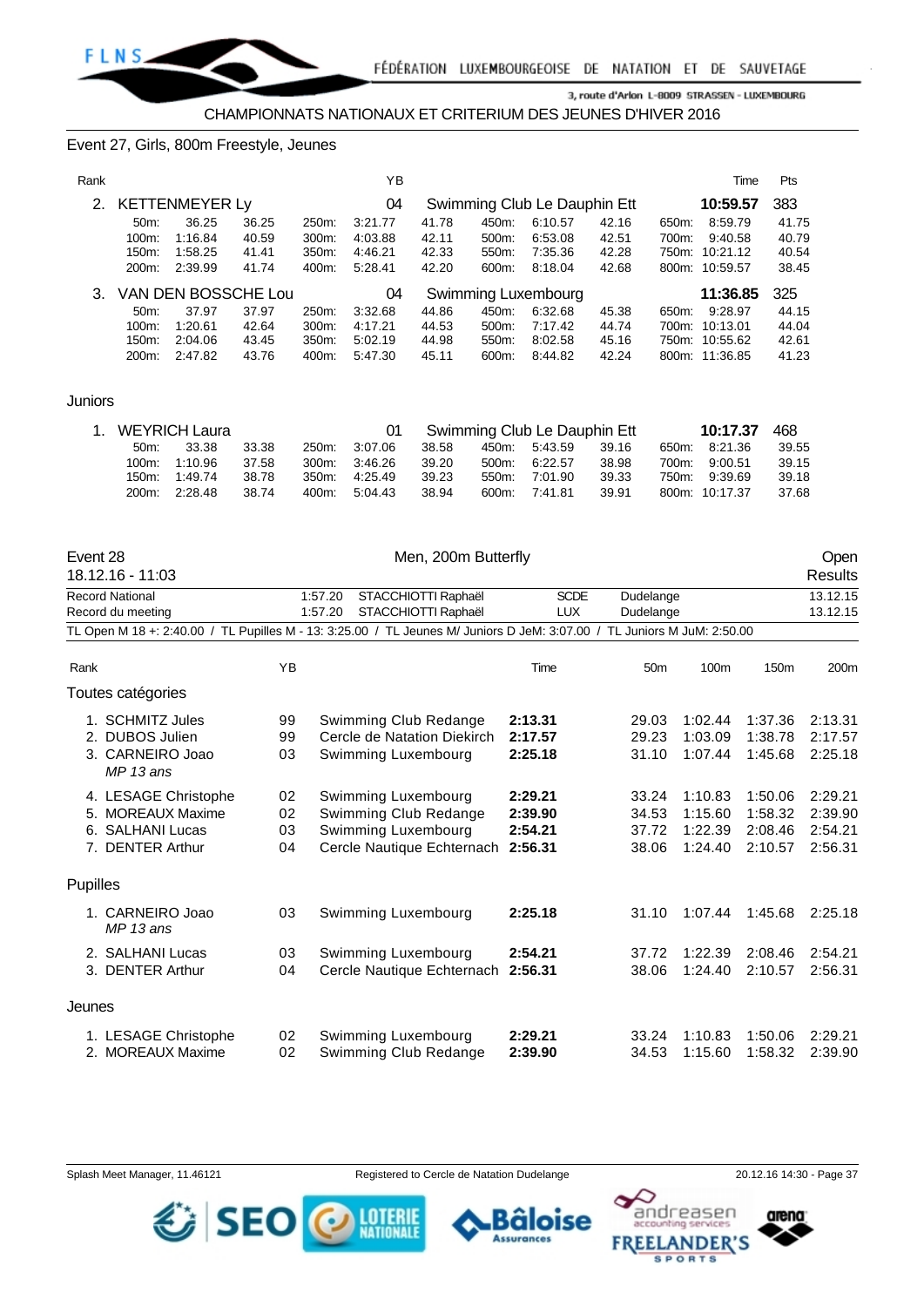CHAMPIONNATS NATIONAUX ET CRITERIUM DES JEUNES D'HIVER 2016

## Event 27, Girls, 800m Freestyle, Jeunes

| Rank | Name | YB | Club | Time | Pts |
|---|---|---|---|---|---|
| 2. | KETTENMEYER Ly | 04 | Swimming Club Le Dauphin Ett | **10:59.57** | 383 |

| | | | | | | | | | | | |
|---|---|---|---|---|---|---|---|---|---|---|---|
| 50m: | 36.25 | 36.25 | 250m: | 3:21.77 | 41.78 | 450m: | 6:10.57 | 42.16 | 650m: | 8:59.79 | 41.75 |
| 100m: | 1:16.84 | 40.59 | 300m: | 4:03.88 | 42.11 | 500m: | 6:53.08 | 42.51 | 700m: | 9:40.58 | 40.79 |
| 150m: | 1:58.25 | 41.41 | 350m: | 4:46.21 | 42.33 | 550m: | 7:35.36 | 42.28 | 750m: | 10:21.12 | 40.54 |
| 200m: | 2:39.99 | 41.74 | 400m: | 5:28.41 | 42.20 | 600m: | 8:18.04 | 42.68 | 800m: | 10:59.57 | 38.45 |

| Rank | Name | YB | Club | Time | Pts |
|---|---|---|---|---|---|
| 3. | VAN DEN BOSSCHE Lou | 04 | Swimming Luxembourg | **11:36.85** | 325 |

| | | | | | | | | | | | |
|---|---|---|---|---|---|---|---|---|---|---|---|
| 50m: | 37.97 | 37.97 | 250m: | 3:32.68 | 44.86 | 450m: | 6:32.68 | 45.38 | 650m: | 9:28.97 | 44.15 |
| 100m: | 1:20.61 | 42.64 | 300m: | 4:17.21 | 44.53 | 500m: | 7:17.42 | 44.74 | 700m: | 10:13.01 | 44.04 |
| 150m: | 2:04.06 | 43.45 | 350m: | 5:02.19 | 44.98 | 550m: | 8:02.58 | 45.16 | 750m: | 10:55.62 | 42.61 |
| 200m: | 2:47.82 | 43.76 | 400m: | 5:47.30 | 45.11 | 600m: | 8:44.82 | 42.24 | 800m: | 11:36.85 | 41.23 |

### Juniors

| Rank | Name | YB | Club | Time | Pts |
|---|---|---|---|---|---|
| 1. | WEYRICH Laura | 01 | Swimming Club Le Dauphin Ett | **10:17.37** | 468 |

| | | | | | | | | | | | |
|---|---|---|---|---|---|---|---|---|---|---|---|
| 50m: | 33.38 | 33.38 | 250m: | 3:07.06 | 38.58 | 450m: | 5:43.59 | 39.16 | 650m: | 8:21.36 | 39.55 |
| 100m: | 1:10.96 | 37.58 | 300m: | 3:46.26 | 39.20 | 500m: | 6:22.57 | 38.98 | 700m: | 9:00.51 | 39.15 |
| 150m: | 1:49.74 | 38.78 | 350m: | 4:25.49 | 39.23 | 550m: | 7:01.90 | 39.33 | 750m: | 9:39.69 | 39.18 |
| 200m: | 2:28.48 | 38.74 | 400m: | 5:04.43 | 38.94 | 600m: | 7:41.81 | 39.91 | 800m: | 10:17.37 | 37.68 |

## Event 28 — Men, 200m Butterfly — Open Results

18.12.16 - 11:03

| | | | | | |
|---|---|---|---|---|---|
| Record National | 1:57.20 | STACCHIOTTI Raphaël | SCDE | Dudelange | 13.12.15 |
| Record du meeting | 1:57.20 | STACCHIOTTI Raphaël | LUX | Dudelange | 13.12.15 |

TL Open M 18 +: 2:40.00 / TL Pupilles M - 13: 3:25.00 / TL Jeunes M/ Juniors D JeM: 3:07.00 / TL Juniors M JuM: 2:50.00

### Toutes catégories

| Rank | Name | YB | Club | Time | 50m | 100m | 150m | 200m |
|---|---|---|---|---|---|---|---|---|
| 1. | SCHMITZ Jules | 99 | Swimming Club Redange | **2:13.31** | 29.03 | 1:02.44 | 1:37.36 | 2:13.31 |
| 2. | DUBOS Julien | 99 | Cercle de Natation Diekirch | **2:17.57** | 29.23 | 1:03.09 | 1:38.78 | 2:17.57 |
| 3. | CARNEIRO Joao *MP 13 ans* | 03 | Swimming Luxembourg | **2:25.18** | 31.10 | 1:07.44 | 1:45.68 | 2:25.18 |
| 4. | LESAGE Christophe | 02 | Swimming Luxembourg | **2:29.21** | 33.24 | 1:10.83 | 1:50.06 | 2:29.21 |
| 5. | MOREAUX Maxime | 02 | Swimming Club Redange | **2:39.90** | 34.53 | 1:15.60 | 1:58.32 | 2:39.90 |
| 6. | SALHANI Lucas | 03 | Swimming Luxembourg | **2:54.21** | 37.72 | 1:22.39 | 2:08.46 | 2:54.21 |
| 7. | DENTER Arthur | 04 | Cercle Nautique Echternach | **2:56.31** | 38.06 | 1:24.40 | 2:10.57 | 2:56.31 |

### Pupilles

| Rank | Name | YB | Club | Time | 50m | 100m | 150m | 200m |
|---|---|---|---|---|---|---|---|---|
| 1. | CARNEIRO Joao *MP 13 ans* | 03 | Swimming Luxembourg | **2:25.18** | 31.10 | 1:07.44 | 1:45.68 | 2:25.18 |
| 2. | SALHANI Lucas | 03 | Swimming Luxembourg | **2:54.21** | 37.72 | 1:22.39 | 2:08.46 | 2:54.21 |
| 3. | DENTER Arthur | 04 | Cercle Nautique Echternach | **2:56.31** | 38.06 | 1:24.40 | 2:10.57 | 2:56.31 |

### Jeunes

| Rank | Name | YB | Club | Time | 50m | 100m | 150m | 200m |
|---|---|---|---|---|---|---|---|---|
| 1. | LESAGE Christophe | 02 | Swimming Luxembourg | **2:29.21** | 33.24 | 1:10.83 | 1:50.06 | 2:29.21 |
| 2. | MOREAUX Maxime | 02 | Swimming Club Redange | **2:39.90** | 34.53 | 1:15.60 | 1:58.32 | 2:39.90 |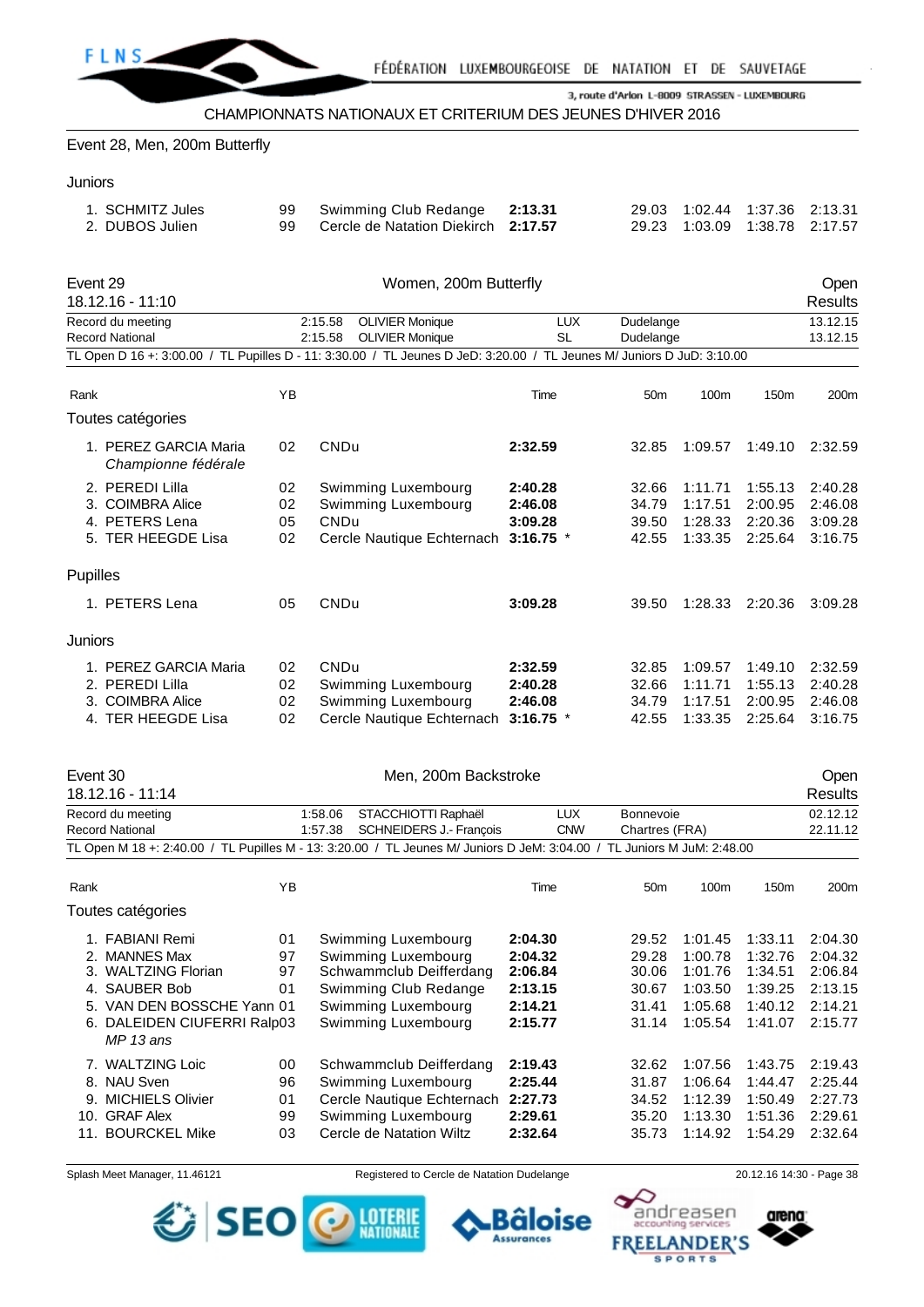CHAMPIONNATS NATIONAUX ET CRITERIUM DES JEUNES D'HIVER 2016

Event 28, Men, 200m Butterfly

Juniors

| Rank | Name | YB | Club | Time | 50m | 100m | 150m | 200m |
|---|---|---|---|---|---|---|---|---|
| 1. | SCHMITZ Jules | 99 | Swimming Club Redange | **2:13.31** | 29.03 | 1:02.44 | 1:37.36 | 2:13.31 |
| 2. | DUBOS Julien | 99 | Cercle de Natation Diekirch | **2:17.57** | 29.23 | 1:03.09 | 1:38.78 | 2:17.57 |

## Event 29 — Women, 200m Butterfly — Open Results

18.12.16 - 11:10

| | | | | | |
|---|---|---|---|---|---|
| Record du meeting | 2:15.58 | OLIVIER Monique | LUX | Dudelange | 13.12.15 |
| Record National | 2:15.58 | OLIVIER Monique | SL | Dudelange | 13.12.15 |

TL Open D 16 +: 3:00.00 / TL Pupilles D - 11: 3:30.00 / TL Jeunes D JeD: 3:20.00 / TL Jeunes M/ Juniors D JuD: 3:10.00

| Rank | Name | YB | Club | Time | 50m | 100m | 150m | 200m |
|---|---|---|---|---|---|---|---|---|
| **Toutes catégories** | | | | | | | | |
| 1. | PEREZ GARCIA Maria<br>*Championne fédérale* | 02 | CNDu | **2:32.59** | 32.85 | 1:09.57 | 1:49.10 | 2:32.59 |
| 2. | PEREDI Lilla | 02 | Swimming Luxembourg | **2:40.28** | 32.66 | 1:11.71 | 1:55.13 | 2:40.28 |
| 3. | COIMBRA Alice | 02 | Swimming Luxembourg | **2:46.08** | 34.79 | 1:17.51 | 2:00.95 | 2:46.08 |
| 4. | PETERS Lena | 05 | CNDu | **3:09.28** | 39.50 | 1:28.33 | 2:20.36 | 3:09.28 |
| 5. | TER HEEGDE Lisa | 02 | Cercle Nautique Echternach | **3:16.75** * | 42.55 | 1:33.35 | 2:25.64 | 3:16.75 |
| **Pupilles** | | | | | | | | |
| 1. | PETERS Lena | 05 | CNDu | **3:09.28** | 39.50 | 1:28.33 | 2:20.36 | 3:09.28 |
| **Juniors** | | | | | | | | |
| 1. | PEREZ GARCIA Maria | 02 | CNDu | **2:32.59** | 32.85 | 1:09.57 | 1:49.10 | 2:32.59 |
| 2. | PEREDI Lilla | 02 | Swimming Luxembourg | **2:40.28** | 32.66 | 1:11.71 | 1:55.13 | 2:40.28 |
| 3. | COIMBRA Alice | 02 | Swimming Luxembourg | **2:46.08** | 34.79 | 1:17.51 | 2:00.95 | 2:46.08 |
| 4. | TER HEEGDE Lisa | 02 | Cercle Nautique Echternach | **3:16.75** * | 42.55 | 1:33.35 | 2:25.64 | 3:16.75 |

## Event 30 — Men, 200m Backstroke — Open Results

18.12.16 - 11:14

| | | | | | |
|---|---|---|---|---|---|
| Record du meeting | 1:58.06 | STACCHIOTTI Raphaël | LUX | Bonnevoie | 02.12.12 |
| Record National | 1:57.38 | SCHNEIDERS J.- François | CNW | Chartres (FRA) | 22.11.12 |

TL Open M 18 +: 2:40.00 / TL Pupilles M - 13: 3:20.00 / TL Jeunes M/ Juniors D JeM: 3:04.00 / TL Juniors M JuM: 2:48.00

| Rank | Name | YB | Club | Time | 50m | 100m | 150m | 200m |
|---|---|---|---|---|---|---|---|---|
| **Toutes catégories** | | | | | | | | |
| 1. | FABIANI Remi | 01 | Swimming Luxembourg | **2:04.30** | 29.52 | 1:01.45 | 1:33.11 | 2:04.30 |
| 2. | MANNES Max | 97 | Swimming Luxembourg | **2:04.32** | 29.28 | 1:00.78 | 1:32.76 | 2:04.32 |
| 3. | WALTZING Florian | 97 | Schwammclub Deifferdang | **2:06.84** | 30.06 | 1:01.76 | 1:34.51 | 2:06.84 |
| 4. | SAUBER Bob | 01 | Swimming Club Redange | **2:13.15** | 30.67 | 1:03.50 | 1:39.25 | 2:13.15 |
| 5. | VAN DEN BOSSCHE Yann | 01 | Swimming Luxembourg | **2:14.21** | 31.41 | 1:05.68 | 1:40.12 | 2:14.21 |
| 6. | DALEIDEN CIUFERRI Ralp<br>*MP 13 ans* | 03 | Swimming Luxembourg | **2:15.77** | 31.14 | 1:05.54 | 1:41.07 | 2:15.77 |
| 7. | WALTZING Loic | 00 | Schwammclub Deifferdang | **2:19.43** | 32.62 | 1:07.56 | 1:43.75 | 2:19.43 |
| 8. | NAU Sven | 96 | Swimming Luxembourg | **2:25.44** | 31.87 | 1:06.64 | 1:44.47 | 2:25.44 |
| 9. | MICHIELS Olivier | 01 | Cercle Nautique Echternach | **2:27.73** | 34.52 | 1:12.39 | 1:50.49 | 2:27.73 |
| 10. | GRAF Alex | 99 | Swimming Luxembourg | **2:29.61** | 35.20 | 1:13.30 | 1:51.36 | 2:29.61 |
| 11. | BOURCKEL Mike | 03 | Cercle de Natation Wiltz | **2:32.64** | 35.73 | 1:14.92 | 1:54.29 | 2:32.64 |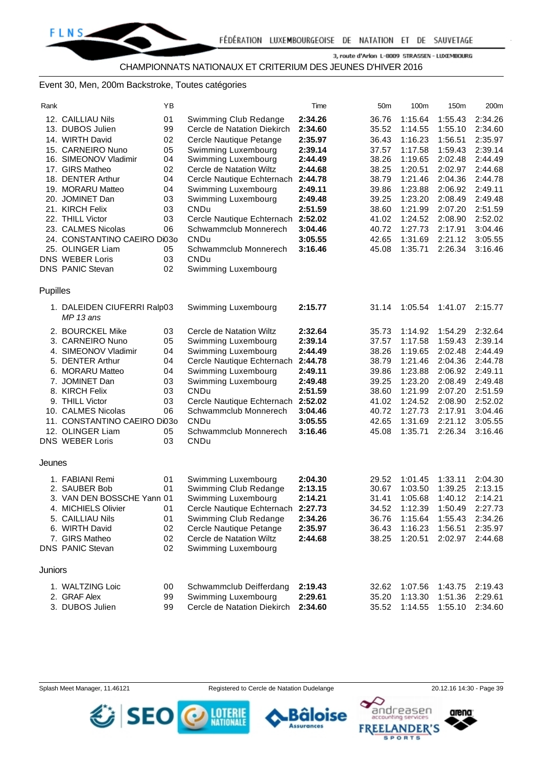CHAMPIONNATS NATIONAUX ET CRITERIUM DES JEUNES D'HIVER 2016

Event 30, Men, 200m Backstroke, Toutes catégories

| Rank | | YB | | Time | 50m | 100m | 150m | 200m |
|---|---|---|---|---|---|---|---|---|
| 12. | CAILLIAU Nils | 01 | Swimming Club Redange | **2:34.26** | 36.76 | 1:15.64 | 1:55.43 | 2:34.26 |
| 13. | DUBOS Julien | 99 | Cercle de Natation Diekirch | **2:34.60** | 35.52 | 1:14.55 | 1:55.10 | 2:34.60 |
| 14. | WIRTH David | 02 | Cercle Nautique Petange | **2:35.97** | 36.43 | 1:16.23 | 1:56.51 | 2:35.97 |
| 15. | CARNEIRO Nuno | 05 | Swimming Luxembourg | **2:39.14** | 37.57 | 1:17.58 | 1:59.43 | 2:39.14 |
| 16. | SIMEONOV Vladimir | 04 | Swimming Luxembourg | **2:44.49** | 38.26 | 1:19.65 | 2:02.48 | 2:44.49 |
| 17. | GIRS Matheo | 02 | Cercle de Natation Wiltz | **2:44.68** | 38.25 | 1:20.51 | 2:02.97 | 2:44.68 |
| 18. | DENTER Arthur | 04 | Cercle Nautique Echternach | **2:44.78** | 38.79 | 1:21.46 | 2:04.36 | 2:44.78 |
| 19. | MORARU Matteo | 04 | Swimming Luxembourg | **2:49.11** | 39.86 | 1:23.88 | 2:06.92 | 2:49.11 |
| 20. | JOMINET Dan | 03 | Swimming Luxembourg | **2:49.48** | 39.25 | 1:23.20 | 2:08.49 | 2:49.48 |
| 21. | KIRCH Felix | 03 | CNDu | **2:51.59** | 38.60 | 1:21.99 | 2:07.20 | 2:51.59 |
| 22. | THILL Victor | 03 | Cercle Nautique Echternach | **2:52.02** | 41.02 | 1:24.52 | 2:08.90 | 2:52.02 |
| 23. | CALMES Nicolas | 06 | Schwammclub Monnerech | **3:04.46** | 40.72 | 1:27.73 | 2:17.91 | 3:04.46 |
| 24. | CONSTANTINO CAEIRO Di03o | | CNDu | **3:05.55** | 42.65 | 1:31.69 | 2:21.12 | 3:05.55 |
| 25. | OLINGER Liam | 05 | Schwammclub Monnerech | **3:16.46** | 45.08 | 1:35.71 | 2:26.34 | 3:16.46 |
| DNS | WEBER Loris | 03 | CNDu | | | | | |
| DNS | PANIC Stevan | 02 | Swimming Luxembourg | | | | | |

Pupilles

| Rank | | YB | | Time | 50m | 100m | 150m | 200m |
|---|---|---|---|---|---|---|---|---|
| 1. | DALEIDEN CIUFERRI Ralp03 *MP 13 ans* | | Swimming Luxembourg | **2:15.77** | 31.14 | 1:05.54 | 1:41.07 | 2:15.77 |
| 2. | BOURCKEL Mike | 03 | Cercle de Natation Wiltz | **2:32.64** | 35.73 | 1:14.92 | 1:54.29 | 2:32.64 |
| 3. | CARNEIRO Nuno | 05 | Swimming Luxembourg | **2:39.14** | 37.57 | 1:17.58 | 1:59.43 | 2:39.14 |
| 4. | SIMEONOV Vladimir | 04 | Swimming Luxembourg | **2:44.49** | 38.26 | 1:19.65 | 2:02.48 | 2:44.49 |
| 5. | DENTER Arthur | 04 | Cercle Nautique Echternach | **2:44.78** | 38.79 | 1:21.46 | 2:04.36 | 2:44.78 |
| 6. | MORARU Matteo | 04 | Swimming Luxembourg | **2:49.11** | 39.86 | 1:23.88 | 2:06.92 | 2:49.11 |
| 7. | JOMINET Dan | 03 | Swimming Luxembourg | **2:49.48** | 39.25 | 1:23.20 | 2:08.49 | 2:49.48 |
| 8. | KIRCH Felix | 03 | CNDu | **2:51.59** | 38.60 | 1:21.99 | 2:07.20 | 2:51.59 |
| 9. | THILL Victor | 03 | Cercle Nautique Echternach | **2:52.02** | 41.02 | 1:24.52 | 2:08.90 | 2:52.02 |
| 10. | CALMES Nicolas | 06 | Schwammclub Monnerech | **3:04.46** | 40.72 | 1:27.73 | 2:17.91 | 3:04.46 |
| 11. | CONSTANTINO CAEIRO Di03o | | CNDu | **3:05.55** | 42.65 | 1:31.69 | 2:21.12 | 3:05.55 |
| 12. | OLINGER Liam | 05 | Schwammclub Monnerech | **3:16.46** | 45.08 | 1:35.71 | 2:26.34 | 3:16.46 |
| DNS | WEBER Loris | 03 | CNDu | | | | | |

Jeunes

| Rank | | YB | | Time | 50m | 100m | 150m | 200m |
|---|---|---|---|---|---|---|---|---|
| 1. | FABIANI Remi | 01 | Swimming Luxembourg | **2:04.30** | 29.52 | 1:01.45 | 1:33.11 | 2:04.30 |
| 2. | SAUBER Bob | 01 | Swimming Club Redange | **2:13.15** | 30.67 | 1:03.50 | 1:39.25 | 2:13.15 |
| 3. | VAN DEN BOSSCHE Yann | 01 | Swimming Luxembourg | **2:14.21** | 31.41 | 1:05.68 | 1:40.12 | 2:14.21 |
| 4. | MICHIELS Olivier | 01 | Cercle Nautique Echternach | **2:27.73** | 34.52 | 1:12.39 | 1:50.49 | 2:27.73 |
| 5. | CAILLIAU Nils | 01 | Swimming Club Redange | **2:34.26** | 36.76 | 1:15.64 | 1:55.43 | 2:34.26 |
| 6. | WIRTH David | 02 | Cercle Nautique Petange | **2:35.97** | 36.43 | 1:16.23 | 1:56.51 | 2:35.97 |
| 7. | GIRS Matheo | 02 | Cercle de Natation Wiltz | **2:44.68** | 38.25 | 1:20.51 | 2:02.97 | 2:44.68 |
| DNS | PANIC Stevan | 02 | Swimming Luxembourg | | | | | |

Juniors

| Rank | | YB | | Time | 50m | 100m | 150m | 200m |
|---|---|---|---|---|---|---|---|---|
| 1. | WALTZING Loic | 00 | Schwammclub Deifferdang | **2:19.43** | 32.62 | 1:07.56 | 1:43.75 | 2:19.43 |
| 2. | GRAF Alex | 99 | Swimming Luxembourg | **2:29.61** | 35.20 | 1:13.30 | 1:51.36 | 2:29.61 |
| 3. | DUBOS Julien | 99 | Cercle de Natation Diekirch | **2:34.60** | 35.52 | 1:14.55 | 1:55.10 | 2:34.60 |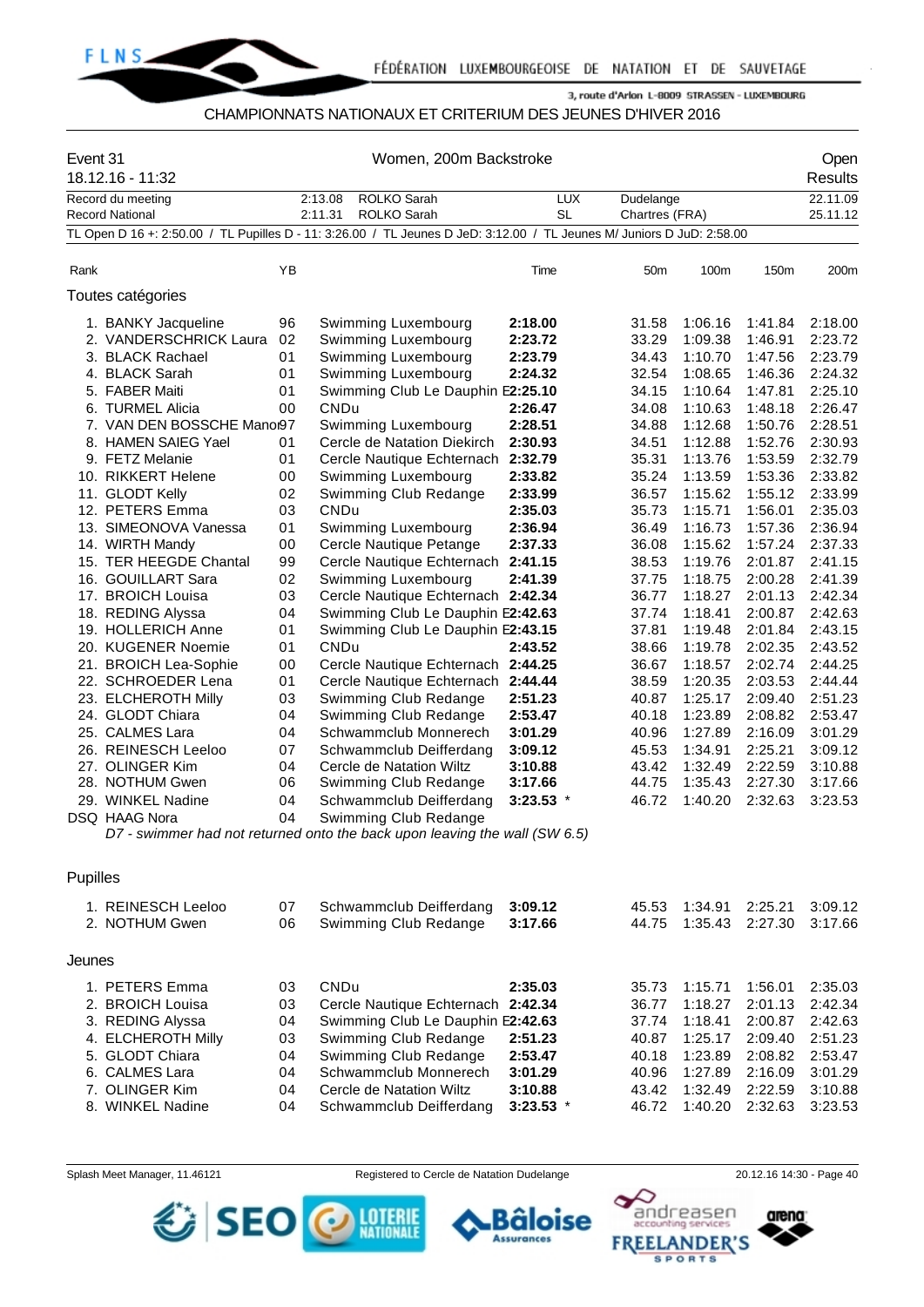CHAMPIONNATS NATIONAUX ET CRITERIUM DES JEUNES D'HIVER 2016

Event 31 — Women, 200m Backstroke — Open

18.12.16 - 11:32 — Results

| | | | | | |
|---|---|---|---|---|---|
| Record du meeting | 2:13.08 | ROLKO Sarah | LUX | Dudelange | 22.11.09 |
| Record National | 2:11.31 | ROLKO Sarah | SL | Chartres (FRA) | 25.11.12 |

TL Open D 16 +: 2:50.00 / TL Pupilles D - 11: 3:26.00 / TL Jeunes D JeD: 3:12.00 / TL Jeunes M/ Juniors D JuD: 2:58.00

### Toutes catégories

| Rank | Name | YB | Club | Time | 50m | 100m | 150m | 200m |
|---|---|---|---|---|---|---|---|---|
| 1. | BANKY Jacqueline | 96 | Swimming Luxembourg | **2:18.00** | 31.58 | 1:06.16 | 1:41.84 | 2:18.00 |
| 2. | VANDERSCHRICK Laura | 02 | Swimming Luxembourg | **2:23.72** | 33.29 | 1:09.38 | 1:46.91 | 2:23.72 |
| 3. | BLACK Rachael | 01 | Swimming Luxembourg | **2:23.79** | 34.43 | 1:10.70 | 1:47.56 | 2:23.79 |
| 4. | BLACK Sarah | 01 | Swimming Luxembourg | **2:24.32** | 32.54 | 1:08.65 | 1:46.36 | 2:24.32 |
| 5. | FABER Maiti | 01 | Swimming Club Le Dauphin E | **2:25.10** | 34.15 | 1:10.64 | 1:47.81 | 2:25.10 |
| 6. | TURMEL Alicia | 00 | CNDu | **2:26.47** | 34.08 | 1:10.63 | 1:48.18 | 2:26.47 |
| 7. | VAN DEN BOSSCHE Manon | 97 | Swimming Luxembourg | **2:28.51** | 34.88 | 1:12.68 | 1:50.76 | 2:28.51 |
| 8. | HAMEN SAIEG Yael | 01 | Cercle de Natation Diekirch | **2:30.93** | 34.51 | 1:12.88 | 1:52.76 | 2:30.93 |
| 9. | FETZ Melanie | 01 | Cercle Nautique Echternach | **2:32.79** | 35.31 | 1:13.76 | 1:53.59 | 2:32.79 |
| 10. | RIKKERT Helene | 00 | Swimming Luxembourg | **2:33.82** | 35.24 | 1:13.59 | 1:53.36 | 2:33.82 |
| 11. | GLODT Kelly | 02 | Swimming Club Redange | **2:33.99** | 36.57 | 1:15.62 | 1:55.12 | 2:33.99 |
| 12. | PETERS Emma | 03 | CNDu | **2:35.03** | 35.73 | 1:15.71 | 1:56.01 | 2:35.03 |
| 13. | SIMEONOVA Vanessa | 01 | Swimming Luxembourg | **2:36.94** | 36.49 | 1:16.73 | 1:57.36 | 2:36.94 |
| 14. | WIRTH Mandy | 00 | Cercle Nautique Petange | **2:37.33** | 36.08 | 1:15.62 | 1:57.24 | 2:37.33 |
| 15. | TER HEEGDE Chantal | 99 | Cercle Nautique Echternach | **2:41.15** | 38.53 | 1:19.76 | 2:01.87 | 2:41.15 |
| 16. | GOUILLART Sara | 02 | Swimming Luxembourg | **2:41.39** | 37.75 | 1:18.75 | 2:00.28 | 2:41.39 |
| 17. | BROICH Louisa | 03 | Cercle Nautique Echternach | **2:42.34** | 36.77 | 1:18.27 | 2:01.13 | 2:42.34 |
| 18. | REDING Alyssa | 04 | Swimming Club Le Dauphin E | **2:42.63** | 37.74 | 1:18.41 | 2:00.87 | 2:42.63 |
| 19. | HOLLERICH Anne | 01 | Swimming Club Le Dauphin E | **2:43.15** | 37.81 | 1:19.48 | 2:01.84 | 2:43.15 |
| 20. | KUGENER Noemie | 01 | CNDu | **2:43.52** | 38.66 | 1:19.78 | 2:02.35 | 2:43.52 |
| 21. | BROICH Lea-Sophie | 00 | Cercle Nautique Echternach | **2:44.25** | 36.67 | 1:18.57 | 2:02.74 | 2:44.25 |
| 22. | SCHROEDER Lena | 01 | Cercle Nautique Echternach | **2:44.44** | 38.59 | 1:20.35 | 2:03.53 | 2:44.44 |
| 23. | ELCHEROTH Milly | 03 | Swimming Club Redange | **2:51.23** | 40.87 | 1:25.17 | 2:09.40 | 2:51.23 |
| 24. | GLODT Chiara | 04 | Swimming Club Redange | **2:53.47** | 40.18 | 1:23.89 | 2:08.82 | 2:53.47 |
| 25. | CALMES Lara | 04 | Schwammclub Monnerech | **3:01.29** | 40.96 | 1:27.89 | 2:16.09 | 3:01.29 |
| 26. | REINESCH Leeloo | 07 | Schwammclub Deifferdang | **3:09.12** | 45.53 | 1:34.91 | 2:25.21 | 3:09.12 |
| 27. | OLINGER Kim | 04 | Cercle de Natation Wiltz | **3:10.88** | 43.42 | 1:32.49 | 2:22.59 | 3:10.88 |
| 28. | NOTHUM Gwen | 06 | Swimming Club Redange | **3:17.66** | 44.75 | 1:35.43 | 2:27.30 | 3:17.66 |
| 29. | WINKEL Nadine | 04 | Schwammclub Deifferdang | **3:23.53** * | 46.72 | 1:40.20 | 2:32.63 | 3:23.53 |
| DSQ | HAAG Nora | 04 | Swimming Club Redange | | | | | |

*D7 - swimmer had not returned onto the back upon leaving the wall (SW 6.5)*

### Pupilles

| Rank | Name | YB | Club | Time | 50m | 100m | 150m | 200m |
|---|---|---|---|---|---|---|---|---|
| 1. | REINESCH Leeloo | 07 | Schwammclub Deifferdang | **3:09.12** | 45.53 | 1:34.91 | 2:25.21 | 3:09.12 |
| 2. | NOTHUM Gwen | 06 | Swimming Club Redange | **3:17.66** | 44.75 | 1:35.43 | 2:27.30 | 3:17.66 |

### Jeunes

| Rank | Name | YB | Club | Time | 50m | 100m | 150m | 200m |
|---|---|---|---|---|---|---|---|---|
| 1. | PETERS Emma | 03 | CNDu | **2:35.03** | 35.73 | 1:15.71 | 1:56.01 | 2:35.03 |
| 2. | BROICH Louisa | 03 | Cercle Nautique Echternach | **2:42.34** | 36.77 | 1:18.27 | 2:01.13 | 2:42.34 |
| 3. | REDING Alyssa | 04 | Swimming Club Le Dauphin E | **2:42.63** | 37.74 | 1:18.41 | 2:00.87 | 2:42.63 |
| 4. | ELCHEROTH Milly | 03 | Swimming Club Redange | **2:51.23** | 40.87 | 1:25.17 | 2:09.40 | 2:51.23 |
| 5. | GLODT Chiara | 04 | Swimming Club Redange | **2:53.47** | 40.18 | 1:23.89 | 2:08.82 | 2:53.47 |
| 6. | CALMES Lara | 04 | Schwammclub Monnerech | **3:01.29** | 40.96 | 1:27.89 | 2:16.09 | 3:01.29 |
| 7. | OLINGER Kim | 04 | Cercle de Natation Wiltz | **3:10.88** | 43.42 | 1:32.49 | 2:22.59 | 3:10.88 |
| 8. | WINKEL Nadine | 04 | Schwammclub Deifferdang | **3:23.53** * | 46.72 | 1:40.20 | 2:32.63 | 3:23.53 |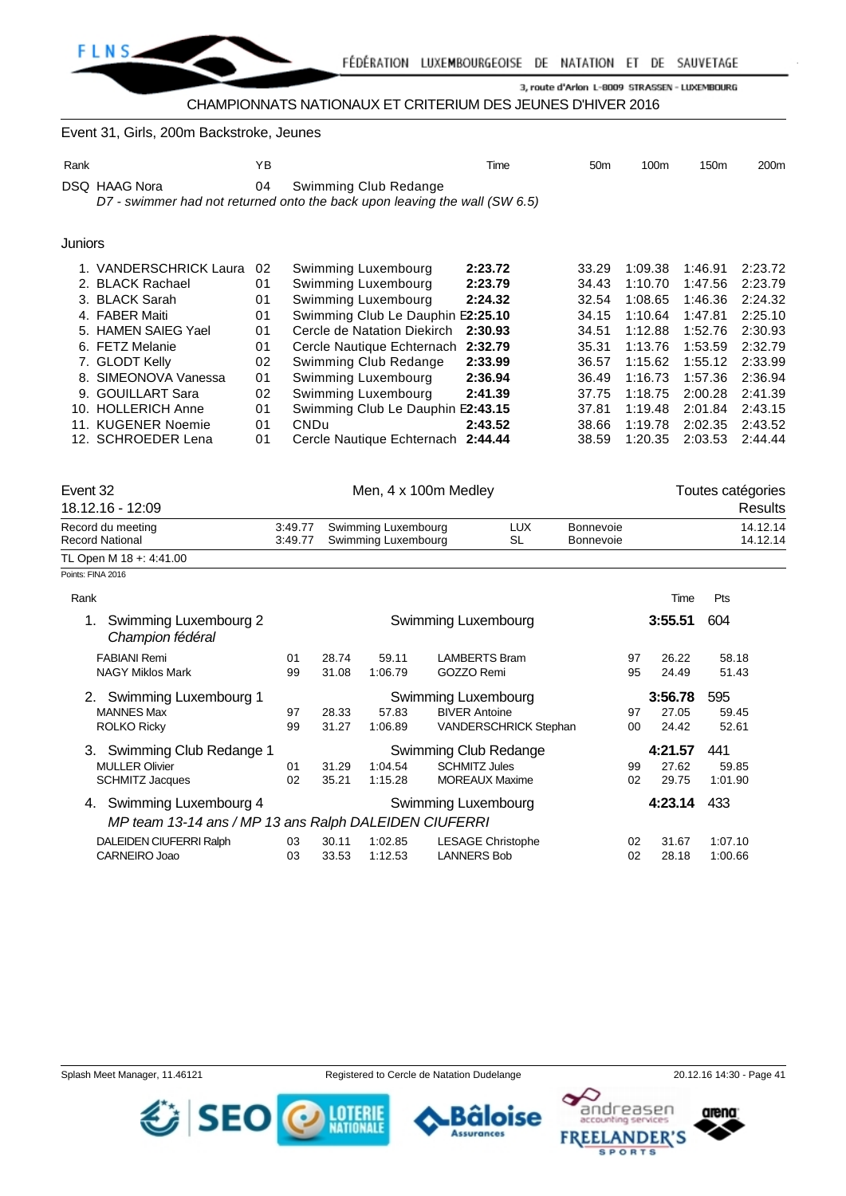CHAMPIONNATS NATIONAUX ET CRITERIUM DES JEUNES D'HIVER 2016

## Event 31, Girls, 200m Backstroke, Jeunes

| Rank | | YB | | Time | 50m | 100m | 150m | 200m |
|---|---|---|---|---|---|---|---|---|
| DSQ | HAAG Nora | 04 | Swimming Club Redange | | | | | |

*D7 - swimmer had not returned onto the back upon leaving the wall (SW 6.5)*

### Juniors

| Rank | | YB | | Time | 50m | 100m | 150m | 200m |
|---|---|---|---|---|---|---|---|---|
| 1. | VANDERSCHRICK Laura | 02 | Swimming Luxembourg | **2:23.72** | 33.29 | 1:09.38 | 1:46.91 | 2:23.72 |
| 2. | BLACK Rachael | 01 | Swimming Luxembourg | **2:23.79** | 34.43 | 1:10.70 | 1:47.56 | 2:23.79 |
| 3. | BLACK Sarah | 01 | Swimming Luxembourg | **2:24.32** | 32.54 | 1:08.65 | 1:46.36 | 2:24.32 |
| 4. | FABER Maiti | 01 | Swimming Club Le Dauphin E | **2:25.10** | 34.15 | 1:10.64 | 1:47.81 | 2:25.10 |
| 5. | HAMEN SAIEG Yael | 01 | Cercle de Natation Diekirch | **2:30.93** | 34.51 | 1:12.88 | 1:52.76 | 2:30.93 |
| 6. | FETZ Melanie | 01 | Cercle Nautique Echternach | **2:32.79** | 35.31 | 1:13.76 | 1:53.59 | 2:32.79 |
| 7. | GLODT Kelly | 02 | Swimming Club Redange | **2:33.99** | 36.57 | 1:15.62 | 1:55.12 | 2:33.99 |
| 8. | SIMEONOVA Vanessa | 01 | Swimming Luxembourg | **2:36.94** | 36.49 | 1:16.73 | 1:57.36 | 2:36.94 |
| 9. | GOUILLART Sara | 02 | Swimming Luxembourg | **2:41.39** | 37.75 | 1:18.75 | 2:00.28 | 2:41.39 |
| 10. | HOLLERICH Anne | 01 | Swimming Club Le Dauphin E | **2:43.15** | 37.81 | 1:19.48 | 2:01.84 | 2:43.15 |
| 11. | KUGENER Noemie | 01 | CNDu | **2:43.52** | 38.66 | 1:19.78 | 2:02.35 | 2:43.52 |
| 12. | SCHROEDER Lena | 01 | Cercle Nautique Echternach | **2:44.44** | 38.59 | 1:20.35 | 2:03.53 | 2:44.44 |

## Event 32 — Men, 4 x 100m Medley — Toutes catégories

18.12.16 - 12:09 — Results

| | | | | | |
|---|---|---|---|---|---|
| Record du meeting | 3:49.77 | Swimming Luxembourg | LUX | Bonnevoie | 14.12.14 |
| Record National | 3:49.77 | Swimming Luxembourg | SL | Bonnevoie | 14.12.14 |

TL Open M 18 +: 4:41.00

Points: FINA 2016

| Rank | | | | | | | | | Time | Pts |
|---|---|---|---|---|---|---|---|---|---|---|
| 1. | Swimming Luxembourg 2 *Champion fédéral* | | | | Swimming Luxembourg | | | | **3:55.51** | 604 |
| | FABIANI Remi | 01 | 28.74 | 59.11 | LAMBERTS Bram | 97 | 26.22 | 58.18 | | |
| | NAGY Miklos Mark | 99 | 31.08 | 1:06.79 | GOZZO Remi | 95 | 24.49 | 51.43 | | |
| 2. | Swimming Luxembourg 1 | | | | Swimming Luxembourg | | | | **3:56.78** | 595 |
| | MANNES Max | 97 | 28.33 | 57.83 | BIVER Antoine | 97 | 27.05 | 59.45 | | |
| | ROLKO Ricky | 99 | 31.27 | 1:06.89 | VANDERSCHRICK Stephan | 00 | 24.42 | 52.61 | | |
| 3. | Swimming Club Redange 1 | | | | Swimming Club Redange | | | | **4:21.57** | 441 |
| | MULLER Olivier | 01 | 31.29 | 1:04.54 | SCHMITZ Jules | 99 | 27.62 | 59.85 | | |
| | SCHMITZ Jacques | 02 | 35.21 | 1:15.28 | MOREAUX Maxime | 02 | 29.75 | 1:01.90 | | |
| 4. | Swimming Luxembourg 4 *MP team 13-14 ans / MP 13 ans Ralph DALEIDEN CIUFERRI* | | | | Swimming Luxembourg | | | | **4:23.14** | 433 |
| | DALEIDEN CIUFERRI Ralph | 03 | 30.11 | 1:02.85 | LESAGE Christophe | 02 | 31.67 | 1:07.10 | | |
| | CARNEIRO Joao | 03 | 33.53 | 1:12.53 | LANNERS Bob | 02 | 28.18 | 1:00.66 | | |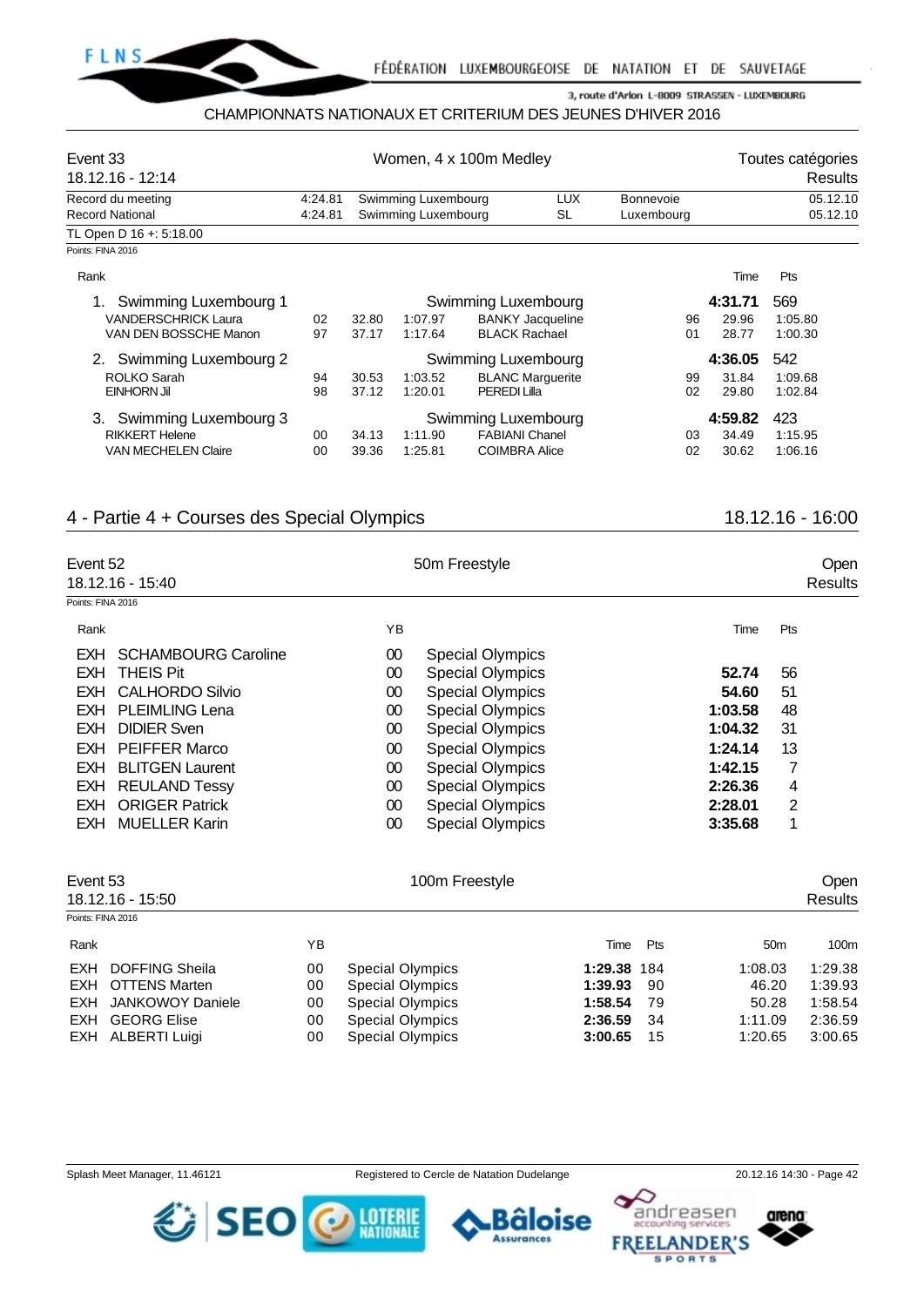CHAMPIONNATS NATIONAUX ET CRITERIUM DES JEUNES D'HIVER 2016

## Event 33 — Women, 4 x 100m Medley — Toutes catégories

18.12.16 - 12:14 — Results

| | | | | | |
|---|---|---|---|---|---|
| Record du meeting | 4:24.81 | Swimming Luxembourg | LUX | Bonnevoie | 05.12.10 |
| Record National | 4:24.81 | Swimming Luxembourg | SL | Luxembourg | 05.12.10 |

TL Open D 16 +: 5:18.00

Points: FINA 2016

| Rank | | | | | | | | | Time | Pts |
|---|---|---|---|---|---|---|---|---|---|---|
| 1. | Swimming Luxembourg 1 | | | | Swimming Luxembourg | | | | **4:31.71** | 569 |
| | VANDERSCHRICK Laura | 02 | 32.80 | 1:07.97 | BANKY Jacqueline | 96 | | | 29.96 | 1:05.80 |
| | VAN DEN BOSSCHE Manon | 97 | 37.17 | 1:17.64 | BLACK Rachael | 01 | | | 28.77 | 1:00.30 |
| 2. | Swimming Luxembourg 2 | | | | Swimming Luxembourg | | | | **4:36.05** | 542 |
| | ROLKO Sarah | 94 | 30.53 | 1:03.52 | BLANC Marguerite | 99 | | | 31.84 | 1:09.68 |
| | EINHORN Jil | 98 | 37.12 | 1:20.01 | PEREDI Lilla | 02 | | | 29.80 | 1:02.84 |
| 3. | Swimming Luxembourg 3 | | | | Swimming Luxembourg | | | | **4:59.82** | 423 |
| | RIKKERT Helene | 00 | 34.13 | 1:11.90 | FABIANI Chanel | 03 | | | 34.49 | 1:15.95 |
| | VAN MECHELEN Claire | 00 | 39.36 | 1:25.81 | COIMBRA Alice | 02 | | | 30.62 | 1:06.16 |

## 4 - Partie 4 + Courses des Special Olympics — 18.12.16 - 16:00

## Event 52 — 50m Freestyle — Open

18.12.16 - 15:40 — Results

Points: FINA 2016

| Rank | | YB | | Time | Pts |
|---|---|---|---|---|---|
| EXH | SCHAMBOURG Caroline | 00 | Special Olympics | | |
| EXH | THEIS Pit | 00 | Special Olympics | **52.74** | 56 |
| EXH | CALHORDO Silvio | 00 | Special Olympics | **54.60** | 51 |
| EXH | PLEIMLING Lena | 00 | Special Olympics | **1:03.58** | 48 |
| EXH | DIDIER Sven | 00 | Special Olympics | **1:04.32** | 31 |
| EXH | PEIFFER Marco | 00 | Special Olympics | **1:24.14** | 13 |
| EXH | BLITGEN Laurent | 00 | Special Olympics | **1:42.15** | 7 |
| EXH | REULAND Tessy | 00 | Special Olympics | **2:26.36** | 4 |
| EXH | ORIGER Patrick | 00 | Special Olympics | **2:28.01** | 2 |
| EXH | MUELLER Karin | 00 | Special Olympics | **3:35.68** | 1 |

## Event 53 — 100m Freestyle — Open

18.12.16 - 15:50 — Results

Points: FINA 2016

| Rank | | YB | | Time | Pts | 50m | 100m |
|---|---|---|---|---|---|---|---|
| EXH | DOFFING Sheila | 00 | Special Olympics | **1:29.38** | 184 | 1:08.03 | 1:29.38 |
| EXH | OTTENS Marten | 00 | Special Olympics | **1:39.93** | 90 | 46.20 | 1:39.93 |
| EXH | JANKOWOY Daniele | 00 | Special Olympics | **1:58.54** | 79 | 50.28 | 1:58.54 |
| EXH | GEORG Elise | 00 | Special Olympics | **2:36.59** | 34 | 1:11.09 | 2:36.59 |
| EXH | ALBERTI Luigi | 00 | Special Olympics | **3:00.65** | 15 | 1:20.65 | 3:00.65 |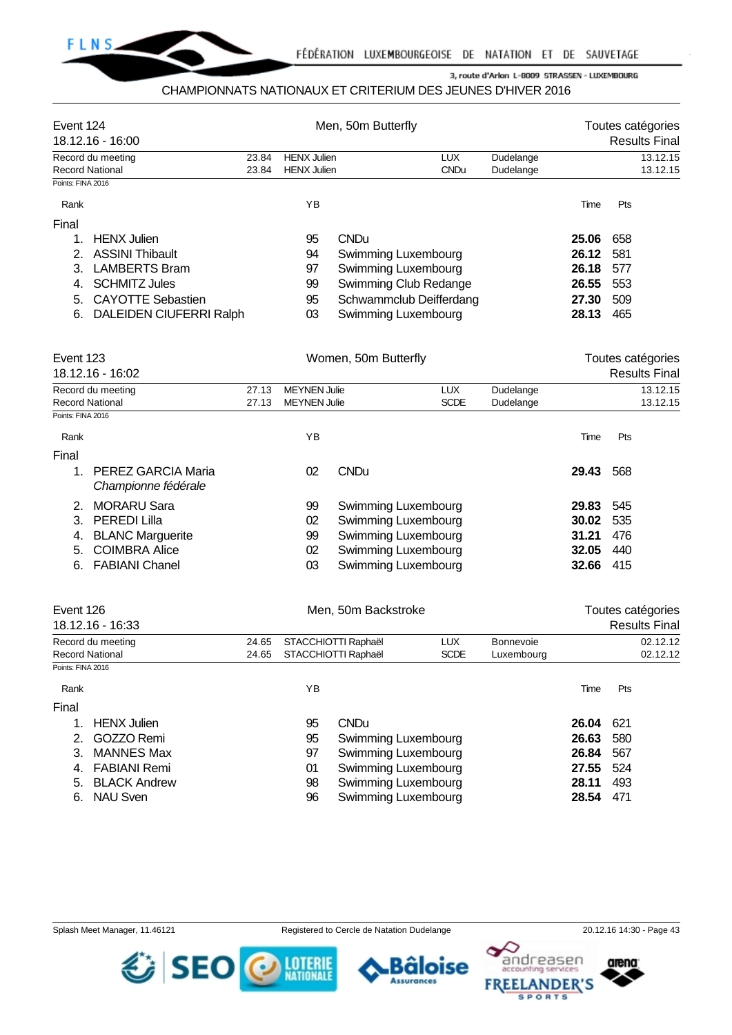CHAMPIONNATS NATIONAUX ET CRITERIUM DES JEUNES D'HIVER 2016

## Event 124 — Men, 50m Butterfly — Toutes catégories

18.12.16 - 16:00 — Results Final

| | Time | Name | Nation | Club | Place | Date |
|---|---|---|---|---|---|---|
| Record du meeting | 23.84 | HENX Julien | LUX | | Dudelange | 13.12.15 |
| Record National | 23.84 | HENX Julien | CNDu | | Dudelange | 13.12.15 |

Points: FINA 2016

**Final**

| Rank | Name | YB | Club | Time | Pts |
|---|---|---|---|---|---|
| 1. | HENX Julien | 95 | CNDu | **25.06** | 658 |
| 2. | ASSINI Thibault | 94 | Swimming Luxembourg | **26.12** | 581 |
| 3. | LAMBERTS Bram | 97 | Swimming Luxembourg | **26.18** | 577 |
| 4. | SCHMITZ Jules | 99 | Swimming Club Redange | **26.55** | 553 |
| 5. | CAYOTTE Sebastien | 95 | Schwammclub Deifferdang | **27.30** | 509 |
| 6. | DALEIDEN CIUFERRI Ralph | 03 | Swimming Luxembourg | **28.13** | 465 |

## Event 123 — Women, 50m Butterfly — Toutes catégories

18.12.16 - 16:02 — Results Final

| | Time | Name | Nation | Club | Place | Date |
|---|---|---|---|---|---|---|
| Record du meeting | 27.13 | MEYNEN Julie | LUX | | Dudelange | 13.12.15 |
| Record National | 27.13 | MEYNEN Julie | SCDE | | Dudelange | 13.12.15 |

Points: FINA 2016

**Final**

| Rank | Name | YB | Club | Time | Pts |
|---|---|---|---|---|---|
| 1. | PEREZ GARCIA Maria *Championne fédérale* | 02 | CNDu | **29.43** | 568 |
| 2. | MORARU Sara | 99 | Swimming Luxembourg | **29.83** | 545 |
| 3. | PEREDI Lilla | 02 | Swimming Luxembourg | **30.02** | 535 |
| 4. | BLANC Marguerite | 99 | Swimming Luxembourg | **31.21** | 476 |
| 5. | COIMBRA Alice | 02 | Swimming Luxembourg | **32.05** | 440 |
| 6. | FABIANI Chanel | 03 | Swimming Luxembourg | **32.66** | 415 |

## Event 126 — Men, 50m Backstroke — Toutes catégories

18.12.16 - 16:33 — Results Final

| | Time | Name | Nation | Club | Place | Date |
|---|---|---|---|---|---|---|
| Record du meeting | 24.65 | STACCHIOTTI Raphaël | LUX | | Bonnevoie | 02.12.12 |
| Record National | 24.65 | STACCHIOTTI Raphaël | SCDE | | Luxembourg | 02.12.12 |

Points: FINA 2016

**Final**

| Rank | Name | YB | Club | Time | Pts |
|---|---|---|---|---|---|
| 1. | HENX Julien | 95 | CNDu | **26.04** | 621 |
| 2. | GOZZO Remi | 95 | Swimming Luxembourg | **26.63** | 580 |
| 3. | MANNES Max | 97 | Swimming Luxembourg | **26.84** | 567 |
| 4. | FABIANI Remi | 01 | Swimming Luxembourg | **27.55** | 524 |
| 5. | BLACK Andrew | 98 | Swimming Luxembourg | **28.11** | 493 |
| 6. | NAU Sven | 96 | Swimming Luxembourg | **28.54** | 471 |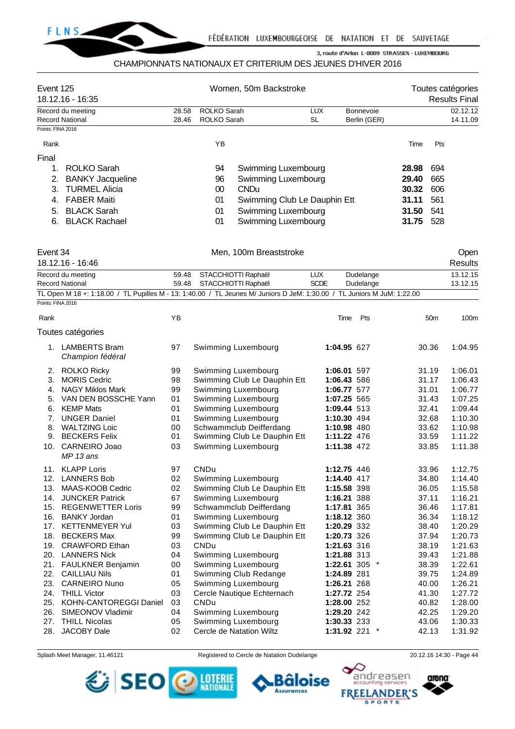CHAMPIONNATS NATIONAUX ET CRITERIUM DES JEUNES D'HIVER 2016

## Event 125 — Women, 50m Backstroke

18.12.16 - 16:35 — Toutes catégories — Results Final

| | Time | Name | Nat | Place | Date |
|---|---|---|---|---|---|
| Record du meeting | 28.58 | ROLKO Sarah | LUX | Bonnevoie | 02.12.12 |
| Record National | 28.46 | ROLKO Sarah | SL | Berlin (GER) | 14.11.09 |

Points: FINA 2016

**Final**

| Rank | Name | YB | Club | Time | Pts |
|---|---|---|---|---|---|
| 1. | ROLKO Sarah | 94 | Swimming Luxembourg | **28.98** | 694 |
| 2. | BANKY Jacqueline | 96 | Swimming Luxembourg | **29.40** | 665 |
| 3. | TURMEL Alicia | 00 | CNDu | **30.32** | 606 |
| 4. | FABER Maiti | 01 | Swimming Club Le Dauphin Ett | **31.11** | 561 |
| 5. | BLACK Sarah | 01 | Swimming Luxembourg | **31.50** | 541 |
| 6. | BLACK Rachael | 01 | Swimming Luxembourg | **31.75** | 528 |

## Event 34 — Men, 100m Breaststroke

18.12.16 - 16:46 — Open — Results

| | Time | Name | Nat | Place | Date |
|---|---|---|---|---|---|
| Record du meeting | 59.48 | STACCHIOTTI Raphaël | LUX | Dudelange | 13.12.15 |
| Record National | 59.48 | STACCHIOTTI Raphaël | SCDE | Dudelange | 13.12.15 |

TL Open M 18 +: 1:18.00 / TL Pupilles M - 13: 1:40.00 / TL Jeunes M/ Juniors D JeM: 1:30.00 / TL Juniors M JuM: 1:22.00

Points: FINA 2016

**Toutes catégories**

| Rank | Name | YB | Club | Time | Pts | 50m | 100m |
|---|---|---|---|---|---|---|---|
| 1. | LAMBERTS Bram *Champion fédéral* | 97 | Swimming Luxembourg | **1:04.95** | 627 | 30.36 | 1:04.95 |
| 2. | ROLKO Ricky | 99 | Swimming Luxembourg | **1:06.01** | 597 | 31.19 | 1:06.01 |
| 3. | MORIS Cedric | 98 | Swimming Club Le Dauphin Ett | **1:06.43** | 586 | 31.17 | 1:06.43 |
| 4. | NAGY Miklos Mark | 99 | Swimming Luxembourg | **1:06.77** | 577 | 31.01 | 1:06.77 |
| 5. | VAN DEN BOSSCHE Yann | 01 | Swimming Luxembourg | **1:07.25** | 565 | 31.43 | 1:07.25 |
| 6. | KEMP Mats | 01 | Swimming Luxembourg | **1:09.44** | 513 | 32.41 | 1:09.44 |
| 7. | UNGER Daniel | 01 | Swimming Luxembourg | **1:10.30** | 494 | 32.68 | 1:10.30 |
| 8. | WALTZING Loic | 00 | Schwammclub Deifferdang | **1:10.98** | 480 | 33.62 | 1:10.98 |
| 9. | BECKERS Felix | 01 | Swimming Club Le Dauphin Ett | **1:11.22** | 476 | 33.59 | 1:11.22 |
| 10. | CARNEIRO Joao *MP 13 ans* | 03 | Swimming Luxembourg | **1:11.38** | 472 | 33.85 | 1:11.38 |
| 11. | KLAPP Loris | 97 | CNDu | **1:12.75** | 446 | 33.96 | 1:12.75 |
| 12. | LANNERS Bob | 02 | Swimming Luxembourg | **1:14.40** | 417 | 34.80 | 1:14.40 |
| 13. | MAAS-KOOB Cedric | 02 | Swimming Club Le Dauphin Ett | **1:15.58** | 398 | 36.05 | 1:15.58 |
| 14. | JUNCKER Patrick | 67 | Swimming Luxembourg | **1:16.21** | 388 | 37.11 | 1:16.21 |
| 15. | REGENWETTER Loris | 99 | Schwammclub Deifferdang | **1:17.81** | 365 | 36.46 | 1:17.81 |
| 16. | BANKY Jordan | 01 | Swimming Luxembourg | **1:18.12** | 360 | 36.34 | 1:18.12 |
| 17. | KETTENMEYER Yul | 03 | Swimming Club Le Dauphin Ett | **1:20.29** | 332 | 38.40 | 1:20.29 |
| 18. | BECKERS Max | 99 | Swimming Club Le Dauphin Ett | **1:20.73** | 326 | 37.94 | 1:20.73 |
| 19. | CRAWFORD Ethan | 03 | CNDu | **1:21.63** | 316 | 38.19 | 1:21.63 |
| 20. | LANNERS Nick | 04 | Swimming Luxembourg | **1:21.88** | 313 | 39.43 | 1:21.88 |
| 21. | FAULKNER Benjamin | 00 | Swimming Luxembourg | **1:22.61** | 305 * | 38.39 | 1:22.61 |
| 22. | CAILLIAU Nils | 01 | Swimming Club Redange | **1:24.89** | 281 | 39.75 | 1:24.89 |
| 23. | CARNEIRO Nuno | 05 | Swimming Luxembourg | **1:26.21** | 268 | 40.00 | 1:26.21 |
| 24. | THILL Victor | 03 | Cercle Nautique Echternach | **1:27.72** | 254 | 41.30 | 1:27.72 |
| 25. | KOHN-CANTOREGGI Daniel | 03 | CNDu | **1:28.00** | 252 | 40.82 | 1:28.00 |
| 26. | SIMEONOV Vladimir | 04 | Swimming Luxembourg | **1:29.20** | 242 | 42.25 | 1:29.20 |
| 27. | THILL Nicolas | 05 | Swimming Luxembourg | **1:30.33** | 233 | 43.06 | 1:30.33 |
| 28. | JACOBY Dale | 02 | Cercle de Natation Wiltz | **1:31.92** | 221 * | 42.13 | 1:31.92 |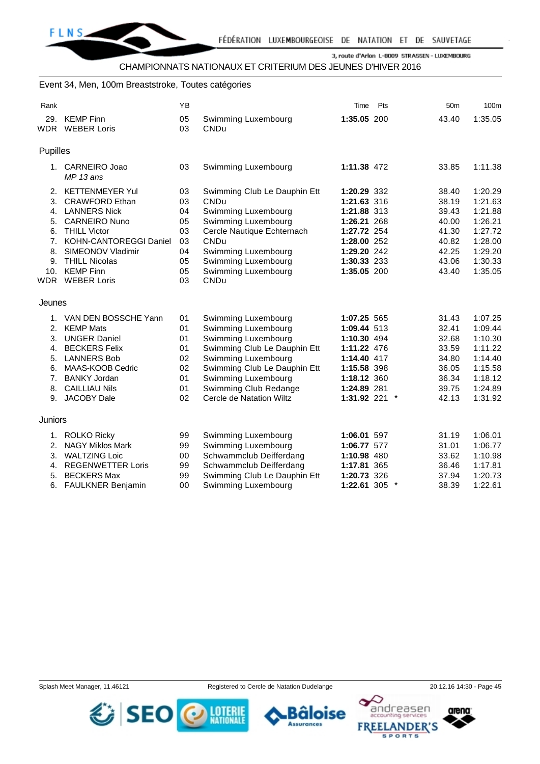CHAMPIONNATS NATIONAUX ET CRITERIUM DES JEUNES D'HIVER 2016

## Event 34, Men, 100m Breaststroke, Toutes catégories

| Rank | | YB | | Time | Pts | | 50m | 100m |
|---|---|---|---|---|---|---|---|---|
| 29. | KEMP Finn | 05 | Swimming Luxembourg | **1:35.05** | 200 | | 43.40 | 1:35.05 |
| WDR | WEBER Loris | 03 | CNDu | | | | | |

### Pupilles

| Rank | | YB | | Time | Pts | | 50m | 100m |
|---|---|---|---|---|---|---|---|---|
| 1. | CARNEIRO Joao *MP 13 ans* | 03 | Swimming Luxembourg | **1:11.38** | 472 | | 33.85 | 1:11.38 |
| 2. | KETTENMEYER Yul | 03 | Swimming Club Le Dauphin Ett | **1:20.29** | 332 | | 38.40 | 1:20.29 |
| 3. | CRAWFORD Ethan | 03 | CNDu | **1:21.63** | 316 | | 38.19 | 1:21.63 |
| 4. | LANNERS Nick | 04 | Swimming Luxembourg | **1:21.88** | 313 | | 39.43 | 1:21.88 |
| 5. | CARNEIRO Nuno | 05 | Swimming Luxembourg | **1:26.21** | 268 | | 40.00 | 1:26.21 |
| 6. | THILL Victor | 03 | Cercle Nautique Echternach | **1:27.72** | 254 | | 41.30 | 1:27.72 |
| 7. | KOHN-CANTOREGGI Daniel | 03 | CNDu | **1:28.00** | 252 | | 40.82 | 1:28.00 |
| 8. | SIMEONOV Vladimir | 04 | Swimming Luxembourg | **1:29.20** | 242 | | 42.25 | 1:29.20 |
| 9. | THILL Nicolas | 05 | Swimming Luxembourg | **1:30.33** | 233 | | 43.06 | 1:30.33 |
| 10. | KEMP Finn | 05 | Swimming Luxembourg | **1:35.05** | 200 | | 43.40 | 1:35.05 |
| WDR | WEBER Loris | 03 | CNDu | | | | | |

### Jeunes

| Rank | | YB | | Time | Pts | | 50m | 100m |
|---|---|---|---|---|---|---|---|---|
| 1. | VAN DEN BOSSCHE Yann | 01 | Swimming Luxembourg | **1:07.25** | 565 | | 31.43 | 1:07.25 |
| 2. | KEMP Mats | 01 | Swimming Luxembourg | **1:09.44** | 513 | | 32.41 | 1:09.44 |
| 3. | UNGER Daniel | 01 | Swimming Luxembourg | **1:10.30** | 494 | | 32.68 | 1:10.30 |
| 4. | BECKERS Felix | 01 | Swimming Club Le Dauphin Ett | **1:11.22** | 476 | | 33.59 | 1:11.22 |
| 5. | LANNERS Bob | 02 | Swimming Luxembourg | **1:14.40** | 417 | | 34.80 | 1:14.40 |
| 6. | MAAS-KOOB Cedric | 02 | Swimming Club Le Dauphin Ett | **1:15.58** | 398 | | 36.05 | 1:15.58 |
| 7. | BANKY Jordan | 01 | Swimming Luxembourg | **1:18.12** | 360 | | 36.34 | 1:18.12 |
| 8. | CAILLIAU Nils | 01 | Swimming Club Redange | **1:24.89** | 281 | | 39.75 | 1:24.89 |
| 9. | JACOBY Dale | 02 | Cercle de Natation Wiltz | **1:31.92** | 221 | * | 42.13 | 1:31.92 |

### Juniors

| Rank | | YB | | Time | Pts | | 50m | 100m |
|---|---|---|---|---|---|---|---|---|
| 1. | ROLKO Ricky | 99 | Swimming Luxembourg | **1:06.01** | 597 | | 31.19 | 1:06.01 |
| 2. | NAGY Miklos Mark | 99 | Swimming Luxembourg | **1:06.77** | 577 | | 31.01 | 1:06.77 |
| 3. | WALTZING Loic | 00 | Schwammclub Deifferdang | **1:10.98** | 480 | | 33.62 | 1:10.98 |
| 4. | REGENWETTER Loris | 99 | Schwammclub Deifferdang | **1:17.81** | 365 | | 36.46 | 1:17.81 |
| 5. | BECKERS Max | 99 | Swimming Club Le Dauphin Ett | **1:20.73** | 326 | | 37.94 | 1:20.73 |
| 6. | FAULKNER Benjamin | 00 | Swimming Luxembourg | **1:22.61** | 305 | * | 38.39 | 1:22.61 |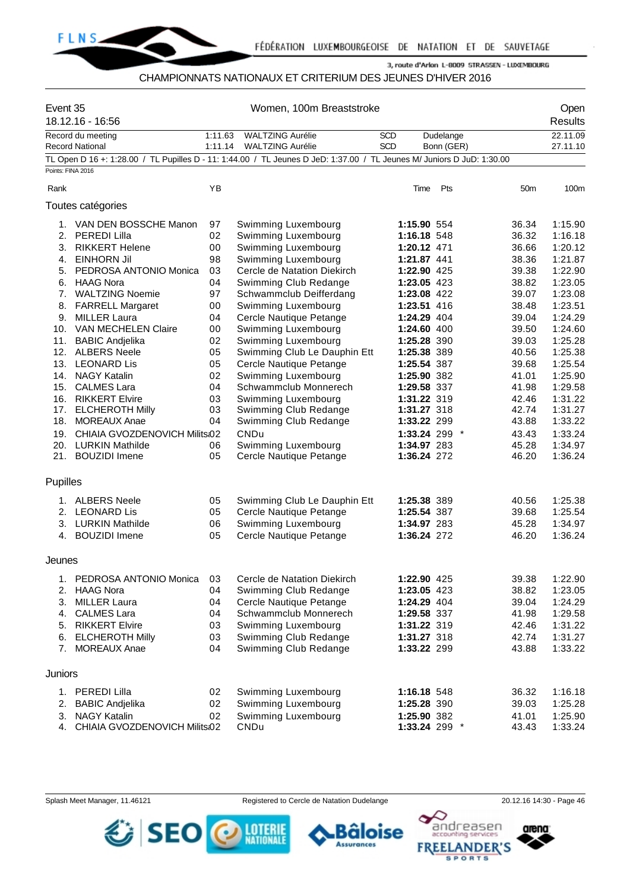CHAMPIONNATS NATIONAUX ET CRITERIUM DES JEUNES D'HIVER 2016

## Event 35 — Women, 100m Breaststroke — Open Results

18.12.16 - 16:56

| | | | | | |
|---|---|---|---|---|---|
| Record du meeting | 1:11.63 | WALTZING Aurélie | SCD | Dudelange | 22.11.09 |
| Record National | 1:11.14 | WALTZING Aurélie | SCD | Bonn (GER) | 27.11.10 |

TL Open D 16 +: 1:28.00 / TL Pupilles D - 11: 1:44.00 / TL Jeunes D JeD: 1:37.00 / TL Jeunes M/ Juniors D JuD: 1:30.00

Points: FINA 2016

### Toutes catégories

| Rank | Name | YB | Club | Time | Pts | | 50m | 100m |
|---|---|---|---|---|---|---|---|---|
| 1. | VAN DEN BOSSCHE Manon | 97 | Swimming Luxembourg | **1:15.90** | 554 | | 36.34 | 1:15.90 |
| 2. | PEREDI Lilla | 02 | Swimming Luxembourg | **1:16.18** | 548 | | 36.32 | 1:16.18 |
| 3. | RIKKERT Helene | 00 | Swimming Luxembourg | **1:20.12** | 471 | | 36.66 | 1:20.12 |
| 4. | EINHORN Jil | 98 | Swimming Luxembourg | **1:21.87** | 441 | | 38.36 | 1:21.87 |
| 5. | PEDROSA ANTONIO Monica | 03 | Cercle de Natation Diekirch | **1:22.90** | 425 | | 39.38 | 1:22.90 |
| 6. | HAAG Nora | 04 | Swimming Club Redange | **1:23.05** | 423 | | 38.82 | 1:23.05 |
| 7. | WALTZING Noemie | 97 | Schwammclub Deifferdang | **1:23.08** | 422 | | 39.07 | 1:23.08 |
| 8. | FARRELL Margaret | 00 | Swimming Luxembourg | **1:23.51** | 416 | | 38.48 | 1:23.51 |
| 9. | MILLER Laura | 04 | Cercle Nautique Petange | **1:24.29** | 404 | | 39.04 | 1:24.29 |
| 10. | VAN MECHELEN Claire | 00 | Swimming Luxembourg | **1:24.60** | 400 | | 39.50 | 1:24.60 |
| 11. | BABIC Andjelika | 02 | Swimming Luxembourg | **1:25.28** | 390 | | 39.03 | 1:25.28 |
| 12. | ALBERS Neele | 05 | Swimming Club Le Dauphin Ett | **1:25.38** | 389 | | 40.56 | 1:25.38 |
| 13. | LEONARD Lis | 05 | Cercle Nautique Petange | **1:25.54** | 387 | | 39.68 | 1:25.54 |
| 14. | NAGY Katalin | 02 | Swimming Luxembourg | **1:25.90** | 382 | | 41.01 | 1:25.90 |
| 15. | CALMES Lara | 04 | Schwammclub Monnerech | **1:29.58** | 337 | | 41.98 | 1:29.58 |
| 16. | RIKKERT Elvire | 03 | Swimming Luxembourg | **1:31.22** | 319 | | 42.46 | 1:31.22 |
| 17. | ELCHEROTH Milly | 03 | Swimming Club Redange | **1:31.27** | 318 | | 42.74 | 1:31.27 |
| 18. | MOREAUX Anae | 04 | Swimming Club Redange | **1:33.22** | 299 | | 43.88 | 1:33.22 |
| 19. | CHIAIA GVOZDENOVICH Milits | 02 | CNDu | **1:33.24** | 299 | * | 43.43 | 1:33.24 |
| 20. | LURKIN Mathilde | 06 | Swimming Luxembourg | **1:34.97** | 283 | | 45.28 | 1:34.97 |
| 21. | BOUZIDI Imene | 05 | Cercle Nautique Petange | **1:36.24** | 272 | | 46.20 | 1:36.24 |

### Pupilles

| Rank | Name | YB | Club | Time | Pts | | 50m | 100m |
|---|---|---|---|---|---|---|---|---|
| 1. | ALBERS Neele | 05 | Swimming Club Le Dauphin Ett | **1:25.38** | 389 | | 40.56 | 1:25.38 |
| 2. | LEONARD Lis | 05 | Cercle Nautique Petange | **1:25.54** | 387 | | 39.68 | 1:25.54 |
| 3. | LURKIN Mathilde | 06 | Swimming Luxembourg | **1:34.97** | 283 | | 45.28 | 1:34.97 |
| 4. | BOUZIDI Imene | 05 | Cercle Nautique Petange | **1:36.24** | 272 | | 46.20 | 1:36.24 |

### Jeunes

| Rank | Name | YB | Club | Time | Pts | | 50m | 100m |
|---|---|---|---|---|---|---|---|---|
| 1. | PEDROSA ANTONIO Monica | 03 | Cercle de Natation Diekirch | **1:22.90** | 425 | | 39.38 | 1:22.90 |
| 2. | HAAG Nora | 04 | Swimming Club Redange | **1:23.05** | 423 | | 38.82 | 1:23.05 |
| 3. | MILLER Laura | 04 | Cercle Nautique Petange | **1:24.29** | 404 | | 39.04 | 1:24.29 |
| 4. | CALMES Lara | 04 | Schwammclub Monnerech | **1:29.58** | 337 | | 41.98 | 1:29.58 |
| 5. | RIKKERT Elvire | 03 | Swimming Luxembourg | **1:31.22** | 319 | | 42.46 | 1:31.22 |
| 6. | ELCHEROTH Milly | 03 | Swimming Club Redange | **1:31.27** | 318 | | 42.74 | 1:31.27 |
| 7. | MOREAUX Anae | 04 | Swimming Club Redange | **1:33.22** | 299 | | 43.88 | 1:33.22 |

### Juniors

| Rank | Name | YB | Club | Time | Pts | | 50m | 100m |
|---|---|---|---|---|---|---|---|---|
| 1. | PEREDI Lilla | 02 | Swimming Luxembourg | **1:16.18** | 548 | | 36.32 | 1:16.18 |
| 2. | BABIC Andjelika | 02 | Swimming Luxembourg | **1:25.28** | 390 | | 39.03 | 1:25.28 |
| 3. | NAGY Katalin | 02 | Swimming Luxembourg | **1:25.90** | 382 | | 41.01 | 1:25.90 |
| 4. | CHIAIA GVOZDENOVICH Milits | 02 | CNDu | **1:33.24** | 299 | * | 43.43 | 1:33.24 |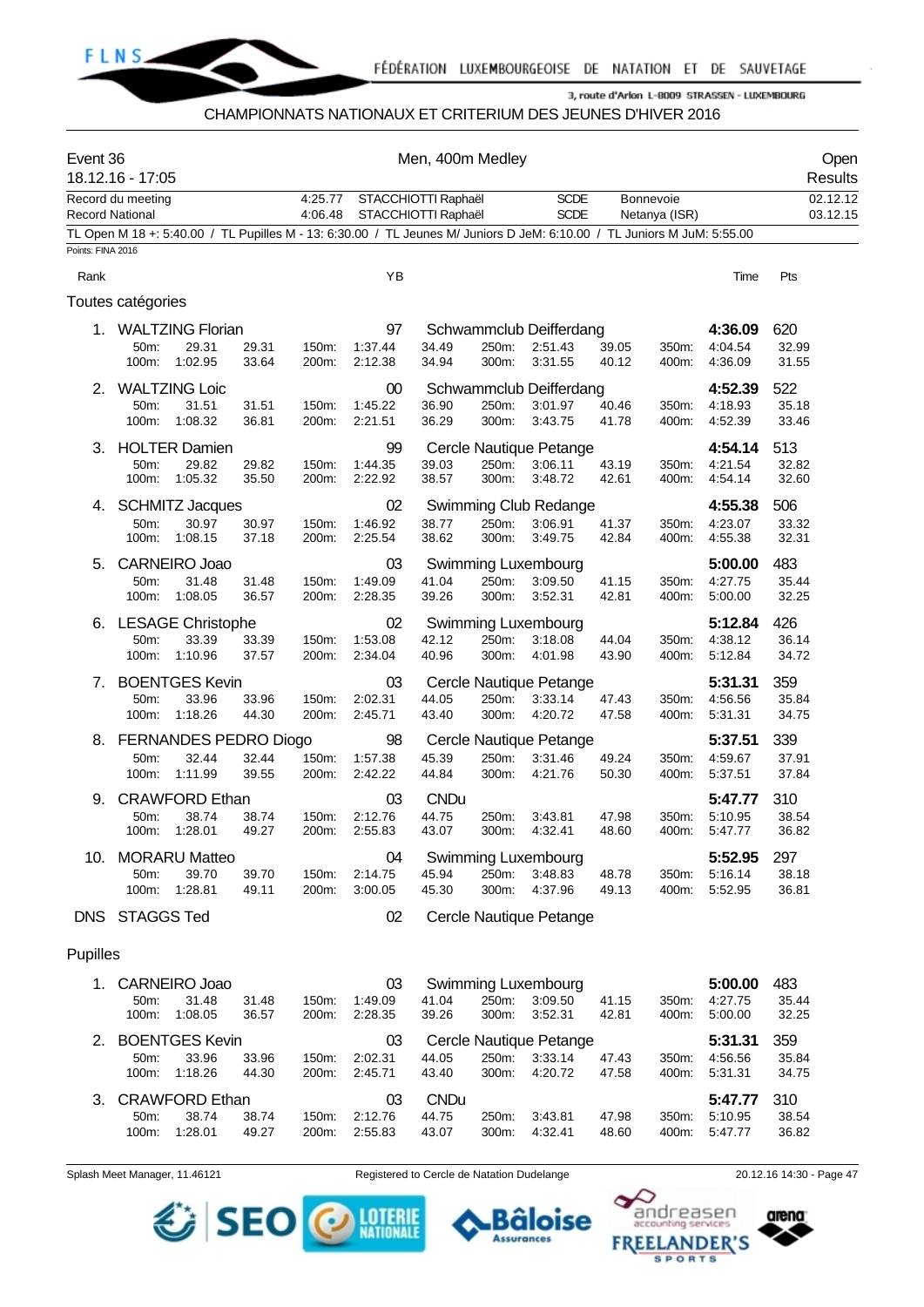FÉDÉRATION LUXEMBOURGEOISE DE NATATION ET DE SAUVETAGE

3, route d'Arlon L-8009 STRASSEN - LUXEMBOURG

CHAMPIONNATS NATIONAUX ET CRITERIUM DES JEUNES D'HIVER 2016

**Event 36** — Men, 400m Medley — Open

18.12.16 - 17:05 — Results

| | | | | | |
|---|---|---|---|---|---|
| Record du meeting | 4:25.77 | STACCHIOTTI Raphaël | SCDE | Bonnevoie | 02.12.12 |
| Record National | 4:06.48 | STACCHIOTTI Raphaël | SCDE | Netanya (ISR) | 03.12.15 |

TL Open M 18 +: 5:40.00 / TL Pupilles M - 13: 6:30.00 / TL Jeunes M/ Juniors D JeM: 6:10.00 / TL Juniors M JuM: 5:55.00

Points: FINA 2016

## Toutes catégories

| Rank | Name | YB | Club | Time | Pts |
|---|---|---|---|---|---|
| 1. | WALTZING Florian | 97 | Schwammclub Deifferdang | 4:36.09 | 620 |
| | 50m: 29.31 (29.31) / 100m: 1:02.95 (33.64) / 150m: 1:37.44 (34.49) / 200m: 2:12.38 (34.94) / 250m: 2:51.43 (39.05) / 300m: 3:31.55 (40.12) / 350m: 4:04.54 (32.99) / 400m: 4:36.09 (31.55) | | | | |
| 2. | WALTZING Loic | 00 | Schwammclub Deifferdang | 4:52.39 | 522 |
| | 50m: 31.51 (31.51) / 100m: 1:08.32 (36.81) / 150m: 1:45.22 (36.90) / 200m: 2:21.51 (36.29) / 250m: 3:01.97 (40.46) / 300m: 3:43.75 (41.78) / 350m: 4:18.93 (35.18) / 400m: 4:52.39 (33.46) | | | | |
| 3. | HOLTER Damien | 99 | Cercle Nautique Petange | 4:54.14 | 513 |
| | 50m: 29.82 (29.82) / 100m: 1:05.32 (35.50) / 150m: 1:44.35 (39.03) / 200m: 2:22.92 (38.57) / 250m: 3:06.11 (43.19) / 300m: 3:48.72 (42.61) / 350m: 4:21.54 (32.82) / 400m: 4:54.14 (32.60) | | | | |
| 4. | SCHMITZ Jacques | 02 | Swimming Club Redange | 4:55.38 | 506 |
| | 50m: 30.97 (30.97) / 100m: 1:08.15 (37.18) / 150m: 1:46.92 (38.77) / 200m: 2:25.54 (38.62) / 250m: 3:06.91 (41.37) / 300m: 3:49.75 (42.84) / 350m: 4:23.07 (33.32) / 400m: 4:55.38 (32.31) | | | | |
| 5. | CARNEIRO Joao | 03 | Swimming Luxembourg | 5:00.00 | 483 |
| | 50m: 31.48 (31.48) / 100m: 1:08.05 (36.57) / 150m: 1:49.09 (41.04) / 200m: 2:28.35 (39.26) / 250m: 3:09.50 (41.15) / 300m: 3:52.31 (42.81) / 350m: 4:27.75 (35.44) / 400m: 5:00.00 (32.25) | | | | |
| 6. | LESAGE Christophe | 02 | Swimming Luxembourg | 5:12.84 | 426 |
| | 50m: 33.39 (33.39) / 100m: 1:10.96 (37.57) / 150m: 1:53.08 (42.12) / 200m: 2:34.04 (40.96) / 250m: 3:18.08 (44.04) / 300m: 4:01.98 (43.90) / 350m: 4:38.12 (36.14) / 400m: 5:12.84 (34.72) | | | | |
| 7. | BOENTGES Kevin | 03 | Cercle Nautique Petange | 5:31.31 | 359 |
| | 50m: 33.96 (33.96) / 100m: 1:18.26 (44.30) / 150m: 2:02.31 (44.05) / 200m: 2:45.71 (43.40) / 250m: 3:33.14 (47.43) / 300m: 4:20.72 (47.58) / 350m: 4:56.56 (35.84) / 400m: 5:31.31 (34.75) | | | | |
| 8. | FERNANDES PEDRO Diogo | 98 | Cercle Nautique Petange | 5:37.51 | 339 |
| | 50m: 32.44 (32.44) / 100m: 1:11.99 (39.55) / 150m: 1:57.38 (45.39) / 200m: 2:42.22 (44.84) / 250m: 3:31.46 (49.24) / 300m: 4:21.76 (50.30) / 350m: 4:59.67 (37.91) / 400m: 5:37.51 (37.84) | | | | |
| 9. | CRAWFORD Ethan | 03 | CNDu | 5:47.77 | 310 |
| | 50m: 38.74 (38.74) / 100m: 1:28.01 (49.27) / 150m: 2:12.76 (44.75) / 200m: 2:55.83 (43.07) / 250m: 3:43.81 (47.98) / 300m: 4:32.41 (48.60) / 350m: 5:10.95 (38.54) / 400m: 5:47.77 (36.82) | | | | |
| 10. | MORARU Matteo | 04 | Swimming Luxembourg | 5:52.95 | 297 |
| | 50m: 39.70 (39.70) / 100m: 1:28.81 (49.11) / 150m: 2:14.75 (45.94) / 200m: 3:00.05 (45.30) / 250m: 3:48.83 (48.78) / 300m: 4:37.96 (49.13) / 350m: 5:16.14 (38.18) / 400m: 5:52.95 (36.81) | | | | |
| DNS | STAGGS Ted | 02 | Cercle Nautique Petange | | |

## Pupilles

| Rank | Name | YB | Club | Time | Pts |
|---|---|---|---|---|---|
| 1. | CARNEIRO Joao | 03 | Swimming Luxembourg | 5:00.00 | 483 |
| | 50m: 31.48 (31.48) / 100m: 1:08.05 (36.57) / 150m: 1:49.09 (41.04) / 200m: 2:28.35 (39.26) / 250m: 3:09.50 (41.15) / 300m: 3:52.31 (42.81) / 350m: 4:27.75 (35.44) / 400m: 5:00.00 (32.25) | | | | |
| 2. | BOENTGES Kevin | 03 | Cercle Nautique Petange | 5:31.31 | 359 |
| | 50m: 33.96 (33.96) / 100m: 1:18.26 (44.30) / 150m: 2:02.31 (44.05) / 200m: 2:45.71 (43.40) / 250m: 3:33.14 (47.43) / 300m: 4:20.72 (47.58) / 350m: 4:56.56 (35.84) / 400m: 5:31.31 (34.75) | | | | |
| 3. | CRAWFORD Ethan | 03 | CNDu | 5:47.77 | 310 |
| | 50m: 38.74 (38.74) / 100m: 1:28.01 (49.27) / 150m: 2:12.76 (44.75) / 200m: 2:55.83 (43.07) / 250m: 3:43.81 (47.98) / 300m: 4:32.41 (48.60) / 350m: 5:10.95 (38.54) / 400m: 5:47.77 (36.82) | | | | |

Splash Meet Manager, 11.46121 — Registered to Cercle de Natation Dudelange — 20.12.16 14:30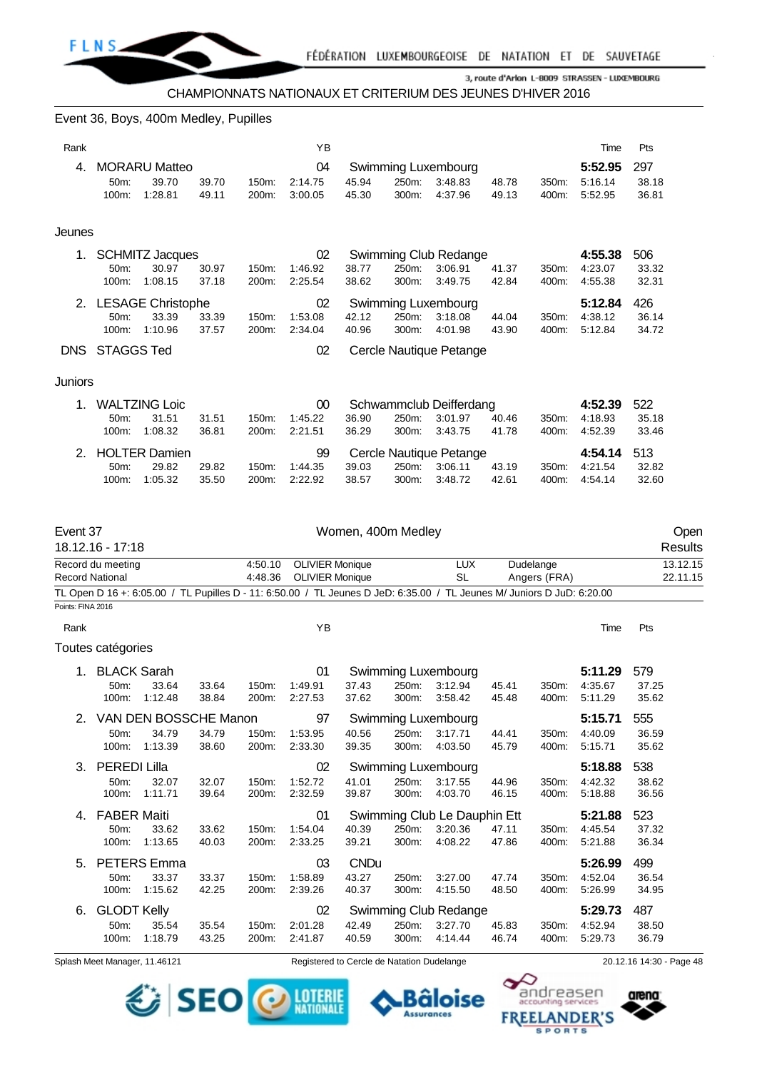## Event 36, Boys, 400m Medley, Pupilles

| Rank | Name | YB | Club | Time | Pts |
|---|---|---|---|---|---|
| 4. | MORARU Matteo | 04 | Swimming Luxembourg | **5:52.95** | 297 |

| | | | | | | | | | | | |
|---|---|---|---|---|---|---|---|---|---|---|---|
| 50m: | 39.70 | 39.70 | 150m: | 2:14.75 | 45.94 | 250m: | 3:48.83 | 48.78 | 350m: | 5:16.14 | 38.18 |
| 100m: | 1:28.81 | 49.11 | 200m: | 3:00.05 | 45.30 | 300m: | 4:37.96 | 49.13 | 400m: | 5:52.95 | 36.81 |

### Jeunes

| Rank | Name | YB | Club | Time | Pts |
|---|---|---|---|---|---|
| 1. | SCHMITZ Jacques | 02 | Swimming Club Redange | **4:55.38** | 506 |
| 2. | LESAGE Christophe | 02 | Swimming Luxembourg | **5:12.84** | 426 |
| DNS | STAGGS Ted | 02 | Cercle Nautique Petange | | |

SCHMITZ Jacques:

| | | | | | | | | | | | |
|---|---|---|---|---|---|---|---|---|---|---|---|
| 50m: | 30.97 | 30.97 | 150m: | 1:46.92 | 38.77 | 250m: | 3:06.91 | 41.37 | 350m: | 4:23.07 | 33.32 |
| 100m: | 1:08.15 | 37.18 | 200m: | 2:25.54 | 38.62 | 300m: | 3:49.75 | 42.84 | 400m: | 4:55.38 | 32.31 |

LESAGE Christophe:

| | | | | | | | | | | | |
|---|---|---|---|---|---|---|---|---|---|---|---|
| 50m: | 33.39 | 33.39 | 150m: | 1:53.08 | 42.12 | 250m: | 3:18.08 | 44.04 | 350m: | 4:38.12 | 36.14 |
| 100m: | 1:10.96 | 37.57 | 200m: | 2:34.04 | 40.96 | 300m: | 4:01.98 | 43.90 | 400m: | 5:12.84 | 34.72 |

### Juniors

| Rank | Name | YB | Club | Time | Pts |
|---|---|---|---|---|---|
| 1. | WALTZING Loic | 00 | Schwammclub Deifferdang | **4:52.39** | 522 |
| 2. | HOLTER Damien | 99 | Cercle Nautique Petange | **4:54.14** | 513 |

WALTZING Loic:

| | | | | | | | | | | | |
|---|---|---|---|---|---|---|---|---|---|---|---|
| 50m: | 31.51 | 31.51 | 150m: | 1:45.22 | 36.90 | 250m: | 3:01.97 | 40.46 | 350m: | 4:18.93 | 35.18 |
| 100m: | 1:08.32 | 36.81 | 200m: | 2:21.51 | 36.29 | 300m: | 3:43.75 | 41.78 | 400m: | 4:52.39 | 33.46 |

HOLTER Damien:

| | | | | | | | | | | | |
|---|---|---|---|---|---|---|---|---|---|---|---|
| 50m: | 29.82 | 29.82 | 150m: | 1:44.35 | 39.03 | 250m: | 3:06.11 | 43.19 | 350m: | 4:21.54 | 32.82 |
| 100m: | 1:05.32 | 35.50 | 200m: | 2:22.92 | 38.57 | 300m: | 3:48.72 | 42.61 | 400m: | 4:54.14 | 32.60 |

## Event 37 — Women, 400m Medley — Open Results

18.12.16 - 17:18

| | | | | | |
|---|---|---|---|---|---|
| Record du meeting | 4:50.10 | OLIVIER Monique | LUX | Dudelange | 13.12.15 |
| Record National | 4:48.36 | OLIVIER Monique | SL | Angers (FRA) | 22.11.15 |

TL Open D 16 +: 6:05.00 / TL Pupilles D - 11: 6:50.00 / TL Jeunes D JeD: 6:35.00 / TL Jeunes M/ Juniors D JuD: 6:20.00

Points: FINA 2016

### Toutes catégories

| Rank | Name | YB | Club | Time | Pts |
|---|---|---|---|---|---|
| 1. | BLACK Sarah | 01 | Swimming Luxembourg | **5:11.29** | 579 |
| 2. | VAN DEN BOSSCHE Manon | 97 | Swimming Luxembourg | **5:15.71** | 555 |
| 3. | PEREDI Lilla | 02 | Swimming Luxembourg | **5:18.88** | 538 |
| 4. | FABER Maiti | 01 | Swimming Club Le Dauphin Ett | **5:21.88** | 523 |
| 5. | PETERS Emma | 03 | CNDu | **5:26.99** | 499 |
| 6. | GLODT Kelly | 02 | Swimming Club Redange | **5:29.73** | 487 |

BLACK Sarah:

| | | | | | | | | | | | |
|---|---|---|---|---|---|---|---|---|---|---|---|
| 50m: | 33.64 | 33.64 | 150m: | 1:49.91 | 37.43 | 250m: | 3:12.94 | 45.41 | 350m: | 4:35.67 | 37.25 |
| 100m: | 1:12.48 | 38.84 | 200m: | 2:27.53 | 37.62 | 300m: | 3:58.42 | 45.48 | 400m: | 5:11.29 | 35.62 |

VAN DEN BOSSCHE Manon:

| | | | | | | | | | | | |
|---|---|---|---|---|---|---|---|---|---|---|---|
| 50m: | 34.79 | 34.79 | 150m: | 1:53.95 | 40.56 | 250m: | 3:17.71 | 44.41 | 350m: | 4:40.09 | 36.59 |
| 100m: | 1:13.39 | 38.60 | 200m: | 2:33.30 | 39.35 | 300m: | 4:03.50 | 45.79 | 400m: | 5:15.71 | 35.62 |

PEREDI Lilla:

| | | | | | | | | | | | |
|---|---|---|---|---|---|---|---|---|---|---|---|
| 50m: | 32.07 | 32.07 | 150m: | 1:52.72 | 41.01 | 250m: | 3:17.55 | 44.96 | 350m: | 4:42.32 | 38.62 |
| 100m: | 1:11.71 | 39.64 | 200m: | 2:32.59 | 39.87 | 300m: | 4:03.70 | 46.15 | 400m: | 5:18.88 | 36.56 |

FABER Maiti:

| | | | | | | | | | | | |
|---|---|---|---|---|---|---|---|---|---|---|---|
| 50m: | 33.62 | 33.62 | 150m: | 1:54.04 | 40.39 | 250m: | 3:20.36 | 47.11 | 350m: | 4:45.54 | 37.32 |
| 100m: | 1:13.65 | 40.03 | 200m: | 2:33.25 | 39.21 | 300m: | 4:08.22 | 47.86 | 400m: | 5:21.88 | 36.34 |

PETERS Emma:

| | | | | | | | | | | | |
|---|---|---|---|---|---|---|---|---|---|---|---|
| 50m: | 33.37 | 33.37 | 150m: | 1:58.89 | 43.27 | 250m: | 3:27.00 | 47.74 | 350m: | 4:52.04 | 36.54 |
| 100m: | 1:15.62 | 42.25 | 200m: | 2:39.26 | 40.37 | 300m: | 4:15.50 | 48.50 | 400m: | 5:26.99 | 34.95 |

GLODT Kelly:

| | | | | | | | | | | | |
|---|---|---|---|---|---|---|---|---|---|---|---|
| 50m: | 35.54 | 35.54 | 150m: | 2:01.28 | 42.49 | 250m: | 3:27.70 | 45.83 | 350m: | 4:52.94 | 38.50 |
| 100m: | 1:18.79 | 43.25 | 200m: | 2:41.87 | 40.59 | 300m: | 4:14.44 | 46.74 | 400m: | 5:29.73 | 36.79 |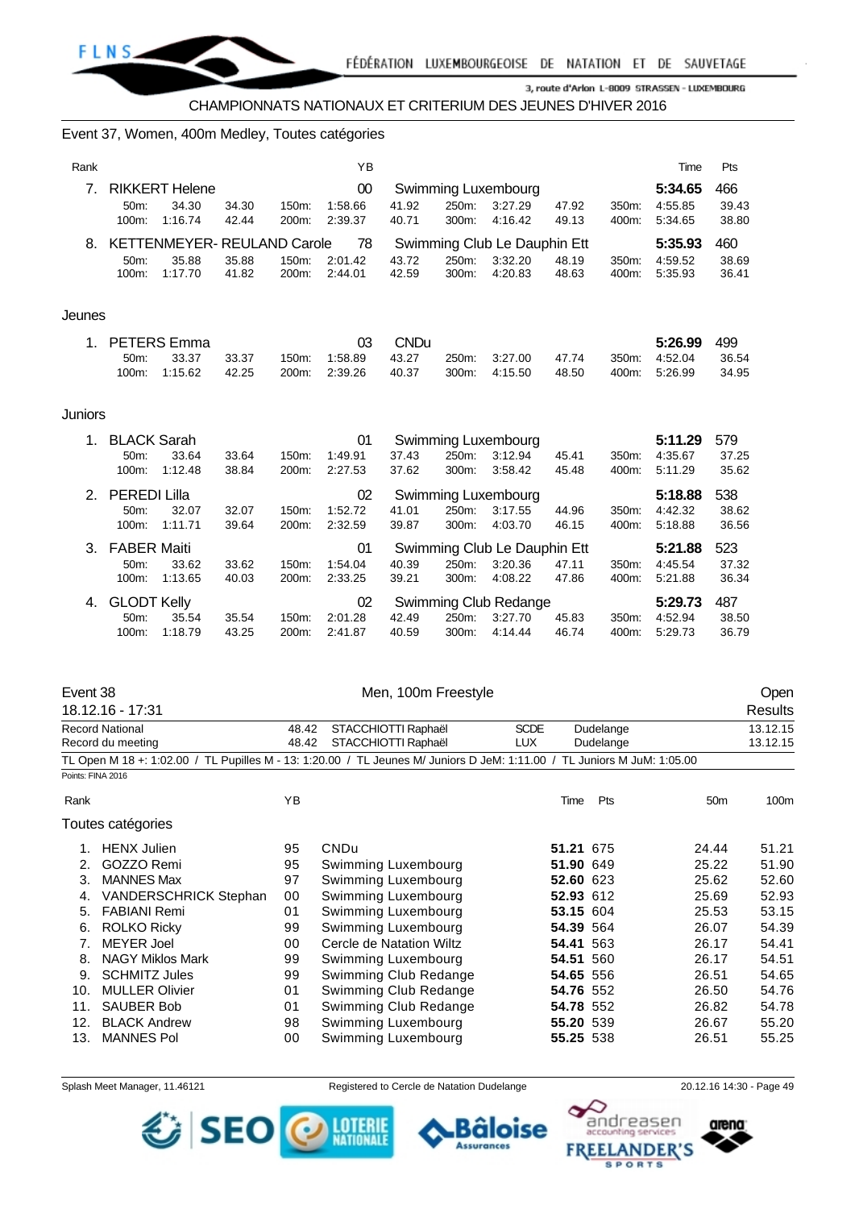CHAMPIONNATS NATIONAUX ET CRITERIUM DES JEUNES D'HIVER 2016

## Event 37, Women, 400m Medley, Toutes catégories

| Rank | | | | | YB | | | | | | Time | Pts |
|---|---|---|---|---|---|---|---|---|---|---|---|---|
| 7. | RIKKERT Helene | | | | 00 | Swimming Luxembourg | | | | | **5:34.65** | 466 |
| | 50m: | 34.30 | 34.30 | 150m: | 1:58.66 | 41.92 | 250m: | 3:27.29 | 47.92 | 350m: | 4:55.85 | 39.43 |
| | 100m: | 1:16.74 | 42.44 | 200m: | 2:39.37 | 40.71 | 300m: | 4:16.42 | 49.13 | 400m: | 5:34.65 | 38.80 |
| 8. | KETTENMEYER- REULAND Carole | | | | 78 | Swimming Club Le Dauphin Ett | | | | | **5:35.93** | 460 |
| | 50m: | 35.88 | 35.88 | 150m: | 2:01.42 | 43.72 | 250m: | 3:32.20 | 48.19 | 350m: | 4:59.52 | 38.69 |
| | 100m: | 1:17.70 | 41.82 | 200m: | 2:44.01 | 42.59 | 300m: | 4:20.83 | 48.63 | 400m: | 5:35.93 | 36.41 |

### Jeunes

| Rank | | | | | YB | | | | | | Time | Pts |
|---|---|---|---|---|---|---|---|---|---|---|---|---|
| 1. | PETERS Emma | | | | 03 | CNDu | | | | | **5:26.99** | 499 |
| | 50m: | 33.37 | 33.37 | 150m: | 1:58.89 | 43.27 | 250m: | 3:27.00 | 47.74 | 350m: | 4:52.04 | 36.54 |
| | 100m: | 1:15.62 | 42.25 | 200m: | 2:39.26 | 40.37 | 300m: | 4:15.50 | 48.50 | 400m: | 5:26.99 | 34.95 |

### Juniors

| Rank | | | | | YB | | | | | | Time | Pts |
|---|---|---|---|---|---|---|---|---|---|---|---|---|
| 1. | BLACK Sarah | | | | 01 | Swimming Luxembourg | | | | | **5:11.29** | 579 |
| | 50m: | 33.64 | 33.64 | 150m: | 1:49.91 | 37.43 | 250m: | 3:12.94 | 45.41 | 350m: | 4:35.67 | 37.25 |
| | 100m: | 1:12.48 | 38.84 | 200m: | 2:27.53 | 37.62 | 300m: | 3:58.42 | 45.48 | 400m: | 5:11.29 | 35.62 |
| 2. | PEREDI Lilla | | | | 02 | Swimming Luxembourg | | | | | **5:18.88** | 538 |
| | 50m: | 32.07 | 32.07 | 150m: | 1:52.72 | 41.01 | 250m: | 3:17.55 | 44.96 | 350m: | 4:42.32 | 38.62 |
| | 100m: | 1:11.71 | 39.64 | 200m: | 2:32.59 | 39.87 | 300m: | 4:03.70 | 46.15 | 400m: | 5:18.88 | 36.56 |
| 3. | FABER Maiti | | | | 01 | Swimming Club Le Dauphin Ett | | | | | **5:21.88** | 523 |
| | 50m: | 33.62 | 33.62 | 150m: | 1:54.04 | 40.39 | 250m: | 3:20.36 | 47.11 | 350m: | 4:45.54 | 37.32 |
| | 100m: | 1:13.65 | 40.03 | 200m: | 2:33.25 | 39.21 | 300m: | 4:08.22 | 47.86 | 400m: | 5:21.88 | 36.34 |
| 4. | GLODT Kelly | | | | 02 | Swimming Club Redange | | | | | **5:29.73** | 487 |
| | 50m: | 35.54 | 35.54 | 150m: | 2:01.28 | 42.49 | 250m: | 3:27.70 | 45.83 | 350m: | 4:52.94 | 38.50 |
| | 100m: | 1:18.79 | 43.25 | 200m: | 2:41.87 | 40.59 | 300m: | 4:14.44 | 46.74 | 400m: | 5:29.73 | 36.79 |

## Event 38 — Men, 100m Freestyle — Open Results

18.12.16 - 17:31

| | | | | | |
|---|---|---|---|---|---|
| Record National | 48.42 | STACCHIOTTI Raphaël | SCDE | Dudelange | 13.12.15 |
| Record du meeting | 48.42 | STACCHIOTTI Raphaël | LUX | Dudelange | 13.12.15 |

TL Open M 18 +: 1:02.00 / TL Pupilles M - 13: 1:20.00 / TL Jeunes M/ Juniors D JeM: 1:11.00 / TL Juniors M JuM: 1:05.00

Points: FINA 2016

### Toutes catégories

| Rank | | YB | | Time | Pts | 50m | 100m |
|---|---|---|---|---|---|---|---|
| 1. | HENX Julien | 95 | CNDu | **51.21** | 675 | 24.44 | 51.21 |
| 2. | GOZZO Remi | 95 | Swimming Luxembourg | **51.90** | 649 | 25.22 | 51.90 |
| 3. | MANNES Max | 97 | Swimming Luxembourg | **52.60** | 623 | 25.62 | 52.60 |
| 4. | VANDERSCHRICK Stephan | 00 | Swimming Luxembourg | **52.93** | 612 | 25.69 | 52.93 |
| 5. | FABIANI Remi | 01 | Swimming Luxembourg | **53.15** | 604 | 25.53 | 53.15 |
| 6. | ROLKO Ricky | 99 | Swimming Luxembourg | **54.39** | 564 | 26.07 | 54.39 |
| 7. | MEYER Joel | 00 | Cercle de Natation Wiltz | **54.41** | 563 | 26.17 | 54.41 |
| 8. | NAGY Miklos Mark | 99 | Swimming Luxembourg | **54.51** | 560 | 26.17 | 54.51 |
| 9. | SCHMITZ Jules | 99 | Swimming Club Redange | **54.65** | 556 | 26.51 | 54.65 |
| 10. | MULLER Olivier | 01 | Swimming Club Redange | **54.76** | 552 | 26.50 | 54.76 |
| 11. | SAUBER Bob | 01 | Swimming Club Redange | **54.78** | 552 | 26.82 | 54.78 |
| 12. | BLACK Andrew | 98 | Swimming Luxembourg | **55.20** | 539 | 26.67 | 55.20 |
| 13. | MANNES Pol | 00 | Swimming Luxembourg | **55.25** | 538 | 26.51 | 55.25 |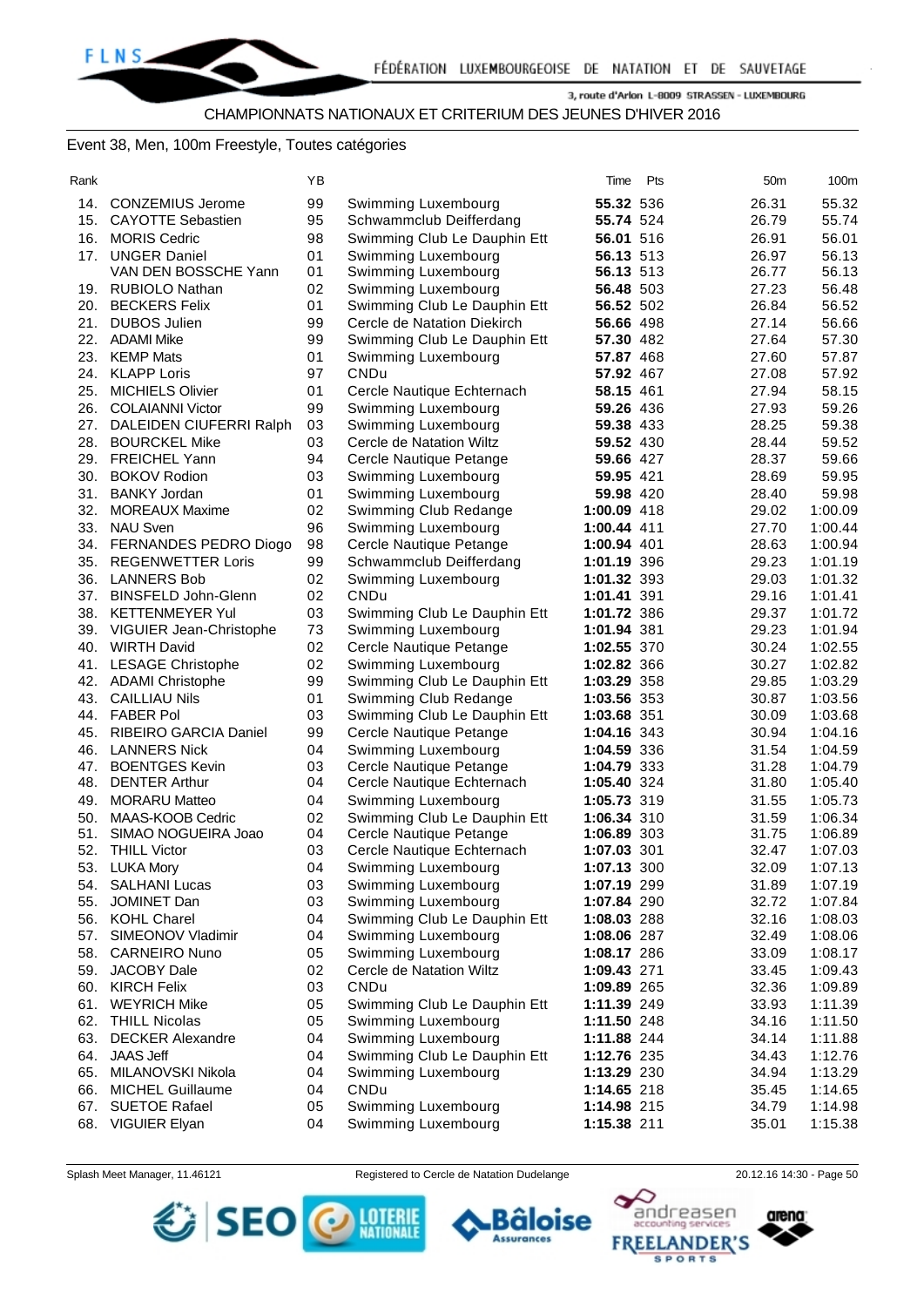FÉDÉRATION LUXEMBOURGEOISE DE NATATION ET DE SAUVETAGE

3, route d'Arlon L-8009 STRASSEN - LUXEMBOURG

CHAMPIONNATS NATIONAUX ET CRITERIUM DES JEUNES D'HIVER 2016

Event 38, Men, 100m Freestyle, Toutes catégories

| Rank | | YB | | Time | Pts | 50m | 100m |
|---|---|---|---|---|---|---|---|
| 14. | CONZEMIUS Jerome | 99 | Swimming Luxembourg | **55.32** | 536 | 26.31 | 55.32 |
| 15. | CAYOTTE Sebastien | 95 | Schwammclub Deifferdang | **55.74** | 524 | 26.79 | 55.74 |
| 16. | MORIS Cedric | 98 | Swimming Club Le Dauphin Ett | **56.01** | 516 | 26.91 | 56.01 |
| 17. | UNGER Daniel | 01 | Swimming Luxembourg | **56.13** | 513 | 26.97 | 56.13 |
| | VAN DEN BOSSCHE Yann | 01 | Swimming Luxembourg | **56.13** | 513 | 26.77 | 56.13 |
| 19. | RUBIOLO Nathan | 02 | Swimming Luxembourg | **56.48** | 503 | 27.23 | 56.48 |
| 20. | BECKERS Felix | 01 | Swimming Club Le Dauphin Ett | **56.52** | 502 | 26.84 | 56.52 |
| 21. | DUBOS Julien | 99 | Cercle de Natation Diekirch | **56.66** | 498 | 27.14 | 56.66 |
| 22. | ADAMI Mike | 99 | Swimming Club Le Dauphin Ett | **57.30** | 482 | 27.64 | 57.30 |
| 23. | KEMP Mats | 01 | Swimming Luxembourg | **57.87** | 468 | 27.60 | 57.87 |
| 24. | KLAPP Loris | 97 | CNDu | **57.92** | 467 | 27.08 | 57.92 |
| 25. | MICHIELS Olivier | 01 | Cercle Nautique Echternach | **58.15** | 461 | 27.94 | 58.15 |
| 26. | COLAIANNI Victor | 99 | Swimming Luxembourg | **59.26** | 436 | 27.93 | 59.26 |
| 27. | DALEIDEN CIUFERRI Ralph | 03 | Swimming Luxembourg | **59.38** | 433 | 28.25 | 59.38 |
| 28. | BOURCKEL Mike | 03 | Cercle de Natation Wiltz | **59.52** | 430 | 28.44 | 59.52 |
| 29. | FREICHEL Yann | 94 | Cercle Nautique Petange | **59.66** | 427 | 28.37 | 59.66 |
| 30. | BOKOV Rodion | 03 | Swimming Luxembourg | **59.95** | 421 | 28.69 | 59.95 |
| 31. | BANKY Jordan | 01 | Swimming Luxembourg | **59.98** | 420 | 28.40 | 59.98 |
| 32. | MOREAUX Maxime | 02 | Swimming Club Redange | **1:00.09** | 418 | 29.02 | 1:00.09 |
| 33. | NAU Sven | 96 | Swimming Luxembourg | **1:00.44** | 411 | 27.70 | 1:00.44 |
| 34. | FERNANDES PEDRO Diogo | 98 | Cercle Nautique Petange | **1:00.94** | 401 | 28.63 | 1:00.94 |
| 35. | REGENWETTER Loris | 99 | Schwammclub Deifferdang | **1:01.19** | 396 | 29.23 | 1:01.19 |
| 36. | LANNERS Bob | 02 | Swimming Luxembourg | **1:01.32** | 393 | 29.03 | 1:01.32 |
| 37. | BINSFELD John-Glenn | 02 | CNDu | **1:01.41** | 391 | 29.16 | 1:01.41 |
| 38. | KETTENMEYER Yul | 03 | Swimming Club Le Dauphin Ett | **1:01.72** | 386 | 29.37 | 1:01.72 |
| 39. | VIGUIER Jean-Christophe | 73 | Swimming Luxembourg | **1:01.94** | 381 | 29.23 | 1:01.94 |
| 40. | WIRTH David | 02 | Cercle Nautique Petange | **1:02.55** | 370 | 30.24 | 1:02.55 |
| 41. | LESAGE Christophe | 02 | Swimming Luxembourg | **1:02.82** | 366 | 30.27 | 1:02.82 |
| 42. | ADAMI Christophe | 99 | Swimming Club Le Dauphin Ett | **1:03.29** | 358 | 29.85 | 1:03.29 |
| 43. | CAILLIAU Nils | 01 | Swimming Club Redange | **1:03.56** | 353 | 30.87 | 1:03.56 |
| 44. | FABER Pol | 03 | Swimming Club Le Dauphin Ett | **1:03.68** | 351 | 30.09 | 1:03.68 |
| 45. | RIBEIRO GARCIA Daniel | 99 | Cercle Nautique Petange | **1:04.16** | 343 | 30.94 | 1:04.16 |
| 46. | LANNERS Nick | 04 | Swimming Luxembourg | **1:04.59** | 336 | 31.54 | 1:04.59 |
| 47. | BOENTGES Kevin | 03 | Cercle Nautique Petange | **1:04.79** | 333 | 31.28 | 1:04.79 |
| 48. | DENTER Arthur | 04 | Cercle Nautique Echternach | **1:05.40** | 324 | 31.80 | 1:05.40 |
| 49. | MORARU Matteo | 04 | Swimming Luxembourg | **1:05.73** | 319 | 31.55 | 1:05.73 |
| 50. | MAAS-KOOB Cedric | 02 | Swimming Club Le Dauphin Ett | **1:06.34** | 310 | 31.59 | 1:06.34 |
| 51. | SIMAO NOGUEIRA Joao | 04 | Cercle Nautique Petange | **1:06.89** | 303 | 31.75 | 1:06.89 |
| 52. | THILL Victor | 03 | Cercle Nautique Echternach | **1:07.03** | 301 | 32.47 | 1:07.03 |
| 53. | LUKA Mory | 04 | Swimming Luxembourg | **1:07.13** | 300 | 32.09 | 1:07.13 |
| 54. | SALHANI Lucas | 03 | Swimming Luxembourg | **1:07.19** | 299 | 31.89 | 1:07.19 |
| 55. | JOMINET Dan | 03 | Swimming Luxembourg | **1:07.84** | 290 | 32.72 | 1:07.84 |
| 56. | KOHL Charel | 04 | Swimming Club Le Dauphin Ett | **1:08.03** | 288 | 32.16 | 1:08.03 |
| 57. | SIMEONOV Vladimir | 04 | Swimming Luxembourg | **1:08.06** | 287 | 32.49 | 1:08.06 |
| 58. | CARNEIRO Nuno | 05 | Swimming Luxembourg | **1:08.17** | 286 | 33.09 | 1:08.17 |
| 59. | JACOBY Dale | 02 | Cercle de Natation Wiltz | **1:09.43** | 271 | 33.45 | 1:09.43 |
| 60. | KIRCH Felix | 03 | CNDu | **1:09.89** | 265 | 32.36 | 1:09.89 |
| 61. | WEYRICH Mike | 05 | Swimming Club Le Dauphin Ett | **1:11.39** | 249 | 33.93 | 1:11.39 |
| 62. | THILL Nicolas | 05 | Swimming Luxembourg | **1:11.50** | 248 | 34.16 | 1:11.50 |
| 63. | DECKER Alexandre | 04 | Swimming Luxembourg | **1:11.88** | 244 | 34.14 | 1:11.88 |
| 64. | JAAS Jeff | 04 | Swimming Club Le Dauphin Ett | **1:12.76** | 235 | 34.43 | 1:12.76 |
| 65. | MILANOVSKI Nikola | 04 | Swimming Luxembourg | **1:13.29** | 230 | 34.94 | 1:13.29 |
| 66. | MICHEL Guillaume | 04 | CNDu | **1:14.65** | 218 | 35.45 | 1:14.65 |
| 67. | SUETOE Rafael | 05 | Swimming Luxembourg | **1:14.98** | 215 | 34.79 | 1:14.98 |
| 68. | VIGUIER Elyan | 04 | Swimming Luxembourg | **1:15.38** | 211 | 35.01 | 1:15.38 |

Splash Meet Manager, 11.46121 — Registered to Cercle de Natation Dudelange — 20.12.16 14:30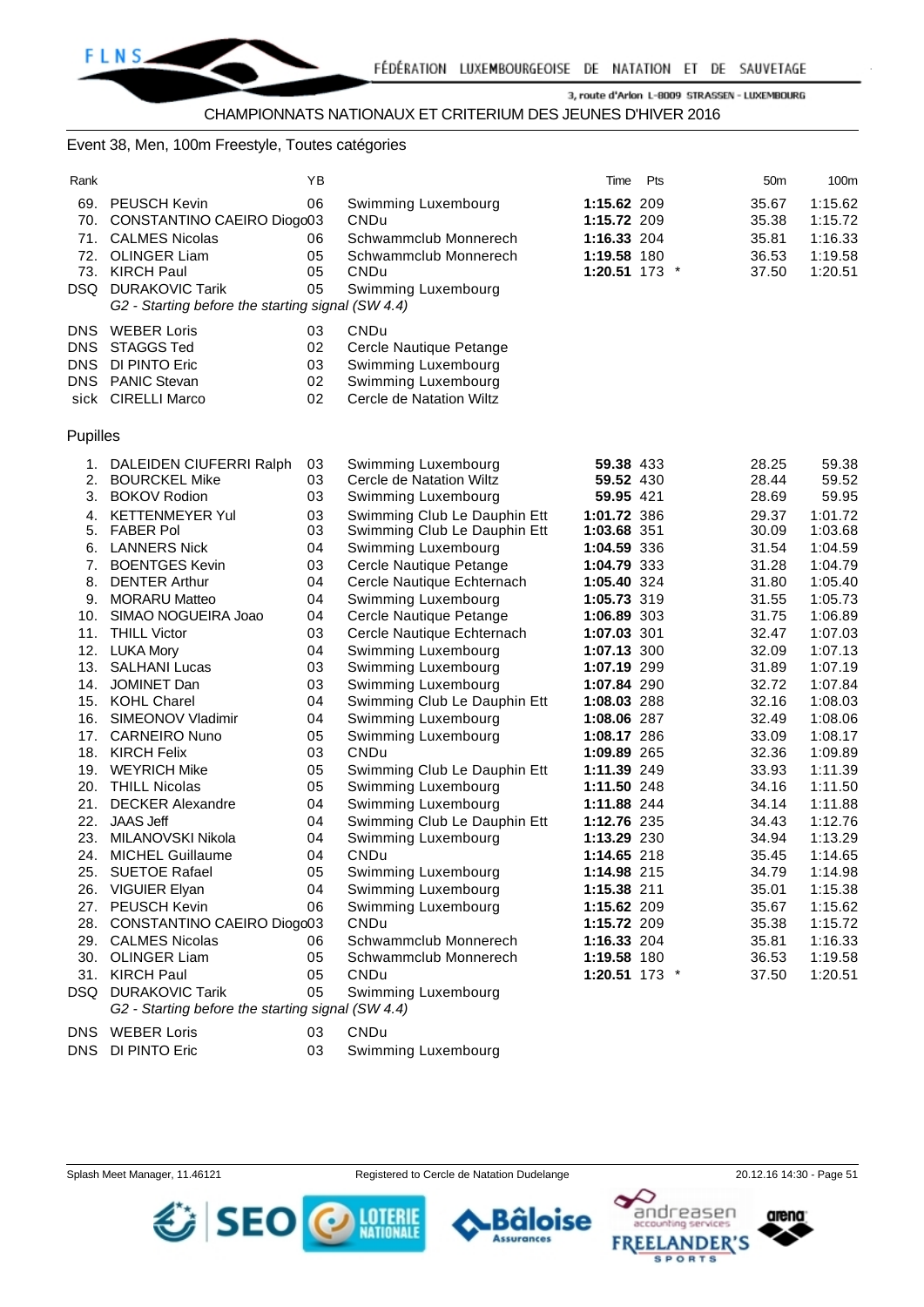CHAMPIONNATS NATIONAUX ET CRITERIUM DES JEUNES D'HIVER 2016

Event 38, Men, 100m Freestyle, Toutes catégories

| Rank | | YB | | Time | Pts | | 50m | 100m |
|---|---|---|---|---|---|---|---|---|
| 69. | PEUSCH Kevin | 06 | Swimming Luxembourg | **1:15.62** | 209 | | 35.67 | 1:15.62 |
| 70. | CONSTANTINO CAEIRO Diogo | 03 | CNDu | **1:15.72** | 209 | | 35.38 | 1:15.72 |
| 71. | CALMES Nicolas | 06 | Schwammclub Monnerech | **1:16.33** | 204 | | 35.81 | 1:16.33 |
| 72. | OLINGER Liam | 05 | Schwammclub Monnerech | **1:19.58** | 180 | | 36.53 | 1:19.58 |
| 73. | KIRCH Paul | 05 | CNDu | **1:20.51** | 173 | * | 37.50 | 1:20.51 |
| DSQ | DURAKOVIC Tarik | 05 | Swimming Luxembourg | | | | | |
| | *G2 - Starting before the starting signal (SW 4.4)* | | | | | | | |
| DNS | WEBER Loris | 03 | CNDu | | | | | |
| DNS | STAGGS Ted | 02 | Cercle Nautique Petange | | | | | |
| DNS | DI PINTO Eric | 03 | Swimming Luxembourg | | | | | |
| DNS | PANIC Stevan | 02 | Swimming Luxembourg | | | | | |
| sick | CIRELLI Marco | 02 | Cercle de Natation Wiltz | | | | | |

Pupilles

| Rank | | YB | | Time | Pts | | 50m | 100m |
|---|---|---|---|---|---|---|---|---|
| 1. | DALEIDEN CIUFERRI Ralph | 03 | Swimming Luxembourg | **59.38** | 433 | | 28.25 | 59.38 |
| 2. | BOURCKEL Mike | 03 | Cercle de Natation Wiltz | **59.52** | 430 | | 28.44 | 59.52 |
| 3. | BOKOV Rodion | 03 | Swimming Luxembourg | **59.95** | 421 | | 28.69 | 59.95 |
| 4. | KETTENMEYER Yul | 03 | Swimming Club Le Dauphin Ett | **1:01.72** | 386 | | 29.37 | 1:01.72 |
| 5. | FABER Pol | 03 | Swimming Club Le Dauphin Ett | **1:03.68** | 351 | | 30.09 | 1:03.68 |
| 6. | LANNERS Nick | 04 | Swimming Luxembourg | **1:04.59** | 336 | | 31.54 | 1:04.59 |
| 7. | BOENTGES Kevin | 03 | Cercle Nautique Petange | **1:04.79** | 333 | | 31.28 | 1:04.79 |
| 8. | DENTER Arthur | 04 | Cercle Nautique Echternach | **1:05.40** | 324 | | 31.80 | 1:05.40 |
| 9. | MORARU Matteo | 04 | Swimming Luxembourg | **1:05.73** | 319 | | 31.55 | 1:05.73 |
| 10. | SIMAO NOGUEIRA Joao | 04 | Cercle Nautique Petange | **1:06.89** | 303 | | 31.75 | 1:06.89 |
| 11. | THILL Victor | 03 | Cercle Nautique Echternach | **1:07.03** | 301 | | 32.47 | 1:07.03 |
| 12. | LUKA Mory | 04 | Swimming Luxembourg | **1:07.13** | 300 | | 32.09 | 1:07.13 |
| 13. | SALHANI Lucas | 03 | Swimming Luxembourg | **1:07.19** | 299 | | 31.89 | 1:07.19 |
| 14. | JOMINET Dan | 03 | Swimming Luxembourg | **1:07.84** | 290 | | 32.72 | 1:07.84 |
| 15. | KOHL Charel | 04 | Swimming Club Le Dauphin Ett | **1:08.03** | 288 | | 32.16 | 1:08.03 |
| 16. | SIMEONOV Vladimir | 04 | Swimming Luxembourg | **1:08.06** | 287 | | 32.49 | 1:08.06 |
| 17. | CARNEIRO Nuno | 05 | Swimming Luxembourg | **1:08.17** | 286 | | 33.09 | 1:08.17 |
| 18. | KIRCH Felix | 03 | CNDu | **1:09.89** | 265 | | 32.36 | 1:09.89 |
| 19. | WEYRICH Mike | 05 | Swimming Club Le Dauphin Ett | **1:11.39** | 249 | | 33.93 | 1:11.39 |
| 20. | THILL Nicolas | 05 | Swimming Luxembourg | **1:11.50** | 248 | | 34.16 | 1:11.50 |
| 21. | DECKER Alexandre | 04 | Swimming Luxembourg | **1:11.88** | 244 | | 34.14 | 1:11.88 |
| 22. | JAAS Jeff | 04 | Swimming Club Le Dauphin Ett | **1:12.76** | 235 | | 34.43 | 1:12.76 |
| 23. | MILANOVSKI Nikola | 04 | Swimming Luxembourg | **1:13.29** | 230 | | 34.94 | 1:13.29 |
| 24. | MICHEL Guillaume | 04 | CNDu | **1:14.65** | 218 | | 35.45 | 1:14.65 |
| 25. | SUETOE Rafael | 05 | Swimming Luxembourg | **1:14.98** | 215 | | 34.79 | 1:14.98 |
| 26. | VIGUIER Elyan | 04 | Swimming Luxembourg | **1:15.38** | 211 | | 35.01 | 1:15.38 |
| 27. | PEUSCH Kevin | 06 | Swimming Luxembourg | **1:15.62** | 209 | | 35.67 | 1:15.62 |
| 28. | CONSTANTINO CAEIRO Diogo | 03 | CNDu | **1:15.72** | 209 | | 35.38 | 1:15.72 |
| 29. | CALMES Nicolas | 06 | Schwammclub Monnerech | **1:16.33** | 204 | | 35.81 | 1:16.33 |
| 30. | OLINGER Liam | 05 | Schwammclub Monnerech | **1:19.58** | 180 | | 36.53 | 1:19.58 |
| 31. | KIRCH Paul | 05 | CNDu | **1:20.51** | 173 | * | 37.50 | 1:20.51 |
| DSQ | DURAKOVIC Tarik | 05 | Swimming Luxembourg | | | | | |
| | *G2 - Starting before the starting signal (SW 4.4)* | | | | | | | |
| DNS | WEBER Loris | 03 | CNDu | | | | | |
| DNS | DI PINTO Eric | 03 | Swimming Luxembourg | | | | | |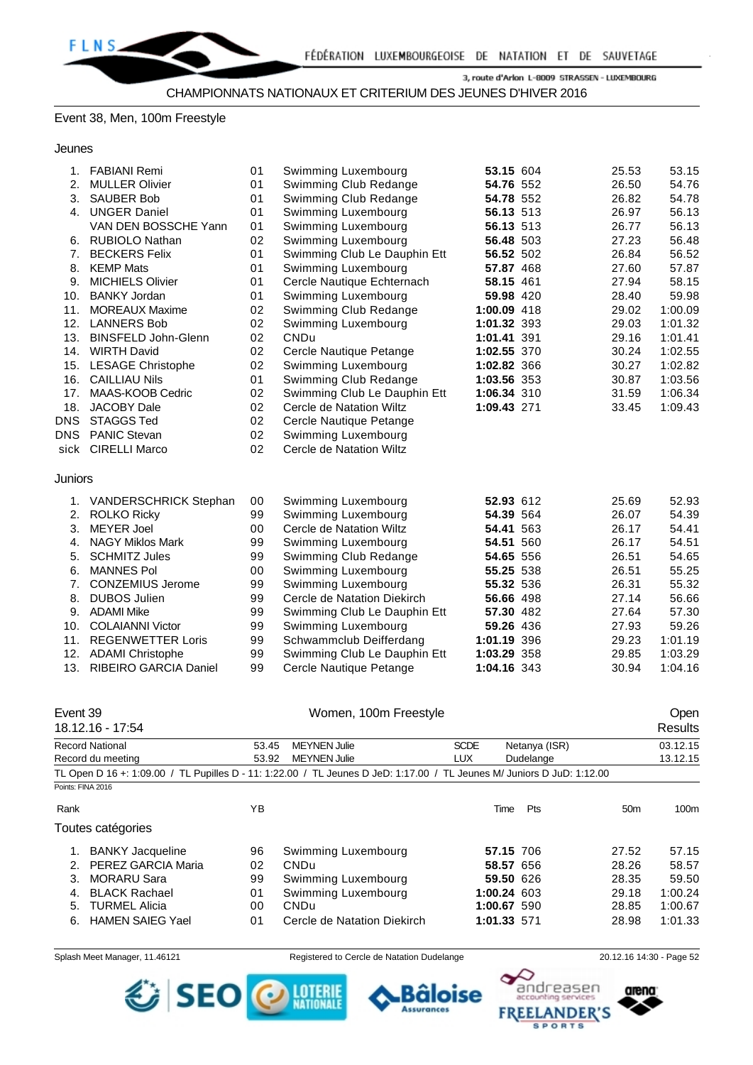CHAMPIONNATS NATIONAUX ET CRITERIUM DES JEUNES D'HIVER 2016

## Event 38, Men, 100m Freestyle

### Jeunes

| Rank | Name | YB | Club | Time | Pts | 50m | 100m |
|---|---|---|---|---|---|---|---|
| 1. | FABIANI Remi | 01 | Swimming Luxembourg | **53.15** | 604 | 25.53 | 53.15 |
| 2. | MULLER Olivier | 01 | Swimming Club Redange | **54.76** | 552 | 26.50 | 54.76 |
| 3. | SAUBER Bob | 01 | Swimming Club Redange | **54.78** | 552 | 26.82 | 54.78 |
| 4. | UNGER Daniel | 01 | Swimming Luxembourg | **56.13** | 513 | 26.97 | 56.13 |
| | VAN DEN BOSSCHE Yann | 01 | Swimming Luxembourg | **56.13** | 513 | 26.77 | 56.13 |
| 6. | RUBIOLO Nathan | 02 | Swimming Luxembourg | **56.48** | 503 | 27.23 | 56.48 |
| 7. | BECKERS Felix | 01 | Swimming Club Le Dauphin Ett | **56.52** | 502 | 26.84 | 56.52 |
| 8. | KEMP Mats | 01 | Swimming Luxembourg | **57.87** | 468 | 27.60 | 57.87 |
| 9. | MICHIELS Olivier | 01 | Cercle Nautique Echternach | **58.15** | 461 | 27.94 | 58.15 |
| 10. | BANKY Jordan | 01 | Swimming Luxembourg | **59.98** | 420 | 28.40 | 59.98 |
| 11. | MOREAUX Maxime | 02 | Swimming Club Redange | **1:00.09** | 418 | 29.02 | 1:00.09 |
| 12. | LANNERS Bob | 02 | Swimming Luxembourg | **1:01.32** | 393 | 29.03 | 1:01.32 |
| 13. | BINSFELD John-Glenn | 02 | CNDu | **1:01.41** | 391 | 29.16 | 1:01.41 |
| 14. | WIRTH David | 02 | Cercle Nautique Petange | **1:02.55** | 370 | 30.24 | 1:02.55 |
| 15. | LESAGE Christophe | 02 | Swimming Luxembourg | **1:02.82** | 366 | 30.27 | 1:02.82 |
| 16. | CAILLIAU Nils | 01 | Swimming Club Redange | **1:03.56** | 353 | 30.87 | 1:03.56 |
| 17. | MAAS-KOOB Cedric | 02 | Swimming Club Le Dauphin Ett | **1:06.34** | 310 | 31.59 | 1:06.34 |
| 18. | JACOBY Dale | 02 | Cercle de Natation Wiltz | **1:09.43** | 271 | 33.45 | 1:09.43 |
| DNS | STAGGS Ted | 02 | Cercle Nautique Petange | | | | |
| DNS | PANIC Stevan | 02 | Swimming Luxembourg | | | | |
| sick | CIRELLI Marco | 02 | Cercle de Natation Wiltz | | | | |

### Juniors

| Rank | Name | YB | Club | Time | Pts | 50m | 100m |
|---|---|---|---|---|---|---|---|
| 1. | VANDERSCHRICK Stephan | 00 | Swimming Luxembourg | **52.93** | 612 | 25.69 | 52.93 |
| 2. | ROLKO Ricky | 99 | Swimming Luxembourg | **54.39** | 564 | 26.07 | 54.39 |
| 3. | MEYER Joel | 00 | Cercle de Natation Wiltz | **54.41** | 563 | 26.17 | 54.41 |
| 4. | NAGY Miklos Mark | 99 | Swimming Luxembourg | **54.51** | 560 | 26.17 | 54.51 |
| 5. | SCHMITZ Jules | 99 | Swimming Club Redange | **54.65** | 556 | 26.51 | 54.65 |
| 6. | MANNES Pol | 00 | Swimming Luxembourg | **55.25** | 538 | 26.51 | 55.25 |
| 7. | CONZEMIUS Jerome | 99 | Swimming Luxembourg | **55.32** | 536 | 26.31 | 55.32 |
| 8. | DUBOS Julien | 99 | Cercle de Natation Diekirch | **56.66** | 498 | 27.14 | 56.66 |
| 9. | ADAMI Mike | 99 | Swimming Club Le Dauphin Ett | **57.30** | 482 | 27.64 | 57.30 |
| 10. | COLAIANNI Victor | 99 | Swimming Luxembourg | **59.26** | 436 | 27.93 | 59.26 |
| 11. | REGENWETTER Loris | 99 | Schwammclub Deifferdang | **1:01.19** | 396 | 29.23 | 1:01.19 |
| 12. | ADAMI Christophe | 99 | Swimming Club Le Dauphin Ett | **1:03.29** | 358 | 29.85 | 1:03.29 |
| 13. | RIBEIRO GARCIA Daniel | 99 | Cercle Nautique Petange | **1:04.16** | 343 | 30.94 | 1:04.16 |

## Event 39 — Women, 100m Freestyle — Open

18.12.16 - 17:54 — Results

| | | | | | |
|---|---|---|---|---|---|
| Record National | 53.45 | MEYNEN Julie | SCDE | Netanya (ISR) | 03.12.15 |
| Record du meeting | 53.92 | MEYNEN Julie | LUX | Dudelange | 13.12.15 |

TL Open D 16 +: 1:09.00 / TL Pupilles D - 11: 1:22.00 / TL Jeunes D JeD: 1:17.00 / TL Jeunes M/ Juniors D JuD: 1:12.00

Points: FINA 2016

### Toutes catégories

| Rank | Name | YB | Club | Time | Pts | 50m | 100m |
|---|---|---|---|---|---|---|---|
| 1. | BANKY Jacqueline | 96 | Swimming Luxembourg | **57.15** | 706 | 27.52 | 57.15 |
| 2. | PEREZ GARCIA Maria | 02 | CNDu | **58.57** | 656 | 28.26 | 58.57 |
| 3. | MORARU Sara | 99 | Swimming Luxembourg | **59.50** | 626 | 28.35 | 59.50 |
| 4. | BLACK Rachael | 01 | Swimming Luxembourg | **1:00.24** | 603 | 29.18 | 1:00.24 |
| 5. | TURMEL Alicia | 00 | CNDu | **1:00.67** | 590 | 28.85 | 1:00.67 |
| 6. | HAMEN SAIEG Yael | 01 | Cercle de Natation Diekirch | **1:01.33** | 571 | 28.98 | 1:01.33 |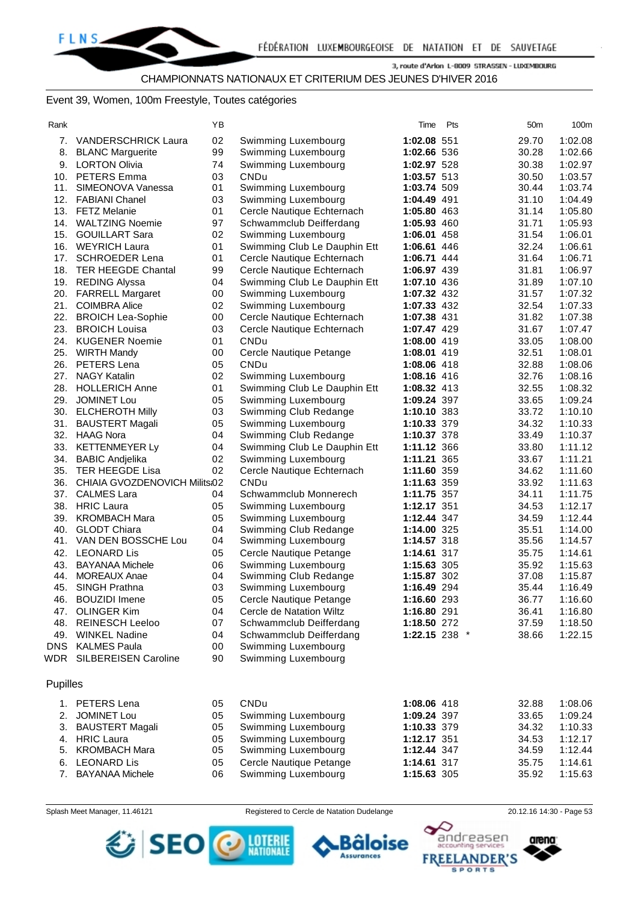CHAMPIONNATS NATIONAUX ET CRITERIUM DES JEUNES D'HIVER 2016

## Event 39, Women, 100m Freestyle, Toutes catégories

| Rank | | YB | | Time | Pts | | 50m | 100m |
|---|---|---|---|---|---|---|---|---|
| 7. | VANDERSCHRICK Laura | 02 | Swimming Luxembourg | **1:02.08** | 551 | | 29.70 | 1:02.08 |
| 8. | BLANC Marguerite | 99 | Swimming Luxembourg | **1:02.66** | 536 | | 30.28 | 1:02.66 |
| 9. | LORTON Olivia | 74 | Swimming Luxembourg | **1:02.97** | 528 | | 30.38 | 1:02.97 |
| 10. | PETERS Emma | 03 | CNDu | **1:03.57** | 513 | | 30.50 | 1:03.57 |
| 11. | SIMEONOVA Vanessa | 01 | Swimming Luxembourg | **1:03.74** | 509 | | 30.44 | 1:03.74 |
| 12. | FABIANI Chanel | 03 | Swimming Luxembourg | **1:04.49** | 491 | | 31.10 | 1:04.49 |
| 13. | FETZ Melanie | 01 | Cercle Nautique Echternach | **1:05.80** | 463 | | 31.14 | 1:05.80 |
| 14. | WALTZING Noemie | 97 | Schwammclub Deifferdang | **1:05.93** | 460 | | 31.71 | 1:05.93 |
| 15. | GOUILLART Sara | 02 | Swimming Luxembourg | **1:06.01** | 458 | | 31.54 | 1:06.01 |
| 16. | WEYRICH Laura | 01 | Swimming Club Le Dauphin Ett | **1:06.61** | 446 | | 32.24 | 1:06.61 |
| 17. | SCHROEDER Lena | 01 | Cercle Nautique Echternach | **1:06.71** | 444 | | 31.64 | 1:06.71 |
| 18. | TER HEEGDE Chantal | 99 | Cercle Nautique Echternach | **1:06.97** | 439 | | 31.81 | 1:06.97 |
| 19. | REDING Alyssa | 04 | Swimming Club Le Dauphin Ett | **1:07.10** | 436 | | 31.89 | 1:07.10 |
| 20. | FARRELL Margaret | 00 | Swimming Luxembourg | **1:07.32** | 432 | | 31.57 | 1:07.32 |
| 21. | COIMBRA Alice | 02 | Swimming Luxembourg | **1:07.33** | 432 | | 32.54 | 1:07.33 |
| 22. | BROICH Lea-Sophie | 00 | Cercle Nautique Echternach | **1:07.38** | 431 | | 31.82 | 1:07.38 |
| 23. | BROICH Louisa | 03 | Cercle Nautique Echternach | **1:07.47** | 429 | | 31.67 | 1:07.47 |
| 24. | KUGENER Noemie | 01 | CNDu | **1:08.00** | 419 | | 33.05 | 1:08.00 |
| 25. | WIRTH Mandy | 00 | Cercle Nautique Petange | **1:08.01** | 419 | | 32.51 | 1:08.01 |
| 26. | PETERS Lena | 05 | CNDu | **1:08.06** | 418 | | 32.88 | 1:08.06 |
| 27. | NAGY Katalin | 02 | Swimming Luxembourg | **1:08.16** | 416 | | 32.76 | 1:08.16 |
| 28. | HOLLERICH Anne | 01 | Swimming Club Le Dauphin Ett | **1:08.32** | 413 | | 32.55 | 1:08.32 |
| 29. | JOMINET Lou | 05 | Swimming Luxembourg | **1:09.24** | 397 | | 33.65 | 1:09.24 |
| 30. | ELCHEROTH Milly | 03 | Swimming Club Redange | **1:10.10** | 383 | | 33.72 | 1:10.10 |
| 31. | BAUSTERT Magali | 05 | Swimming Luxembourg | **1:10.33** | 379 | | 34.32 | 1:10.33 |
| 32. | HAAG Nora | 04 | Swimming Club Redange | **1:10.37** | 378 | | 33.49 | 1:10.37 |
| 33. | KETTENMEYER Ly | 04 | Swimming Club Le Dauphin Ett | **1:11.12** | 366 | | 33.80 | 1:11.12 |
| 34. | BABIC Andjelika | 02 | Swimming Luxembourg | **1:11.21** | 365 | | 33.67 | 1:11.21 |
| 35. | TER HEEGDE Lisa | 02 | Cercle Nautique Echternach | **1:11.60** | 359 | | 34.62 | 1:11.60 |
| 36. | CHIAIA GVOZDENOVICH Milits | 02 | CNDu | **1:11.63** | 359 | | 33.92 | 1:11.63 |
| 37. | CALMES Lara | 04 | Schwammclub Monnerech | **1:11.75** | 357 | | 34.11 | 1:11.75 |
| 38. | HRIC Laura | 05 | Swimming Luxembourg | **1:12.17** | 351 | | 34.53 | 1:12.17 |
| 39. | KROMBACH Mara | 05 | Swimming Luxembourg | **1:12.44** | 347 | | 34.59 | 1:12.44 |
| 40. | GLODT Chiara | 04 | Swimming Club Redange | **1:14.00** | 325 | | 35.51 | 1:14.00 |
| 41. | VAN DEN BOSSCHE Lou | 04 | Swimming Luxembourg | **1:14.57** | 318 | | 35.56 | 1:14.57 |
| 42. | LEONARD Lis | 05 | Cercle Nautique Petange | **1:14.61** | 317 | | 35.75 | 1:14.61 |
| 43. | BAYANAA Michele | 06 | Swimming Luxembourg | **1:15.63** | 305 | | 35.92 | 1:15.63 |
| 44. | MOREAUX Anae | 04 | Swimming Club Redange | **1:15.87** | 302 | | 37.08 | 1:15.87 |
| 45. | SINGH Prathna | 03 | Swimming Luxembourg | **1:16.49** | 294 | | 35.44 | 1:16.49 |
| 46. | BOUZIDI Imene | 05 | Cercle Nautique Petange | **1:16.60** | 293 | | 36.77 | 1:16.60 |
| 47. | OLINGER Kim | 04 | Cercle de Natation Wiltz | **1:16.80** | 291 | | 36.41 | 1:16.80 |
| 48. | REINESCH Leeloo | 07 | Schwammclub Deifferdang | **1:18.50** | 272 | | 37.59 | 1:18.50 |
| 49. | WINKEL Nadine | 04 | Schwammclub Deifferdang | **1:22.15** | 238 | * | 38.66 | 1:22.15 |
| DNS | KALMES Paula | 00 | Swimming Luxembourg | | | | | |
| WDR | SILBEREISEN Caroline | 90 | Swimming Luxembourg | | | | | |

### Pupilles

| Rank | | YB | | Time | Pts | | 50m | 100m |
|---|---|---|---|---|---|---|---|---|
| 1. | PETERS Lena | 05 | CNDu | **1:08.06** | 418 | | 32.88 | 1:08.06 |
| 2. | JOMINET Lou | 05 | Swimming Luxembourg | **1:09.24** | 397 | | 33.65 | 1:09.24 |
| 3. | BAUSTERT Magali | 05 | Swimming Luxembourg | **1:10.33** | 379 | | 34.32 | 1:10.33 |
| 4. | HRIC Laura | 05 | Swimming Luxembourg | **1:12.17** | 351 | | 34.53 | 1:12.17 |
| 5. | KROMBACH Mara | 05 | Swimming Luxembourg | **1:12.44** | 347 | | 34.59 | 1:12.44 |
| 6. | LEONARD Lis | 05 | Cercle Nautique Petange | **1:14.61** | 317 | | 35.75 | 1:14.61 |
| 7. | BAYANAA Michele | 06 | Swimming Luxembourg | **1:15.63** | 305 | | 35.92 | 1:15.63 |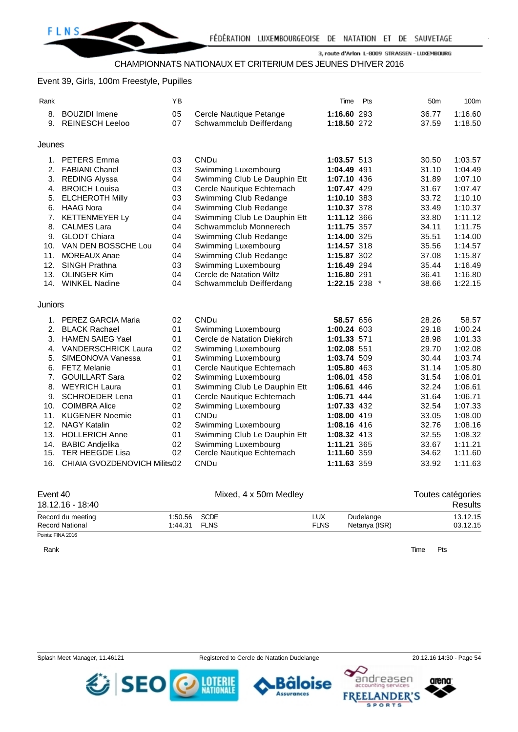CHAMPIONNATS NATIONAUX ET CRITERIUM DES JEUNES D'HIVER 2016

Event 39, Girls, 100m Freestyle, Pupilles

| Rank | | YB | | Time | Pts | | 50m | 100m |
|---|---|---|---|---|---|---|---|---|
| 8. | BOUZIDI Imene | 05 | Cercle Nautique Petange | **1:16.60** | 293 | | 36.77 | 1:16.60 |
| 9. | REINESCH Leeloo | 07 | Schwammclub Deifferdang | **1:18.50** | 272 | | 37.59 | 1:18.50 |

Jeunes

| Rank | | YB | | Time | Pts | | 50m | 100m |
|---|---|---|---|---|---|---|---|---|
| 1. | PETERS Emma | 03 | CNDu | **1:03.57** | 513 | | 30.50 | 1:03.57 |
| 2. | FABIANI Chanel | 03 | Swimming Luxembourg | **1:04.49** | 491 | | 31.10 | 1:04.49 |
| 3. | REDING Alyssa | 04 | Swimming Club Le Dauphin Ett | **1:07.10** | 436 | | 31.89 | 1:07.10 |
| 4. | BROICH Louisa | 03 | Cercle Nautique Echternach | **1:07.47** | 429 | | 31.67 | 1:07.47 |
| 5. | ELCHEROTH Milly | 03 | Swimming Club Redange | **1:10.10** | 383 | | 33.72 | 1:10.10 |
| 6. | HAAG Nora | 04 | Swimming Club Redange | **1:10.37** | 378 | | 33.49 | 1:10.37 |
| 7. | KETTENMEYER Ly | 04 | Swimming Club Le Dauphin Ett | **1:11.12** | 366 | | 33.80 | 1:11.12 |
| 8. | CALMES Lara | 04 | Schwammclub Monnerech | **1:11.75** | 357 | | 34.11 | 1:11.75 |
| 9. | GLODT Chiara | 04 | Swimming Club Redange | **1:14.00** | 325 | | 35.51 | 1:14.00 |
| 10. | VAN DEN BOSSCHE Lou | 04 | Swimming Luxembourg | **1:14.57** | 318 | | 35.56 | 1:14.57 |
| 11. | MOREAUX Anae | 04 | Swimming Club Redange | **1:15.87** | 302 | | 37.08 | 1:15.87 |
| 12. | SINGH Prathna | 03 | Swimming Luxembourg | **1:16.49** | 294 | | 35.44 | 1:16.49 |
| 13. | OLINGER Kim | 04 | Cercle de Natation Wiltz | **1:16.80** | 291 | | 36.41 | 1:16.80 |
| 14. | WINKEL Nadine | 04 | Schwammclub Deifferdang | **1:22.15** | 238 | * | 38.66 | 1:22.15 |

Juniors

| Rank | | YB | | Time | Pts | | 50m | 100m |
|---|---|---|---|---|---|---|---|---|
| 1. | PEREZ GARCIA Maria | 02 | CNDu | **58.57** | 656 | | 28.26 | 58.57 |
| 2. | BLACK Rachael | 01 | Swimming Luxembourg | **1:00.24** | 603 | | 29.18 | 1:00.24 |
| 3. | HAMEN SAIEG Yael | 01 | Cercle de Natation Diekirch | **1:01.33** | 571 | | 28.98 | 1:01.33 |
| 4. | VANDERSCHRICK Laura | 02 | Swimming Luxembourg | **1:02.08** | 551 | | 29.70 | 1:02.08 |
| 5. | SIMEONOVA Vanessa | 01 | Swimming Luxembourg | **1:03.74** | 509 | | 30.44 | 1:03.74 |
| 6. | FETZ Melanie | 01 | Cercle Nautique Echternach | **1:05.80** | 463 | | 31.14 | 1:05.80 |
| 7. | GOUILLART Sara | 02 | Swimming Luxembourg | **1:06.01** | 458 | | 31.54 | 1:06.01 |
| 8. | WEYRICH Laura | 01 | Swimming Club Le Dauphin Ett | **1:06.61** | 446 | | 32.24 | 1:06.61 |
| 9. | SCHROEDER Lena | 01 | Cercle Nautique Echternach | **1:06.71** | 444 | | 31.64 | 1:06.71 |
| 10. | COIMBRA Alice | 02 | Swimming Luxembourg | **1:07.33** | 432 | | 32.54 | 1:07.33 |
| 11. | KUGENER Noemie | 01 | CNDu | **1:08.00** | 419 | | 33.05 | 1:08.00 |
| 12. | NAGY Katalin | 02 | Swimming Luxembourg | **1:08.16** | 416 | | 32.76 | 1:08.16 |
| 13. | HOLLERICH Anne | 01 | Swimming Club Le Dauphin Ett | **1:08.32** | 413 | | 32.55 | 1:08.32 |
| 14. | BABIC Andjelika | 02 | Swimming Luxembourg | **1:11.21** | 365 | | 33.67 | 1:11.21 |
| 15. | TER HEEGDE Lisa | 02 | Cercle Nautique Echternach | **1:11.60** | 359 | | 34.62 | 1:11.60 |
| 16. | CHIAIA GVOZDENOVICH Milits | 02 | CNDu | **1:11.63** | 359 | | 33.92 | 1:11.63 |

Event 40 — Mixed, 4 x 50m Medley — Toutes catégories

18.12.16 - 18:40 — Results

| | | | | | |
|---|---|---|---|---|---|
| Record du meeting | 1:50.56 | SCDE | LUX | Dudelange | 13.12.15 |
| Record National | 1:44.31 | FLNS | FLNS | Netanya (ISR) | 03.12.15 |

Points: FINA 2016

| Rank | Time | Pts |
|---|---|---|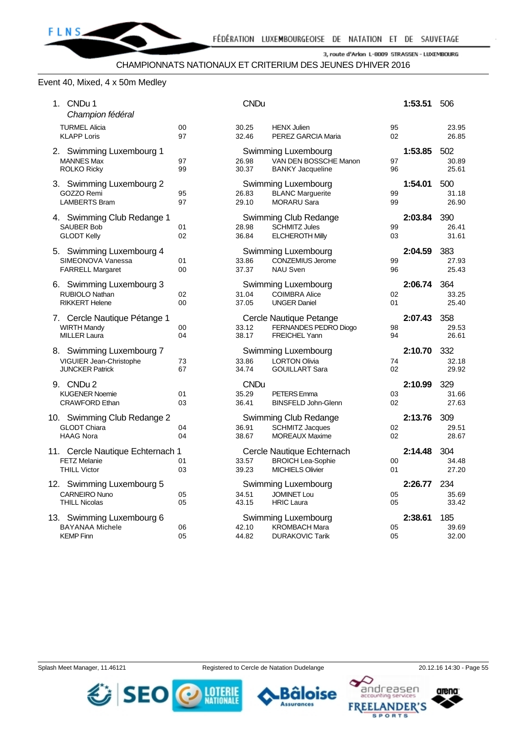CHAMPIONNATS NATIONAUX ET CRITERIUM DES JEUNES D'HIVER 2016

## Event 40, Mixed, 4 x 50m Medley

| | | | | | | | |
|---|---|---|---|---|---|---|---|
| 1. CNDu 1 *Champion fédéral* | | | CNDu | | | **1:53.51** | 506 |
| TURMEL Alicia | 00 | 30.25 | HENX Julien | 95 | | | 23.95 |
| KLAPP Loris | 97 | 32.46 | PEREZ GARCIA Maria | 02 | | | 26.85 |
| 2. Swimming Luxembourg 1 | | | Swimming Luxembourg | | | **1:53.85** | 502 |
| MANNES Max | 97 | 26.98 | VAN DEN BOSSCHE Manon | 97 | | | 30.89 |
| ROLKO Ricky | 99 | 30.37 | BANKY Jacqueline | 96 | | | 25.61 |
| 3. Swimming Luxembourg 2 | | | Swimming Luxembourg | | | **1:54.01** | 500 |
| GOZZO Remi | 95 | 26.83 | BLANC Marguerite | 99 | | | 31.18 |
| LAMBERTS Bram | 97 | 29.10 | MORARU Sara | 99 | | | 26.90 |
| 4. Swimming Club Redange 1 | | | Swimming Club Redange | | | **2:03.84** | 390 |
| SAUBER Bob | 01 | 28.98 | SCHMITZ Jules | 99 | | | 26.41 |
| GLODT Kelly | 02 | 36.84 | ELCHEROTH Milly | 03 | | | 31.61 |
| 5. Swimming Luxembourg 4 | | | Swimming Luxembourg | | | **2:04.59** | 383 |
| SIMEONOVA Vanessa | 01 | 33.86 | CONZEMIUS Jerome | 99 | | | 27.93 |
| FARRELL Margaret | 00 | 37.37 | NAU Sven | 96 | | | 25.43 |
| 6. Swimming Luxembourg 3 | | | Swimming Luxembourg | | | **2:06.74** | 364 |
| RUBIOLO Nathan | 02 | 31.04 | COIMBRA Alice | 02 | | | 33.25 |
| RIKKERT Helene | 00 | 37.05 | UNGER Daniel | 01 | | | 25.40 |
| 7. Cercle Nautique Pétange 1 | | | Cercle Nautique Petange | | | **2:07.43** | 358 |
| WIRTH Mandy | 00 | 33.12 | FERNANDES PEDRO Diogo | 98 | | | 29.53 |
| MILLER Laura | 04 | 38.17 | FREICHEL Yann | 94 | | | 26.61 |
| 8. Swimming Luxembourg 7 | | | Swimming Luxembourg | | | **2:10.70** | 332 |
| VIGUIER Jean-Christophe | 73 | 33.86 | LORTON Olivia | 74 | | | 32.18 |
| JUNCKER Patrick | 67 | 34.74 | GOUILLART Sara | 02 | | | 29.92 |
| 9. CNDu 2 | | | CNDu | | | **2:10.99** | 329 |
| KUGENER Noemie | 01 | 35.29 | PETERS Emma | 03 | | | 31.66 |
| CRAWFORD Ethan | 03 | 36.41 | BINSFELD John-Glenn | 02 | | | 27.63 |
| 10. Swimming Club Redange 2 | | | Swimming Club Redange | | | **2:13.76** | 309 |
| GLODT Chiara | 04 | 36.91 | SCHMITZ Jacques | 02 | | | 29.51 |
| HAAG Nora | 04 | 38.67 | MOREAUX Maxime | 02 | | | 28.67 |
| 11. Cercle Nautique Echternach 1 | | | Cercle Nautique Echternach | | | **2:14.48** | 304 |
| FETZ Melanie | 01 | 33.57 | BROICH Lea-Sophie | 00 | | | 34.48 |
| THILL Victor | 03 | 39.23 | MICHIELS Olivier | 01 | | | 27.20 |
| 12. Swimming Luxembourg 5 | | | Swimming Luxembourg | | | **2:26.77** | 234 |
| CARNEIRO Nuno | 05 | 34.51 | JOMINET Lou | 05 | | | 35.69 |
| THILL Nicolas | 05 | 43.15 | HRIC Laura | 05 | | | 33.42 |
| 13. Swimming Luxembourg 6 | | | Swimming Luxembourg | | | **2:38.61** | 185 |
| BAYANAA Michele | 06 | 42.10 | KROMBACH Mara | 05 | | | 39.69 |
| KEMP Finn | 05 | 44.82 | DURAKOVIC Tarik | 05 | | | 32.00 |